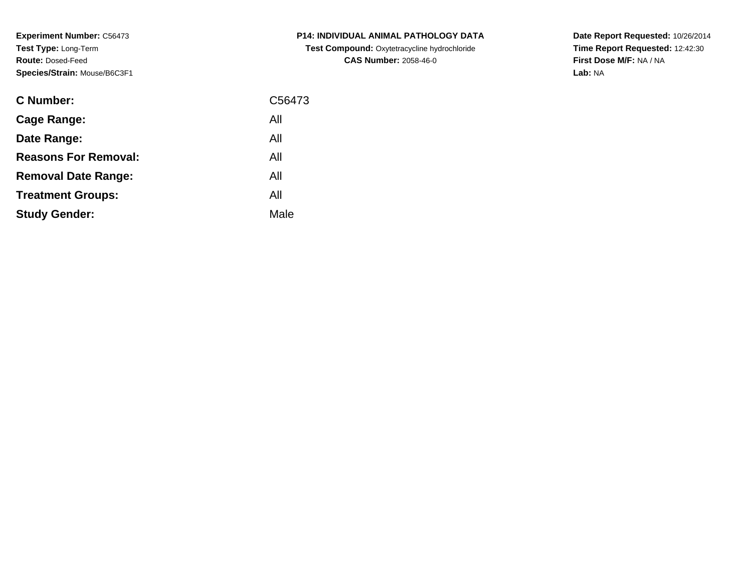**Experiment Number:** C56473
**Test Type:** Long-Term
**Route:** Dosed-Feed
**Species/Strain:** Mouse/B6C3F1

**P14: INDIVIDUAL ANIMAL PATHOLOGY DATA**
**Test Compound:** Oxytetracycline hydrochloride
**CAS Number:** 2058-46-0

**Date Report Requested:** 10/26/2014
**Time Report Requested:** 12:42:30
**First Dose M/F:** NA / NA
**Lab:** NA

| | |
|---|---|
| **C Number:** | C56473 |
| **Cage Range:** | All |
| **Date Range:** | All |
| **Reasons For Removal:** | All |
| **Removal Date Range:** | All |
| **Treatment Groups:** | All |
| **Study Gender:** | Male |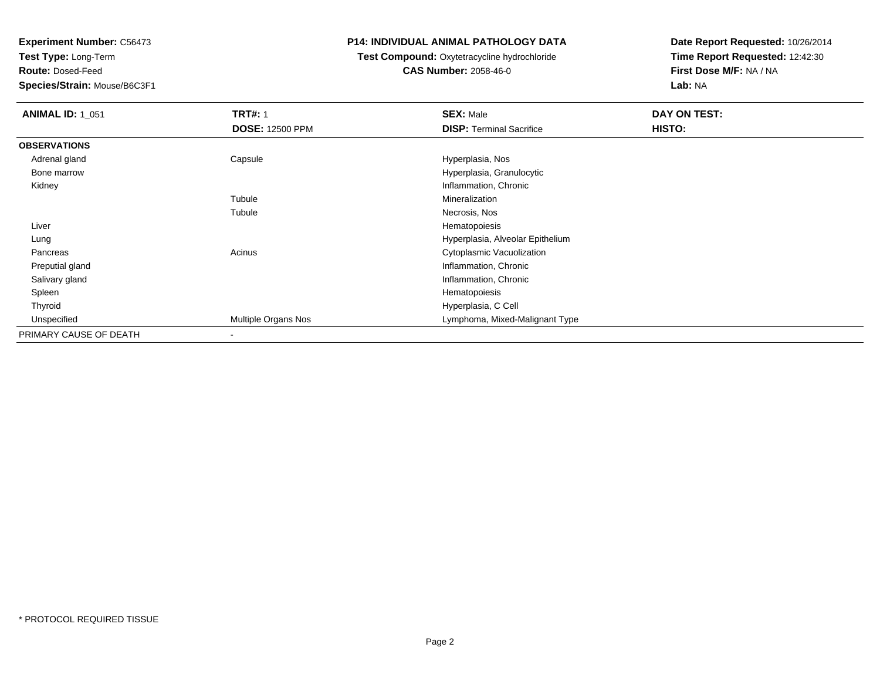**Experiment Number:** C56473
**Test Type:** Long-Term
**Route:** Dosed-Feed
**Species/Strain:** Mouse/B6C3F1

**P14: INDIVIDUAL ANIMAL PATHOLOGY DATA**
**Test Compound:** Oxytetracycline hydrochloride
**CAS Number:** 2058-46-0

**Date Report Requested:** 10/26/2014
**Time Report Requested:** 12:42:30
**First Dose M/F:** NA / NA
**Lab:** NA

| **ANIMAL ID:** 1_051 | **TRT#:** 1 | **SEX:** Male | **DAY ON TEST:** |
|---|---|---|---|
| | **DOSE:** 12500 PPM | **DISP:** Terminal Sacrifice | **HISTO:** |
| **OBSERVATIONS** | | | |
| Adrenal gland | Capsule | Hyperplasia, Nos | |
| Bone marrow | | Hyperplasia, Granulocytic | |
| Kidney | | Inflammation, Chronic | |
| | Tubule | Mineralization | |
| | Tubule | Necrosis, Nos | |
| Liver | | Hematopoiesis | |
| Lung | | Hyperplasia, Alveolar Epithelium | |
| Pancreas | Acinus | Cytoplasmic Vacuolization | |
| Preputial gland | | Inflammation, Chronic | |
| Salivary gland | | Inflammation, Chronic | |
| Spleen | | Hematopoiesis | |
| Thyroid | | Hyperplasia, C Cell | |
| Unspecified | Multiple Organs Nos | Lymphoma, Mixed-Malignant Type | |
| PRIMARY CAUSE OF DEATH | - | | |

* PROTOCOL REQUIRED TISSUE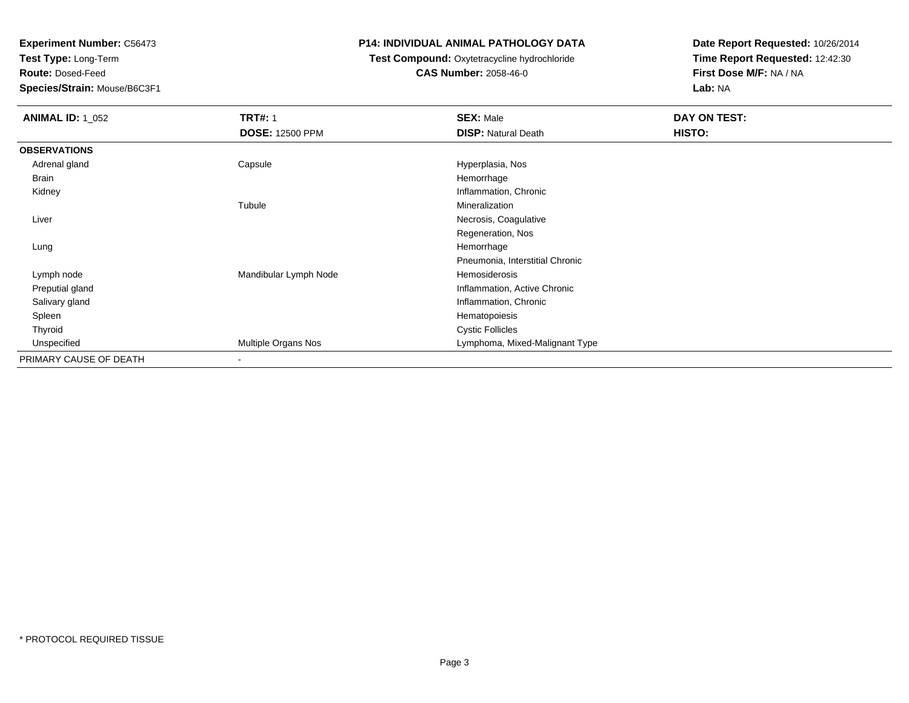**Experiment Number:** C56473
**Test Type:** Long-Term
**Route:** Dosed-Feed
**Species/Strain:** Mouse/B6C3F1

**P14: INDIVIDUAL ANIMAL PATHOLOGY DATA**
**Test Compound:** Oxytetracycline hydrochloride
**CAS Number:** 2058-46-0

**Date Report Requested:** 10/26/2014
**Time Report Requested:** 12:42:30
**First Dose M/F:** NA / NA
**Lab:** NA

| **ANIMAL ID:** 1_052 | **TRT#:** 1 | **SEX:** Male | **DAY ON TEST:** |
|---|---|---|---|
| | **DOSE:** 12500 PPM | **DISP:** Natural Death | **HISTO:** |
| **OBSERVATIONS** | | | |
| Adrenal gland | Capsule | Hyperplasia, Nos | |
| Brain | | Hemorrhage | |
| Kidney | | Inflammation, Chronic | |
| | Tubule | Mineralization | |
| Liver | | Necrosis, Coagulative | |
| | | Regeneration, Nos | |
| Lung | | Hemorrhage | |
| | | Pneumonia, Interstitial Chronic | |
| Lymph node | Mandibular Lymph Node | Hemosiderosis | |
| Preputial gland | | Inflammation, Active Chronic | |
| Salivary gland | | Inflammation, Chronic | |
| Spleen | | Hematopoiesis | |
| Thyroid | | Cystic Follicles | |
| Unspecified | Multiple Organs Nos | Lymphoma, Mixed-Malignant Type | |
| PRIMARY CAUSE OF DEATH | - | | |

* PROTOCOL REQUIRED TISSUE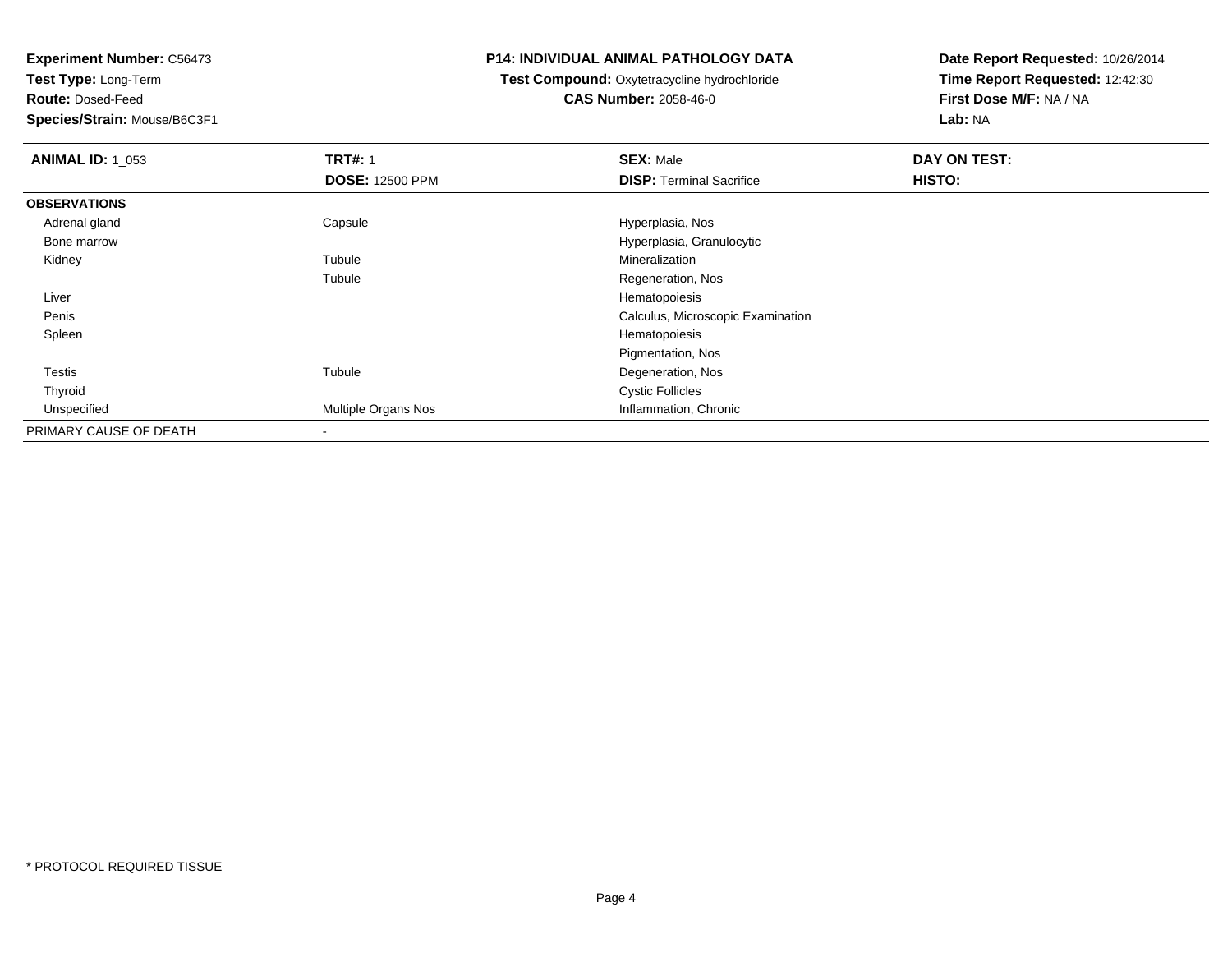**Experiment Number:** C56473
**Test Type:** Long-Term
**Route:** Dosed-Feed
**Species/Strain:** Mouse/B6C3F1

**P14: INDIVIDUAL ANIMAL PATHOLOGY DATA**
**Test Compound:** Oxytetracycline hydrochloride
**CAS Number:** 2058-46-0

**Date Report Requested:** 10/26/2014
**Time Report Requested:** 12:42:30
**First Dose M/F:** NA / NA
**Lab:** NA

| **ANIMAL ID:** 1_053 | **TRT#:** 1 | **SEX:** Male | **DAY ON TEST:** |
|---|---|---|---|
| | **DOSE:** 12500 PPM | **DISP:** Terminal Sacrifice | **HISTO:** |
| **OBSERVATIONS** | | | |
| Adrenal gland | Capsule | Hyperplasia, Nos | |
| Bone marrow | | Hyperplasia, Granulocytic | |
| Kidney | Tubule | Mineralization | |
| | Tubule | Regeneration, Nos | |
| Liver | | Hematopoiesis | |
| Penis | | Calculus, Microscopic Examination | |
| Spleen | | Hematopoiesis | |
| | | Pigmentation, Nos | |
| Testis | Tubule | Degeneration, Nos | |
| Thyroid | | Cystic Follicles | |
| Unspecified | Multiple Organs Nos | Inflammation, Chronic | |
| PRIMARY CAUSE OF DEATH | - | | |

* PROTOCOL REQUIRED TISSUE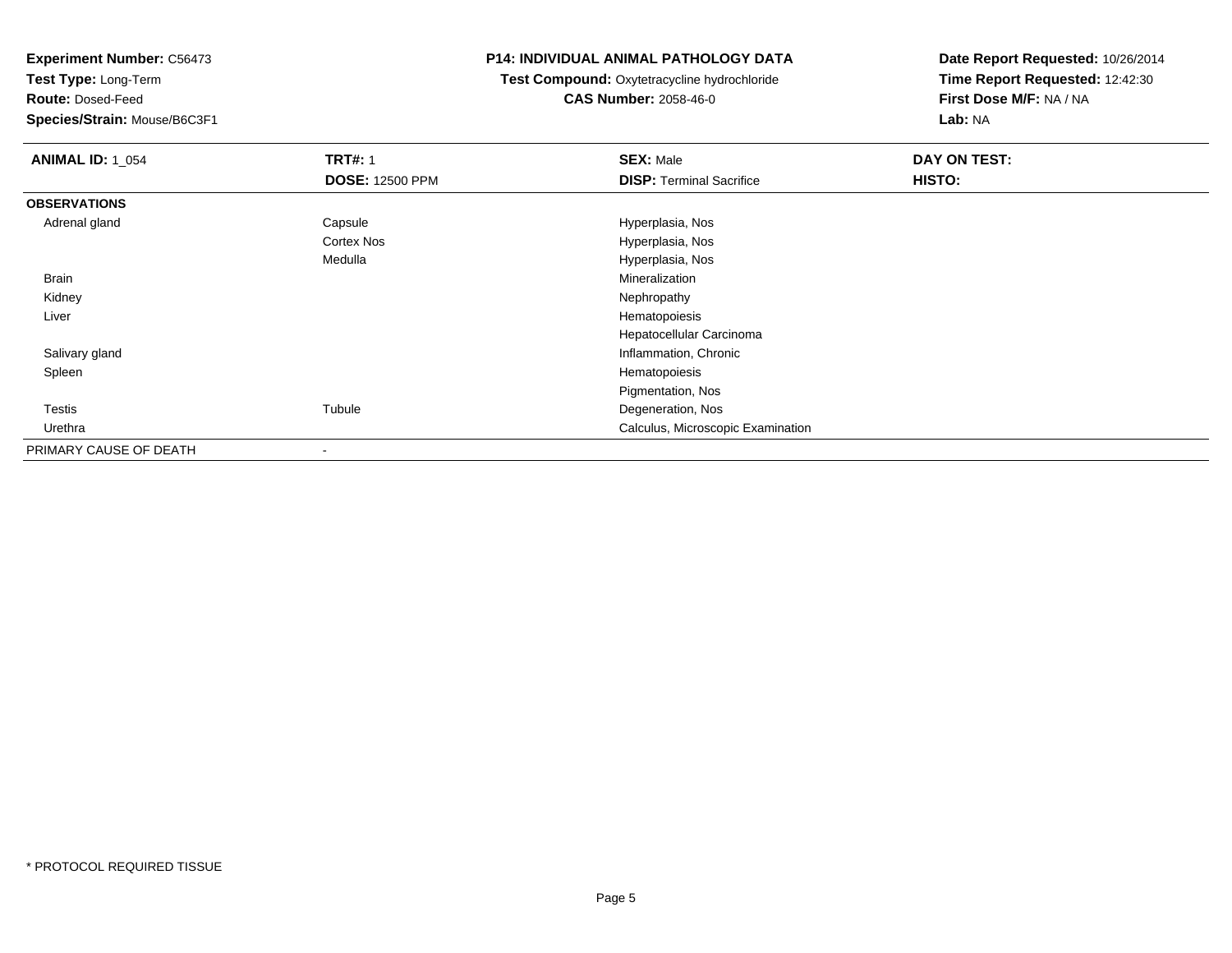**Experiment Number:** C56473
**Test Type:** Long-Term
**Route:** Dosed-Feed
**Species/Strain:** Mouse/B6C3F1

**P14: INDIVIDUAL ANIMAL PATHOLOGY DATA**
**Test Compound:** Oxytetracycline hydrochloride
**CAS Number:** 2058-46-0

**Date Report Requested:** 10/26/2014
**Time Report Requested:** 12:42:30
**First Dose M/F:** NA / NA
**Lab:** NA

| **ANIMAL ID:** 1_054 | **TRT#:** 1 | **SEX:** Male | **DAY ON TEST:** |
|---|---|---|---|
| | **DOSE:** 12500 PPM | **DISP:** Terminal Sacrifice | **HISTO:** |
| **OBSERVATIONS** | | | |
| Adrenal gland | Capsule | Hyperplasia, Nos | |
| | Cortex Nos | Hyperplasia, Nos | |
| | Medulla | Hyperplasia, Nos | |
| Brain | | Mineralization | |
| Kidney | | Nephropathy | |
| Liver | | Hematopoiesis | |
| | | Hepatocellular Carcinoma | |
| Salivary gland | | Inflammation, Chronic | |
| Spleen | | Hematopoiesis | |
| | | Pigmentation, Nos | |
| Testis | Tubule | Degeneration, Nos | |
| Urethra | | Calculus, Microscopic Examination | |
| PRIMARY CAUSE OF DEATH | - | | |

* PROTOCOL REQUIRED TISSUE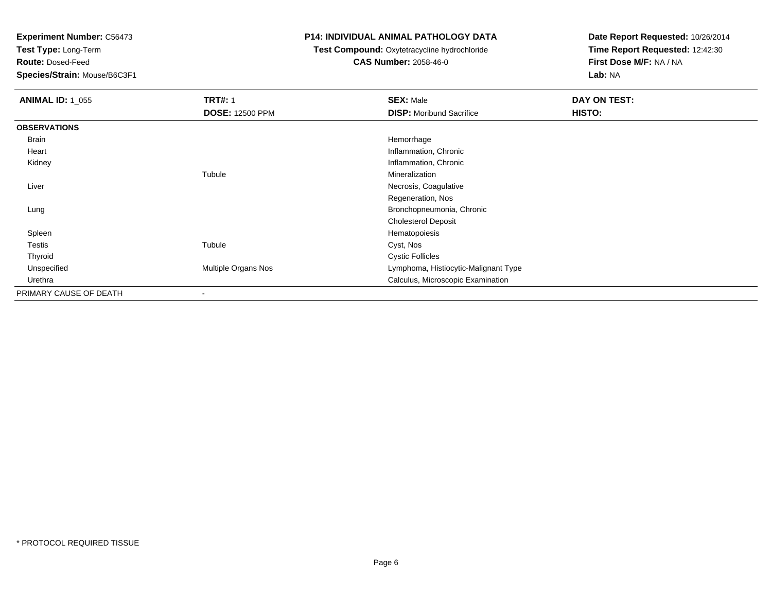**Experiment Number:** C56473
**Test Type:** Long-Term
**Route:** Dosed-Feed
**Species/Strain:** Mouse/B6C3F1

**P14: INDIVIDUAL ANIMAL PATHOLOGY DATA**
**Test Compound:** Oxytetracycline hydrochloride
**CAS Number:** 2058-46-0

**Date Report Requested:** 10/26/2014
**Time Report Requested:** 12:42:30
**First Dose M/F:** NA / NA
**Lab:** NA

| **ANIMAL ID:** 1_055 | **TRT#:** 1 | **SEX:** Male | **DAY ON TEST:** |
|---|---|---|---|
| | **DOSE:** 12500 PPM | **DISP:** Moribund Sacrifice | **HISTO:** |
| **OBSERVATIONS** | | | |
| Brain | | Hemorrhage | |
| Heart | | Inflammation, Chronic | |
| Kidney | | Inflammation, Chronic | |
| | Tubule | Mineralization | |
| Liver | | Necrosis, Coagulative | |
| | | Regeneration, Nos | |
| Lung | | Bronchopneumonia, Chronic | |
| | | Cholesterol Deposit | |
| Spleen | | Hematopoiesis | |
| Testis | Tubule | Cyst, Nos | |
| Thyroid | | Cystic Follicles | |
| Unspecified | Multiple Organs Nos | Lymphoma, Histiocytic-Malignant Type | |
| Urethra | | Calculus, Microscopic Examination | |
| PRIMARY CAUSE OF DEATH | - | | |

\* PROTOCOL REQUIRED TISSUE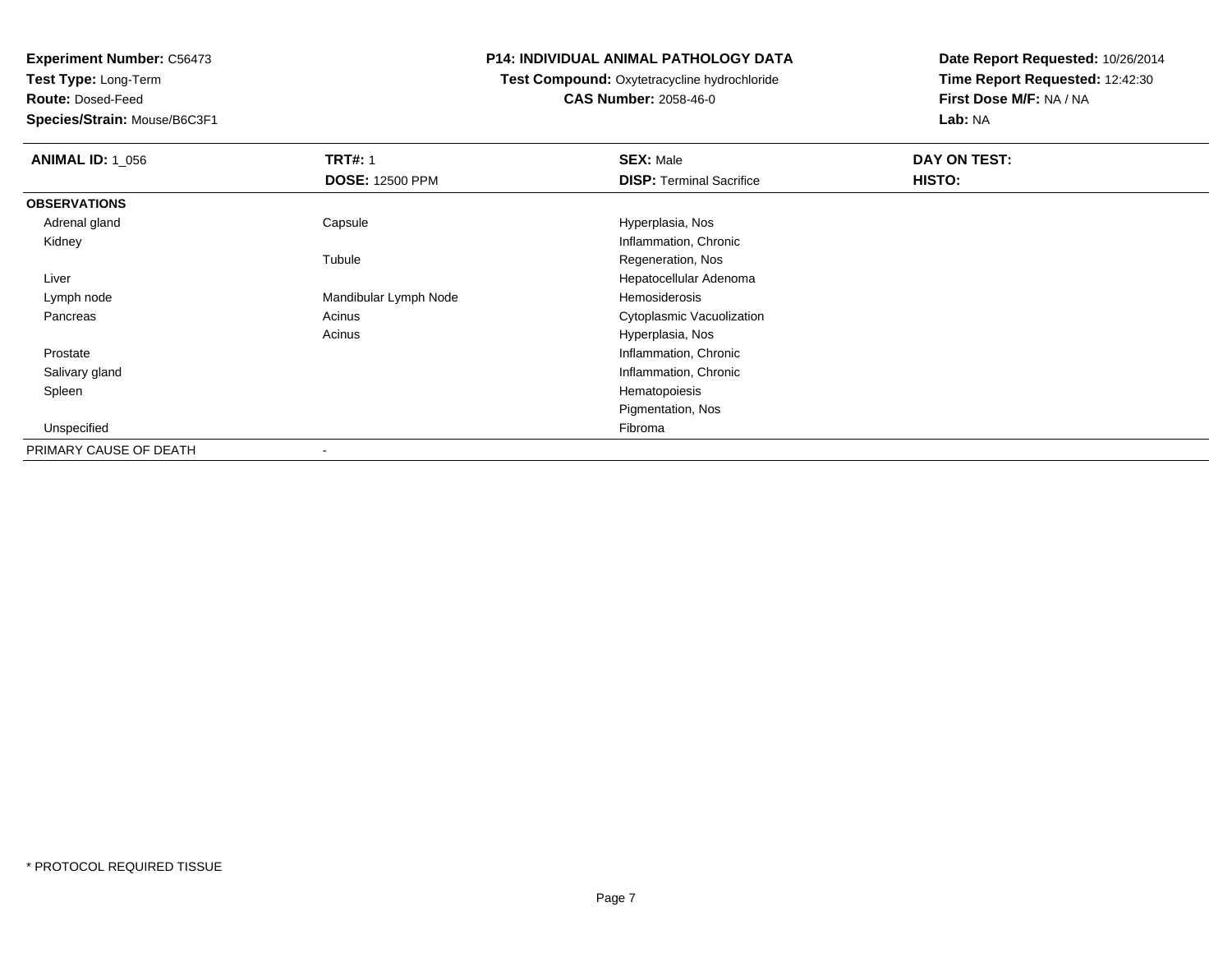**Experiment Number:** C56473
**Test Type:** Long-Term
**Route:** Dosed-Feed
**Species/Strain:** Mouse/B6C3F1

**P14: INDIVIDUAL ANIMAL PATHOLOGY DATA**
**Test Compound:** Oxytetracycline hydrochloride
**CAS Number:** 2058-46-0

**Date Report Requested:** 10/26/2014
**Time Report Requested:** 12:42:30
**First Dose M/F:** NA / NA
**Lab:** NA

| **ANIMAL ID:** 1_056 | **TRT#:** 1 | **SEX:** Male | **DAY ON TEST:** |
|---|---|---|---|
| | **DOSE:** 12500 PPM | **DISP:** Terminal Sacrifice | **HISTO:** |
| **OBSERVATIONS** | | | |
| Adrenal gland | Capsule | Hyperplasia, Nos | |
| Kidney | | Inflammation, Chronic | |
| | Tubule | Regeneration, Nos | |
| Liver | | Hepatocellular Adenoma | |
| Lymph node | Mandibular Lymph Node | Hemosiderosis | |
| Pancreas | Acinus | Cytoplasmic Vacuolization | |
| | Acinus | Hyperplasia, Nos | |
| Prostate | | Inflammation, Chronic | |
| Salivary gland | | Inflammation, Chronic | |
| Spleen | | Hematopoiesis | |
| | | Pigmentation, Nos | |
| Unspecified | | Fibroma | |
| PRIMARY CAUSE OF DEATH | - | | |

\* PROTOCOL REQUIRED TISSUE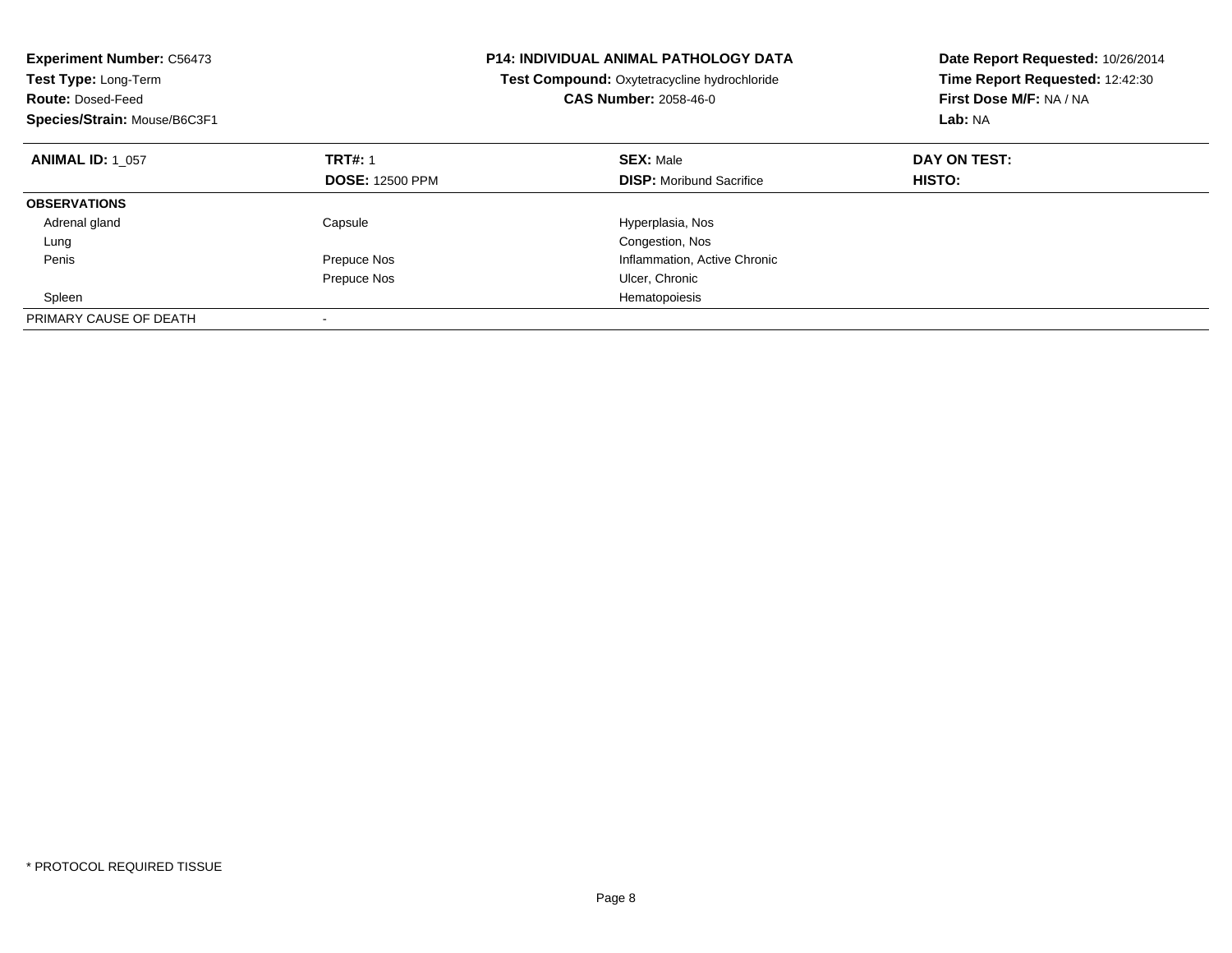**Experiment Number:** C56473
**Test Type:** Long-Term
**Route:** Dosed-Feed
**Species/Strain:** Mouse/B6C3F1

**P14: INDIVIDUAL ANIMAL PATHOLOGY DATA**
**Test Compound:** Oxytetracycline hydrochloride
**CAS Number:** 2058-46-0

**Date Report Requested:** 10/26/2014
**Time Report Requested:** 12:42:30
**First Dose M/F:** NA / NA
**Lab:** NA

| **ANIMAL ID:** 1_057 | **TRT#:** 1 | **SEX:** Male | **DAY ON TEST:** |
|---|---|---|---|
| | **DOSE:** 12500 PPM | **DISP:** Moribund Sacrifice | **HISTO:** |
| **OBSERVATIONS** | | | |
| Adrenal gland | Capsule | Hyperplasia, Nos | |
| Lung | | Congestion, Nos | |
| Penis | Prepuce Nos | Inflammation, Active Chronic | |
| | Prepuce Nos | Ulcer, Chronic | |
| Spleen | | Hematopoiesis | |
| PRIMARY CAUSE OF DEATH | - | | |

* PROTOCOL REQUIRED TISSUE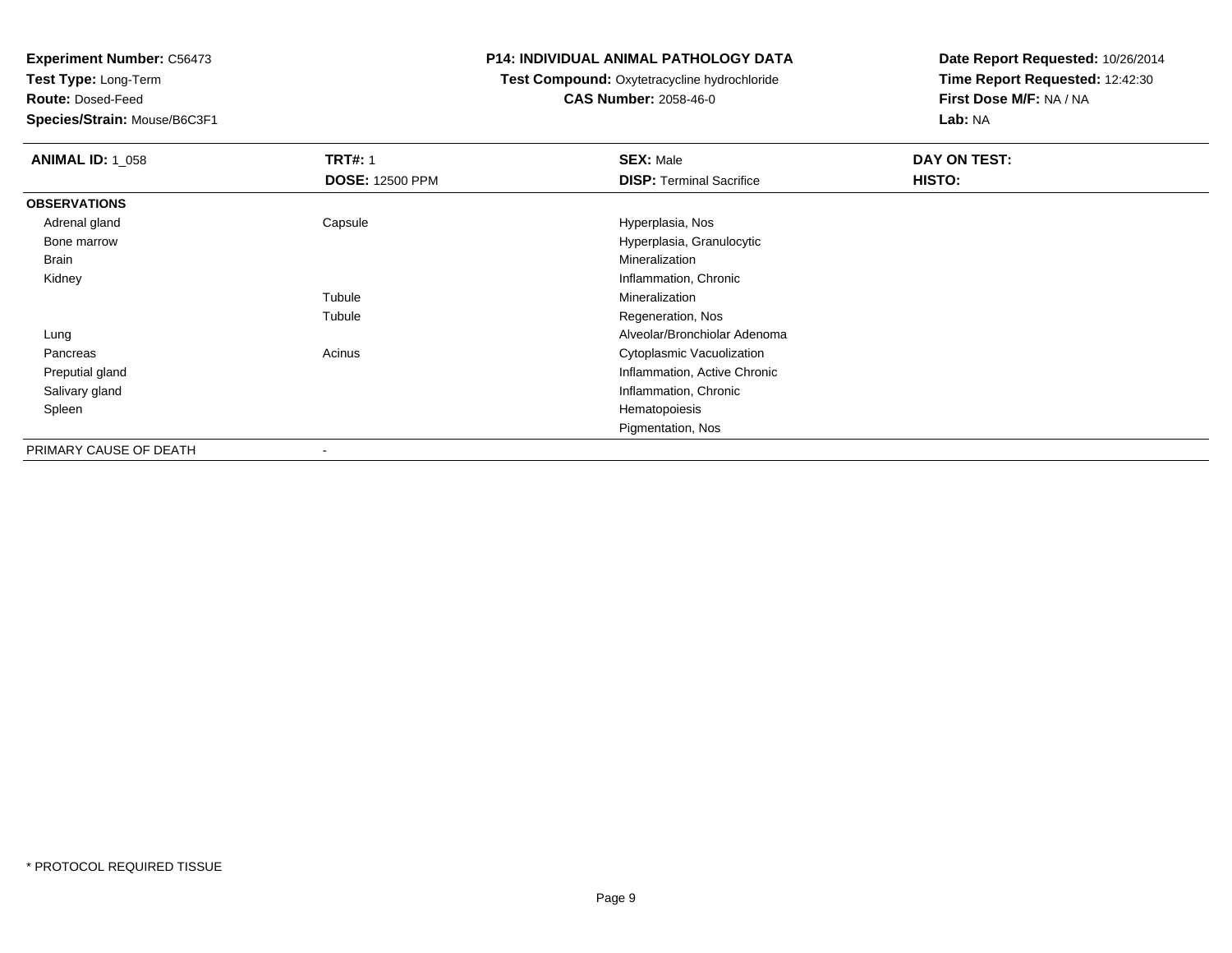**Experiment Number:** C56473
**Test Type:** Long-Term
**Route:** Dosed-Feed
**Species/Strain:** Mouse/B6C3F1

**P14: INDIVIDUAL ANIMAL PATHOLOGY DATA**
**Test Compound:** Oxytetracycline hydrochloride
**CAS Number:** 2058-46-0

**Date Report Requested:** 10/26/2014
**Time Report Requested:** 12:42:30
**First Dose M/F:** NA / NA
**Lab:** NA

| **ANIMAL ID:** 1_058 | **TRT#:** 1 | **SEX:** Male | **DAY ON TEST:** |
|---|---|---|---|
| | **DOSE:** 12500 PPM | **DISP:** Terminal Sacrifice | **HISTO:** |
| **OBSERVATIONS** | | | |
| Adrenal gland | Capsule | Hyperplasia, Nos | |
| Bone marrow | | Hyperplasia, Granulocytic | |
| Brain | | Mineralization | |
| Kidney | | Inflammation, Chronic | |
| | Tubule | Mineralization | |
| | Tubule | Regeneration, Nos | |
| Lung | | Alveolar/Bronchiolar Adenoma | |
| Pancreas | Acinus | Cytoplasmic Vacuolization | |
| Preputial gland | | Inflammation, Active Chronic | |
| Salivary gland | | Inflammation, Chronic | |
| Spleen | | Hematopoiesis | |
| | | Pigmentation, Nos | |
| PRIMARY CAUSE OF DEATH | - | | |

* PROTOCOL REQUIRED TISSUE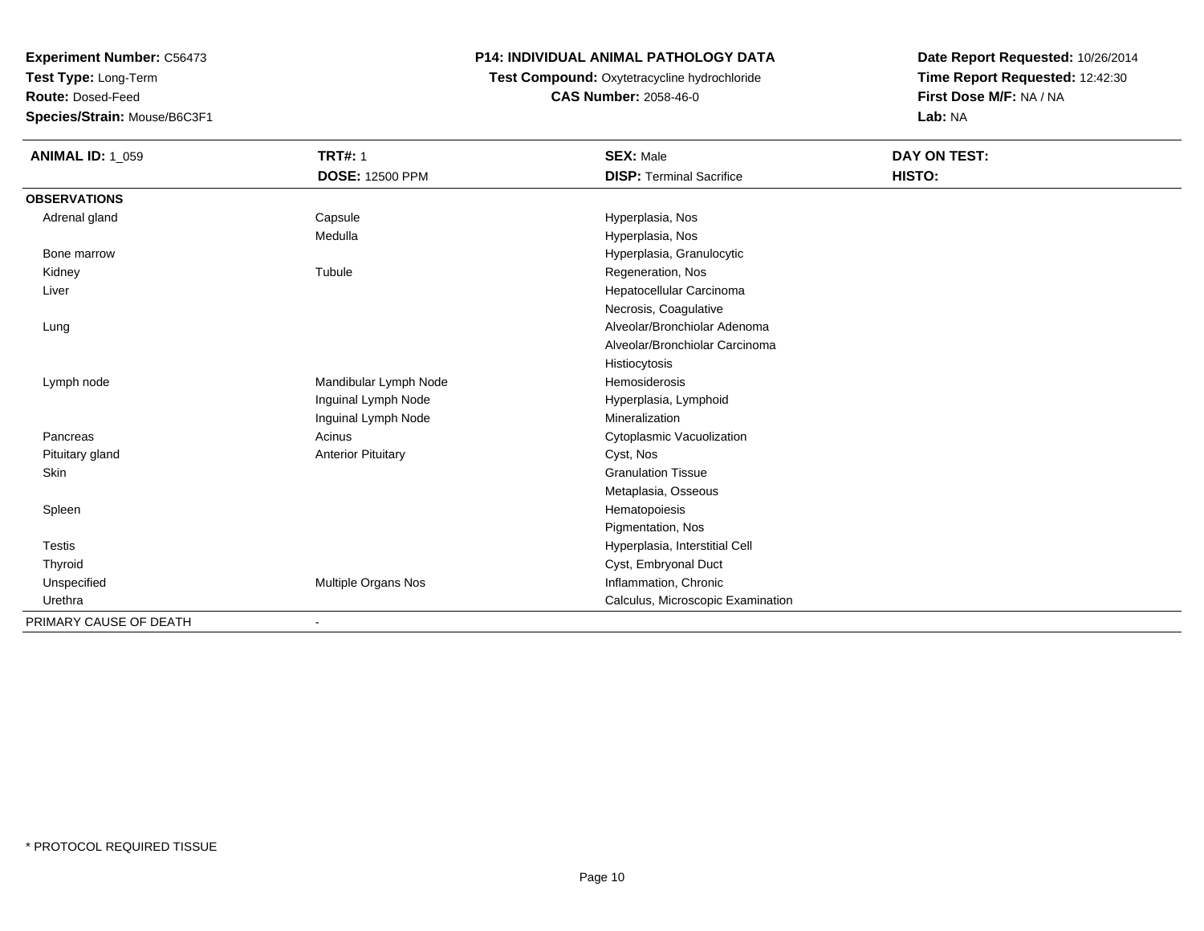**Experiment Number:** C56473
**Test Type:** Long-Term
**Route:** Dosed-Feed
**Species/Strain:** Mouse/B6C3F1

**P14: INDIVIDUAL ANIMAL PATHOLOGY DATA**
**Test Compound:** Oxytetracycline hydrochloride
**CAS Number:** 2058-46-0

**Date Report Requested:** 10/26/2014
**Time Report Requested:** 12:42:30
**First Dose M/F:** NA / NA
**Lab:** NA

| **ANIMAL ID:** 1_059 | **TRT#:** 1 | **SEX:** Male | **DAY ON TEST:** |
|---|---|---|---|
| | **DOSE:** 12500 PPM | **DISP:** Terminal Sacrifice | **HISTO:** |
| **OBSERVATIONS** | | | |
| Adrenal gland | Capsule | Hyperplasia, Nos | |
| | Medulla | Hyperplasia, Nos | |
| Bone marrow | | Hyperplasia, Granulocytic | |
| Kidney | Tubule | Regeneration, Nos | |
| Liver | | Hepatocellular Carcinoma | |
| | | Necrosis, Coagulative | |
| Lung | | Alveolar/Bronchiolar Adenoma | |
| | | Alveolar/Bronchiolar Carcinoma | |
| | | Histiocytosis | |
| Lymph node | Mandibular Lymph Node | Hemosiderosis | |
| | Inguinal Lymph Node | Hyperplasia, Lymphoid | |
| | Inguinal Lymph Node | Mineralization | |
| Pancreas | Acinus | Cytoplasmic Vacuolization | |
| Pituitary gland | Anterior Pituitary | Cyst, Nos | |
| Skin | | Granulation Tissue | |
| | | Metaplasia, Osseous | |
| Spleen | | Hematopoiesis | |
| | | Pigmentation, Nos | |
| Testis | | Hyperplasia, Interstitial Cell | |
| Thyroid | | Cyst, Embryonal Duct | |
| Unspecified | Multiple Organs Nos | Inflammation, Chronic | |
| Urethra | | Calculus, Microscopic Examination | |
| PRIMARY CAUSE OF DEATH | - | | |

* PROTOCOL REQUIRED TISSUE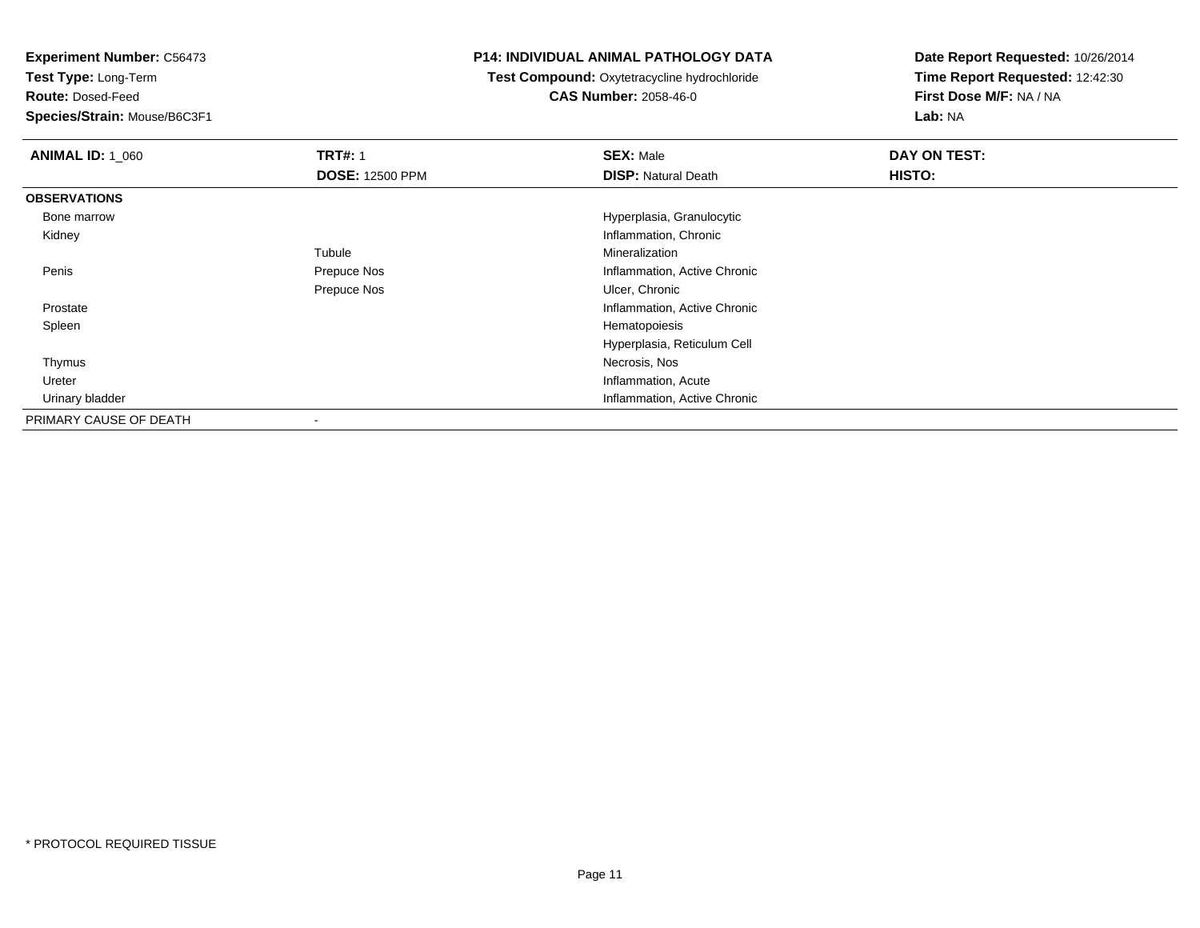**Experiment Number:** C56473
**Test Type:** Long-Term
**Route:** Dosed-Feed
**Species/Strain:** Mouse/B6C3F1

**P14: INDIVIDUAL ANIMAL PATHOLOGY DATA**
**Test Compound:** Oxytetracycline hydrochloride
**CAS Number:** 2058-46-0

**Date Report Requested:** 10/26/2014
**Time Report Requested:** 12:42:30
**First Dose M/F:** NA / NA
**Lab:** NA

| **ANIMAL ID:** 1_060 | **TRT#:** 1 | **SEX:** Male | **DAY ON TEST:** |
|---|---|---|---|
| | **DOSE:** 12500 PPM | **DISP:** Natural Death | **HISTO:** |
| **OBSERVATIONS** | | | |
| Bone marrow | | Hyperplasia, Granulocytic | |
| Kidney | | Inflammation, Chronic | |
| | Tubule | Mineralization | |
| Penis | Prepuce Nos | Inflammation, Active Chronic | |
| | Prepuce Nos | Ulcer, Chronic | |
| Prostate | | Inflammation, Active Chronic | |
| Spleen | | Hematopoiesis | |
| | | Hyperplasia, Reticulum Cell | |
| Thymus | | Necrosis, Nos | |
| Ureter | | Inflammation, Acute | |
| Urinary bladder | | Inflammation, Active Chronic | |
| PRIMARY CAUSE OF DEATH | - | | |

* PROTOCOL REQUIRED TISSUE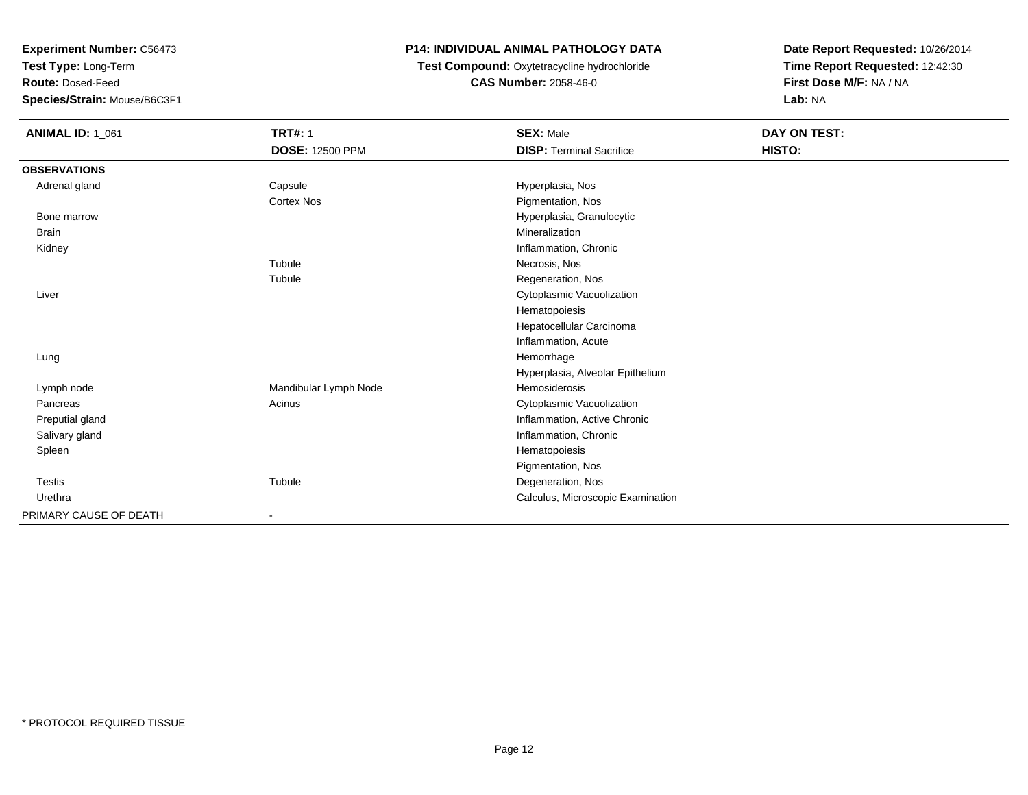**Experiment Number:** C56473
**Test Type:** Long-Term
**Route:** Dosed-Feed
**Species/Strain:** Mouse/B6C3F1

**P14: INDIVIDUAL ANIMAL PATHOLOGY DATA**
**Test Compound:** Oxytetracycline hydrochloride
**CAS Number:** 2058-46-0

**Date Report Requested:** 10/26/2014
**Time Report Requested:** 12:42:30
**First Dose M/F:** NA / NA
**Lab:** NA

| **ANIMAL ID:** 1_061 | **TRT#:** 1 | **SEX:** Male | **DAY ON TEST:** |
|---|---|---|---|
| | **DOSE:** 12500 PPM | **DISP:** Terminal Sacrifice | **HISTO:** |
| **OBSERVATIONS** | | | |
| Adrenal gland | Capsule | Hyperplasia, Nos | |
| | Cortex Nos | Pigmentation, Nos | |
| Bone marrow | | Hyperplasia, Granulocytic | |
| Brain | | Mineralization | |
| Kidney | | Inflammation, Chronic | |
| | Tubule | Necrosis, Nos | |
| | Tubule | Regeneration, Nos | |
| Liver | | Cytoplasmic Vacuolization | |
| | | Hematopoiesis | |
| | | Hepatocellular Carcinoma | |
| | | Inflammation, Acute | |
| Lung | | Hemorrhage | |
| | | Hyperplasia, Alveolar Epithelium | |
| Lymph node | Mandibular Lymph Node | Hemosiderosis | |
| Pancreas | Acinus | Cytoplasmic Vacuolization | |
| Preputial gland | | Inflammation, Active Chronic | |
| Salivary gland | | Inflammation, Chronic | |
| Spleen | | Hematopoiesis | |
| | | Pigmentation, Nos | |
| Testis | Tubule | Degeneration, Nos | |
| Urethra | | Calculus, Microscopic Examination | |
| PRIMARY CAUSE OF DEATH | - | | |

* PROTOCOL REQUIRED TISSUE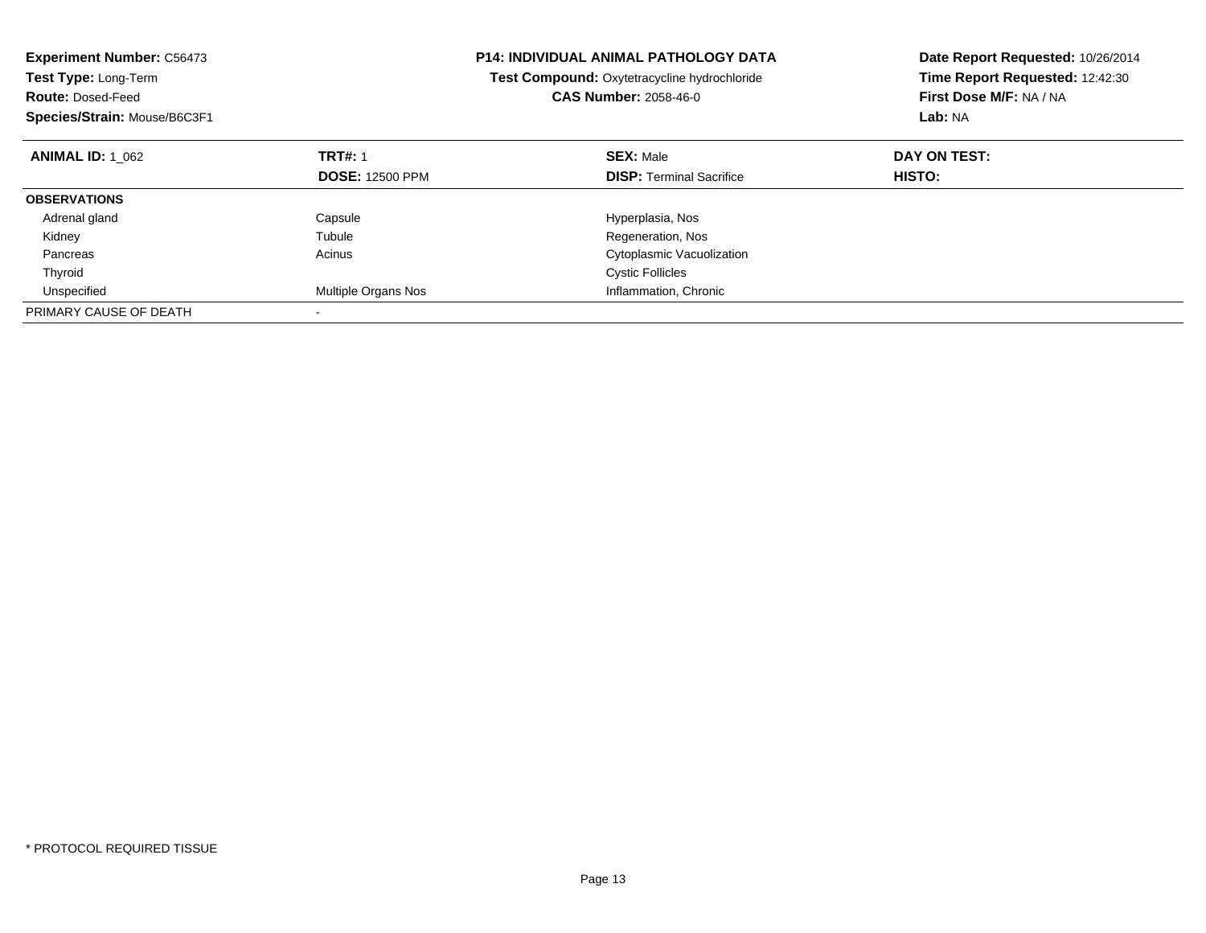**Experiment Number:** C56473
**Test Type:** Long-Term
**Route:** Dosed-Feed
**Species/Strain:** Mouse/B6C3F1

**P14: INDIVIDUAL ANIMAL PATHOLOGY DATA**
**Test Compound:** Oxytetracycline hydrochloride
**CAS Number:** 2058-46-0

**Date Report Requested:** 10/26/2014
**Time Report Requested:** 12:42:30
**First Dose M/F:** NA / NA
**Lab:** NA

| **ANIMAL ID:** 1_062 | **TRT#:** 1 | **SEX:** Male | **DAY ON TEST:** |
|---|---|---|---|
| | **DOSE:** 12500 PPM | **DISP:** Terminal Sacrifice | **HISTO:** |
| **OBSERVATIONS** | | | |
| Adrenal gland | Capsule | Hyperplasia, Nos | |
| Kidney | Tubule | Regeneration, Nos | |
| Pancreas | Acinus | Cytoplasmic Vacuolization | |
| Thyroid | | Cystic Follicles | |
| Unspecified | Multiple Organs Nos | Inflammation, Chronic | |
| PRIMARY CAUSE OF DEATH | - | | |

* PROTOCOL REQUIRED TISSUE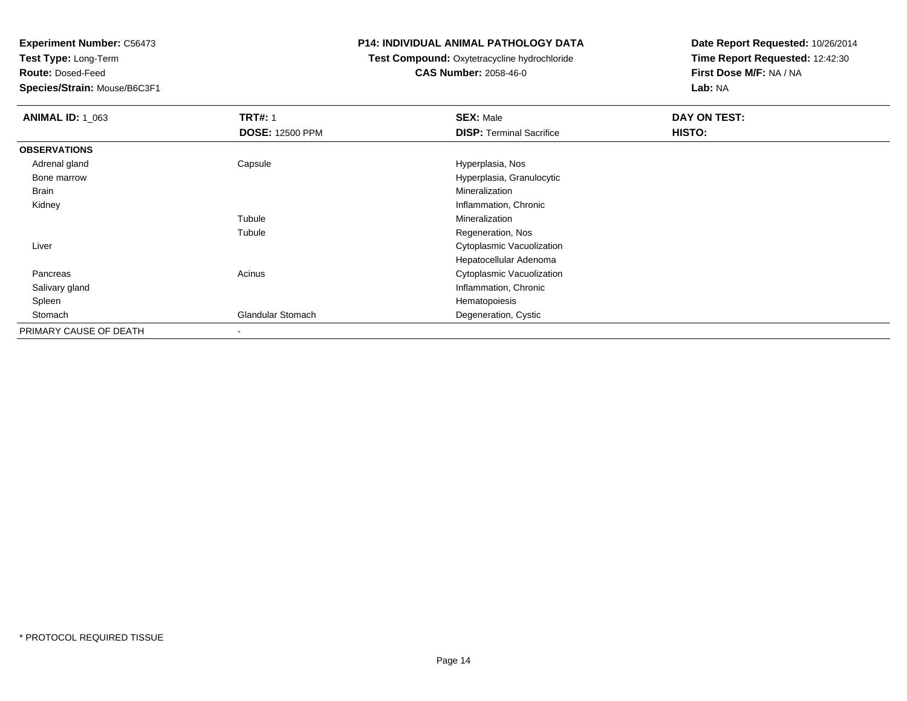**Experiment Number:** C56473
**Test Type:** Long-Term
**Route:** Dosed-Feed
**Species/Strain:** Mouse/B6C3F1

**P14: INDIVIDUAL ANIMAL PATHOLOGY DATA**
**Test Compound:** Oxytetracycline hydrochloride
**CAS Number:** 2058-46-0

**Date Report Requested:** 10/26/2014
**Time Report Requested:** 12:42:30
**First Dose M/F:** NA / NA
**Lab:** NA

| **ANIMAL ID:** 1_063 | **TRT#:** 1 | **SEX:** Male | **DAY ON TEST:** |
|---|---|---|---|
| | **DOSE:** 12500 PPM | **DISP:** Terminal Sacrifice | **HISTO:** |
| **OBSERVATIONS** | | | |
| Adrenal gland | Capsule | Hyperplasia, Nos | |
| Bone marrow | | Hyperplasia, Granulocytic | |
| Brain | | Mineralization | |
| Kidney | | Inflammation, Chronic | |
| | Tubule | Mineralization | |
| | Tubule | Regeneration, Nos | |
| Liver | | Cytoplasmic Vacuolization | |
| | | Hepatocellular Adenoma | |
| Pancreas | Acinus | Cytoplasmic Vacuolization | |
| Salivary gland | | Inflammation, Chronic | |
| Spleen | | Hematopoiesis | |
| Stomach | Glandular Stomach | Degeneration, Cystic | |
| PRIMARY CAUSE OF DEATH | - | | |

* PROTOCOL REQUIRED TISSUE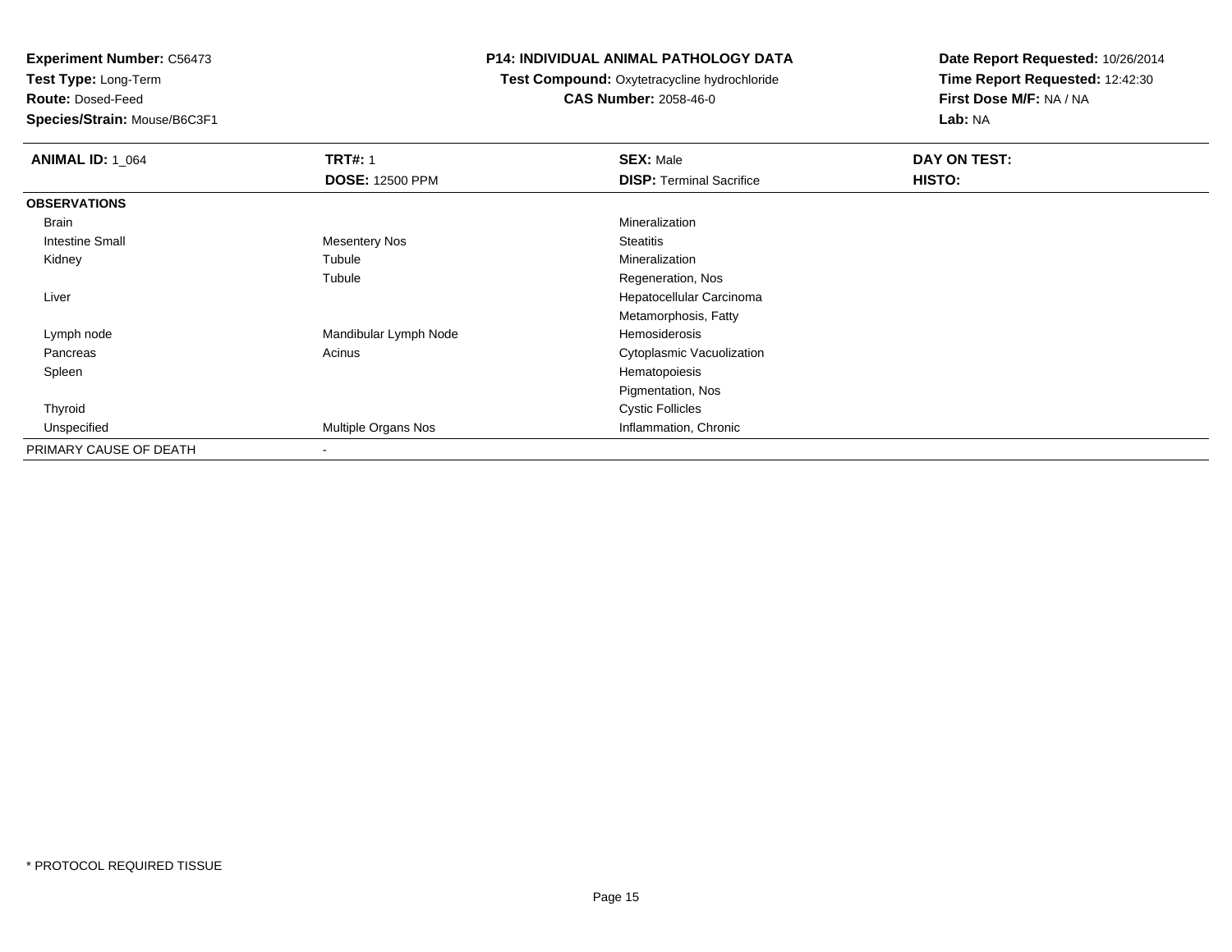**Experiment Number:** C56473
**Test Type:** Long-Term
**Route:** Dosed-Feed
**Species/Strain:** Mouse/B6C3F1

**P14: INDIVIDUAL ANIMAL PATHOLOGY DATA**
**Test Compound:** Oxytetracycline hydrochloride
**CAS Number:** 2058-46-0

**Date Report Requested:** 10/26/2014
**Time Report Requested:** 12:42:30
**First Dose M/F:** NA / NA
**Lab:** NA

| **ANIMAL ID:** 1_064 | **TRT#:** 1 | **SEX:** Male | **DAY ON TEST:** |
|---|---|---|---|
| | **DOSE:** 12500 PPM | **DISP:** Terminal Sacrifice | **HISTO:** |
| **OBSERVATIONS** | | | |
| Brain | | Mineralization | |
| Intestine Small | Mesentery Nos | Steatitis | |
| Kidney | Tubule | Mineralization | |
| | Tubule | Regeneration, Nos | |
| Liver | | Hepatocellular Carcinoma | |
| | | Metamorphosis, Fatty | |
| Lymph node | Mandibular Lymph Node | Hemosiderosis | |
| Pancreas | Acinus | Cytoplasmic Vacuolization | |
| Spleen | | Hematopoiesis | |
| | | Pigmentation, Nos | |
| Thyroid | | Cystic Follicles | |
| Unspecified | Multiple Organs Nos | Inflammation, Chronic | |
| PRIMARY CAUSE OF DEATH | - | | |

* PROTOCOL REQUIRED TISSUE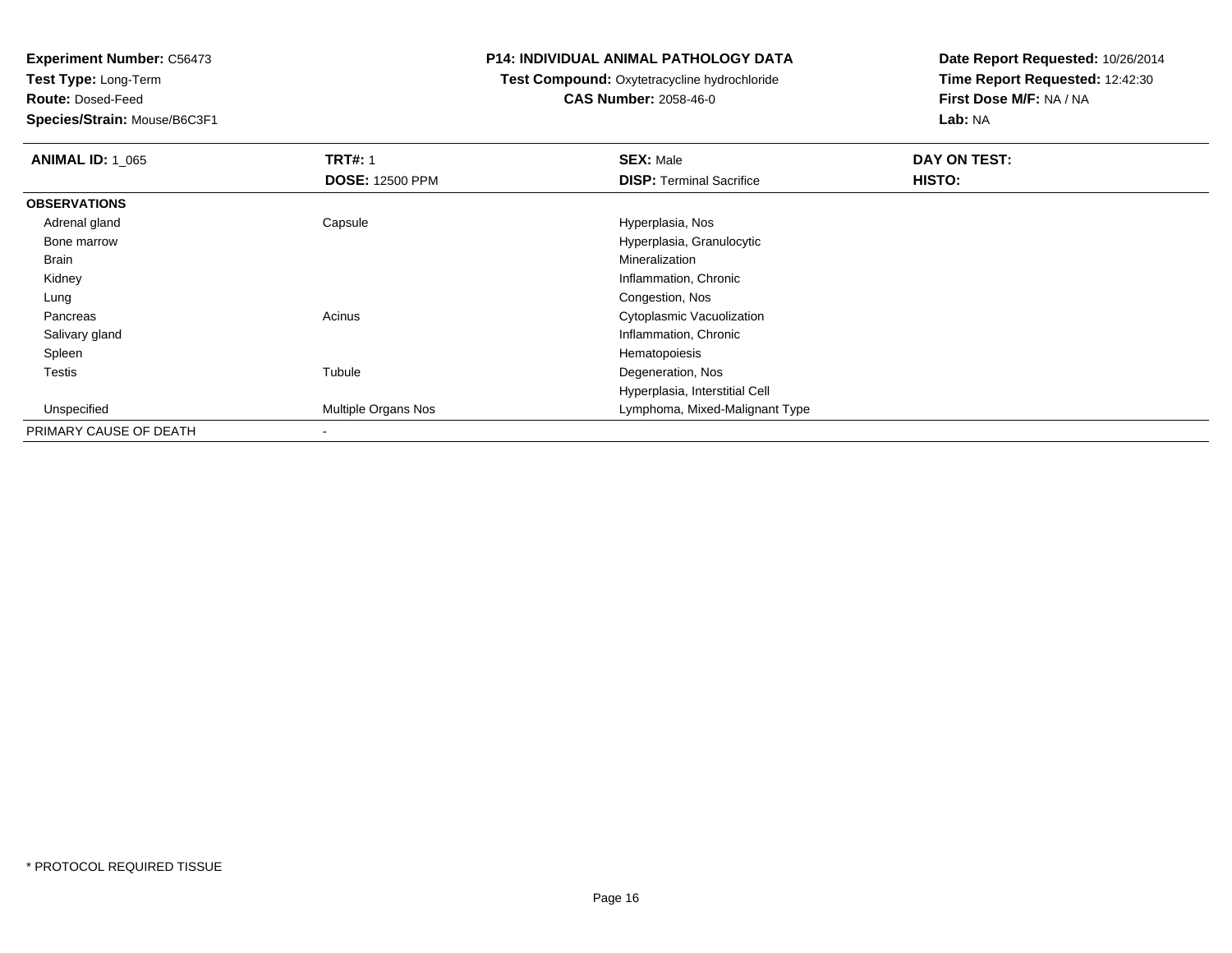**Experiment Number:** C56473
**Test Type:** Long-Term
**Route:** Dosed-Feed
**Species/Strain:** Mouse/B6C3F1

**P14: INDIVIDUAL ANIMAL PATHOLOGY DATA**
**Test Compound:** Oxytetracycline hydrochloride
**CAS Number:** 2058-46-0

**Date Report Requested:** 10/26/2014
**Time Report Requested:** 12:42:30
**First Dose M/F:** NA / NA
**Lab:** NA

| **ANIMAL ID:** 1_065 | **TRT#:** 1 | **SEX:** Male | **DAY ON TEST:** |
|---|---|---|---|
| | **DOSE:** 12500 PPM | **DISP:** Terminal Sacrifice | **HISTO:** |
| **OBSERVATIONS** | | | |
| Adrenal gland | Capsule | Hyperplasia, Nos | |
| Bone marrow | | Hyperplasia, Granulocytic | |
| Brain | | Mineralization | |
| Kidney | | Inflammation, Chronic | |
| Lung | | Congestion, Nos | |
| Pancreas | Acinus | Cytoplasmic Vacuolization | |
| Salivary gland | | Inflammation, Chronic | |
| Spleen | | Hematopoiesis | |
| Testis | Tubule | Degeneration, Nos | |
| | | Hyperplasia, Interstitial Cell | |
| Unspecified | Multiple Organs Nos | Lymphoma, Mixed-Malignant Type | |
| PRIMARY CAUSE OF DEATH | - | | |

* PROTOCOL REQUIRED TISSUE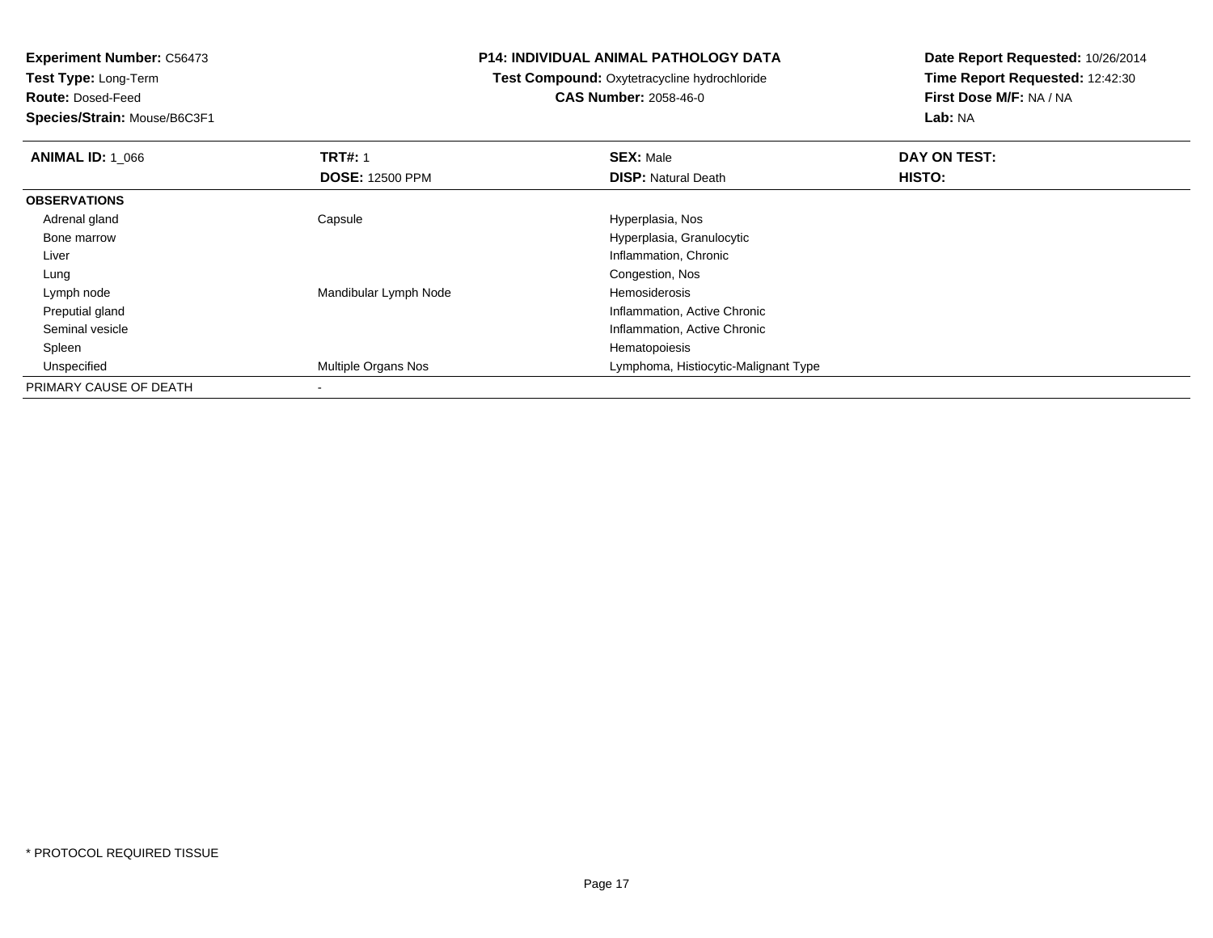**Experiment Number:** C56473
**Test Type:** Long-Term
**Route:** Dosed-Feed
**Species/Strain:** Mouse/B6C3F1

**P14: INDIVIDUAL ANIMAL PATHOLOGY DATA**
**Test Compound:** Oxytetracycline hydrochloride
**CAS Number:** 2058-46-0

**Date Report Requested:** 10/26/2014
**Time Report Requested:** 12:42:30
**First Dose M/F:** NA / NA
**Lab:** NA

| **ANIMAL ID:** 1_066 | **TRT#:** 1 | **SEX:** Male | **DAY ON TEST:** |
|---|---|---|---|
| | **DOSE:** 12500 PPM | **DISP:** Natural Death | **HISTO:** |
| **OBSERVATIONS** | | | |
| Adrenal gland | Capsule | Hyperplasia, Nos | |
| Bone marrow | | Hyperplasia, Granulocytic | |
| Liver | | Inflammation, Chronic | |
| Lung | | Congestion, Nos | |
| Lymph node | Mandibular Lymph Node | Hemosiderosis | |
| Preputial gland | | Inflammation, Active Chronic | |
| Seminal vesicle | | Inflammation, Active Chronic | |
| Spleen | | Hematopoiesis | |
| Unspecified | Multiple Organs Nos | Lymphoma, Histiocytic-Malignant Type | |
| PRIMARY CAUSE OF DEATH | - | | |

* PROTOCOL REQUIRED TISSUE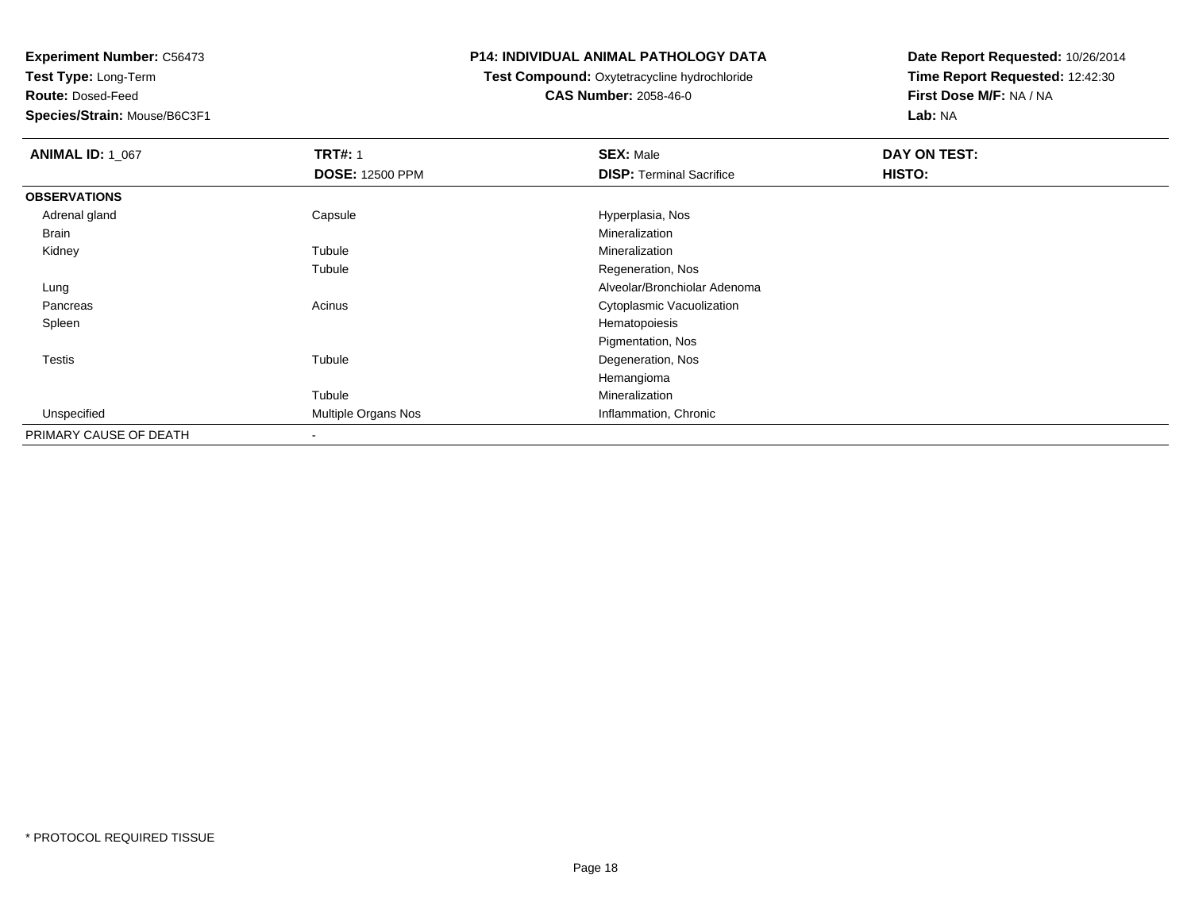**Experiment Number:** C56473
**Test Type:** Long-Term
**Route:** Dosed-Feed
**Species/Strain:** Mouse/B6C3F1

**P14: INDIVIDUAL ANIMAL PATHOLOGY DATA**
**Test Compound:** Oxytetracycline hydrochloride
**CAS Number:** 2058-46-0

**Date Report Requested:** 10/26/2014
**Time Report Requested:** 12:42:30
**First Dose M/F:** NA / NA
**Lab:** NA

| **ANIMAL ID:** 1_067 | **TRT#:** 1 | **SEX:** Male | **DAY ON TEST:** |
|---|---|---|---|
| | **DOSE:** 12500 PPM | **DISP:** Terminal Sacrifice | **HISTO:** |
| **OBSERVATIONS** | | | |
| Adrenal gland | Capsule | Hyperplasia, Nos | |
| Brain | | Mineralization | |
| Kidney | Tubule | Mineralization | |
| | Tubule | Regeneration, Nos | |
| Lung | | Alveolar/Bronchiolar Adenoma | |
| Pancreas | Acinus | Cytoplasmic Vacuolization | |
| Spleen | | Hematopoiesis | |
| | | Pigmentation, Nos | |
| Testis | Tubule | Degeneration, Nos | |
| | | Hemangioma | |
| | Tubule | Mineralization | |
| Unspecified | Multiple Organs Nos | Inflammation, Chronic | |
| PRIMARY CAUSE OF DEATH | - | | |

* PROTOCOL REQUIRED TISSUE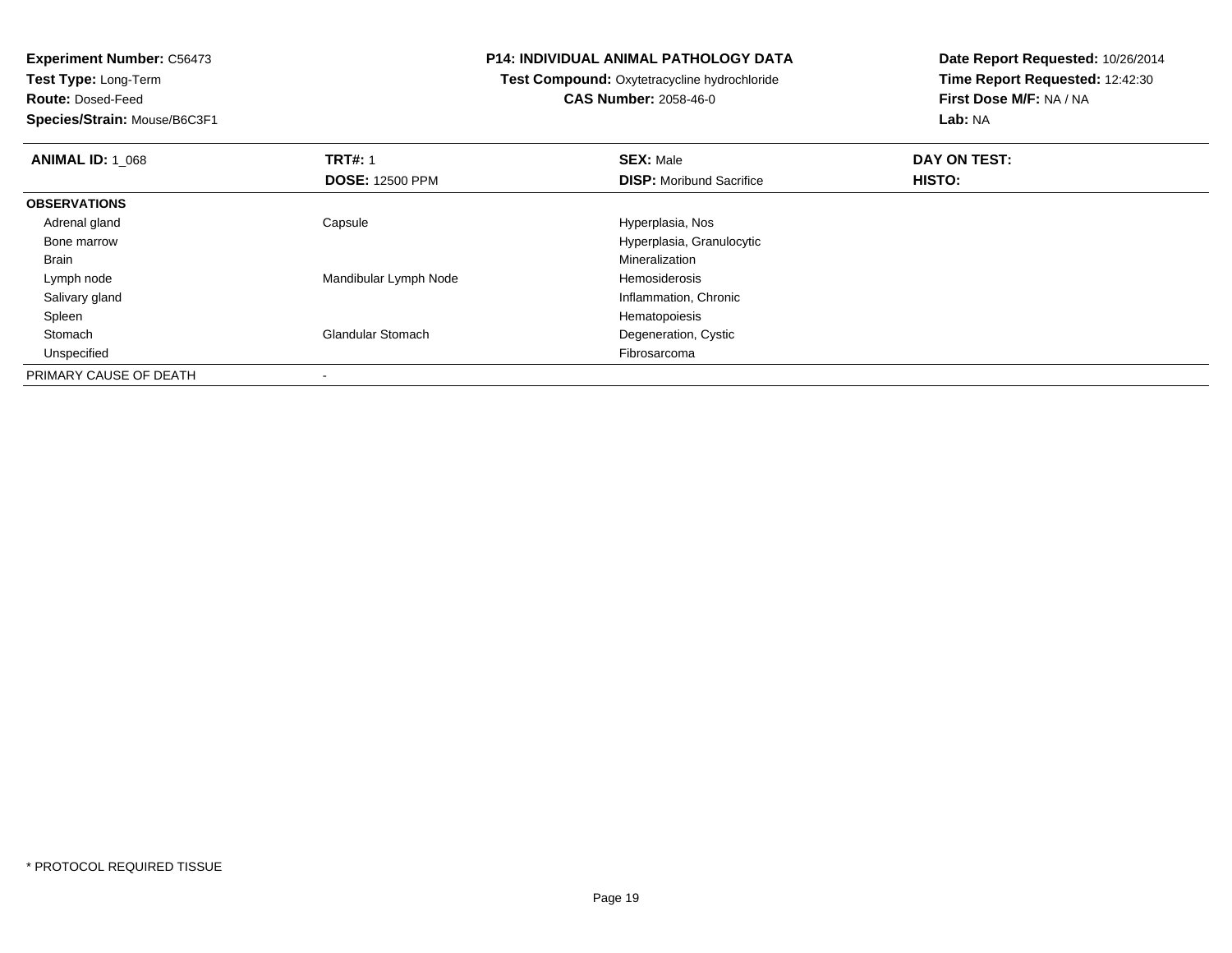**Experiment Number:** C56473
**Test Type:** Long-Term
**Route:** Dosed-Feed
**Species/Strain:** Mouse/B6C3F1

**P14: INDIVIDUAL ANIMAL PATHOLOGY DATA**
**Test Compound:** Oxytetracycline hydrochloride
**CAS Number:** 2058-46-0

**Date Report Requested:** 10/26/2014
**Time Report Requested:** 12:42:30
**First Dose M/F:** NA / NA
**Lab:** NA

| **ANIMAL ID:** 1_068 | **TRT#:** 1 | **SEX:** Male | **DAY ON TEST:** |
|---|---|---|---|
| | **DOSE:** 12500 PPM | **DISP:** Moribund Sacrifice | **HISTO:** |
| **OBSERVATIONS** | | | |
| Adrenal gland | Capsule | Hyperplasia, Nos | |
| Bone marrow | | Hyperplasia, Granulocytic | |
| Brain | | Mineralization | |
| Lymph node | Mandibular Lymph Node | Hemosiderosis | |
| Salivary gland | | Inflammation, Chronic | |
| Spleen | | Hematopoiesis | |
| Stomach | Glandular Stomach | Degeneration, Cystic | |
| Unspecified | | Fibrosarcoma | |
| PRIMARY CAUSE OF DEATH | - | | |

* PROTOCOL REQUIRED TISSUE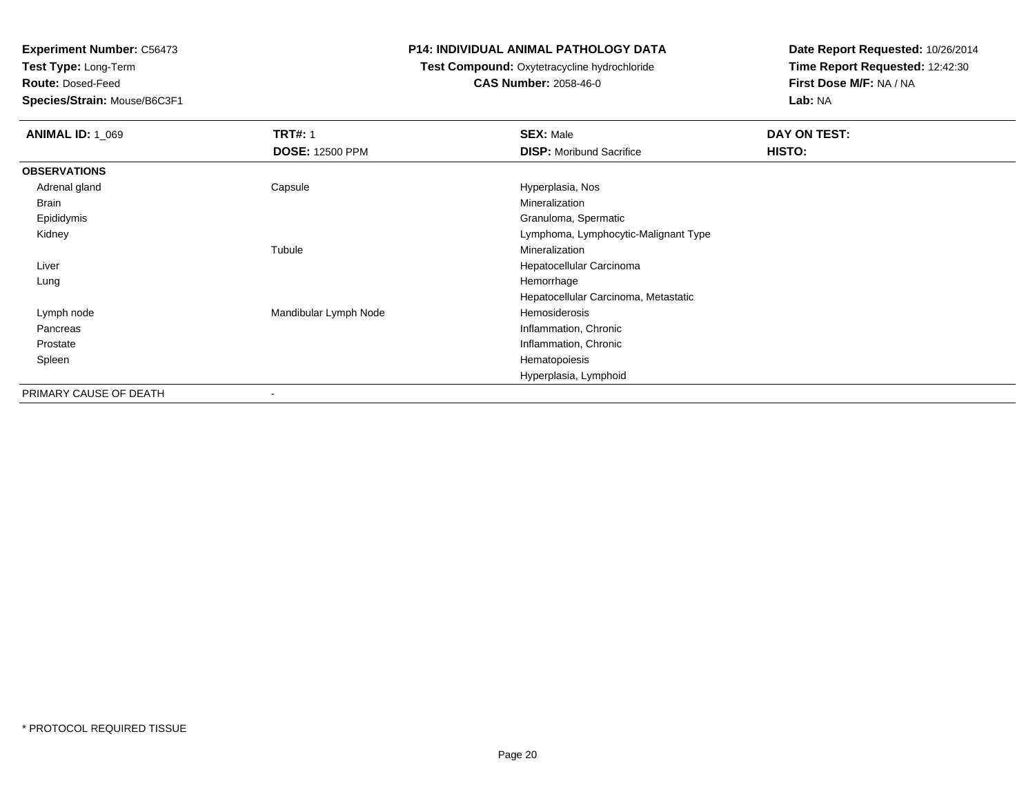**Experiment Number:** C56473
**Test Type:** Long-Term
**Route:** Dosed-Feed
**Species/Strain:** Mouse/B6C3F1

**P14: INDIVIDUAL ANIMAL PATHOLOGY DATA**
**Test Compound:** Oxytetracycline hydrochloride
**CAS Number:** 2058-46-0

**Date Report Requested:** 10/26/2014
**Time Report Requested:** 12:42:30
**First Dose M/F:** NA / NA
**Lab:** NA

| **ANIMAL ID:** 1_069 | **TRT#:** 1<br>**DOSE:** 12500 PPM | **SEX:** Male<br>**DISP:** Moribund Sacrifice | **DAY ON TEST:**<br>**HISTO:** |
|---|---|---|---|
| **OBSERVATIONS** | | | |
| Adrenal gland | Capsule | Hyperplasia, Nos | |
| Brain | | Mineralization | |
| Epididymis | | Granuloma, Spermatic | |
| Kidney | | Lymphoma, Lymphocytic-Malignant Type | |
| | Tubule | Mineralization | |
| Liver | | Hepatocellular Carcinoma | |
| Lung | | Hemorrhage | |
| | | Hepatocellular Carcinoma, Metastatic | |
| Lymph node | Mandibular Lymph Node | Hemosiderosis | |
| Pancreas | | Inflammation, Chronic | |
| Prostate | | Inflammation, Chronic | |
| Spleen | | Hematopoiesis | |
| | | Hyperplasia, Lymphoid | |
| PRIMARY CAUSE OF DEATH | - | | |

\* PROTOCOL REQUIRED TISSUE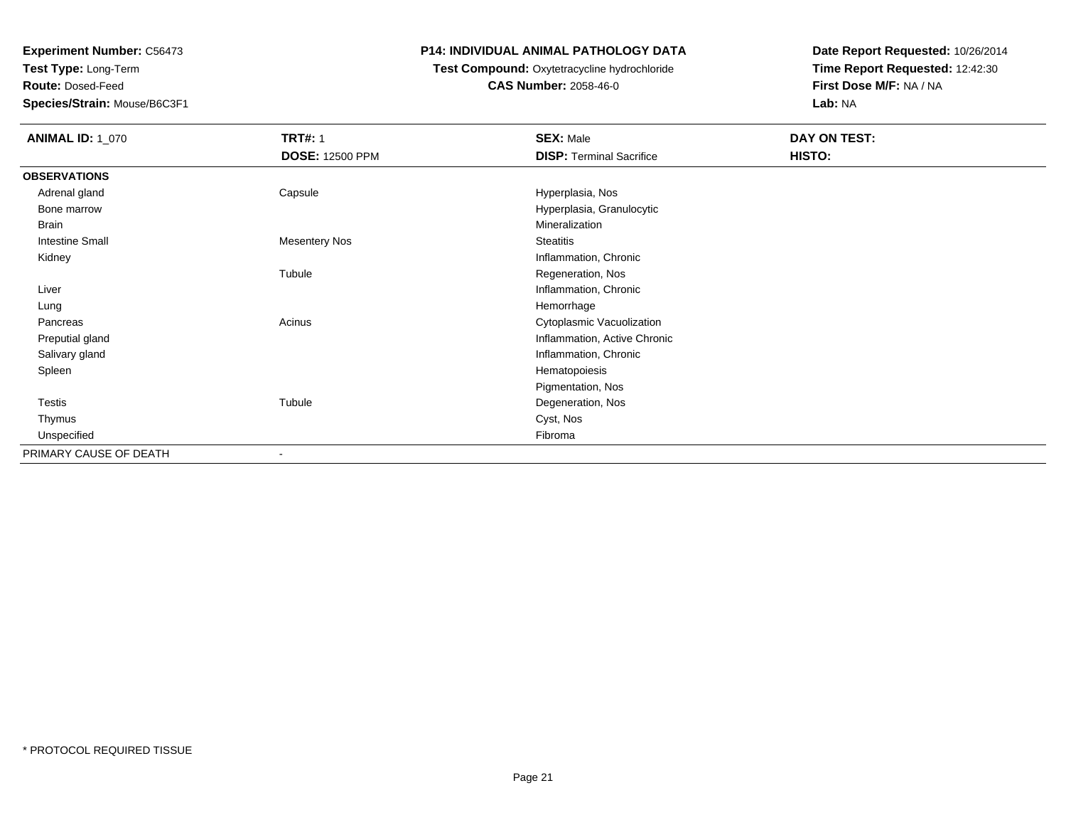**Experiment Number:** C56473
**Test Type:** Long-Term
**Route:** Dosed-Feed
**Species/Strain:** Mouse/B6C3F1

**P14: INDIVIDUAL ANIMAL PATHOLOGY DATA**
**Test Compound:** Oxytetracycline hydrochloride
**CAS Number:** 2058-46-0

**Date Report Requested:** 10/26/2014
**Time Report Requested:** 12:42:30
**First Dose M/F:** NA / NA
**Lab:** NA

| **ANIMAL ID:** 1_070 | **TRT#:** 1 | **SEX:** Male | **DAY ON TEST:** |
|---|---|---|---|
| | **DOSE:** 12500 PPM | **DISP:** Terminal Sacrifice | **HISTO:** |
| **OBSERVATIONS** | | | |
| Adrenal gland | Capsule | Hyperplasia, Nos | |
| Bone marrow | | Hyperplasia, Granulocytic | |
| Brain | | Mineralization | |
| Intestine Small | Mesentery Nos | Steatitis | |
| Kidney | | Inflammation, Chronic | |
| | Tubule | Regeneration, Nos | |
| Liver | | Inflammation, Chronic | |
| Lung | | Hemorrhage | |
| Pancreas | Acinus | Cytoplasmic Vacuolization | |
| Preputial gland | | Inflammation, Active Chronic | |
| Salivary gland | | Inflammation, Chronic | |
| Spleen | | Hematopoiesis | |
| | | Pigmentation, Nos | |
| Testis | Tubule | Degeneration, Nos | |
| Thymus | | Cyst, Nos | |
| Unspecified | | Fibroma | |
| PRIMARY CAUSE OF DEATH | - | | |

* PROTOCOL REQUIRED TISSUE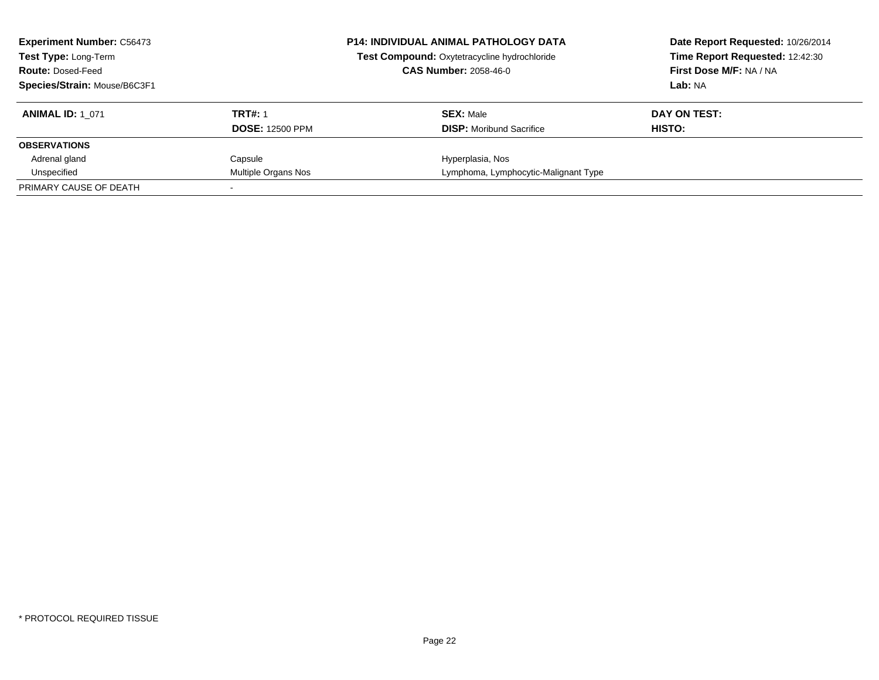**Experiment Number:** C56473
**Test Type:** Long-Term
**Route:** Dosed-Feed
**Species/Strain:** Mouse/B6C3F1

**P14: INDIVIDUAL ANIMAL PATHOLOGY DATA**
**Test Compound:** Oxytetracycline hydrochloride
**CAS Number:** 2058-46-0

**Date Report Requested:** 10/26/2014
**Time Report Requested:** 12:42:30
**First Dose M/F:** NA / NA
**Lab:** NA

| **ANIMAL ID:** 1_071 | **TRT#:** 1 | **SEX:** Male | **DAY ON TEST:** |
|---|---|---|---|
| | **DOSE:** 12500 PPM | **DISP:** Moribund Sacrifice | **HISTO:** |
| **OBSERVATIONS** | | | |
| Adrenal gland | Capsule | Hyperplasia, Nos | |
| Unspecified | Multiple Organs Nos | Lymphoma, Lymphocytic-Malignant Type | |
| PRIMARY CAUSE OF DEATH | - | | |

* PROTOCOL REQUIRED TISSUE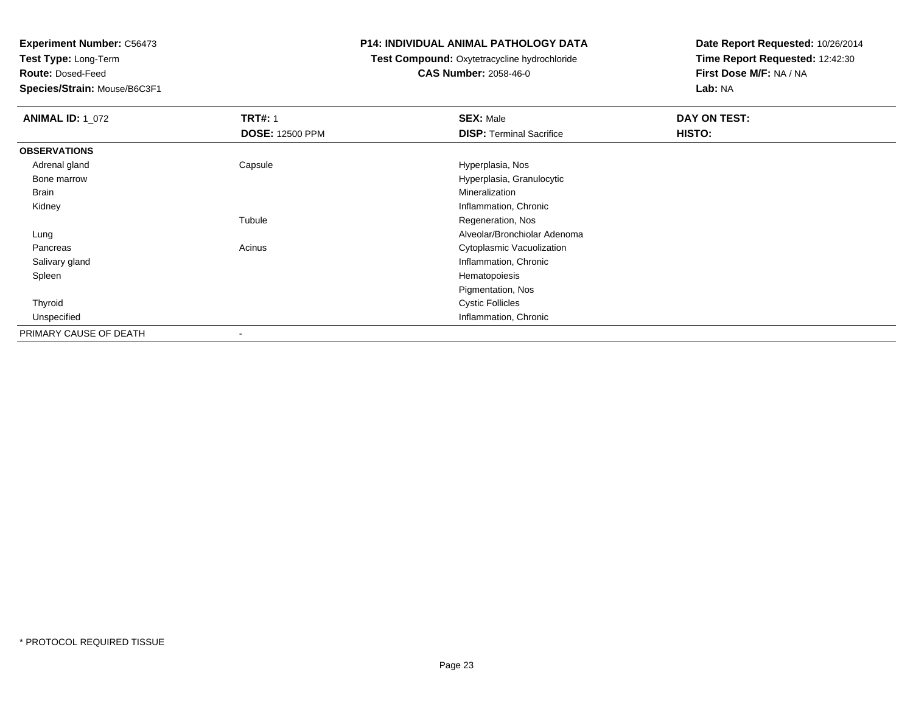**Experiment Number:** C56473
**Test Type:** Long-Term
**Route:** Dosed-Feed
**Species/Strain:** Mouse/B6C3F1

**P14: INDIVIDUAL ANIMAL PATHOLOGY DATA**
**Test Compound:** Oxytetracycline hydrochloride
**CAS Number:** 2058-46-0

**Date Report Requested:** 10/26/2014
**Time Report Requested:** 12:42:30
**First Dose M/F:** NA / NA
**Lab:** NA

| **ANIMAL ID:** 1_072 | **TRT#:** 1 | **SEX:** Male | **DAY ON TEST:** |
|---|---|---|---|
| | **DOSE:** 12500 PPM | **DISP:** Terminal Sacrifice | **HISTO:** |
| **OBSERVATIONS** | | | |
| Adrenal gland | Capsule | Hyperplasia, Nos | |
| Bone marrow | | Hyperplasia, Granulocytic | |
| Brain | | Mineralization | |
| Kidney | | Inflammation, Chronic | |
| | Tubule | Regeneration, Nos | |
| Lung | | Alveolar/Bronchiolar Adenoma | |
| Pancreas | Acinus | Cytoplasmic Vacuolization | |
| Salivary gland | | Inflammation, Chronic | |
| Spleen | | Hematopoiesis | |
| | | Pigmentation, Nos | |
| Thyroid | | Cystic Follicles | |
| Unspecified | | Inflammation, Chronic | |
| PRIMARY CAUSE OF DEATH | - | | |

* PROTOCOL REQUIRED TISSUE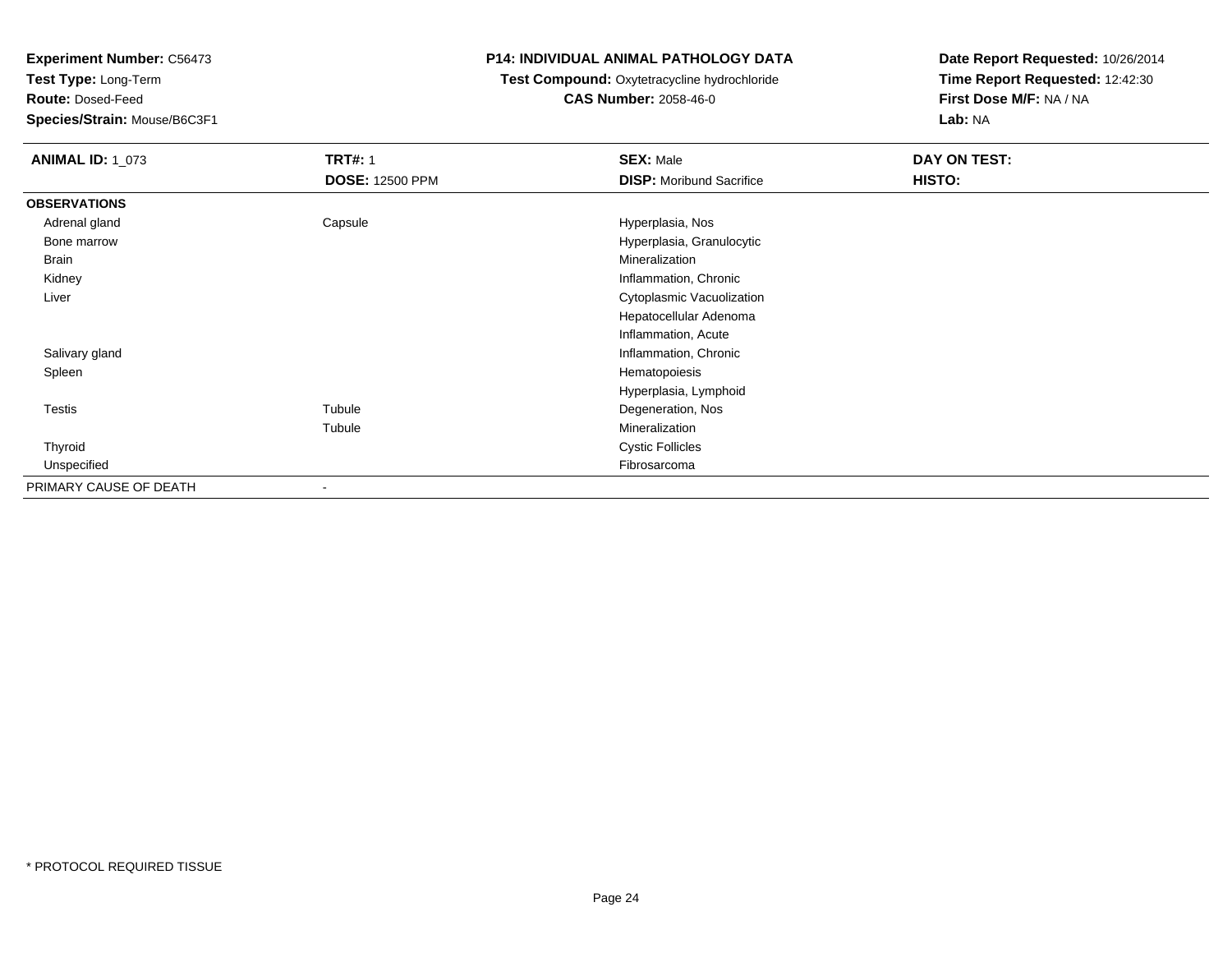**Experiment Number:** C56473
**Test Type:** Long-Term
**Route:** Dosed-Feed
**Species/Strain:** Mouse/B6C3F1

**P14: INDIVIDUAL ANIMAL PATHOLOGY DATA**
**Test Compound:** Oxytetracycline hydrochloride
**CAS Number:** 2058-46-0

**Date Report Requested:** 10/26/2014
**Time Report Requested:** 12:42:30
**First Dose M/F:** NA / NA
**Lab:** NA

| **ANIMAL ID:** 1_073 | **TRT#:** 1<br>**DOSE:** 12500 PPM | **SEX:** Male<br>**DISP:** Moribund Sacrifice | **DAY ON TEST:**<br>**HISTO:** |
|---|---|---|---|
| **OBSERVATIONS** | | | |
| Adrenal gland | Capsule | Hyperplasia, Nos | |
| Bone marrow | | Hyperplasia, Granulocytic | |
| Brain | | Mineralization | |
| Kidney | | Inflammation, Chronic | |
| Liver | | Cytoplasmic Vacuolization | |
| | | Hepatocellular Adenoma | |
| | | Inflammation, Acute | |
| Salivary gland | | Inflammation, Chronic | |
| Spleen | | Hematopoiesis | |
| | | Hyperplasia, Lymphoid | |
| Testis | Tubule | Degeneration, Nos | |
| | Tubule | Mineralization | |
| Thyroid | | Cystic Follicles | |
| Unspecified | | Fibrosarcoma | |
| PRIMARY CAUSE OF DEATH | - | | |

* PROTOCOL REQUIRED TISSUE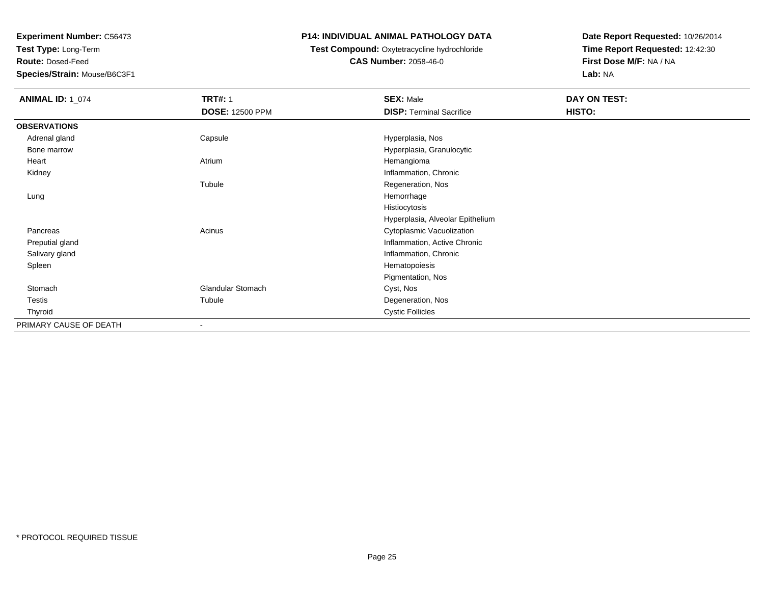**Experiment Number:** C56473
**Test Type:** Long-Term
**Route:** Dosed-Feed
**Species/Strain:** Mouse/B6C3F1

**P14: INDIVIDUAL ANIMAL PATHOLOGY DATA**
**Test Compound:** Oxytetracycline hydrochloride
**CAS Number:** 2058-46-0

**Date Report Requested:** 10/26/2014
**Time Report Requested:** 12:42:30
**First Dose M/F:** NA / NA
**Lab:** NA

| **ANIMAL ID:** 1_074 | **TRT#:** 1 | **SEX:** Male | **DAY ON TEST:** |
|---|---|---|---|
| | **DOSE:** 12500 PPM | **DISP:** Terminal Sacrifice | **HISTO:** |
| **OBSERVATIONS** | | | |
| Adrenal gland | Capsule | Hyperplasia, Nos | |
| Bone marrow | | Hyperplasia, Granulocytic | |
| Heart | Atrium | Hemangioma | |
| Kidney | | Inflammation, Chronic | |
| | Tubule | Regeneration, Nos | |
| Lung | | Hemorrhage | |
| | | Histiocytosis | |
| | | Hyperplasia, Alveolar Epithelium | |
| Pancreas | Acinus | Cytoplasmic Vacuolization | |
| Preputial gland | | Inflammation, Active Chronic | |
| Salivary gland | | Inflammation, Chronic | |
| Spleen | | Hematopoiesis | |
| | | Pigmentation, Nos | |
| Stomach | Glandular Stomach | Cyst, Nos | |
| Testis | Tubule | Degeneration, Nos | |
| Thyroid | | Cystic Follicles | |
| PRIMARY CAUSE OF DEATH | - | | |

* PROTOCOL REQUIRED TISSUE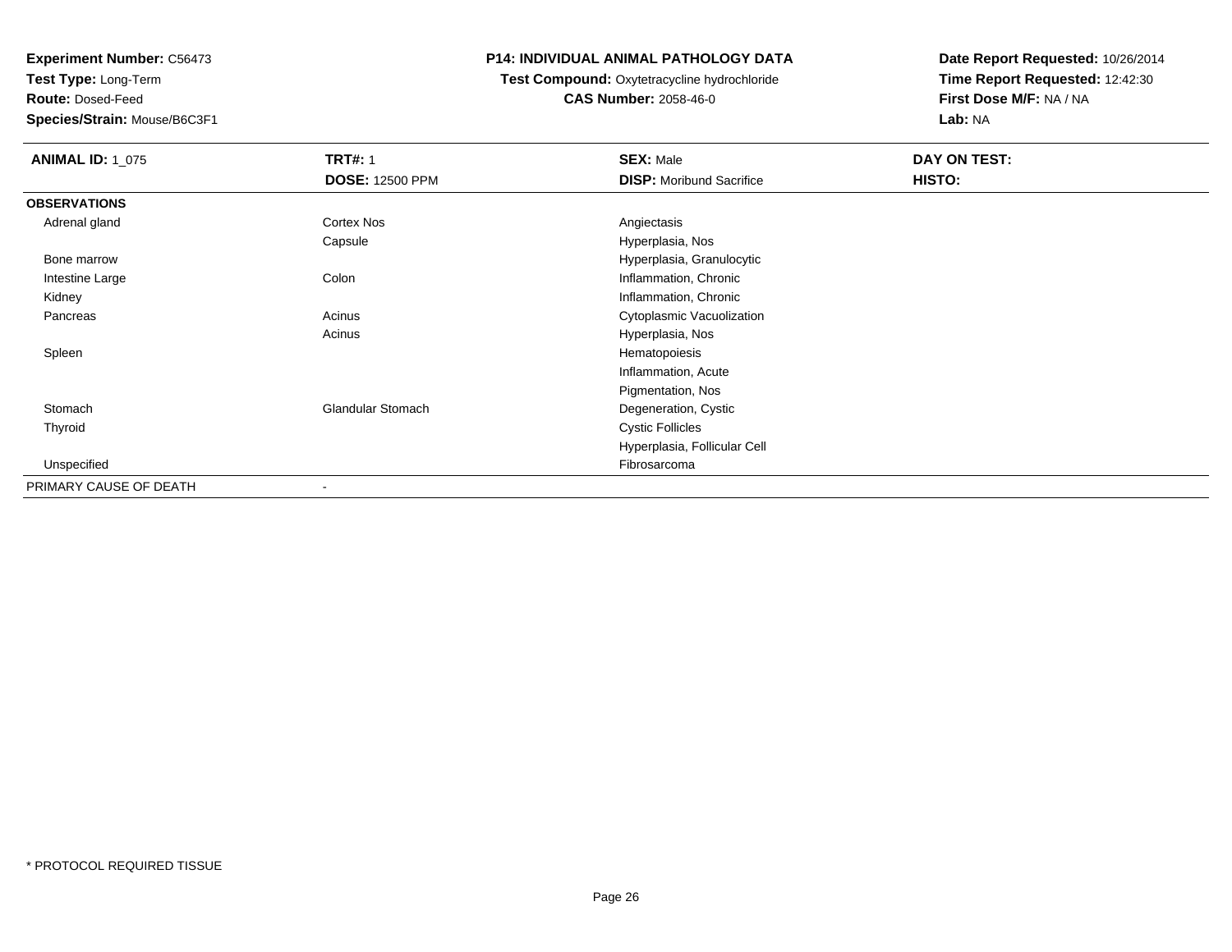**Experiment Number:** C56473
**Test Type:** Long-Term
**Route:** Dosed-Feed
**Species/Strain:** Mouse/B6C3F1

**P14: INDIVIDUAL ANIMAL PATHOLOGY DATA**
**Test Compound:** Oxytetracycline hydrochloride
**CAS Number:** 2058-46-0

**Date Report Requested:** 10/26/2014
**Time Report Requested:** 12:42:30
**First Dose M/F:** NA / NA
**Lab:** NA

| **ANIMAL ID:** 1_075 | **TRT#:** 1 | **SEX:** Male | **DAY ON TEST:** |
|---|---|---|---|
| | **DOSE:** 12500 PPM | **DISP:** Moribund Sacrifice | **HISTO:** |
| **OBSERVATIONS** | | | |
| Adrenal gland | Cortex Nos | Angiectasis | |
| | Capsule | Hyperplasia, Nos | |
| Bone marrow | | Hyperplasia, Granulocytic | |
| Intestine Large | Colon | Inflammation, Chronic | |
| Kidney | | Inflammation, Chronic | |
| Pancreas | Acinus | Cytoplasmic Vacuolization | |
| | Acinus | Hyperplasia, Nos | |
| Spleen | | Hematopoiesis | |
| | | Inflammation, Acute | |
| | | Pigmentation, Nos | |
| Stomach | Glandular Stomach | Degeneration, Cystic | |
| Thyroid | | Cystic Follicles | |
| | | Hyperplasia, Follicular Cell | |
| Unspecified | | Fibrosarcoma | |
| PRIMARY CAUSE OF DEATH | - | | |

* PROTOCOL REQUIRED TISSUE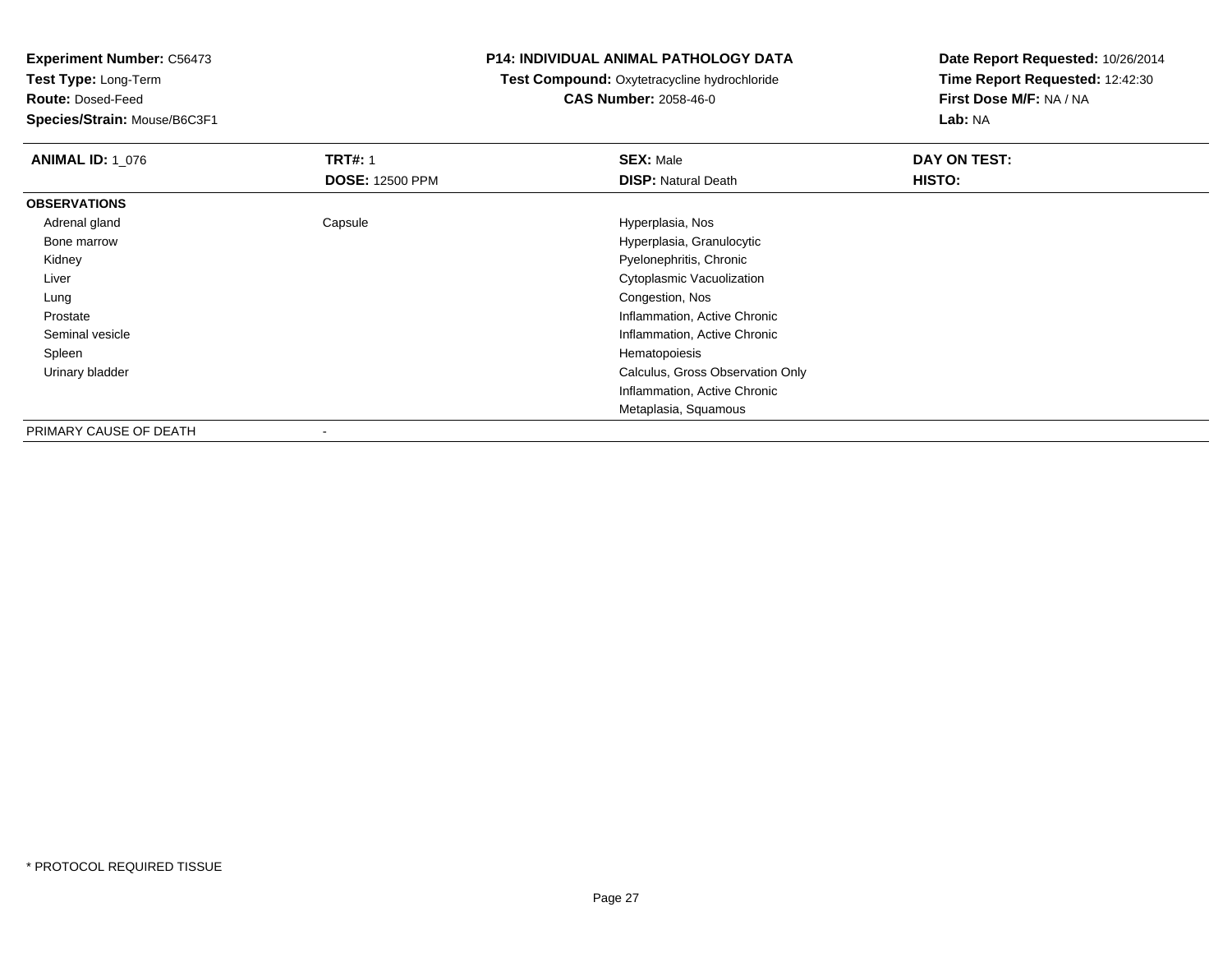**Experiment Number:** C56473
**Test Type:** Long-Term
**Route:** Dosed-Feed
**Species/Strain:** Mouse/B6C3F1

**P14: INDIVIDUAL ANIMAL PATHOLOGY DATA**
**Test Compound:** Oxytetracycline hydrochloride
**CAS Number:** 2058-46-0

**Date Report Requested:** 10/26/2014
**Time Report Requested:** 12:42:30
**First Dose M/F:** NA / NA
**Lab:** NA

| **ANIMAL ID:** 1_076 | **TRT#:** 1 | **SEX:** Male | **DAY ON TEST:** |
|---|---|---|---|
| | **DOSE:** 12500 PPM | **DISP:** Natural Death | **HISTO:** |
| **OBSERVATIONS** | | | |
| Adrenal gland | Capsule | Hyperplasia, Nos | |
| Bone marrow | | Hyperplasia, Granulocytic | |
| Kidney | | Pyelonephritis, Chronic | |
| Liver | | Cytoplasmic Vacuolization | |
| Lung | | Congestion, Nos | |
| Prostate | | Inflammation, Active Chronic | |
| Seminal vesicle | | Inflammation, Active Chronic | |
| Spleen | | Hematopoiesis | |
| Urinary bladder | | Calculus, Gross Observation Only | |
| | | Inflammation, Active Chronic | |
| | | Metaplasia, Squamous | |
| PRIMARY CAUSE OF DEATH | - | | |

* PROTOCOL REQUIRED TISSUE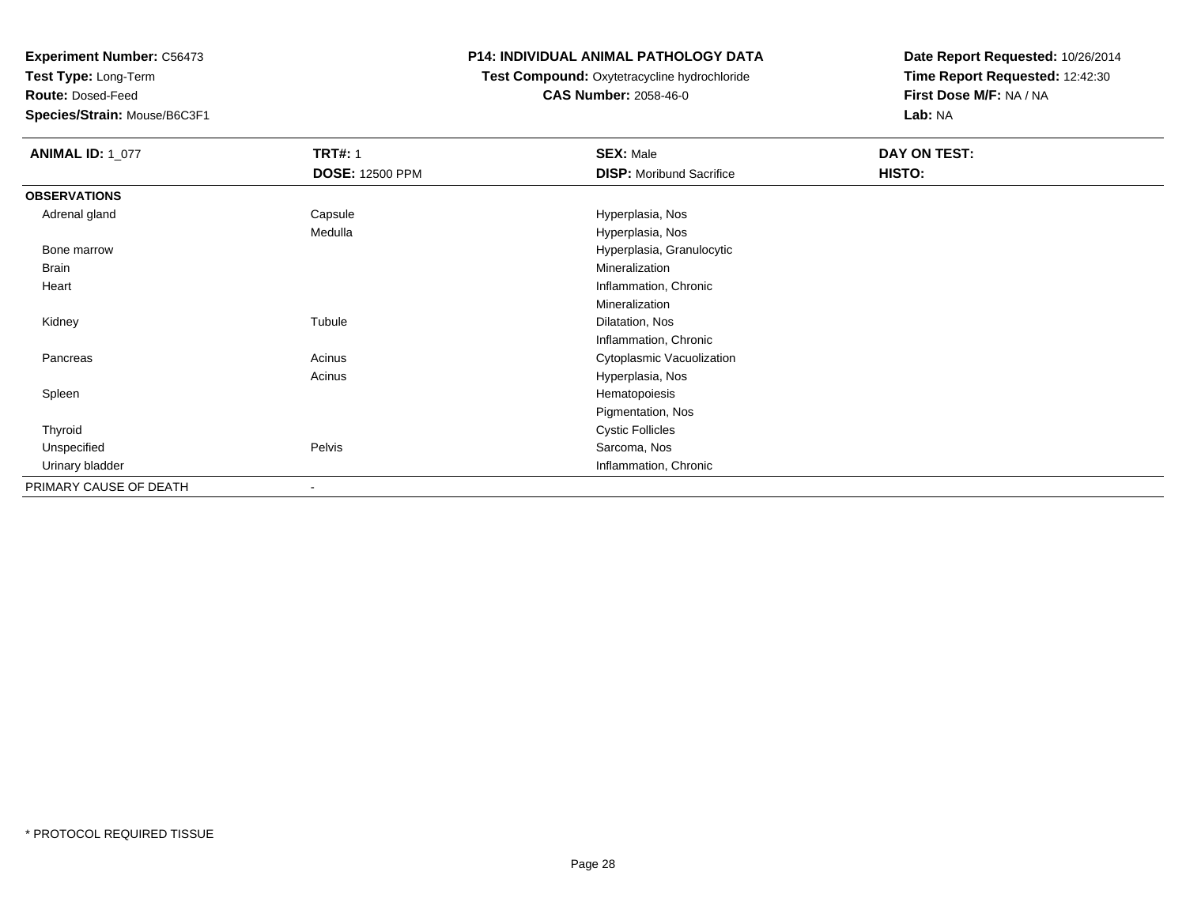**Experiment Number:** C56473
**Test Type:** Long-Term
**Route:** Dosed-Feed
**Species/Strain:** Mouse/B6C3F1

**P14: INDIVIDUAL ANIMAL PATHOLOGY DATA**
**Test Compound:** Oxytetracycline hydrochloride
**CAS Number:** 2058-46-0

**Date Report Requested:** 10/26/2014
**Time Report Requested:** 12:42:30
**First Dose M/F:** NA / NA
**Lab:** NA

| **ANIMAL ID:** 1_077 | **TRT#:** 1 | **SEX:** Male | **DAY ON TEST:** |
|---|---|---|---|
| | **DOSE:** 12500 PPM | **DISP:** Moribund Sacrifice | **HISTO:** |
| **OBSERVATIONS** | | | |
| Adrenal gland | Capsule | Hyperplasia, Nos | |
| | Medulla | Hyperplasia, Nos | |
| Bone marrow | | Hyperplasia, Granulocytic | |
| Brain | | Mineralization | |
| Heart | | Inflammation, Chronic | |
| | | Mineralization | |
| Kidney | Tubule | Dilatation, Nos | |
| | | Inflammation, Chronic | |
| Pancreas | Acinus | Cytoplasmic Vacuolization | |
| | Acinus | Hyperplasia, Nos | |
| Spleen | | Hematopoiesis | |
| | | Pigmentation, Nos | |
| Thyroid | | Cystic Follicles | |
| Unspecified | Pelvis | Sarcoma, Nos | |
| Urinary bladder | | Inflammation, Chronic | |
| PRIMARY CAUSE OF DEATH | - | | |

* PROTOCOL REQUIRED TISSUE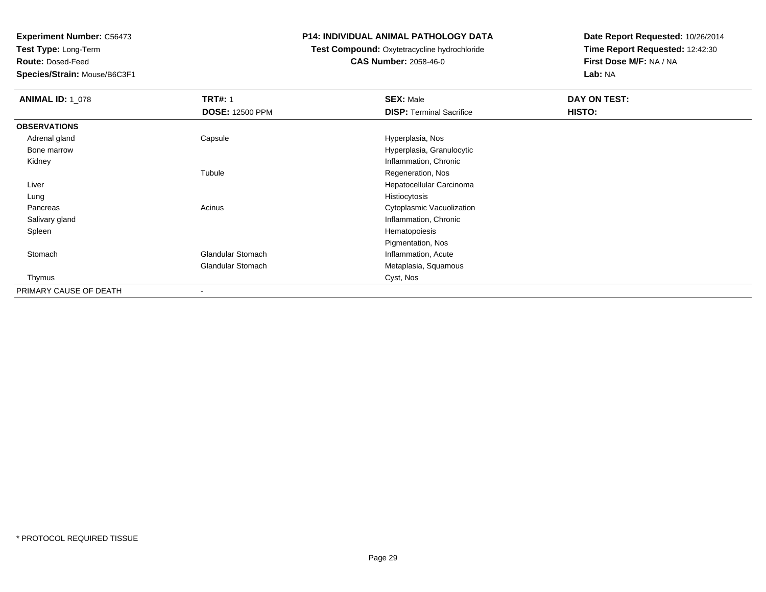**Experiment Number:** C56473
**Test Type:** Long-Term
**Route:** Dosed-Feed
**Species/Strain:** Mouse/B6C3F1

**P14: INDIVIDUAL ANIMAL PATHOLOGY DATA**
**Test Compound:** Oxytetracycline hydrochloride
**CAS Number:** 2058-46-0

**Date Report Requested:** 10/26/2014
**Time Report Requested:** 12:42:30
**First Dose M/F:** NA / NA
**Lab:** NA

| **ANIMAL ID:** 1_078 | **TRT#:** 1 | **SEX:** Male | **DAY ON TEST:** |
|---|---|---|---|
| | **DOSE:** 12500 PPM | **DISP:** Terminal Sacrifice | **HISTO:** |
| **OBSERVATIONS** | | | |
| Adrenal gland | Capsule | Hyperplasia, Nos | |
| Bone marrow | | Hyperplasia, Granulocytic | |
| Kidney | | Inflammation, Chronic | |
| | Tubule | Regeneration, Nos | |
| Liver | | Hepatocellular Carcinoma | |
| Lung | | Histiocytosis | |
| Pancreas | Acinus | Cytoplasmic Vacuolization | |
| Salivary gland | | Inflammation, Chronic | |
| Spleen | | Hematopoiesis | |
| | | Pigmentation, Nos | |
| Stomach | Glandular Stomach | Inflammation, Acute | |
| | Glandular Stomach | Metaplasia, Squamous | |
| Thymus | | Cyst, Nos | |
| PRIMARY CAUSE OF DEATH | - | | |

* PROTOCOL REQUIRED TISSUE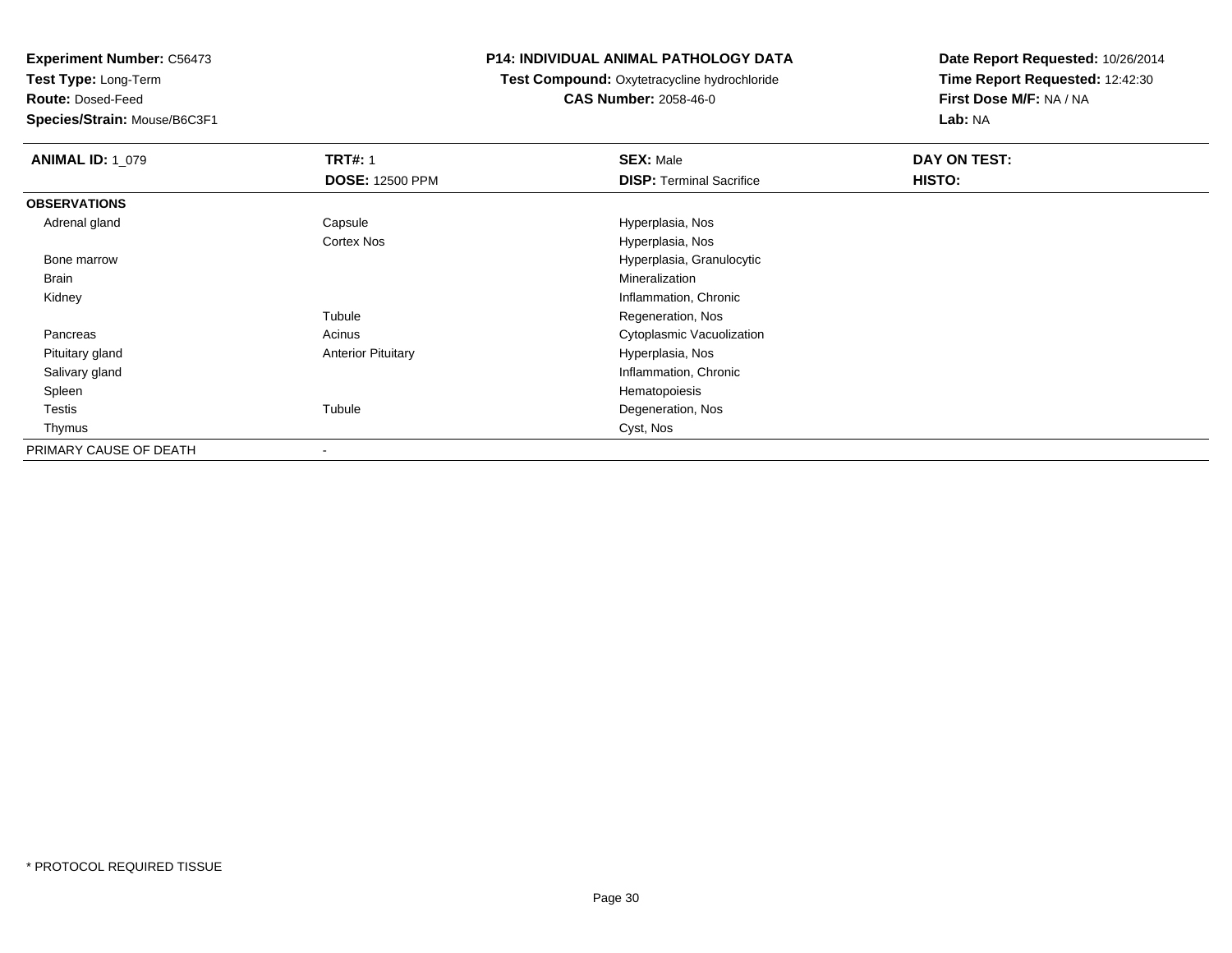**Experiment Number:** C56473
**Test Type:** Long-Term
**Route:** Dosed-Feed
**Species/Strain:** Mouse/B6C3F1

**P14: INDIVIDUAL ANIMAL PATHOLOGY DATA**
**Test Compound:** Oxytetracycline hydrochloride
**CAS Number:** 2058-46-0

**Date Report Requested:** 10/26/2014
**Time Report Requested:** 12:42:30
**First Dose M/F:** NA / NA
**Lab:** NA

| **ANIMAL ID:** 1_079 | **TRT#:** 1 | **SEX:** Male | **DAY ON TEST:** |
|---|---|---|---|
| | **DOSE:** 12500 PPM | **DISP:** Terminal Sacrifice | **HISTO:** |
| **OBSERVATIONS** | | | |
| Adrenal gland | Capsule | Hyperplasia, Nos | |
| | Cortex Nos | Hyperplasia, Nos | |
| Bone marrow | | Hyperplasia, Granulocytic | |
| Brain | | Mineralization | |
| Kidney | | Inflammation, Chronic | |
| | Tubule | Regeneration, Nos | |
| Pancreas | Acinus | Cytoplasmic Vacuolization | |
| Pituitary gland | Anterior Pituitary | Hyperplasia, Nos | |
| Salivary gland | | Inflammation, Chronic | |
| Spleen | | Hematopoiesis | |
| Testis | Tubule | Degeneration, Nos | |
| Thymus | | Cyst, Nos | |
| PRIMARY CAUSE OF DEATH | - | | |

* PROTOCOL REQUIRED TISSUE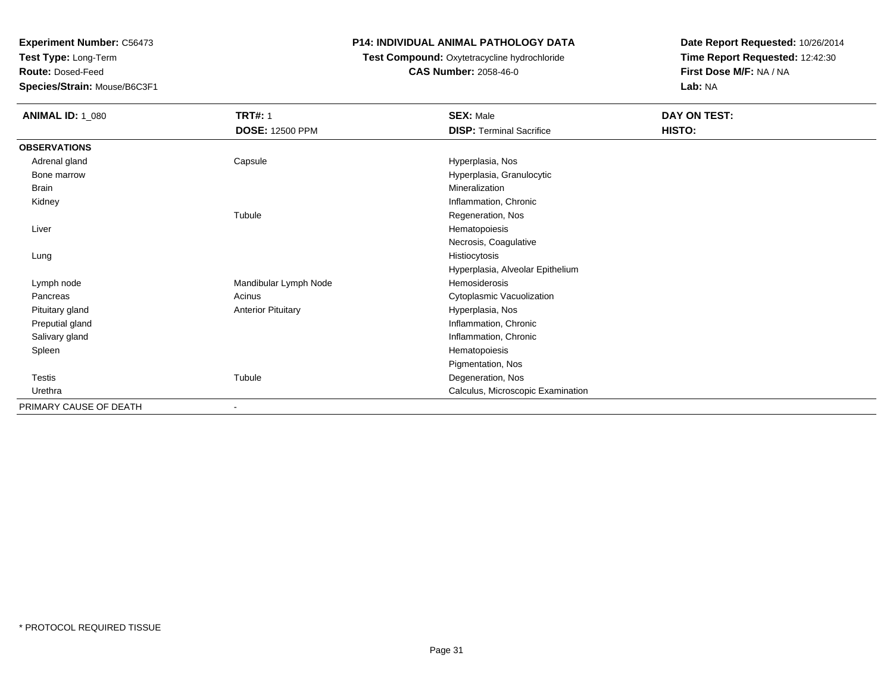**Experiment Number:** C56473
**Test Type:** Long-Term
**Route:** Dosed-Feed
**Species/Strain:** Mouse/B6C3F1

**P14: INDIVIDUAL ANIMAL PATHOLOGY DATA**
**Test Compound:** Oxytetracycline hydrochloride
**CAS Number:** 2058-46-0

**Date Report Requested:** 10/26/2014
**Time Report Requested:** 12:42:30
**First Dose M/F:** NA / NA
**Lab:** NA

| **ANIMAL ID:** 1_080 | **TRT#:** 1<br>**DOSE:** 12500 PPM | **SEX:** Male<br>**DISP:** Terminal Sacrifice | **DAY ON TEST:**<br>**HISTO:** |
|---|---|---|---|
| **OBSERVATIONS** | | | |
| Adrenal gland | Capsule | Hyperplasia, Nos | |
| Bone marrow | | Hyperplasia, Granulocytic | |
| Brain | | Mineralization | |
| Kidney | | Inflammation, Chronic | |
| | Tubule | Regeneration, Nos | |
| Liver | | Hematopoiesis | |
| | | Necrosis, Coagulative | |
| Lung | | Histiocytosis | |
| | | Hyperplasia, Alveolar Epithelium | |
| Lymph node | Mandibular Lymph Node | Hemosiderosis | |
| Pancreas | Acinus | Cytoplasmic Vacuolization | |
| Pituitary gland | Anterior Pituitary | Hyperplasia, Nos | |
| Preputial gland | | Inflammation, Chronic | |
| Salivary gland | | Inflammation, Chronic | |
| Spleen | | Hematopoiesis | |
| | | Pigmentation, Nos | |
| Testis | Tubule | Degeneration, Nos | |
| Urethra | | Calculus, Microscopic Examination | |
| PRIMARY CAUSE OF DEATH | - | | |

* PROTOCOL REQUIRED TISSUE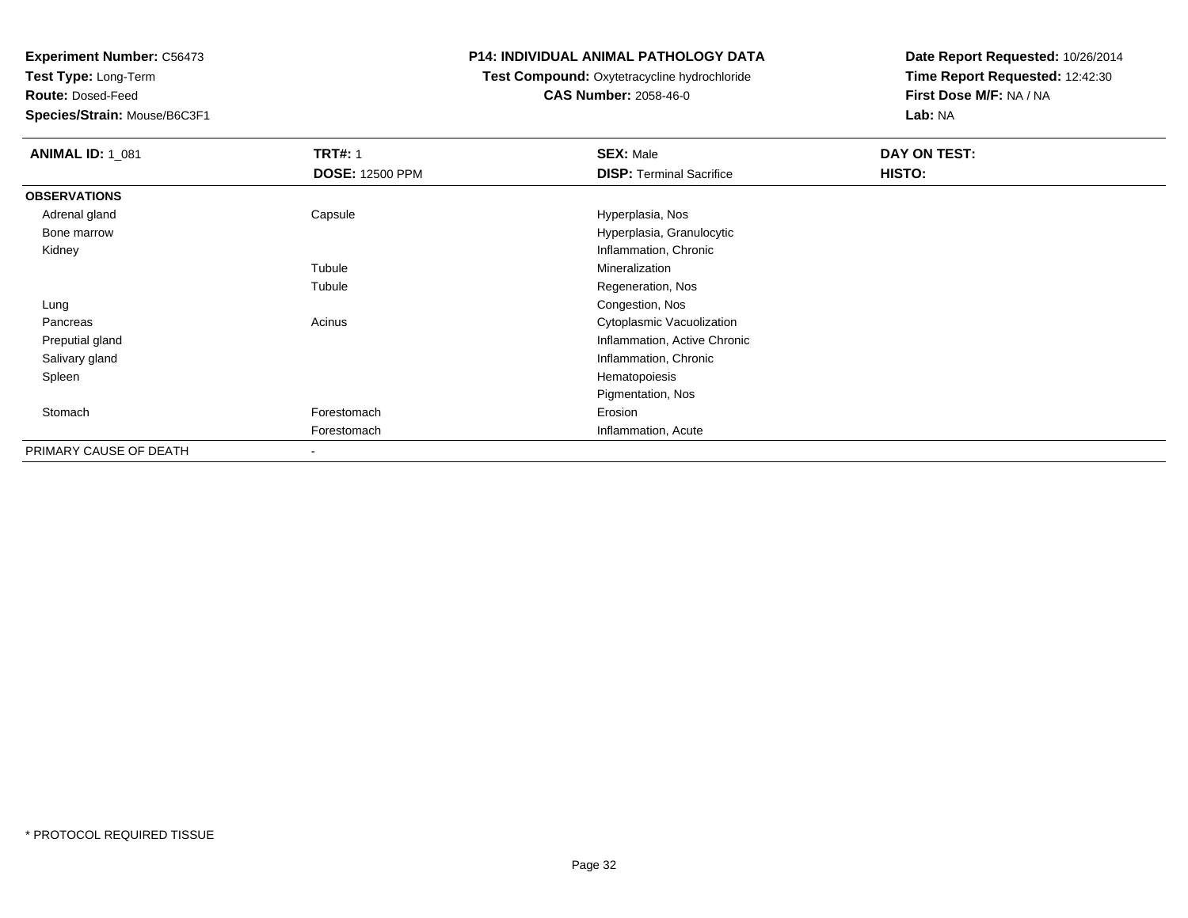**Experiment Number:** C56473
**Test Type:** Long-Term
**Route:** Dosed-Feed
**Species/Strain:** Mouse/B6C3F1

**P14: INDIVIDUAL ANIMAL PATHOLOGY DATA**
**Test Compound:** Oxytetracycline hydrochloride
**CAS Number:** 2058-46-0

**Date Report Requested:** 10/26/2014
**Time Report Requested:** 12:42:30
**First Dose M/F:** NA / NA
**Lab:** NA

| **ANIMAL ID:** 1_081 | **TRT#:** 1 | **SEX:** Male | **DAY ON TEST:** |
|---|---|---|---|
| | **DOSE:** 12500 PPM | **DISP:** Terminal Sacrifice | **HISTO:** |
| **OBSERVATIONS** | | | |
| Adrenal gland | Capsule | Hyperplasia, Nos | |
| Bone marrow | | Hyperplasia, Granulocytic | |
| Kidney | | Inflammation, Chronic | |
| | Tubule | Mineralization | |
| | Tubule | Regeneration, Nos | |
| Lung | | Congestion, Nos | |
| Pancreas | Acinus | Cytoplasmic Vacuolization | |
| Preputial gland | | Inflammation, Active Chronic | |
| Salivary gland | | Inflammation, Chronic | |
| Spleen | | Hematopoiesis | |
| | | Pigmentation, Nos | |
| Stomach | Forestomach | Erosion | |
| | Forestomach | Inflammation, Acute | |
| PRIMARY CAUSE OF DEATH | - | | |

* PROTOCOL REQUIRED TISSUE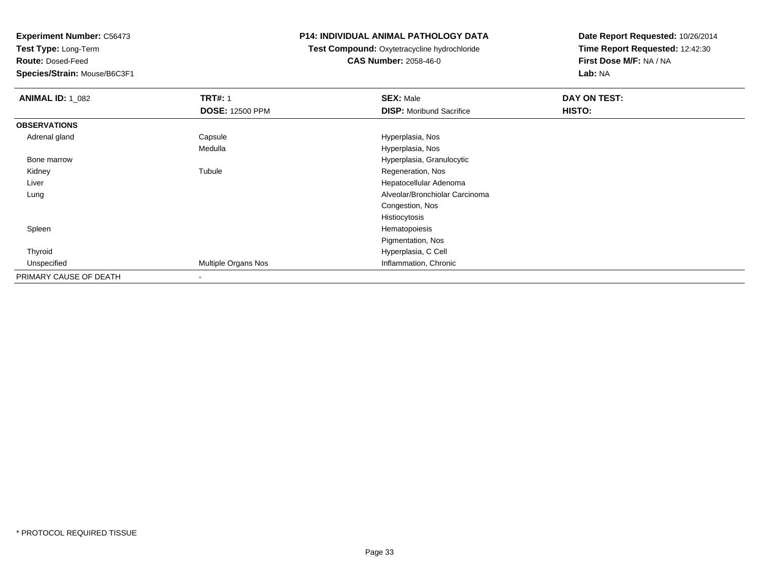**Experiment Number:** C56473
**Test Type:** Long-Term
**Route:** Dosed-Feed
**Species/Strain:** Mouse/B6C3F1

**P14: INDIVIDUAL ANIMAL PATHOLOGY DATA**
**Test Compound:** Oxytetracycline hydrochloride
**CAS Number:** 2058-46-0

**Date Report Requested:** 10/26/2014
**Time Report Requested:** 12:42:30
**First Dose M/F:** NA / NA
**Lab:** NA

| **ANIMAL ID:** 1_082 | **TRT#:** 1 | **SEX:** Male | **DAY ON TEST:** |
|---|---|---|---|
| | **DOSE:** 12500 PPM | **DISP:** Moribund Sacrifice | **HISTO:** |
| **OBSERVATIONS** | | | |
| Adrenal gland | Capsule | Hyperplasia, Nos | |
| | Medulla | Hyperplasia, Nos | |
| Bone marrow | | Hyperplasia, Granulocytic | |
| Kidney | Tubule | Regeneration, Nos | |
| Liver | | Hepatocellular Adenoma | |
| Lung | | Alveolar/Bronchiolar Carcinoma | |
| | | Congestion, Nos | |
| | | Histiocytosis | |
| Spleen | | Hematopoiesis | |
| | | Pigmentation, Nos | |
| Thyroid | | Hyperplasia, C Cell | |
| Unspecified | Multiple Organs Nos | Inflammation, Chronic | |
| PRIMARY CAUSE OF DEATH | - | | |

* PROTOCOL REQUIRED TISSUE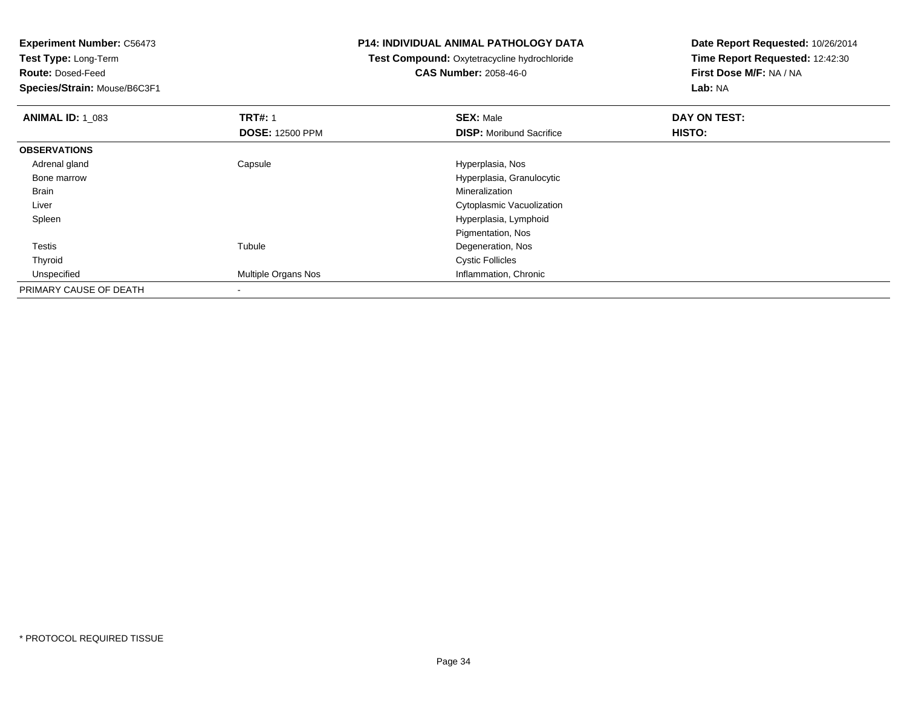**Experiment Number:** C56473
**Test Type:** Long-Term
**Route:** Dosed-Feed
**Species/Strain:** Mouse/B6C3F1

**P14: INDIVIDUAL ANIMAL PATHOLOGY DATA**
**Test Compound:** Oxytetracycline hydrochloride
**CAS Number:** 2058-46-0

**Date Report Requested:** 10/26/2014
**Time Report Requested:** 12:42:30
**First Dose M/F:** NA / NA
**Lab:** NA

| **ANIMAL ID:** 1_083 | **TRT#:** 1 | **SEX:** Male | **DAY ON TEST:** |
|---|---|---|---|
| | **DOSE:** 12500 PPM | **DISP:** Moribund Sacrifice | **HISTO:** |
| **OBSERVATIONS** | | | |
| Adrenal gland | Capsule | Hyperplasia, Nos | |
| Bone marrow | | Hyperplasia, Granulocytic | |
| Brain | | Mineralization | |
| Liver | | Cytoplasmic Vacuolization | |
| Spleen | | Hyperplasia, Lymphoid | |
| | | Pigmentation, Nos | |
| Testis | Tubule | Degeneration, Nos | |
| Thyroid | | Cystic Follicles | |
| Unspecified | Multiple Organs Nos | Inflammation, Chronic | |
| PRIMARY CAUSE OF DEATH | - | | |

* PROTOCOL REQUIRED TISSUE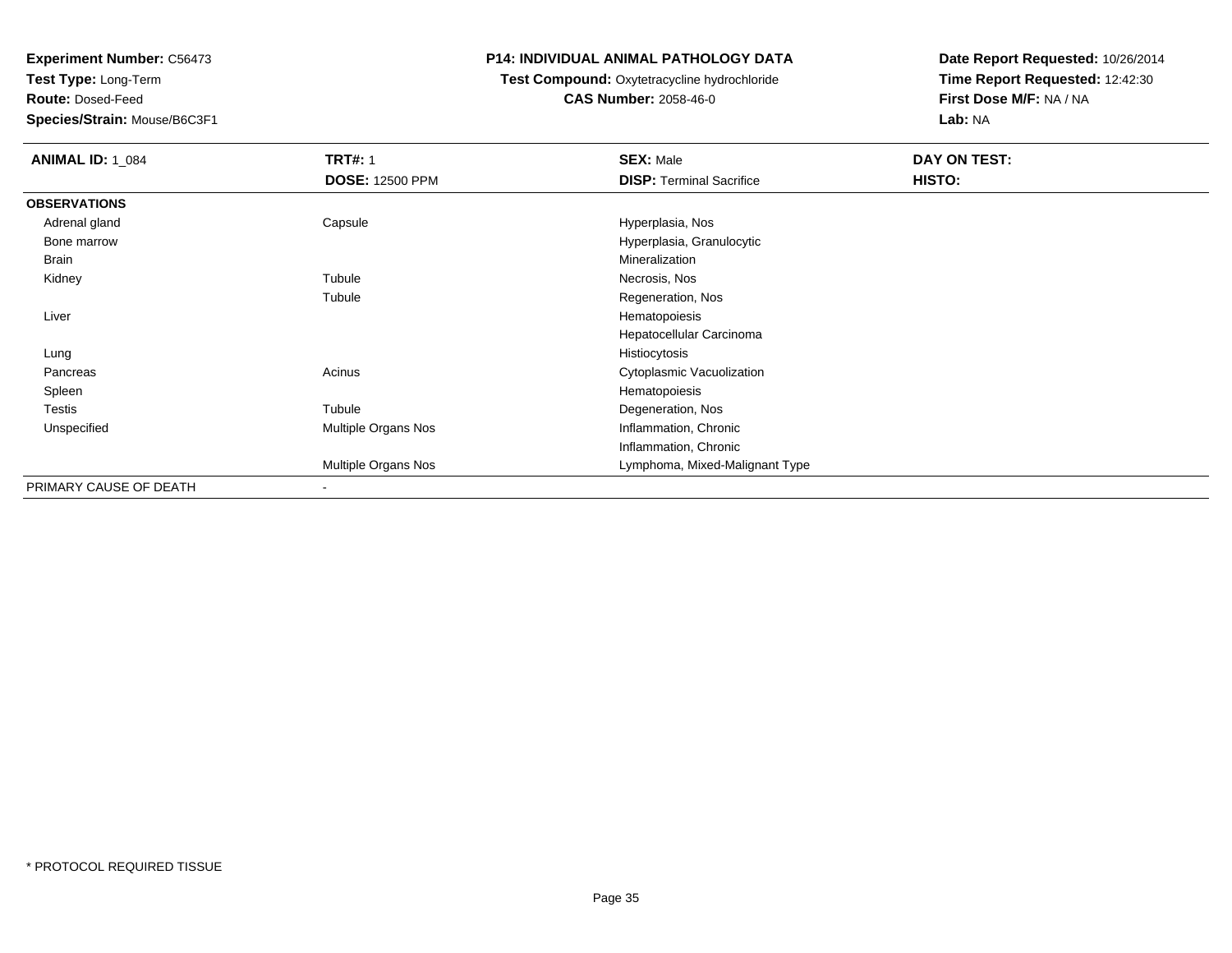**Experiment Number:** C56473
**Test Type:** Long-Term
**Route:** Dosed-Feed
**Species/Strain:** Mouse/B6C3F1

**P14: INDIVIDUAL ANIMAL PATHOLOGY DATA**
**Test Compound:** Oxytetracycline hydrochloride
**CAS Number:** 2058-46-0

**Date Report Requested:** 10/26/2014
**Time Report Requested:** 12:42:30
**First Dose M/F:** NA / NA
**Lab:** NA

| **ANIMAL ID:** 1_084 | **TRT#:** 1 | **SEX:** Male | **DAY ON TEST:** |
|---|---|---|---|
| | **DOSE:** 12500 PPM | **DISP:** Terminal Sacrifice | **HISTO:** |
| **OBSERVATIONS** | | | |
| Adrenal gland | Capsule | Hyperplasia, Nos | |
| Bone marrow | | Hyperplasia, Granulocytic | |
| Brain | | Mineralization | |
| Kidney | Tubule | Necrosis, Nos | |
| | Tubule | Regeneration, Nos | |
| Liver | | Hematopoiesis | |
| | | Hepatocellular Carcinoma | |
| Lung | | Histiocytosis | |
| Pancreas | Acinus | Cytoplasmic Vacuolization | |
| Spleen | | Hematopoiesis | |
| Testis | Tubule | Degeneration, Nos | |
| Unspecified | Multiple Organs Nos | Inflammation, Chronic | |
| | | Inflammation, Chronic | |
| | Multiple Organs Nos | Lymphoma, Mixed-Malignant Type | |
| PRIMARY CAUSE OF DEATH | - | | |

\* PROTOCOL REQUIRED TISSUE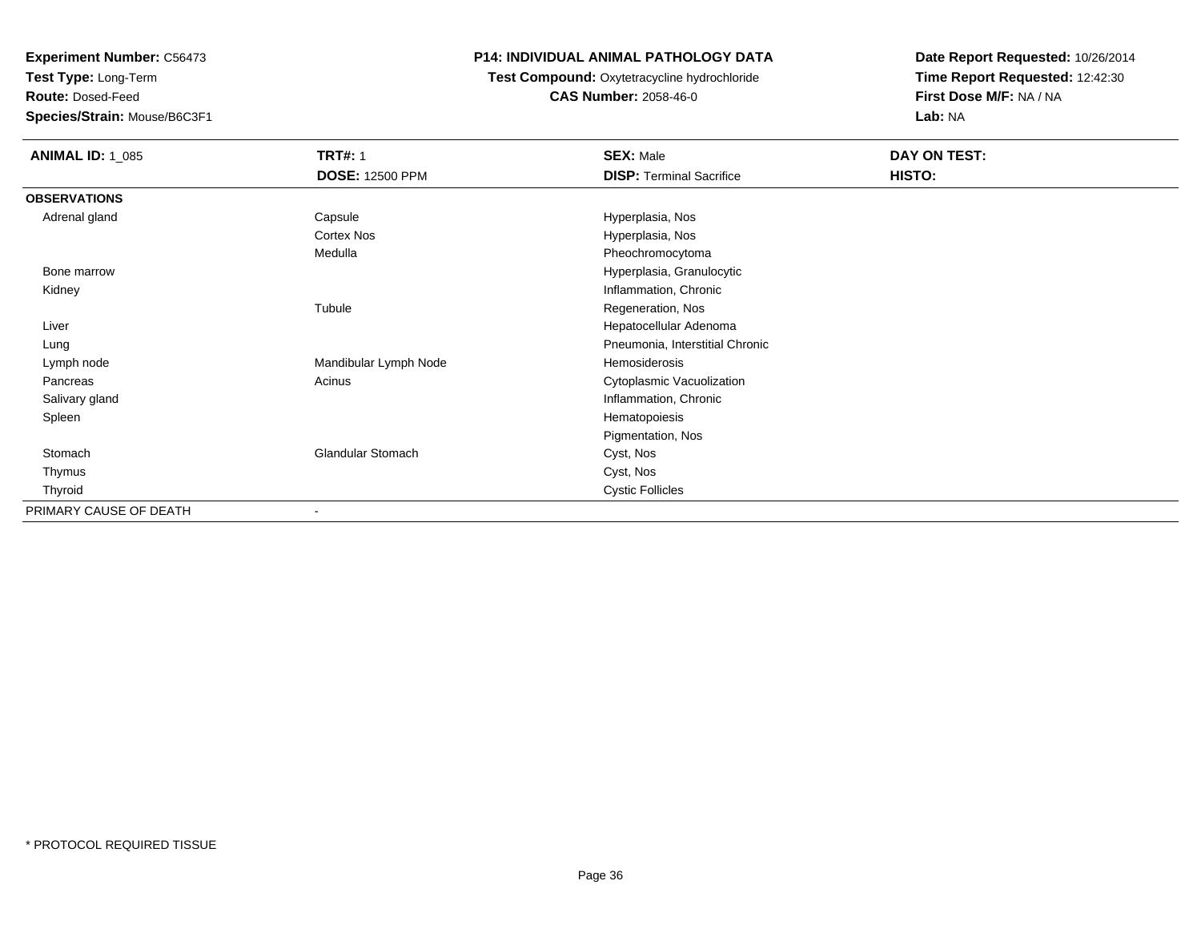**Experiment Number:** C56473
**Test Type:** Long-Term
**Route:** Dosed-Feed
**Species/Strain:** Mouse/B6C3F1

**P14: INDIVIDUAL ANIMAL PATHOLOGY DATA**
**Test Compound:** Oxytetracycline hydrochloride
**CAS Number:** 2058-46-0

**Date Report Requested:** 10/26/2014
**Time Report Requested:** 12:42:30
**First Dose M/F:** NA / NA
**Lab:** NA

| **ANIMAL ID:** 1_085 | **TRT#:** 1 | **SEX:** Male | **DAY ON TEST:** |
|---|---|---|---|
| | **DOSE:** 12500 PPM | **DISP:** Terminal Sacrifice | **HISTO:** |
| **OBSERVATIONS** | | | |
| Adrenal gland | Capsule | Hyperplasia, Nos | |
| | Cortex Nos | Hyperplasia, Nos | |
| | Medulla | Pheochromocytoma | |
| Bone marrow | | Hyperplasia, Granulocytic | |
| Kidney | | Inflammation, Chronic | |
| | Tubule | Regeneration, Nos | |
| Liver | | Hepatocellular Adenoma | |
| Lung | | Pneumonia, Interstitial Chronic | |
| Lymph node | Mandibular Lymph Node | Hemosiderosis | |
| Pancreas | Acinus | Cytoplasmic Vacuolization | |
| Salivary gland | | Inflammation, Chronic | |
| Spleen | | Hematopoiesis | |
| | | Pigmentation, Nos | |
| Stomach | Glandular Stomach | Cyst, Nos | |
| Thymus | | Cyst, Nos | |
| Thyroid | | Cystic Follicles | |
| PRIMARY CAUSE OF DEATH | - | | |

* PROTOCOL REQUIRED TISSUE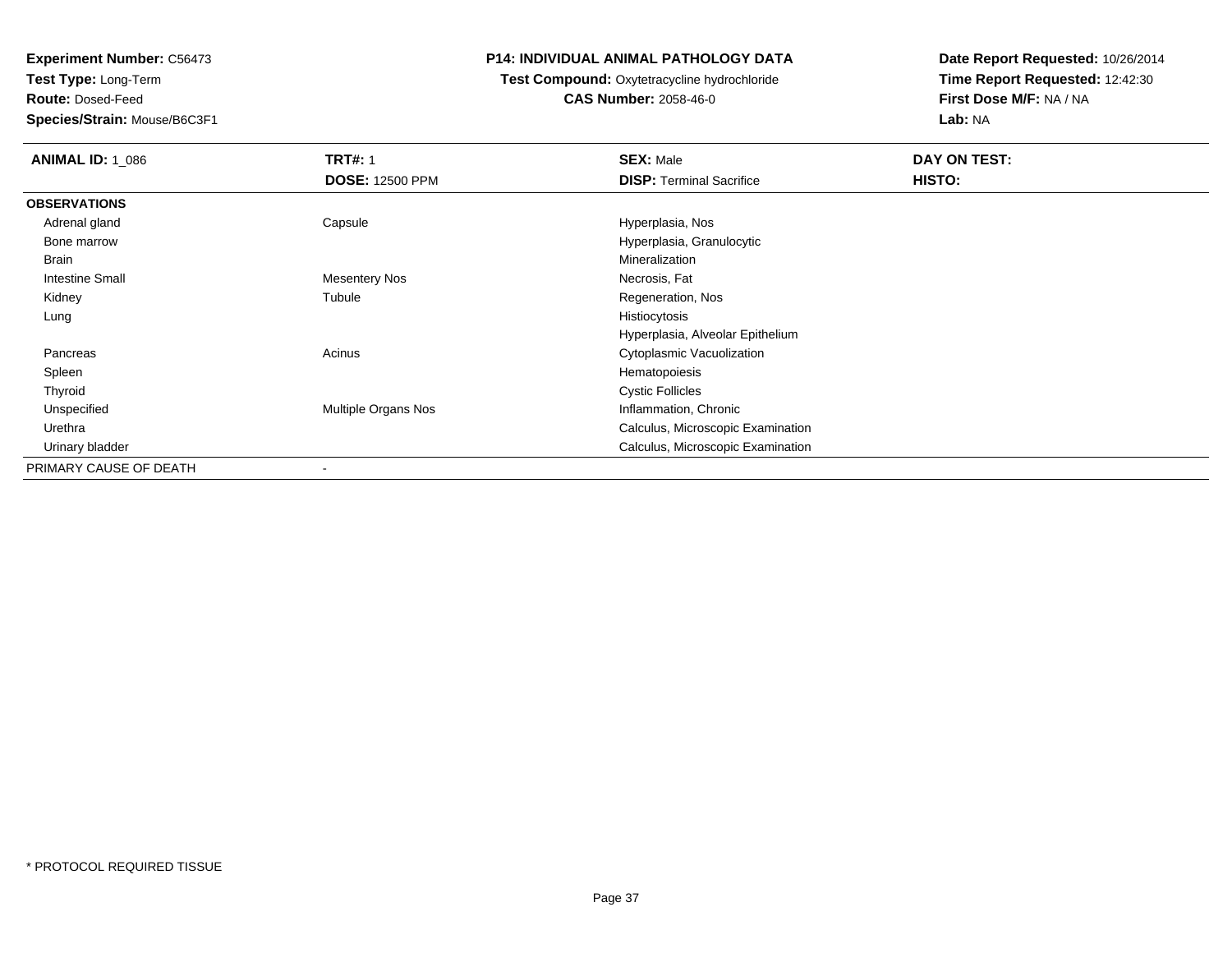**Experiment Number:** C56473
**Test Type:** Long-Term
**Route:** Dosed-Feed
**Species/Strain:** Mouse/B6C3F1

## P14: INDIVIDUAL ANIMAL PATHOLOGY DATA

**Test Compound:** Oxytetracycline hydrochloride
**CAS Number:** 2058-46-0

**Date Report Requested:** 10/26/2014
**Time Report Requested:** 12:42:30
**First Dose M/F:** NA / NA
**Lab:** NA

| **ANIMAL ID:** 1_086 | **TRT#:** 1<br>**DOSE:** 12500 PPM | **SEX:** Male<br>**DISP:** Terminal Sacrifice | **DAY ON TEST:**<br>**HISTO:** |
|---|---|---|---|
| **OBSERVATIONS** | | | |
| Adrenal gland | Capsule | Hyperplasia, Nos | |
| Bone marrow | | Hyperplasia, Granulocytic | |
| Brain | | Mineralization | |
| Intestine Small | Mesentery Nos | Necrosis, Fat | |
| Kidney | Tubule | Regeneration, Nos | |
| Lung | | Histiocytosis | |
| | | Hyperplasia, Alveolar Epithelium | |
| Pancreas | Acinus | Cytoplasmic Vacuolization | |
| Spleen | | Hematopoiesis | |
| Thyroid | | Cystic Follicles | |
| Unspecified | Multiple Organs Nos | Inflammation, Chronic | |
| Urethra | | Calculus, Microscopic Examination | |
| Urinary bladder | | Calculus, Microscopic Examination | |
| PRIMARY CAUSE OF DEATH | - | | |

* PROTOCOL REQUIRED TISSUE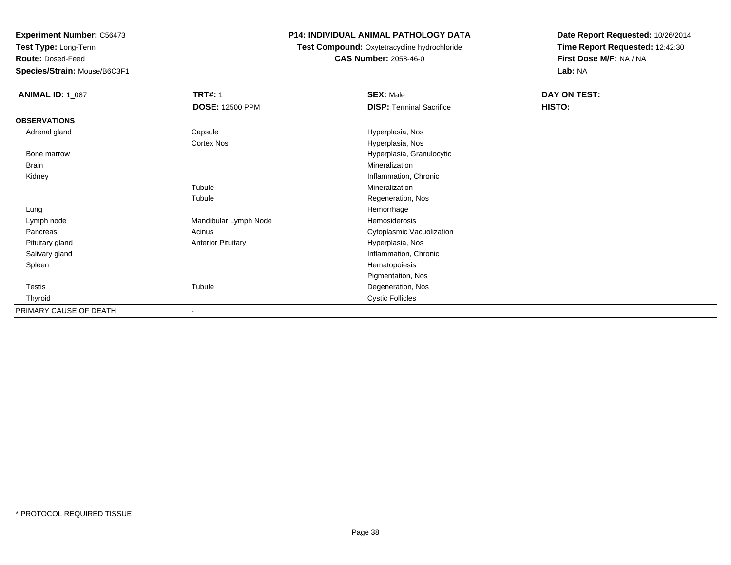**Experiment Number:** C56473
**Test Type:** Long-Term
**Route:** Dosed-Feed
**Species/Strain:** Mouse/B6C3F1

**P14: INDIVIDUAL ANIMAL PATHOLOGY DATA**
**Test Compound:** Oxytetracycline hydrochloride
**CAS Number:** 2058-46-0

**Date Report Requested:** 10/26/2014
**Time Report Requested:** 12:42:30
**First Dose M/F:** NA / NA
**Lab:** NA

| **ANIMAL ID:** 1_087 | **TRT#:** 1<br>**DOSE:** 12500 PPM | **SEX:** Male<br>**DISP:** Terminal Sacrifice | **DAY ON TEST:**<br>**HISTO:** |
|---|---|---|---|
| **OBSERVATIONS** | | | |
| Adrenal gland | Capsule | Hyperplasia, Nos | |
| | Cortex Nos | Hyperplasia, Nos | |
| Bone marrow | | Hyperplasia, Granulocytic | |
| Brain | | Mineralization | |
| Kidney | | Inflammation, Chronic | |
| | Tubule | Mineralization | |
| | Tubule | Regeneration, Nos | |
| Lung | | Hemorrhage | |
| Lymph node | Mandibular Lymph Node | Hemosiderosis | |
| Pancreas | Acinus | Cytoplasmic Vacuolization | |
| Pituitary gland | Anterior Pituitary | Hyperplasia, Nos | |
| Salivary gland | | Inflammation, Chronic | |
| Spleen | | Hematopoiesis | |
| | | Pigmentation, Nos | |
| Testis | Tubule | Degeneration, Nos | |
| Thyroid | | Cystic Follicles | |
| PRIMARY CAUSE OF DEATH | - | | |

\* PROTOCOL REQUIRED TISSUE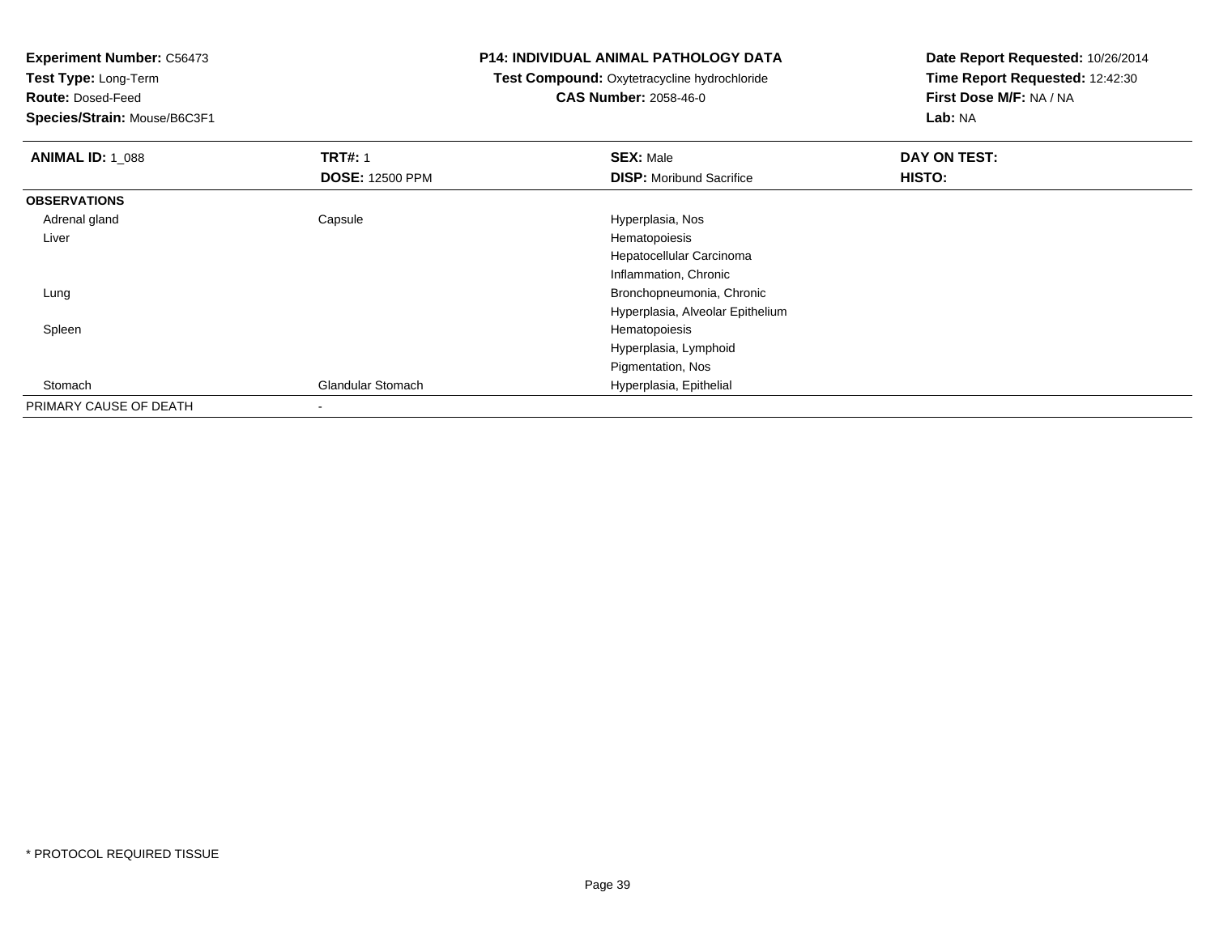**Experiment Number:** C56473
**Test Type:** Long-Term
**Route:** Dosed-Feed
**Species/Strain:** Mouse/B6C3F1

**P14: INDIVIDUAL ANIMAL PATHOLOGY DATA**
**Test Compound:** Oxytetracycline hydrochloride
**CAS Number:** 2058-46-0

**Date Report Requested:** 10/26/2014
**Time Report Requested:** 12:42:30
**First Dose M/F:** NA / NA
**Lab:** NA

| **ANIMAL ID:** 1_088 | **TRT#:** 1 | **SEX:** Male | **DAY ON TEST:** |
|---|---|---|---|
| | **DOSE:** 12500 PPM | **DISP:** Moribund Sacrifice | **HISTO:** |
| **OBSERVATIONS** | | | |
| Adrenal gland | Capsule | Hyperplasia, Nos | |
| Liver | | Hematopoiesis | |
| | | Hepatocellular Carcinoma | |
| | | Inflammation, Chronic | |
| Lung | | Bronchopneumonia, Chronic | |
| | | Hyperplasia, Alveolar Epithelium | |
| Spleen | | Hematopoiesis | |
| | | Hyperplasia, Lymphoid | |
| | | Pigmentation, Nos | |
| Stomach | Glandular Stomach | Hyperplasia, Epithelial | |
| PRIMARY CAUSE OF DEATH | - | | |

* PROTOCOL REQUIRED TISSUE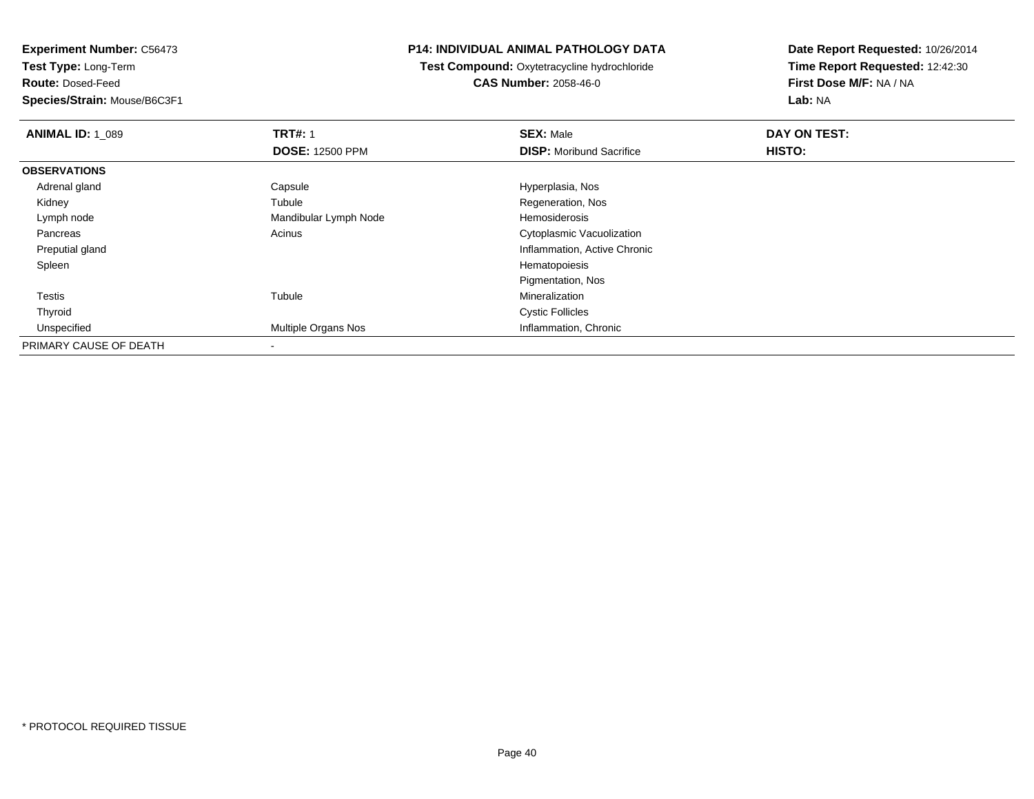**Experiment Number:** C56473
**Test Type:** Long-Term
**Route:** Dosed-Feed
**Species/Strain:** Mouse/B6C3F1

**P14: INDIVIDUAL ANIMAL PATHOLOGY DATA**
**Test Compound:** Oxytetracycline hydrochloride
**CAS Number:** 2058-46-0

**Date Report Requested:** 10/26/2014
**Time Report Requested:** 12:42:30
**First Dose M/F:** NA / NA
**Lab:** NA

| **ANIMAL ID:** 1_089 | **TRT#:** 1 | **SEX:** Male | **DAY ON TEST:** |
|---|---|---|---|
| | **DOSE:** 12500 PPM | **DISP:** Moribund Sacrifice | **HISTO:** |
| **OBSERVATIONS** | | | |
| Adrenal gland | Capsule | Hyperplasia, Nos | |
| Kidney | Tubule | Regeneration, Nos | |
| Lymph node | Mandibular Lymph Node | Hemosiderosis | |
| Pancreas | Acinus | Cytoplasmic Vacuolization | |
| Preputial gland | | Inflammation, Active Chronic | |
| Spleen | | Hematopoiesis | |
| | | Pigmentation, Nos | |
| Testis | Tubule | Mineralization | |
| Thyroid | | Cystic Follicles | |
| Unspecified | Multiple Organs Nos | Inflammation, Chronic | |
| PRIMARY CAUSE OF DEATH | - | | |

* PROTOCOL REQUIRED TISSUE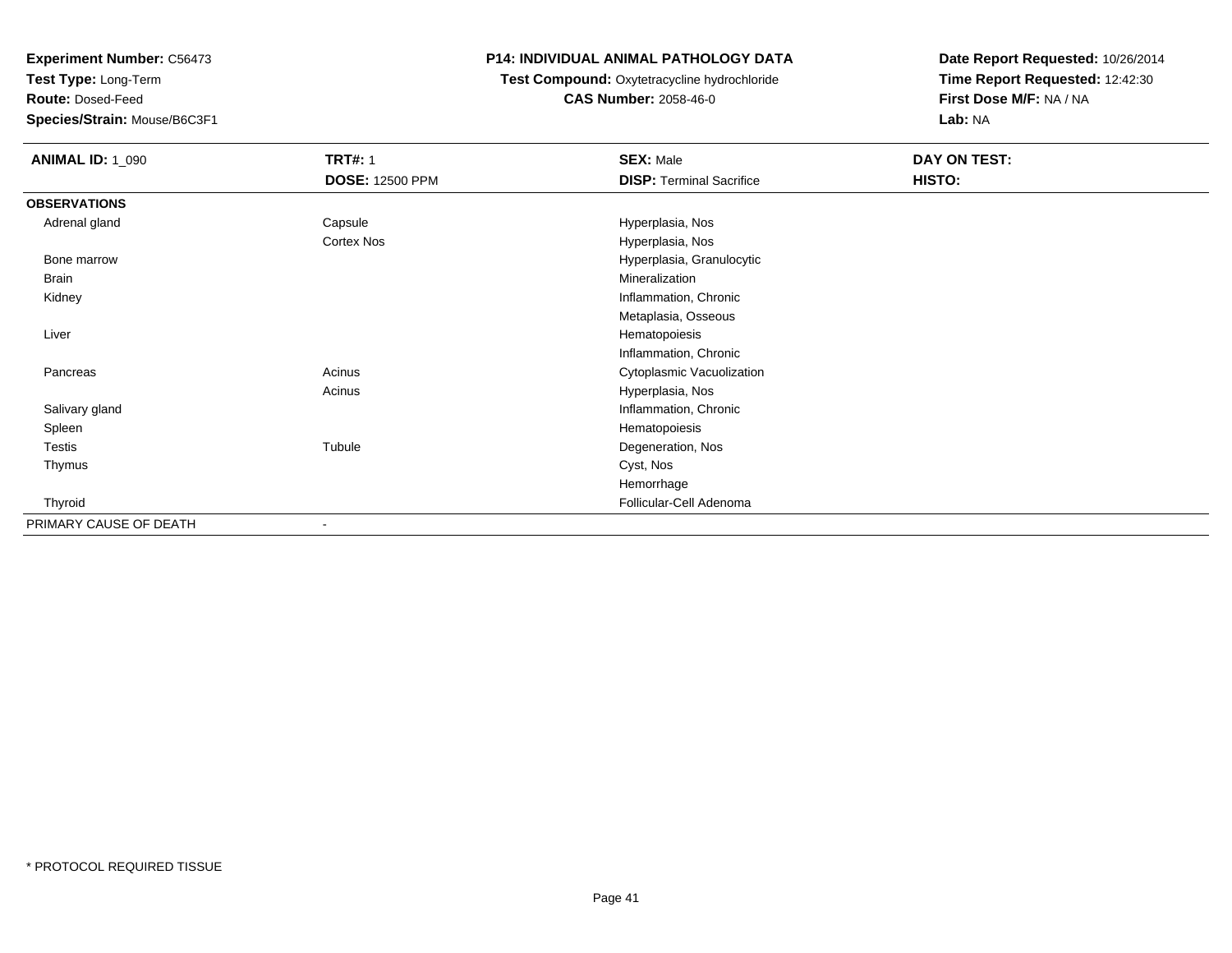**Experiment Number:** C56473
**Test Type:** Long-Term
**Route:** Dosed-Feed
**Species/Strain:** Mouse/B6C3F1

**P14: INDIVIDUAL ANIMAL PATHOLOGY DATA**
**Test Compound:** Oxytetracycline hydrochloride
**CAS Number:** 2058-46-0

**Date Report Requested:** 10/26/2014
**Time Report Requested:** 12:42:30
**First Dose M/F:** NA / NA
**Lab:** NA

| **ANIMAL ID:** 1_090 | **TRT#:** 1 | **SEX:** Male | **DAY ON TEST:** |
|---|---|---|---|
| | **DOSE:** 12500 PPM | **DISP:** Terminal Sacrifice | **HISTO:** |
| **OBSERVATIONS** | | | |
| Adrenal gland | Capsule | Hyperplasia, Nos | |
| | Cortex Nos | Hyperplasia, Nos | |
| Bone marrow | | Hyperplasia, Granulocytic | |
| Brain | | Mineralization | |
| Kidney | | Inflammation, Chronic | |
| | | Metaplasia, Osseous | |
| Liver | | Hematopoiesis | |
| | | Inflammation, Chronic | |
| Pancreas | Acinus | Cytoplasmic Vacuolization | |
| | Acinus | Hyperplasia, Nos | |
| Salivary gland | | Inflammation, Chronic | |
| Spleen | | Hematopoiesis | |
| Testis | Tubule | Degeneration, Nos | |
| Thymus | | Cyst, Nos | |
| | | Hemorrhage | |
| Thyroid | | Follicular-Cell Adenoma | |
| PRIMARY CAUSE OF DEATH | - | | |

* PROTOCOL REQUIRED TISSUE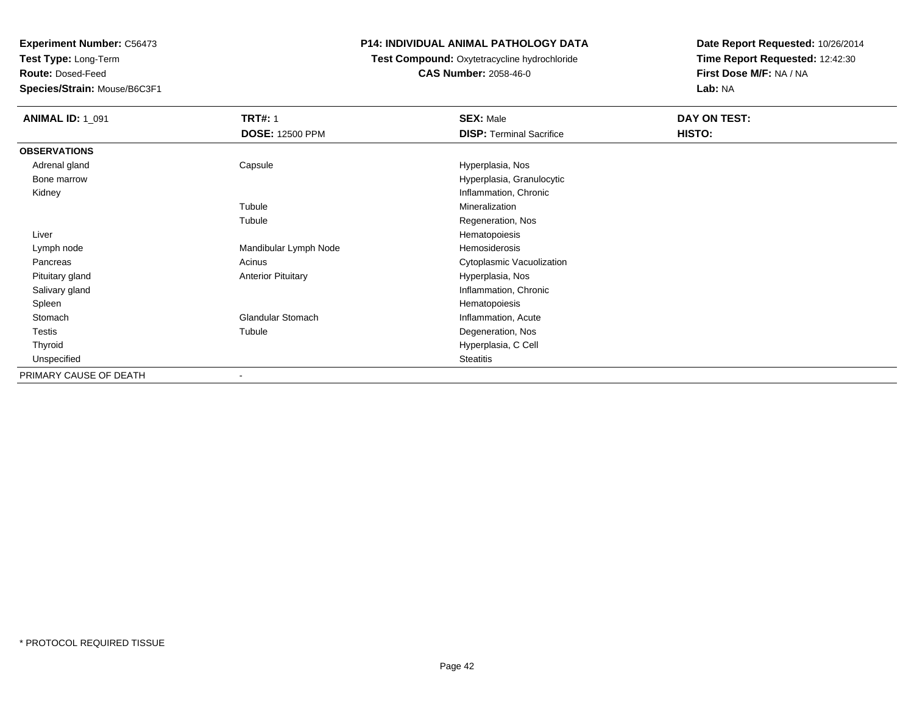**Experiment Number:** C56473
**Test Type:** Long-Term
**Route:** Dosed-Feed
**Species/Strain:** Mouse/B6C3F1

## P14: INDIVIDUAL ANIMAL PATHOLOGY DATA

**Test Compound:** Oxytetracycline hydrochloride
**CAS Number:** 2058-46-0

**Date Report Requested:** 10/26/2014
**Time Report Requested:** 12:42:30
**First Dose M/F:** NA / NA
**Lab:** NA

| **ANIMAL ID:** 1_091 | **TRT#:** 1<br>**DOSE:** 12500 PPM | **SEX:** Male<br>**DISP:** Terminal Sacrifice | **DAY ON TEST:**<br>**HISTO:** |
|---|---|---|---|
| **OBSERVATIONS** | | | |
| Adrenal gland | Capsule | Hyperplasia, Nos | |
| Bone marrow | | Hyperplasia, Granulocytic | |
| Kidney | | Inflammation, Chronic | |
| | Tubule | Mineralization | |
| | Tubule | Regeneration, Nos | |
| Liver | | Hematopoiesis | |
| Lymph node | Mandibular Lymph Node | Hemosiderosis | |
| Pancreas | Acinus | Cytoplasmic Vacuolization | |
| Pituitary gland | Anterior Pituitary | Hyperplasia, Nos | |
| Salivary gland | | Inflammation, Chronic | |
| Spleen | | Hematopoiesis | |
| Stomach | Glandular Stomach | Inflammation, Acute | |
| Testis | Tubule | Degeneration, Nos | |
| Thyroid | | Hyperplasia, C Cell | |
| Unspecified | | Steatitis | |
| PRIMARY CAUSE OF DEATH | - | | |

* PROTOCOL REQUIRED TISSUE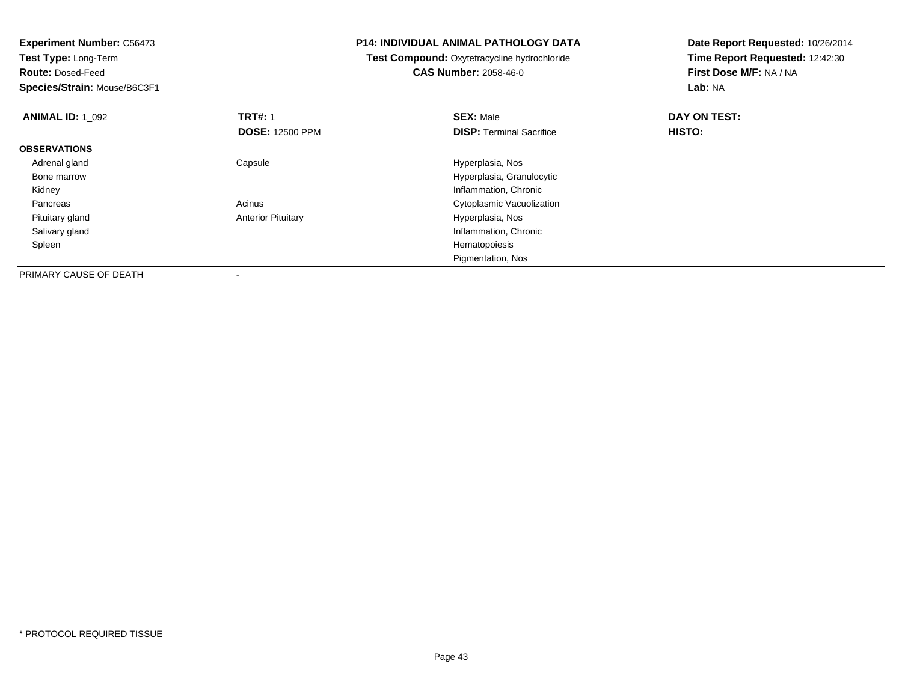**Experiment Number:** C56473
**Test Type:** Long-Term
**Route:** Dosed-Feed
**Species/Strain:** Mouse/B6C3F1

**P14: INDIVIDUAL ANIMAL PATHOLOGY DATA**
**Test Compound:** Oxytetracycline hydrochloride
**CAS Number:** 2058-46-0

**Date Report Requested:** 10/26/2014
**Time Report Requested:** 12:42:30
**First Dose M/F:** NA / NA
**Lab:** NA

| **ANIMAL ID:** 1_092 | **TRT#:** 1 | **SEX:** Male | **DAY ON TEST:** |
|---|---|---|---|
| | **DOSE:** 12500 PPM | **DISP:** Terminal Sacrifice | **HISTO:** |
| **OBSERVATIONS** | | | |
| Adrenal gland | Capsule | Hyperplasia, Nos | |
| Bone marrow | | Hyperplasia, Granulocytic | |
| Kidney | | Inflammation, Chronic | |
| Pancreas | Acinus | Cytoplasmic Vacuolization | |
| Pituitary gland | Anterior Pituitary | Hyperplasia, Nos | |
| Salivary gland | | Inflammation, Chronic | |
| Spleen | | Hematopoiesis | |
| | | Pigmentation, Nos | |
| PRIMARY CAUSE OF DEATH | - | | |

* PROTOCOL REQUIRED TISSUE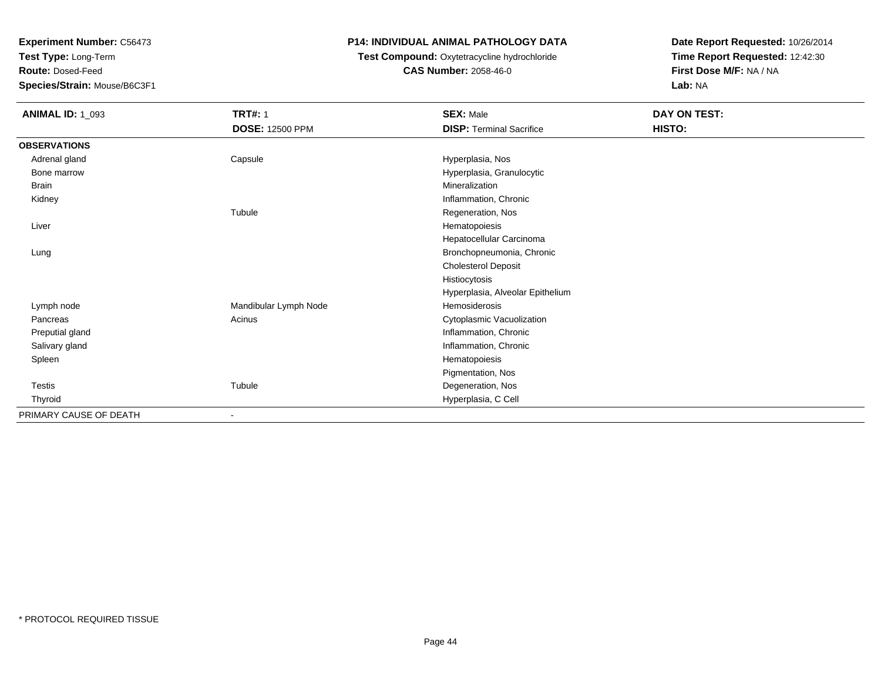**Experiment Number:** C56473
**Test Type:** Long-Term
**Route:** Dosed-Feed
**Species/Strain:** Mouse/B6C3F1

**P14: INDIVIDUAL ANIMAL PATHOLOGY DATA**
**Test Compound:** Oxytetracycline hydrochloride
**CAS Number:** 2058-46-0

**Date Report Requested:** 10/26/2014
**Time Report Requested:** 12:42:30
**First Dose M/F:** NA / NA
**Lab:** NA

| **ANIMAL ID:** 1_093 | **TRT#:** 1 | **SEX:** Male | **DAY ON TEST:** |
|---|---|---|---|
| | **DOSE:** 12500 PPM | **DISP:** Terminal Sacrifice | **HISTO:** |
| **OBSERVATIONS** | | | |
| Adrenal gland | Capsule | Hyperplasia, Nos | |
| Bone marrow | | Hyperplasia, Granulocytic | |
| Brain | | Mineralization | |
| Kidney | | Inflammation, Chronic | |
| | Tubule | Regeneration, Nos | |
| Liver | | Hematopoiesis | |
| | | Hepatocellular Carcinoma | |
| Lung | | Bronchopneumonia, Chronic | |
| | | Cholesterol Deposit | |
| | | Histiocytosis | |
| | | Hyperplasia, Alveolar Epithelium | |
| Lymph node | Mandibular Lymph Node | Hemosiderosis | |
| Pancreas | Acinus | Cytoplasmic Vacuolization | |
| Preputial gland | | Inflammation, Chronic | |
| Salivary gland | | Inflammation, Chronic | |
| Spleen | | Hematopoiesis | |
| | | Pigmentation, Nos | |
| Testis | Tubule | Degeneration, Nos | |
| Thyroid | | Hyperplasia, C Cell | |
| PRIMARY CAUSE OF DEATH | - | | |

* PROTOCOL REQUIRED TISSUE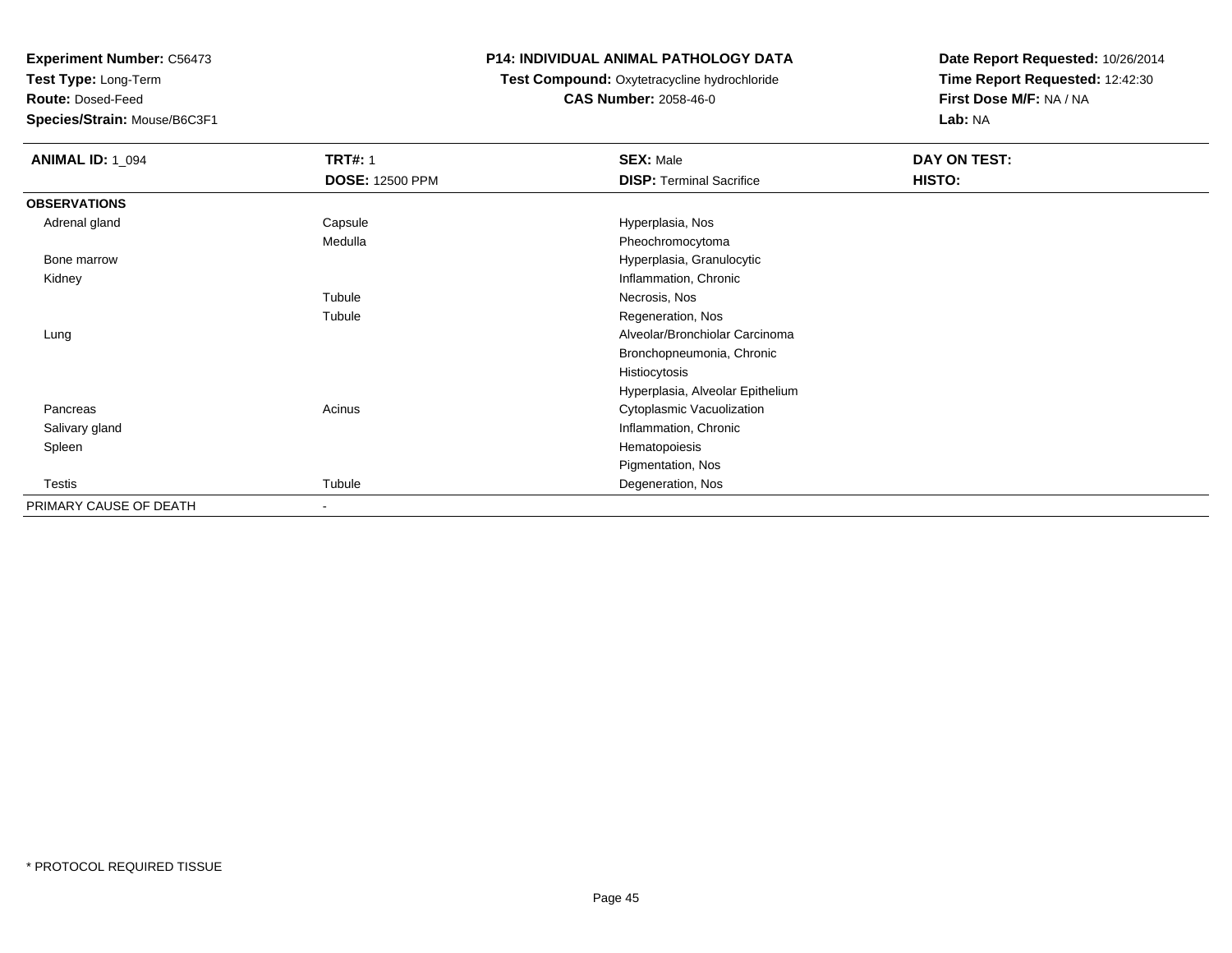**Experiment Number:** C56473
**Test Type:** Long-Term
**Route:** Dosed-Feed
**Species/Strain:** Mouse/B6C3F1

**P14: INDIVIDUAL ANIMAL PATHOLOGY DATA**
**Test Compound:** Oxytetracycline hydrochloride
**CAS Number:** 2058-46-0

**Date Report Requested:** 10/26/2014
**Time Report Requested:** 12:42:30
**First Dose M/F:** NA / NA
**Lab:** NA

| **ANIMAL ID:** 1_094 | **TRT#:** 1<br>**DOSE:** 12500 PPM | **SEX:** Male<br>**DISP:** Terminal Sacrifice | **DAY ON TEST:**<br>**HISTO:** |
|---|---|---|---|
| **OBSERVATIONS** | | | |
| Adrenal gland | Capsule | Hyperplasia, Nos | |
| | Medulla | Pheochromocytoma | |
| Bone marrow | | Hyperplasia, Granulocytic | |
| Kidney | | Inflammation, Chronic | |
| | Tubule | Necrosis, Nos | |
| | Tubule | Regeneration, Nos | |
| Lung | | Alveolar/Bronchiolar Carcinoma | |
| | | Bronchopneumonia, Chronic | |
| | | Histiocytosis | |
| | | Hyperplasia, Alveolar Epithelium | |
| Pancreas | Acinus | Cytoplasmic Vacuolization | |
| Salivary gland | | Inflammation, Chronic | |
| Spleen | | Hematopoiesis | |
| | | Pigmentation, Nos | |
| Testis | Tubule | Degeneration, Nos | |
| PRIMARY CAUSE OF DEATH | - | | |

\* PROTOCOL REQUIRED TISSUE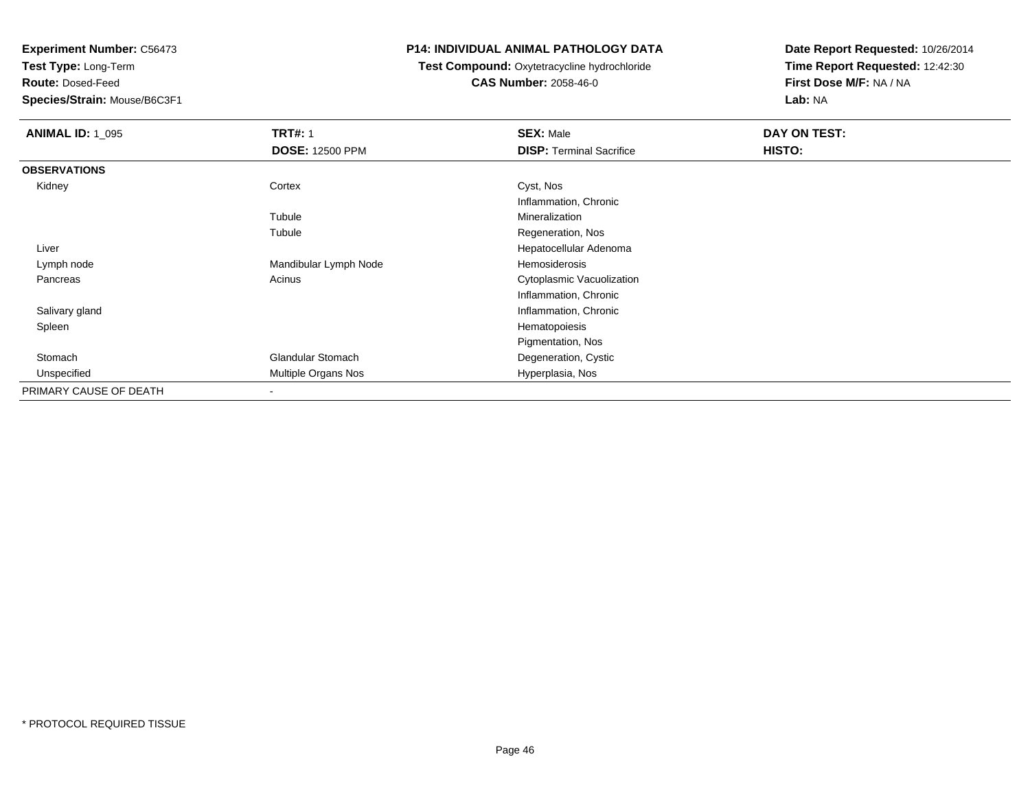**Experiment Number:** C56473
**Test Type:** Long-Term
**Route:** Dosed-Feed
**Species/Strain:** Mouse/B6C3F1

**P14: INDIVIDUAL ANIMAL PATHOLOGY DATA**
**Test Compound:** Oxytetracycline hydrochloride
**CAS Number:** 2058-46-0

**Date Report Requested:** 10/26/2014
**Time Report Requested:** 12:42:30
**First Dose M/F:** NA / NA
**Lab:** NA

| **ANIMAL ID:** 1_095 | **TRT#:** 1 | **SEX:** Male | **DAY ON TEST:** |
|---|---|---|---|
| | **DOSE:** 12500 PPM | **DISP:** Terminal Sacrifice | **HISTO:** |
| **OBSERVATIONS** | | | |
| Kidney | Cortex | Cyst, Nos | |
| | | Inflammation, Chronic | |
| | Tubule | Mineralization | |
| | Tubule | Regeneration, Nos | |
| Liver | | Hepatocellular Adenoma | |
| Lymph node | Mandibular Lymph Node | Hemosiderosis | |
| Pancreas | Acinus | Cytoplasmic Vacuolization | |
| | | Inflammation, Chronic | |
| Salivary gland | | Inflammation, Chronic | |
| Spleen | | Hematopoiesis | |
| | | Pigmentation, Nos | |
| Stomach | Glandular Stomach | Degeneration, Cystic | |
| Unspecified | Multiple Organs Nos | Hyperplasia, Nos | |
| PRIMARY CAUSE OF DEATH | - | | |

\* PROTOCOL REQUIRED TISSUE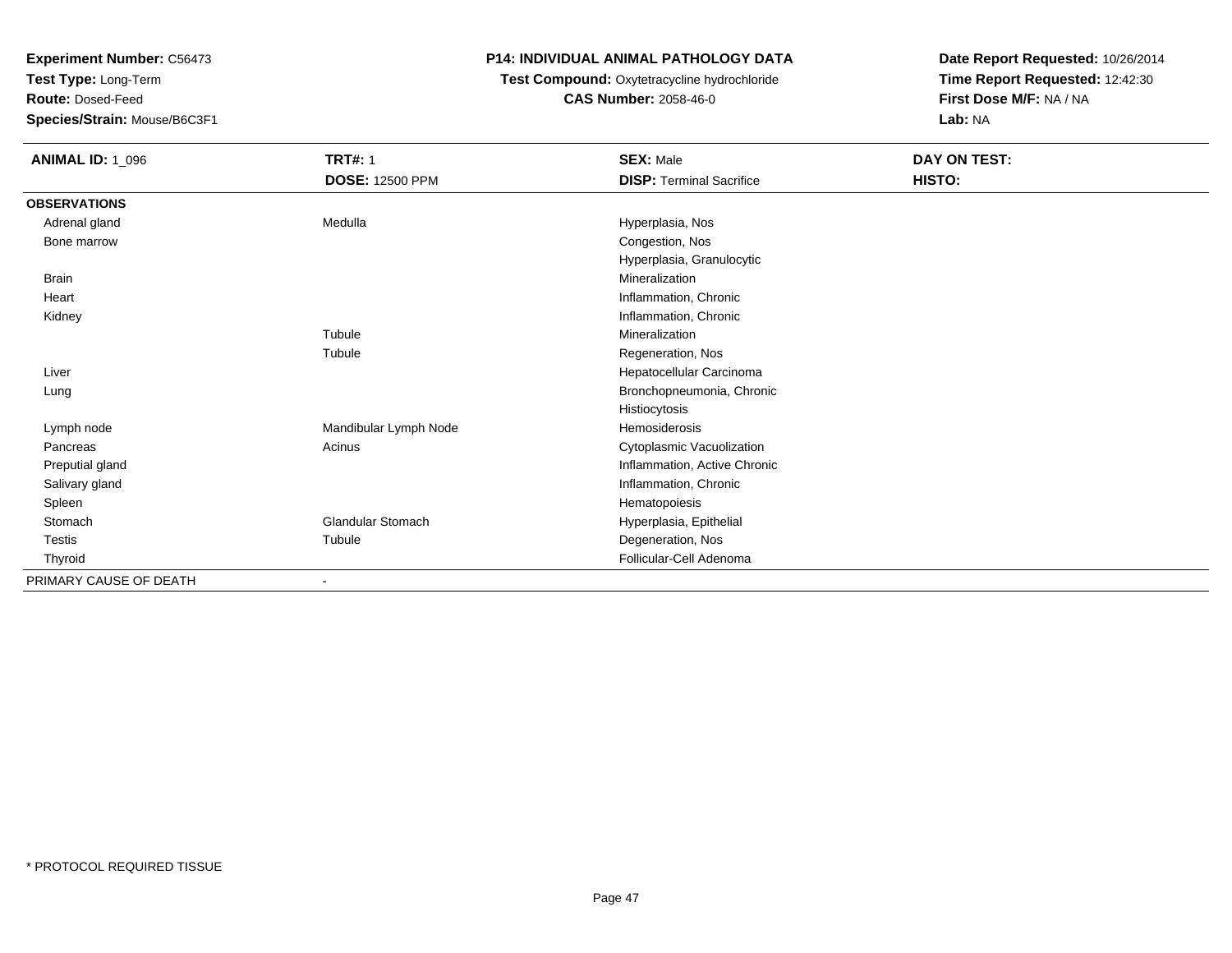**Experiment Number:** C56473
**Test Type:** Long-Term
**Route:** Dosed-Feed
**Species/Strain:** Mouse/B6C3F1

**P14: INDIVIDUAL ANIMAL PATHOLOGY DATA**
**Test Compound:** Oxytetracycline hydrochloride
**CAS Number:** 2058-46-0

**Date Report Requested:** 10/26/2014
**Time Report Requested:** 12:42:30
**First Dose M/F:** NA / NA
**Lab:** NA

| **ANIMAL ID:** 1_096 | **TRT#:** 1 | **SEX:** Male | **DAY ON TEST:** |
|---|---|---|---|
| | **DOSE:** 12500 PPM | **DISP:** Terminal Sacrifice | **HISTO:** |
| **OBSERVATIONS** | | | |
| Adrenal gland | Medulla | Hyperplasia, Nos | |
| Bone marrow | | Congestion, Nos | |
| | | Hyperplasia, Granulocytic | |
| Brain | | Mineralization | |
| Heart | | Inflammation, Chronic | |
| Kidney | | Inflammation, Chronic | |
| | Tubule | Mineralization | |
| | Tubule | Regeneration, Nos | |
| Liver | | Hepatocellular Carcinoma | |
| Lung | | Bronchopneumonia, Chronic | |
| | | Histiocytosis | |
| Lymph node | Mandibular Lymph Node | Hemosiderosis | |
| Pancreas | Acinus | Cytoplasmic Vacuolization | |
| Preputial gland | | Inflammation, Active Chronic | |
| Salivary gland | | Inflammation, Chronic | |
| Spleen | | Hematopoiesis | |
| Stomach | Glandular Stomach | Hyperplasia, Epithelial | |
| Testis | Tubule | Degeneration, Nos | |
| Thyroid | | Follicular-Cell Adenoma | |
| PRIMARY CAUSE OF DEATH | - | | |

* PROTOCOL REQUIRED TISSUE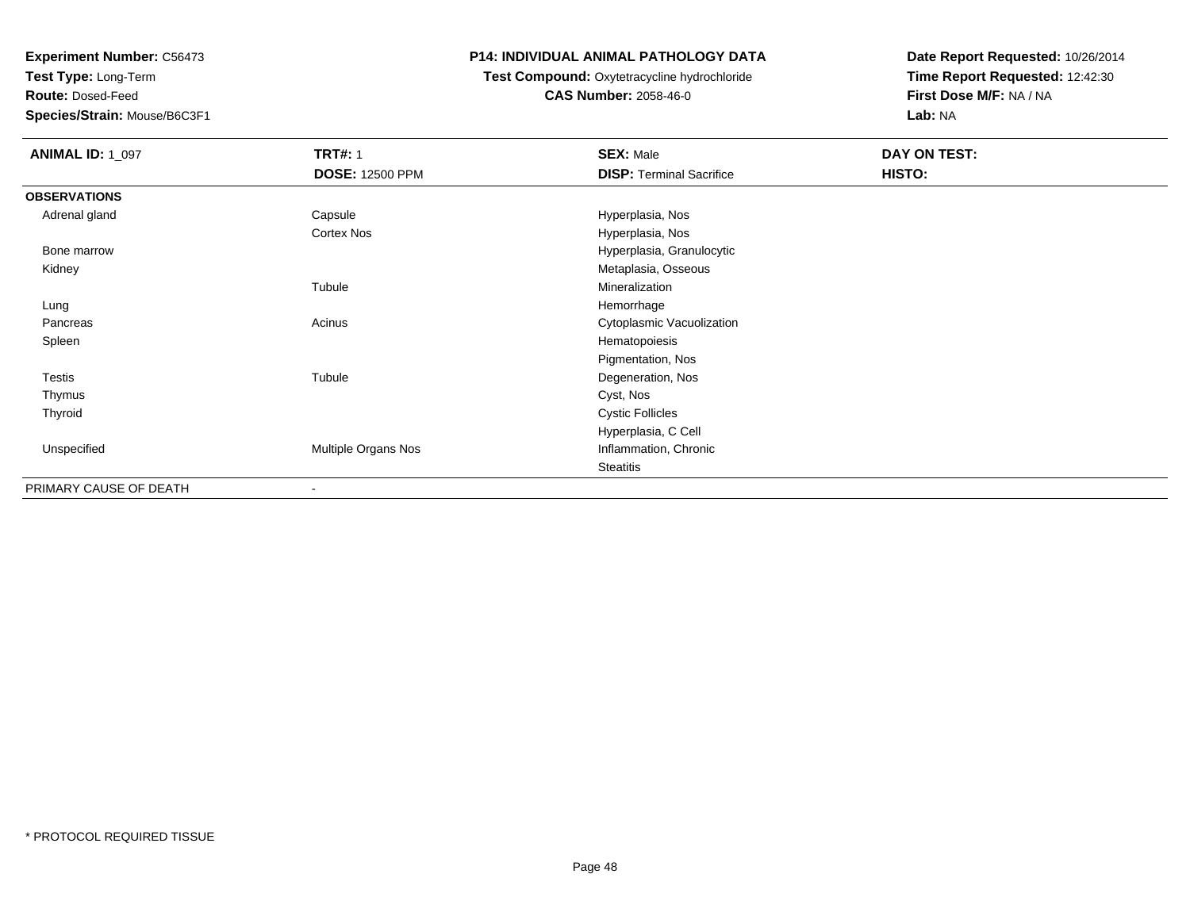**Experiment Number:** C56473
**Test Type:** Long-Term
**Route:** Dosed-Feed
**Species/Strain:** Mouse/B6C3F1

**P14: INDIVIDUAL ANIMAL PATHOLOGY DATA**
**Test Compound:** Oxytetracycline hydrochloride
**CAS Number:** 2058-46-0

**Date Report Requested:** 10/26/2014
**Time Report Requested:** 12:42:30
**First Dose M/F:** NA / NA
**Lab:** NA

| **ANIMAL ID:** 1_097 | **TRT#:** 1 | **SEX:** Male | **DAY ON TEST:** |
|---|---|---|---|
| | **DOSE:** 12500 PPM | **DISP:** Terminal Sacrifice | **HISTO:** |
| **OBSERVATIONS** | | | |
| Adrenal gland | Capsule | Hyperplasia, Nos | |
| | Cortex Nos | Hyperplasia, Nos | |
| Bone marrow | | Hyperplasia, Granulocytic | |
| Kidney | | Metaplasia, Osseous | |
| | Tubule | Mineralization | |
| Lung | | Hemorrhage | |
| Pancreas | Acinus | Cytoplasmic Vacuolization | |
| Spleen | | Hematopoiesis | |
| | | Pigmentation, Nos | |
| Testis | Tubule | Degeneration, Nos | |
| Thymus | | Cyst, Nos | |
| Thyroid | | Cystic Follicles | |
| | | Hyperplasia, C Cell | |
| Unspecified | Multiple Organs Nos | Inflammation, Chronic | |
| | | Steatitis | |
| PRIMARY CAUSE OF DEATH | - | | |

* PROTOCOL REQUIRED TISSUE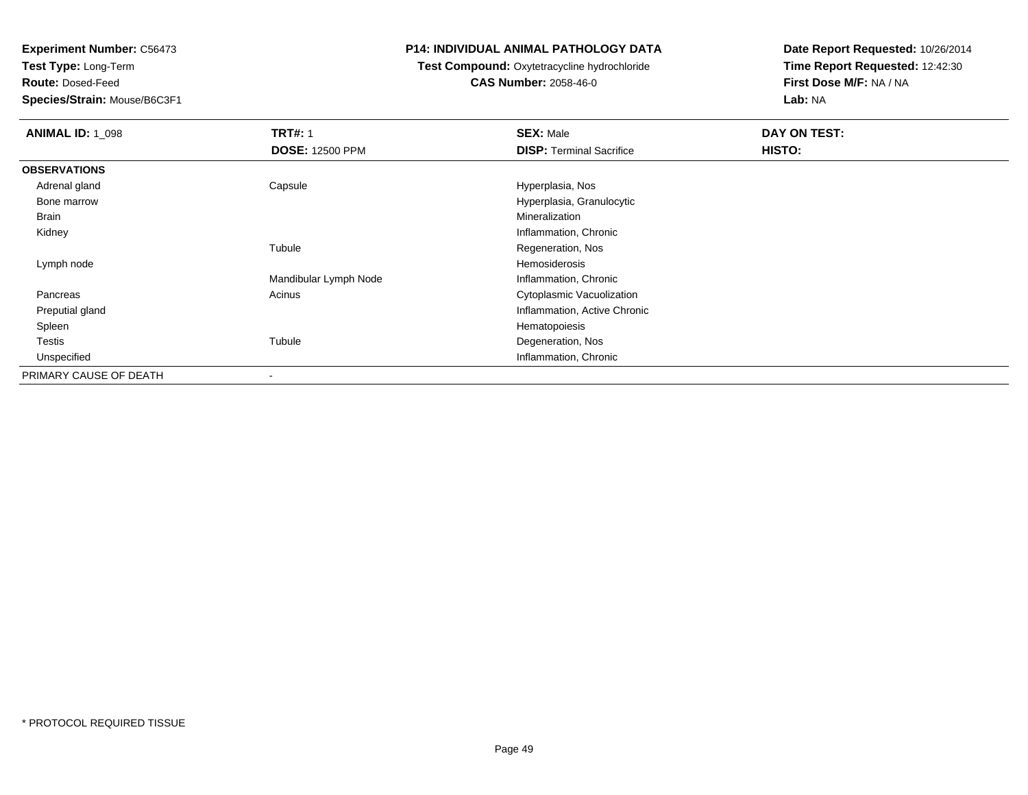**Experiment Number:** C56473
**Test Type:** Long-Term
**Route:** Dosed-Feed
**Species/Strain:** Mouse/B6C3F1

**P14: INDIVIDUAL ANIMAL PATHOLOGY DATA**
**Test Compound:** Oxytetracycline hydrochloride
**CAS Number:** 2058-46-0

**Date Report Requested:** 10/26/2014
**Time Report Requested:** 12:42:30
**First Dose M/F:** NA / NA
**Lab:** NA

| **ANIMAL ID:** 1_098 | **TRT#:** 1 | **SEX:** Male | **DAY ON TEST:** |
|---|---|---|---|
| | **DOSE:** 12500 PPM | **DISP:** Terminal Sacrifice | **HISTO:** |
| **OBSERVATIONS** | | | |
| Adrenal gland | Capsule | Hyperplasia, Nos | |
| Bone marrow | | Hyperplasia, Granulocytic | |
| Brain | | Mineralization | |
| Kidney | | Inflammation, Chronic | |
| | Tubule | Regeneration, Nos | |
| Lymph node | | Hemosiderosis | |
| | Mandibular Lymph Node | Inflammation, Chronic | |
| Pancreas | Acinus | Cytoplasmic Vacuolization | |
| Preputial gland | | Inflammation, Active Chronic | |
| Spleen | | Hematopoiesis | |
| Testis | Tubule | Degeneration, Nos | |
| Unspecified | | Inflammation, Chronic | |
| PRIMARY CAUSE OF DEATH | - | | |

* PROTOCOL REQUIRED TISSUE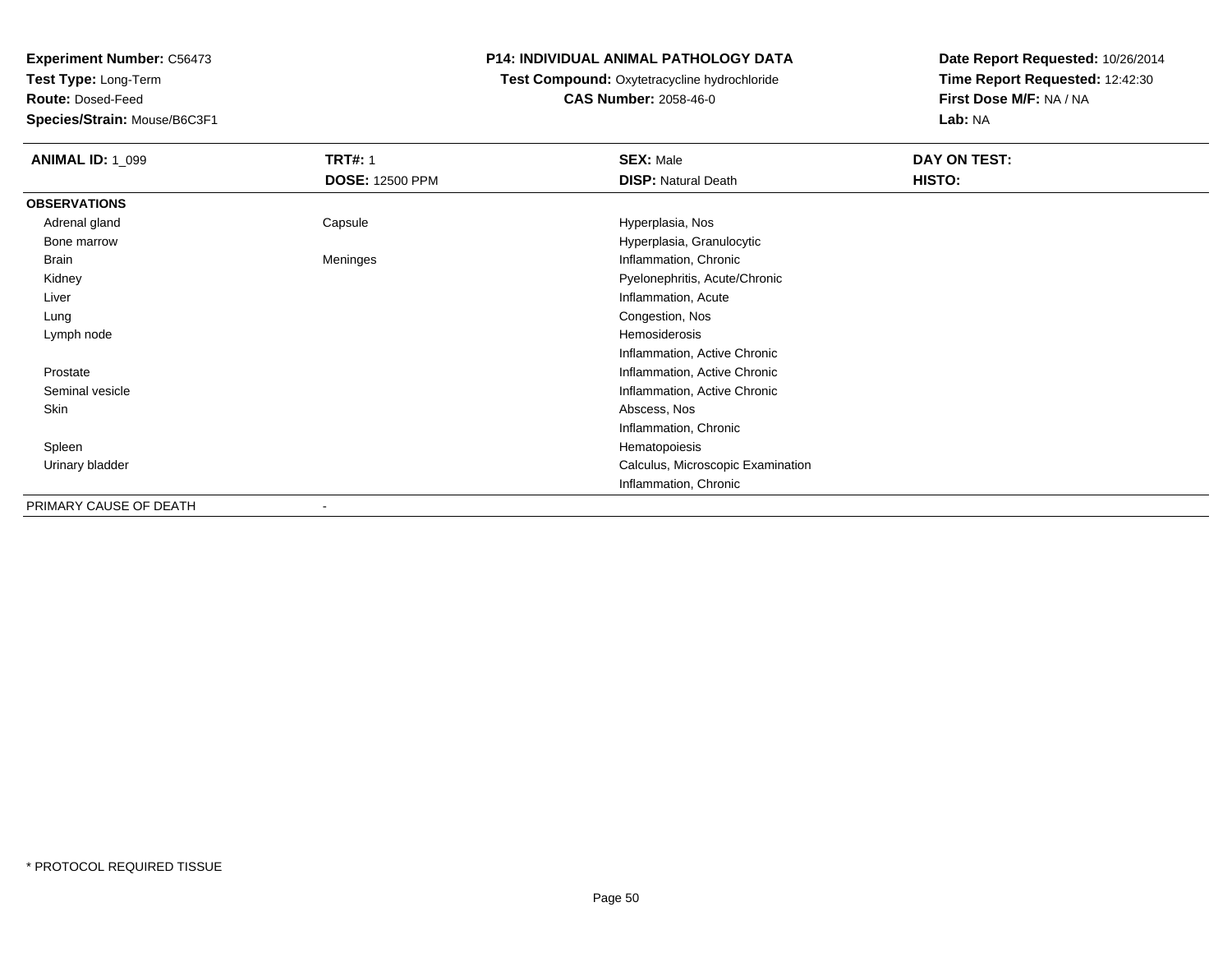**Experiment Number:** C56473
**Test Type:** Long-Term
**Route:** Dosed-Feed
**Species/Strain:** Mouse/B6C3F1

**P14: INDIVIDUAL ANIMAL PATHOLOGY DATA**
**Test Compound:** Oxytetracycline hydrochloride
**CAS Number:** 2058-46-0

**Date Report Requested:** 10/26/2014
**Time Report Requested:** 12:42:30
**First Dose M/F:** NA / NA
**Lab:** NA

| **ANIMAL ID:** 1_099 | **TRT#:** 1 | **SEX:** Male | **DAY ON TEST:** |
|---|---|---|---|
| | **DOSE:** 12500 PPM | **DISP:** Natural Death | **HISTO:** |
| **OBSERVATIONS** | | | |
| Adrenal gland | Capsule | Hyperplasia, Nos | |
| Bone marrow | | Hyperplasia, Granulocytic | |
| Brain | Meninges | Inflammation, Chronic | |
| Kidney | | Pyelonephritis, Acute/Chronic | |
| Liver | | Inflammation, Acute | |
| Lung | | Congestion, Nos | |
| Lymph node | | Hemosiderosis | |
| | | Inflammation, Active Chronic | |
| Prostate | | Inflammation, Active Chronic | |
| Seminal vesicle | | Inflammation, Active Chronic | |
| Skin | | Abscess, Nos | |
| | | Inflammation, Chronic | |
| Spleen | | Hematopoiesis | |
| Urinary bladder | | Calculus, Microscopic Examination | |
| | | Inflammation, Chronic | |
| PRIMARY CAUSE OF DEATH | - | | |

* PROTOCOL REQUIRED TISSUE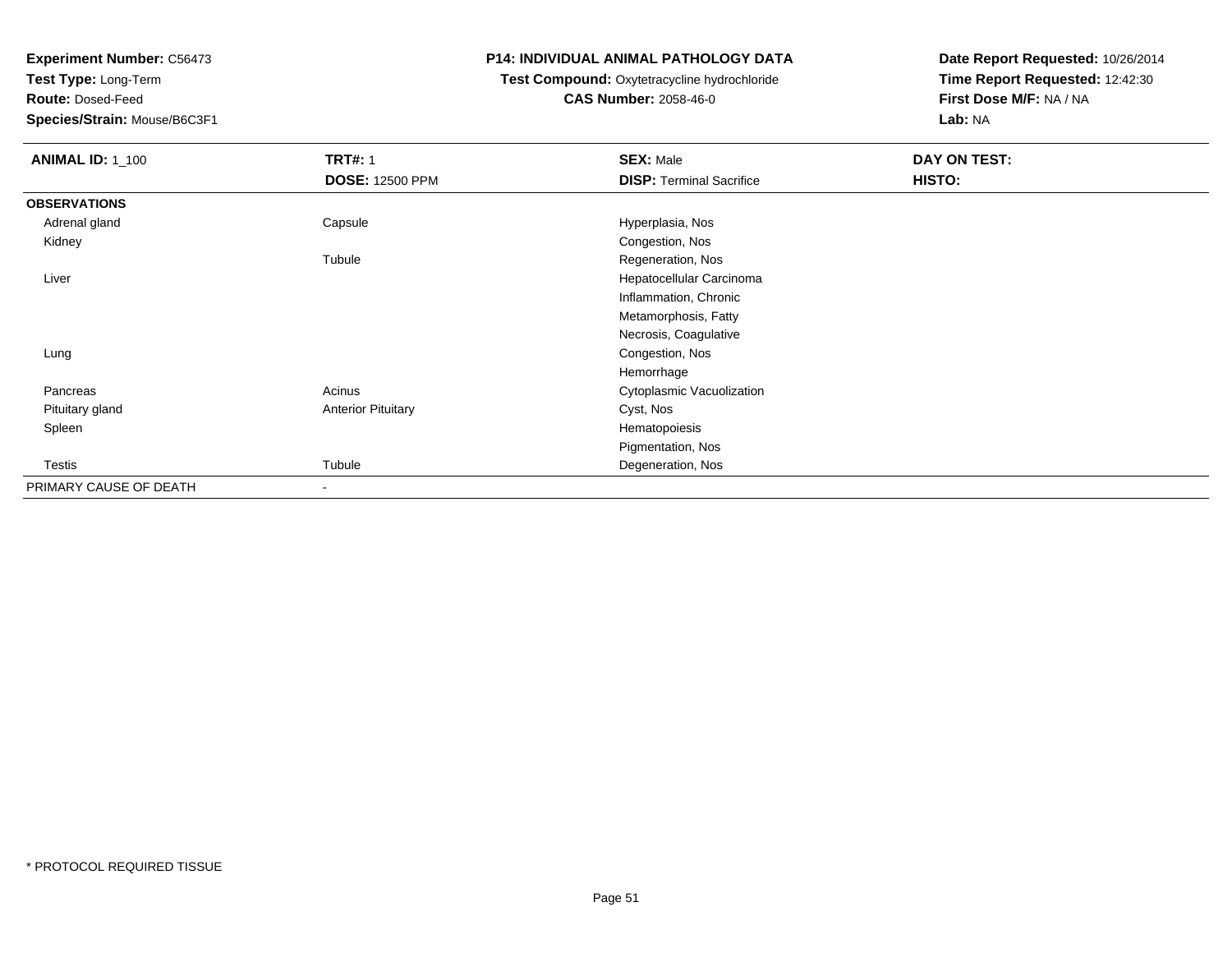**Experiment Number:** C56473
**Test Type:** Long-Term
**Route:** Dosed-Feed
**Species/Strain:** Mouse/B6C3F1

**P14: INDIVIDUAL ANIMAL PATHOLOGY DATA**
**Test Compound:** Oxytetracycline hydrochloride
**CAS Number:** 2058-46-0

**Date Report Requested:** 10/26/2014
**Time Report Requested:** 12:42:30
**First Dose M/F:** NA / NA
**Lab:** NA

| **ANIMAL ID:** 1_100 | **TRT#:** 1 | **SEX:** Male | **DAY ON TEST:** |
|---|---|---|---|
| | **DOSE:** 12500 PPM | **DISP:** Terminal Sacrifice | **HISTO:** |
| **OBSERVATIONS** | | | |
| Adrenal gland | Capsule | Hyperplasia, Nos | |
| Kidney | | Congestion, Nos | |
| | Tubule | Regeneration, Nos | |
| Liver | | Hepatocellular Carcinoma | |
| | | Inflammation, Chronic | |
| | | Metamorphosis, Fatty | |
| | | Necrosis, Coagulative | |
| Lung | | Congestion, Nos | |
| | | Hemorrhage | |
| Pancreas | Acinus | Cytoplasmic Vacuolization | |
| Pituitary gland | Anterior Pituitary | Cyst, Nos | |
| Spleen | | Hematopoiesis | |
| | | Pigmentation, Nos | |
| Testis | Tubule | Degeneration, Nos | |
| PRIMARY CAUSE OF DEATH | - | | |

* PROTOCOL REQUIRED TISSUE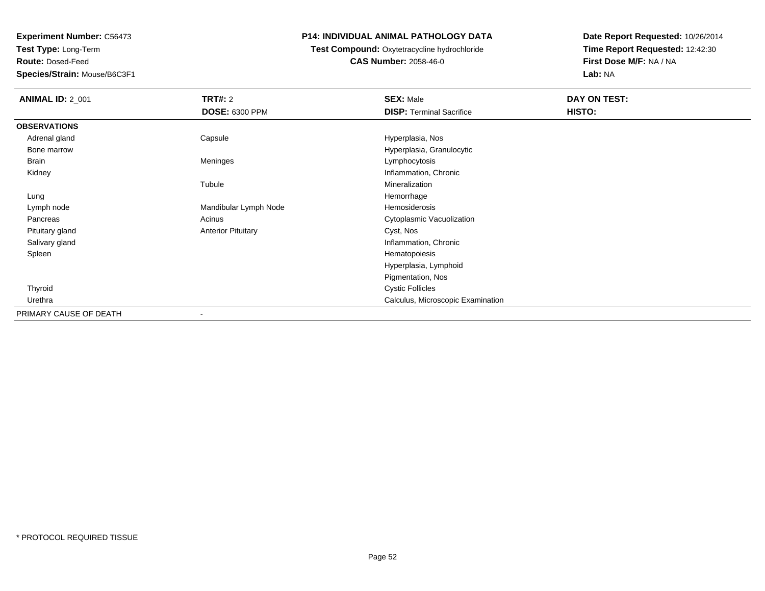**Experiment Number:** C56473
**Test Type:** Long-Term
**Route:** Dosed-Feed
**Species/Strain:** Mouse/B6C3F1

**P14: INDIVIDUAL ANIMAL PATHOLOGY DATA**
**Test Compound:** Oxytetracycline hydrochloride
**CAS Number:** 2058-46-0

**Date Report Requested:** 10/26/2014
**Time Report Requested:** 12:42:30
**First Dose M/F:** NA / NA
**Lab:** NA

| **ANIMAL ID:** 2_001 | **TRT#:** 2 | **SEX:** Male | **DAY ON TEST:** |
|---|---|---|---|
| | **DOSE:** 6300 PPM | **DISP:** Terminal Sacrifice | **HISTO:** |
| **OBSERVATIONS** | | | |
| Adrenal gland | Capsule | Hyperplasia, Nos | |
| Bone marrow | | Hyperplasia, Granulocytic | |
| Brain | Meninges | Lymphocytosis | |
| Kidney | | Inflammation, Chronic | |
| | Tubule | Mineralization | |
| Lung | | Hemorrhage | |
| Lymph node | Mandibular Lymph Node | Hemosiderosis | |
| Pancreas | Acinus | Cytoplasmic Vacuolization | |
| Pituitary gland | Anterior Pituitary | Cyst, Nos | |
| Salivary gland | | Inflammation, Chronic | |
| Spleen | | Hematopoiesis | |
| | | Hyperplasia, Lymphoid | |
| | | Pigmentation, Nos | |
| Thyroid | | Cystic Follicles | |
| Urethra | | Calculus, Microscopic Examination | |
| PRIMARY CAUSE OF DEATH | - | | |

* PROTOCOL REQUIRED TISSUE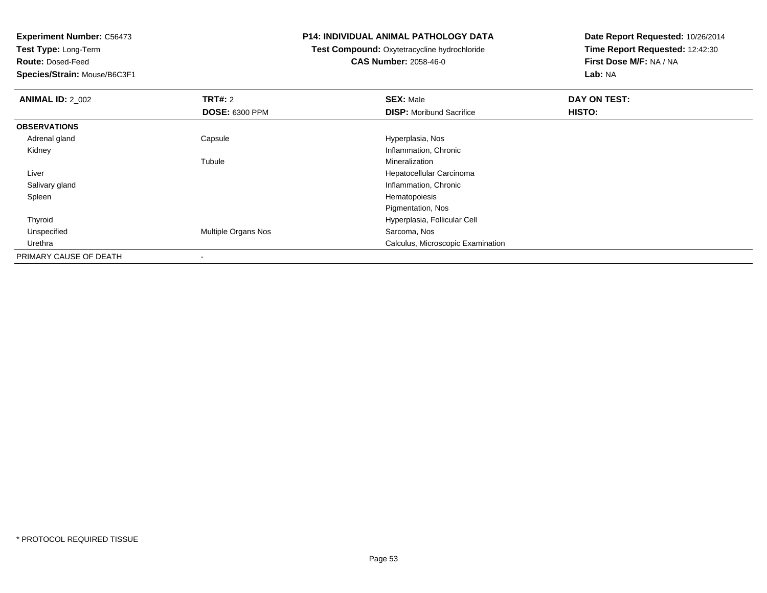**Experiment Number:** C56473
**Test Type:** Long-Term
**Route:** Dosed-Feed
**Species/Strain:** Mouse/B6C3F1

**P14: INDIVIDUAL ANIMAL PATHOLOGY DATA**
**Test Compound:** Oxytetracycline hydrochloride
**CAS Number:** 2058-46-0

**Date Report Requested:** 10/26/2014
**Time Report Requested:** 12:42:30
**First Dose M/F:** NA / NA
**Lab:** NA

| **ANIMAL ID:** 2_002 | **TRT#:** 2 | **SEX:** Male | **DAY ON TEST:** |
|---|---|---|---|
| | **DOSE:** 6300 PPM | **DISP:** Moribund Sacrifice | **HISTO:** |
| **OBSERVATIONS** | | | |
| Adrenal gland | Capsule | Hyperplasia, Nos | |
| Kidney | | Inflammation, Chronic | |
| | Tubule | Mineralization | |
| Liver | | Hepatocellular Carcinoma | |
| Salivary gland | | Inflammation, Chronic | |
| Spleen | | Hematopoiesis | |
| | | Pigmentation, Nos | |
| Thyroid | | Hyperplasia, Follicular Cell | |
| Unspecified | Multiple Organs Nos | Sarcoma, Nos | |
| Urethra | | Calculus, Microscopic Examination | |
| PRIMARY CAUSE OF DEATH | - | | |

* PROTOCOL REQUIRED TISSUE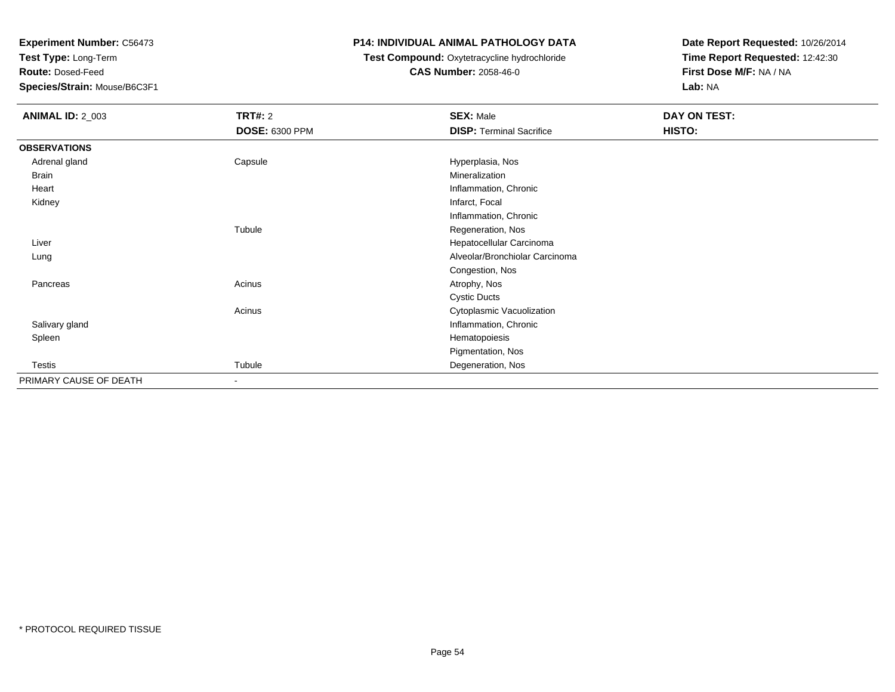**Experiment Number:** C56473
**Test Type:** Long-Term
**Route:** Dosed-Feed
**Species/Strain:** Mouse/B6C3F1

**P14: INDIVIDUAL ANIMAL PATHOLOGY DATA**
**Test Compound:** Oxytetracycline hydrochloride
**CAS Number:** 2058-46-0

**Date Report Requested:** 10/26/2014
**Time Report Requested:** 12:42:30
**First Dose M/F:** NA / NA
**Lab:** NA

| **ANIMAL ID:** 2_003 | **TRT#:** 2 | **SEX:** Male | **DAY ON TEST:** |
|---|---|---|---|
| | **DOSE:** 6300 PPM | **DISP:** Terminal Sacrifice | **HISTO:** |
| **OBSERVATIONS** | | | |
| Adrenal gland | Capsule | Hyperplasia, Nos | |
| Brain | | Mineralization | |
| Heart | | Inflammation, Chronic | |
| Kidney | | Infarct, Focal | |
| | | Inflammation, Chronic | |
| | Tubule | Regeneration, Nos | |
| Liver | | Hepatocellular Carcinoma | |
| Lung | | Alveolar/Bronchiolar Carcinoma | |
| | | Congestion, Nos | |
| Pancreas | Acinus | Atrophy, Nos | |
| | | Cystic Ducts | |
| | Acinus | Cytoplasmic Vacuolization | |
| Salivary gland | | Inflammation, Chronic | |
| Spleen | | Hematopoiesis | |
| | | Pigmentation, Nos | |
| Testis | Tubule | Degeneration, Nos | |
| PRIMARY CAUSE OF DEATH | - | | |

\* PROTOCOL REQUIRED TISSUE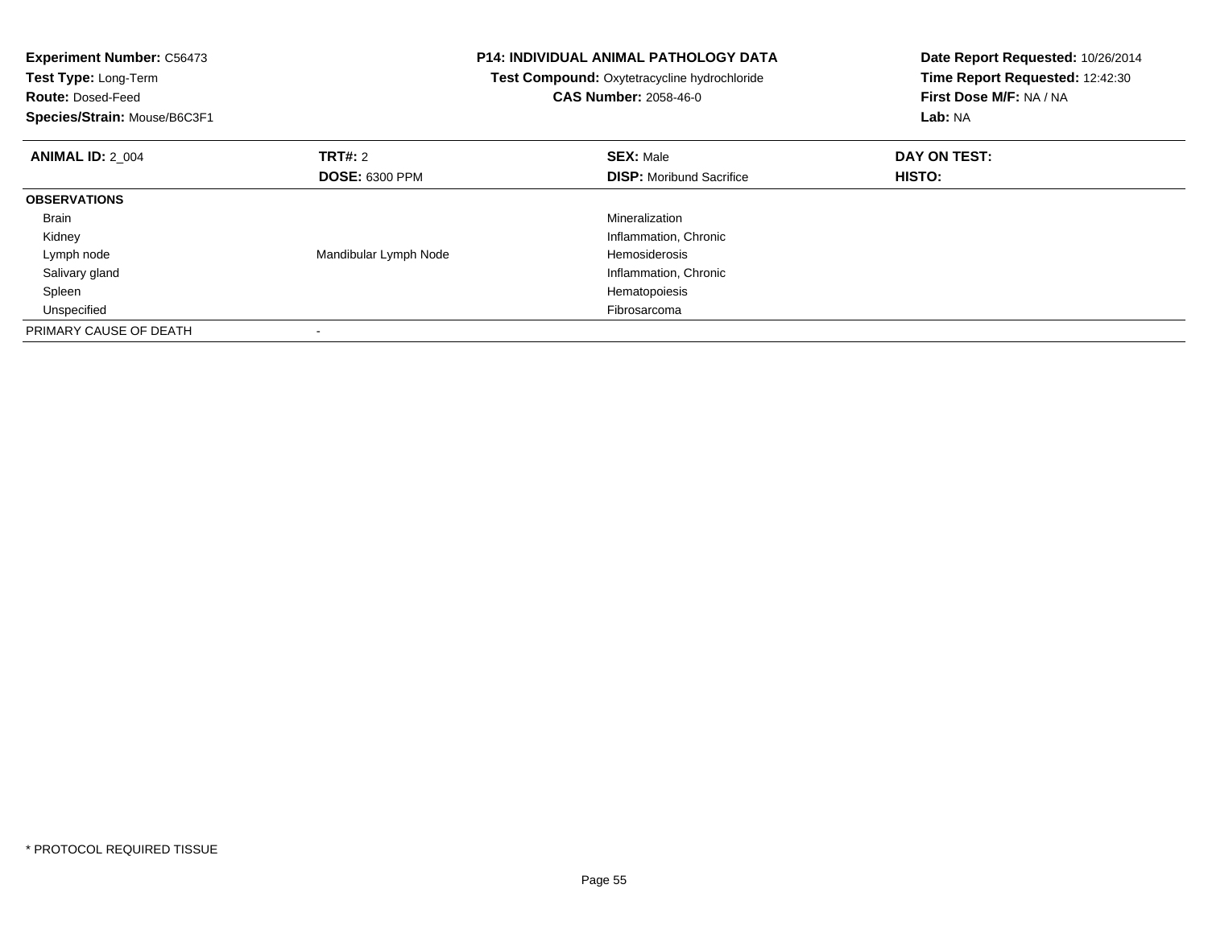**Experiment Number:** C56473
**Test Type:** Long-Term
**Route:** Dosed-Feed
**Species/Strain:** Mouse/B6C3F1

**P14: INDIVIDUAL ANIMAL PATHOLOGY DATA**
**Test Compound:** Oxytetracycline hydrochloride
**CAS Number:** 2058-46-0

**Date Report Requested:** 10/26/2014
**Time Report Requested:** 12:42:30
**First Dose M/F:** NA / NA
**Lab:** NA

| **ANIMAL ID:** 2_004 | **TRT#:** 2 | **SEX:** Male | **DAY ON TEST:** |
|---|---|---|---|
| | **DOSE:** 6300 PPM | **DISP:** Moribund Sacrifice | **HISTO:** |
| **OBSERVATIONS** | | | |
| Brain | | Mineralization | |
| Kidney | | Inflammation, Chronic | |
| Lymph node | Mandibular Lymph Node | Hemosiderosis | |
| Salivary gland | | Inflammation, Chronic | |
| Spleen | | Hematopoiesis | |
| Unspecified | | Fibrosarcoma | |
| PRIMARY CAUSE OF DEATH | - | | |

* PROTOCOL REQUIRED TISSUE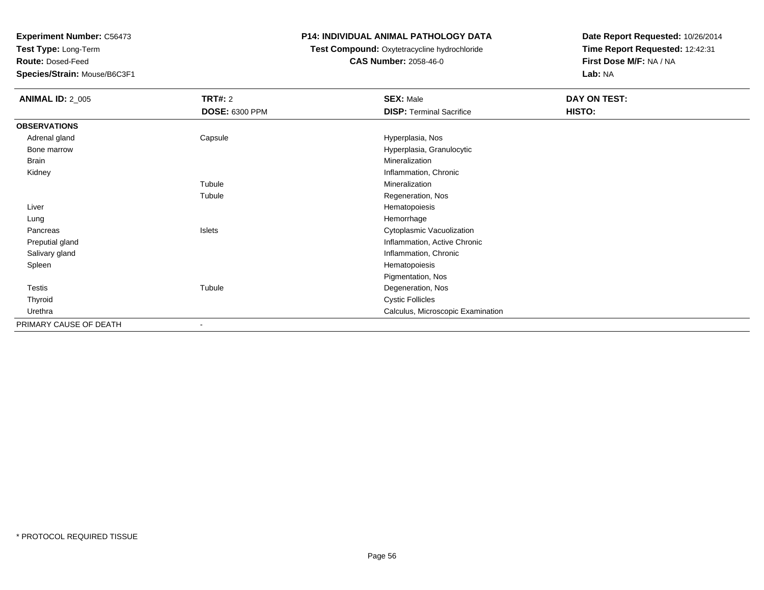**Experiment Number:** C56473
**Test Type:** Long-Term
**Route:** Dosed-Feed
**Species/Strain:** Mouse/B6C3F1

**P14: INDIVIDUAL ANIMAL PATHOLOGY DATA**
**Test Compound:** Oxytetracycline hydrochloride
**CAS Number:** 2058-46-0

**Date Report Requested:** 10/26/2014
**Time Report Requested:** 12:42:31
**First Dose M/F:** NA / NA
**Lab:** NA

| **ANIMAL ID:** 2_005 | **TRT#:** 2 | **SEX:** Male | **DAY ON TEST:** |
|---|---|---|---|
| | **DOSE:** 6300 PPM | **DISP:** Terminal Sacrifice | **HISTO:** |
| **OBSERVATIONS** | | | |
| Adrenal gland | Capsule | Hyperplasia, Nos | |
| Bone marrow | | Hyperplasia, Granulocytic | |
| Brain | | Mineralization | |
| Kidney | | Inflammation, Chronic | |
| | Tubule | Mineralization | |
| | Tubule | Regeneration, Nos | |
| Liver | | Hematopoiesis | |
| Lung | | Hemorrhage | |
| Pancreas | Islets | Cytoplasmic Vacuolization | |
| Preputial gland | | Inflammation, Active Chronic | |
| Salivary gland | | Inflammation, Chronic | |
| Spleen | | Hematopoiesis | |
| | | Pigmentation, Nos | |
| Testis | Tubule | Degeneration, Nos | |
| Thyroid | | Cystic Follicles | |
| Urethra | | Calculus, Microscopic Examination | |
| PRIMARY CAUSE OF DEATH | - | | |

* PROTOCOL REQUIRED TISSUE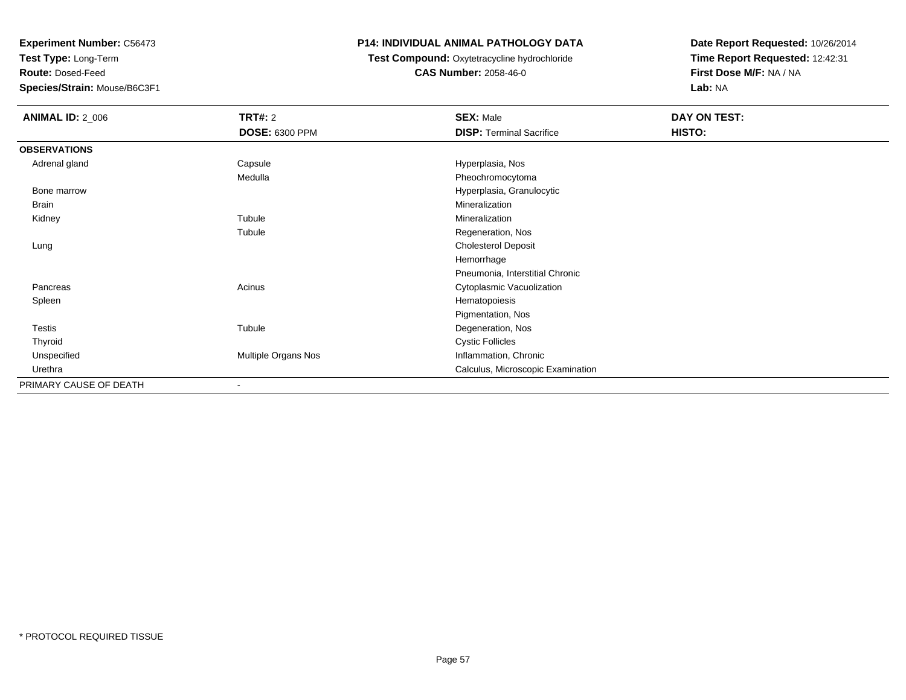**Experiment Number:** C56473
**Test Type:** Long-Term
**Route:** Dosed-Feed
**Species/Strain:** Mouse/B6C3F1

**P14: INDIVIDUAL ANIMAL PATHOLOGY DATA**
**Test Compound:** Oxytetracycline hydrochloride
**CAS Number:** 2058-46-0

**Date Report Requested:** 10/26/2014
**Time Report Requested:** 12:42:31
**First Dose M/F:** NA / NA
**Lab:** NA

| **ANIMAL ID:** 2_006 | **TRT#:** 2<br>**DOSE:** 6300 PPM | **SEX:** Male<br>**DISP:** Terminal Sacrifice | **DAY ON TEST:**<br>**HISTO:** |
|---|---|---|---|
| **OBSERVATIONS** | | | |
| Adrenal gland | Capsule | Hyperplasia, Nos | |
| | Medulla | Pheochromocytoma | |
| Bone marrow | | Hyperplasia, Granulocytic | |
| Brain | | Mineralization | |
| Kidney | Tubule | Mineralization | |
| | Tubule | Regeneration, Nos | |
| Lung | | Cholesterol Deposit | |
| | | Hemorrhage | |
| | | Pneumonia, Interstitial Chronic | |
| Pancreas | Acinus | Cytoplasmic Vacuolization | |
| Spleen | | Hematopoiesis | |
| | | Pigmentation, Nos | |
| Testis | Tubule | Degeneration, Nos | |
| Thyroid | | Cystic Follicles | |
| Unspecified | Multiple Organs Nos | Inflammation, Chronic | |
| Urethra | | Calculus, Microscopic Examination | |
| PRIMARY CAUSE OF DEATH | - | | |

* PROTOCOL REQUIRED TISSUE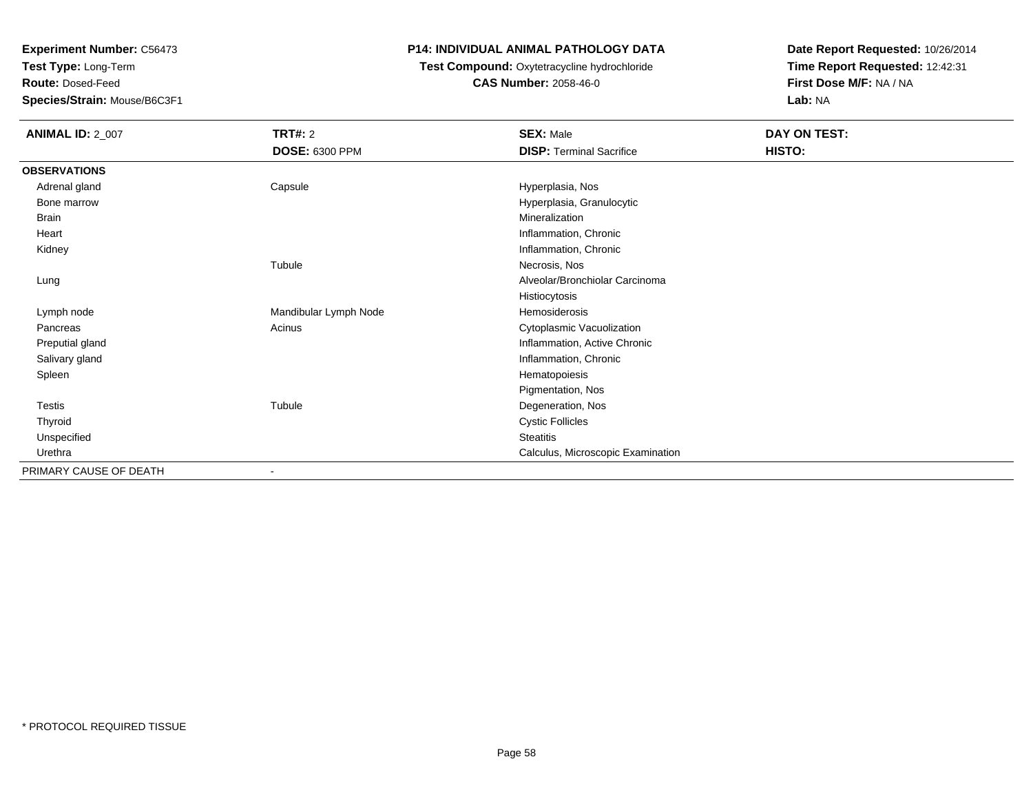**Experiment Number:** C56473
**Test Type:** Long-Term
**Route:** Dosed-Feed
**Species/Strain:** Mouse/B6C3F1

**P14: INDIVIDUAL ANIMAL PATHOLOGY DATA**
**Test Compound:** Oxytetracycline hydrochloride
**CAS Number:** 2058-46-0

**Date Report Requested:** 10/26/2014
**Time Report Requested:** 12:42:31
**First Dose M/F:** NA / NA
**Lab:** NA

| **ANIMAL ID:** 2_007 | **TRT#:** 2<br>**DOSE:** 6300 PPM | **SEX:** Male<br>**DISP:** Terminal Sacrifice | **DAY ON TEST:**<br>**HISTO:** |
|---|---|---|---|
| **OBSERVATIONS** | | | |
| Adrenal gland | Capsule | Hyperplasia, Nos | |
| Bone marrow | | Hyperplasia, Granulocytic | |
| Brain | | Mineralization | |
| Heart | | Inflammation, Chronic | |
| Kidney | | Inflammation, Chronic | |
| | Tubule | Necrosis, Nos | |
| Lung | | Alveolar/Bronchiolar Carcinoma | |
| | | Histiocytosis | |
| Lymph node | Mandibular Lymph Node | Hemosiderosis | |
| Pancreas | Acinus | Cytoplasmic Vacuolization | |
| Preputial gland | | Inflammation, Active Chronic | |
| Salivary gland | | Inflammation, Chronic | |
| Spleen | | Hematopoiesis | |
| | | Pigmentation, Nos | |
| Testis | Tubule | Degeneration, Nos | |
| Thyroid | | Cystic Follicles | |
| Unspecified | | Steatitis | |
| Urethra | | Calculus, Microscopic Examination | |
| PRIMARY CAUSE OF DEATH | - | | |

* PROTOCOL REQUIRED TISSUE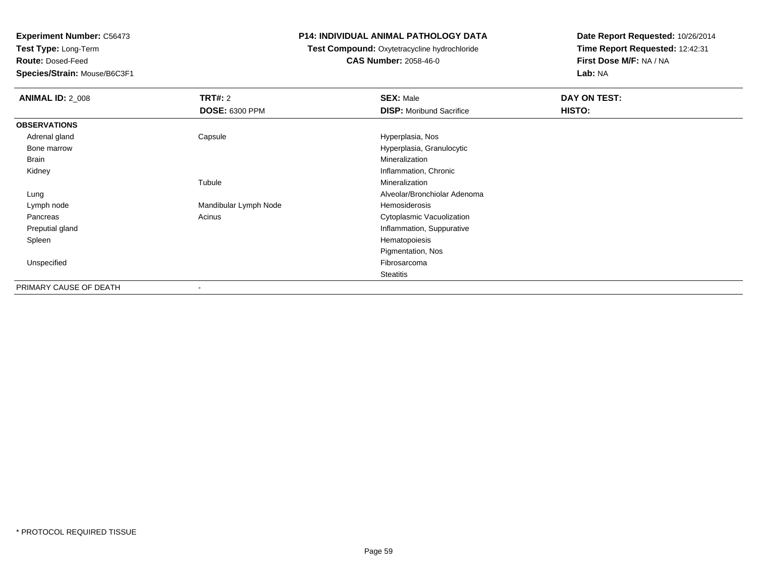**Experiment Number:** C56473
**Test Type:** Long-Term
**Route:** Dosed-Feed
**Species/Strain:** Mouse/B6C3F1

## P14: INDIVIDUAL ANIMAL PATHOLOGY DATA

**Test Compound:** Oxytetracycline hydrochloride
**CAS Number:** 2058-46-0

**Date Report Requested:** 10/26/2014
**Time Report Requested:** 12:42:31
**First Dose M/F:** NA / NA
**Lab:** NA

| **ANIMAL ID:** 2_008 | **TRT#:** 2 | **SEX:** Male | **DAY ON TEST:** |
|---|---|---|---|
| | **DOSE:** 6300 PPM | **DISP:** Moribund Sacrifice | **HISTO:** |
| **OBSERVATIONS** | | | |
| Adrenal gland | Capsule | Hyperplasia, Nos | |
| Bone marrow | | Hyperplasia, Granulocytic | |
| Brain | | Mineralization | |
| Kidney | | Inflammation, Chronic | |
| | Tubule | Mineralization | |
| Lung | | Alveolar/Bronchiolar Adenoma | |
| Lymph node | Mandibular Lymph Node | Hemosiderosis | |
| Pancreas | Acinus | Cytoplasmic Vacuolization | |
| Preputial gland | | Inflammation, Suppurative | |
| Spleen | | Hematopoiesis | |
| | | Pigmentation, Nos | |
| Unspecified | | Fibrosarcoma | |
| | | Steatitis | |
| PRIMARY CAUSE OF DEATH | - | | |

* PROTOCOL REQUIRED TISSUE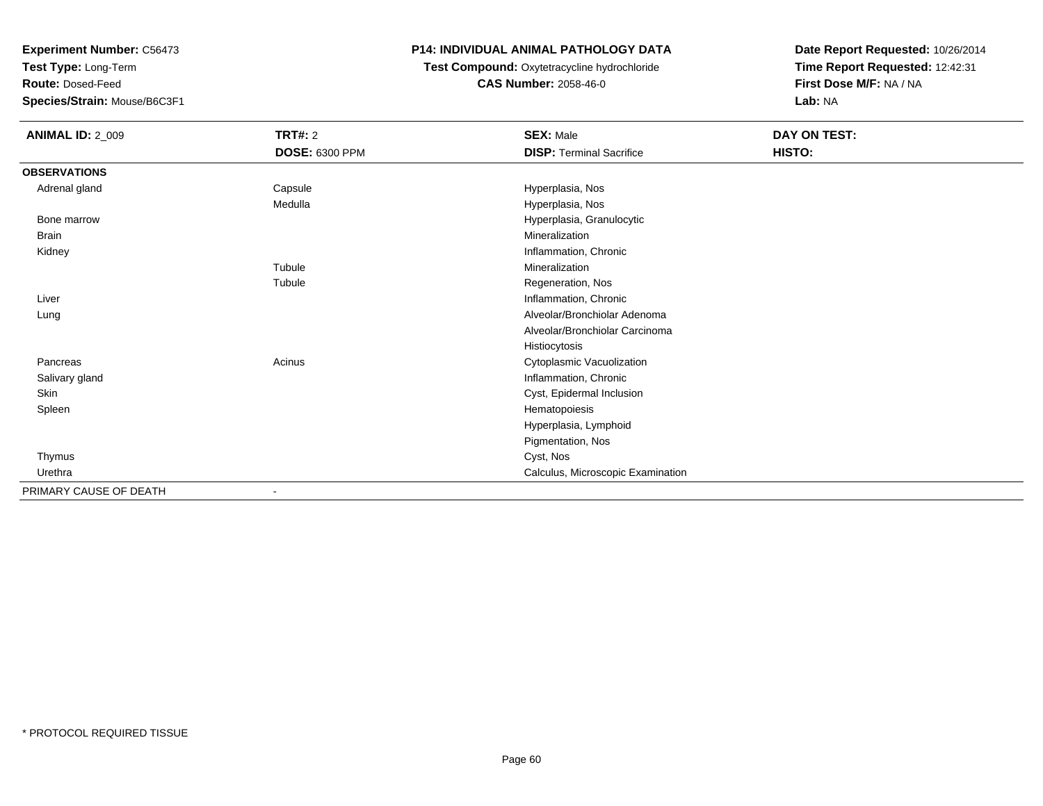**Experiment Number:** C56473
**Test Type:** Long-Term
**Route:** Dosed-Feed
**Species/Strain:** Mouse/B6C3F1

**P14: INDIVIDUAL ANIMAL PATHOLOGY DATA**
**Test Compound:** Oxytetracycline hydrochloride
**CAS Number:** 2058-46-0

**Date Report Requested:** 10/26/2014
**Time Report Requested:** 12:42:31
**First Dose M/F:** NA / NA
**Lab:** NA

| **ANIMAL ID:** 2_009 | **TRT#:** 2 | **SEX:** Male | **DAY ON TEST:** |
|---|---|---|---|
| | **DOSE:** 6300 PPM | **DISP:** Terminal Sacrifice | **HISTO:** |
| **OBSERVATIONS** | | | |
| Adrenal gland | Capsule | Hyperplasia, Nos | |
| | Medulla | Hyperplasia, Nos | |
| Bone marrow | | Hyperplasia, Granulocytic | |
| Brain | | Mineralization | |
| Kidney | | Inflammation, Chronic | |
| | Tubule | Mineralization | |
| | Tubule | Regeneration, Nos | |
| Liver | | Inflammation, Chronic | |
| Lung | | Alveolar/Bronchiolar Adenoma | |
| | | Alveolar/Bronchiolar Carcinoma | |
| | | Histiocytosis | |
| Pancreas | Acinus | Cytoplasmic Vacuolization | |
| Salivary gland | | Inflammation, Chronic | |
| Skin | | Cyst, Epidermal Inclusion | |
| Spleen | | Hematopoiesis | |
| | | Hyperplasia, Lymphoid | |
| | | Pigmentation, Nos | |
| Thymus | | Cyst, Nos | |
| Urethra | | Calculus, Microscopic Examination | |
| PRIMARY CAUSE OF DEATH | - | | |

* PROTOCOL REQUIRED TISSUE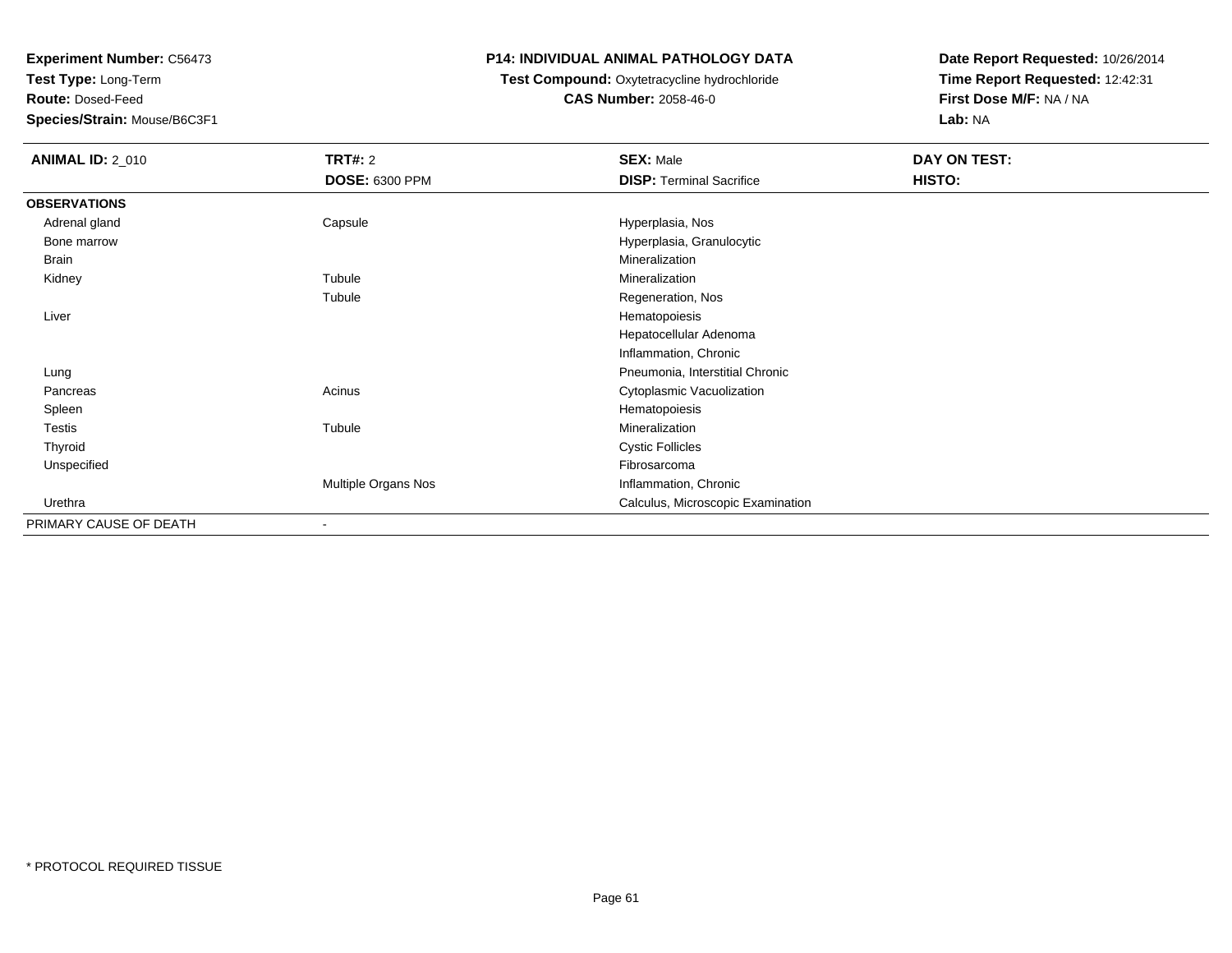**Experiment Number:** C56473
**Test Type:** Long-Term
**Route:** Dosed-Feed
**Species/Strain:** Mouse/B6C3F1

# P14: INDIVIDUAL ANIMAL PATHOLOGY DATA

**Test Compound:** Oxytetracycline hydrochloride
**CAS Number:** 2058-46-0

**Date Report Requested:** 10/26/2014
**Time Report Requested:** 12:42:31
**First Dose M/F:** NA / NA
**Lab:** NA

| **ANIMAL ID:** 2_010 | **TRT#:** 2<br>**DOSE:** 6300 PPM | **SEX:** Male<br>**DISP:** Terminal Sacrifice | **DAY ON TEST:**<br>**HISTO:** |
|---|---|---|---|
| **OBSERVATIONS** | | | |
| Adrenal gland | Capsule | Hyperplasia, Nos | |
| Bone marrow | | Hyperplasia, Granulocytic | |
| Brain | | Mineralization | |
| Kidney | Tubule | Mineralization | |
| | Tubule | Regeneration, Nos | |
| Liver | | Hematopoiesis | |
| | | Hepatocellular Adenoma | |
| | | Inflammation, Chronic | |
| Lung | | Pneumonia, Interstitial Chronic | |
| Pancreas | Acinus | Cytoplasmic Vacuolization | |
| Spleen | | Hematopoiesis | |
| Testis | Tubule | Mineralization | |
| Thyroid | | Cystic Follicles | |
| Unspecified | | Fibrosarcoma | |
| | Multiple Organs Nos | Inflammation, Chronic | |
| Urethra | | Calculus, Microscopic Examination | |
| PRIMARY CAUSE OF DEATH | - | | |

\* PROTOCOL REQUIRED TISSUE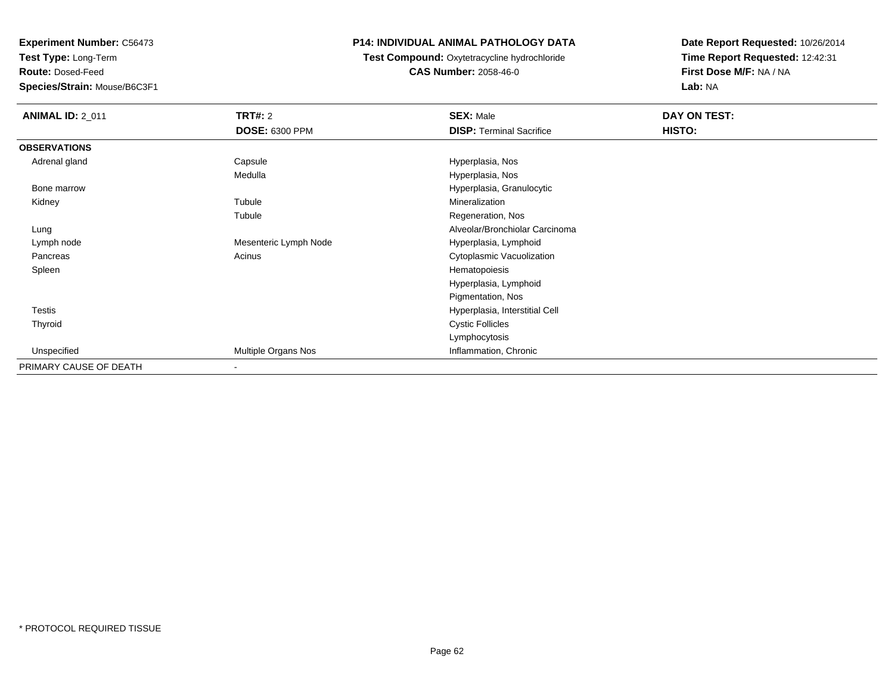**Experiment Number:** C56473
**Test Type:** Long-Term
**Route:** Dosed-Feed
**Species/Strain:** Mouse/B6C3F1

**P14: INDIVIDUAL ANIMAL PATHOLOGY DATA**
**Test Compound:** Oxytetracycline hydrochloride
**CAS Number:** 2058-46-0

**Date Report Requested:** 10/26/2014
**Time Report Requested:** 12:42:31
**First Dose M/F:** NA / NA
**Lab:** NA

| **ANIMAL ID:** 2_011 | **TRT#:** 2 | **SEX:** Male | **DAY ON TEST:** |
|---|---|---|---|
| | **DOSE:** 6300 PPM | **DISP:** Terminal Sacrifice | **HISTO:** |
| **OBSERVATIONS** | | | |
| Adrenal gland | Capsule | Hyperplasia, Nos | |
| | Medulla | Hyperplasia, Nos | |
| Bone marrow | | Hyperplasia, Granulocytic | |
| Kidney | Tubule | Mineralization | |
| | Tubule | Regeneration, Nos | |
| Lung | | Alveolar/Bronchiolar Carcinoma | |
| Lymph node | Mesenteric Lymph Node | Hyperplasia, Lymphoid | |
| Pancreas | Acinus | Cytoplasmic Vacuolization | |
| Spleen | | Hematopoiesis | |
| | | Hyperplasia, Lymphoid | |
| | | Pigmentation, Nos | |
| Testis | | Hyperplasia, Interstitial Cell | |
| Thyroid | | Cystic Follicles | |
| | | Lymphocytosis | |
| Unspecified | Multiple Organs Nos | Inflammation, Chronic | |
| PRIMARY CAUSE OF DEATH | - | | |

* PROTOCOL REQUIRED TISSUE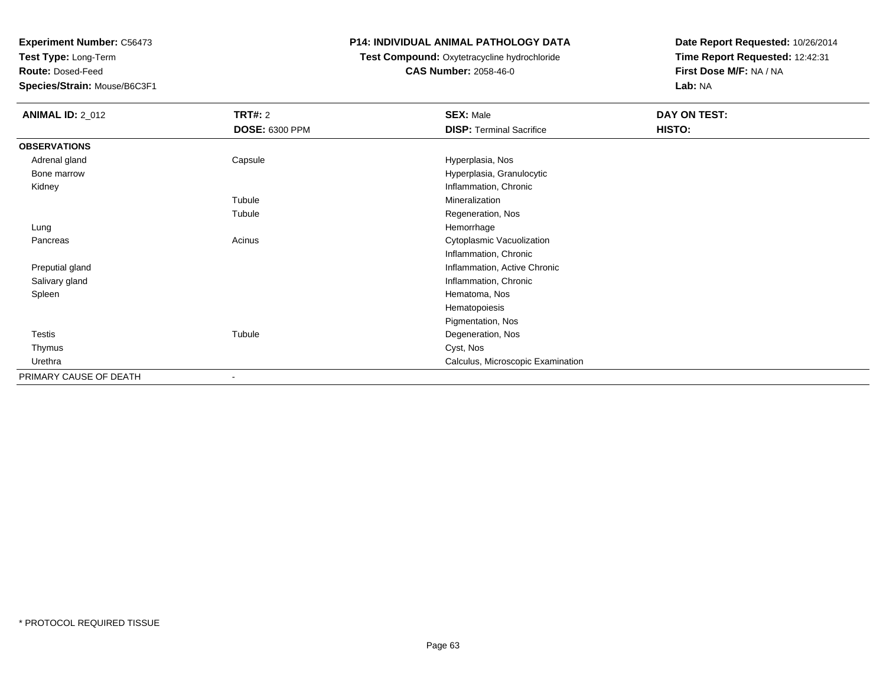**Experiment Number:** C56473
**Test Type:** Long-Term
**Route:** Dosed-Feed
**Species/Strain:** Mouse/B6C3F1

**P14: INDIVIDUAL ANIMAL PATHOLOGY DATA**
**Test Compound:** Oxytetracycline hydrochloride
**CAS Number:** 2058-46-0

**Date Report Requested:** 10/26/2014
**Time Report Requested:** 12:42:31
**First Dose M/F:** NA / NA
**Lab:** NA

| **ANIMAL ID:** 2_012 | **TRT#:** 2 | **SEX:** Male | **DAY ON TEST:** |
|---|---|---|---|
| | **DOSE:** 6300 PPM | **DISP:** Terminal Sacrifice | **HISTO:** |
| **OBSERVATIONS** | | | |
| Adrenal gland | Capsule | Hyperplasia, Nos | |
| Bone marrow | | Hyperplasia, Granulocytic | |
| Kidney | | Inflammation, Chronic | |
| | Tubule | Mineralization | |
| | Tubule | Regeneration, Nos | |
| Lung | | Hemorrhage | |
| Pancreas | Acinus | Cytoplasmic Vacuolization | |
| | | Inflammation, Chronic | |
| Preputial gland | | Inflammation, Active Chronic | |
| Salivary gland | | Inflammation, Chronic | |
| Spleen | | Hematoma, Nos | |
| | | Hematopoiesis | |
| | | Pigmentation, Nos | |
| Testis | Tubule | Degeneration, Nos | |
| Thymus | | Cyst, Nos | |
| Urethra | | Calculus, Microscopic Examination | |
| PRIMARY CAUSE OF DEATH | - | | |

* PROTOCOL REQUIRED TISSUE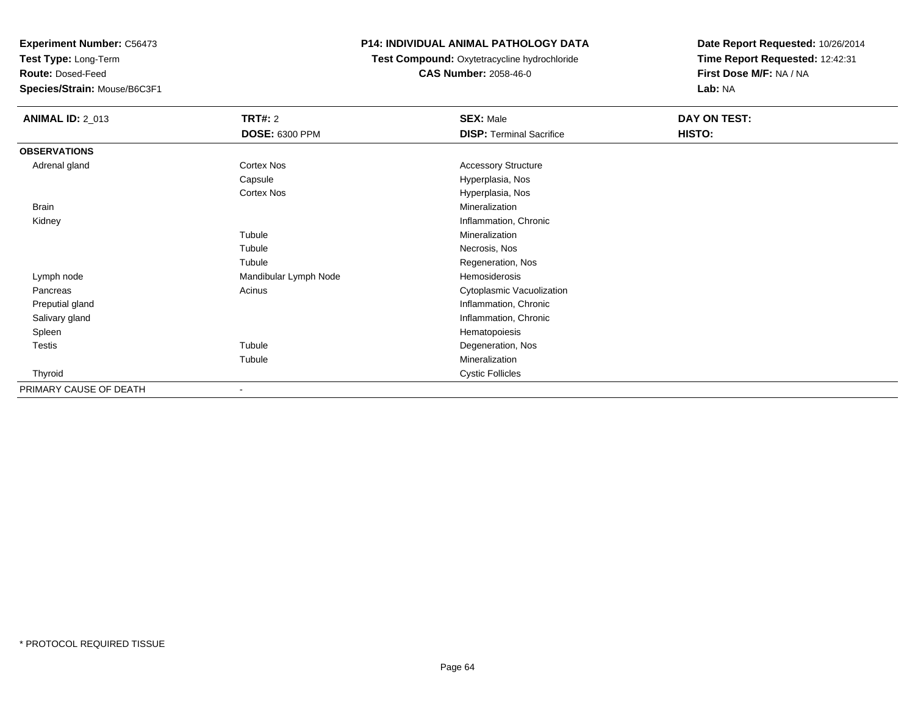**Experiment Number:** C56473
**Test Type:** Long-Term
**Route:** Dosed-Feed
**Species/Strain:** Mouse/B6C3F1

**P14: INDIVIDUAL ANIMAL PATHOLOGY DATA**
**Test Compound:** Oxytetracycline hydrochloride
**CAS Number:** 2058-46-0

**Date Report Requested:** 10/26/2014
**Time Report Requested:** 12:42:31
**First Dose M/F:** NA / NA
**Lab:** NA

| **ANIMAL ID:** 2_013 | **TRT#:** 2 | **SEX:** Male | **DAY ON TEST:** |
|---|---|---|---|
| | **DOSE:** 6300 PPM | **DISP:** Terminal Sacrifice | **HISTO:** |
| **OBSERVATIONS** | | | |
| Adrenal gland | Cortex Nos | Accessory Structure | |
| | Capsule | Hyperplasia, Nos | |
| | Cortex Nos | Hyperplasia, Nos | |
| Brain | | Mineralization | |
| Kidney | | Inflammation, Chronic | |
| | Tubule | Mineralization | |
| | Tubule | Necrosis, Nos | |
| | Tubule | Regeneration, Nos | |
| Lymph node | Mandibular Lymph Node | Hemosiderosis | |
| Pancreas | Acinus | Cytoplasmic Vacuolization | |
| Preputial gland | | Inflammation, Chronic | |
| Salivary gland | | Inflammation, Chronic | |
| Spleen | | Hematopoiesis | |
| Testis | Tubule | Degeneration, Nos | |
| | Tubule | Mineralization | |
| Thyroid | | Cystic Follicles | |
| PRIMARY CAUSE OF DEATH | - | | |

* PROTOCOL REQUIRED TISSUE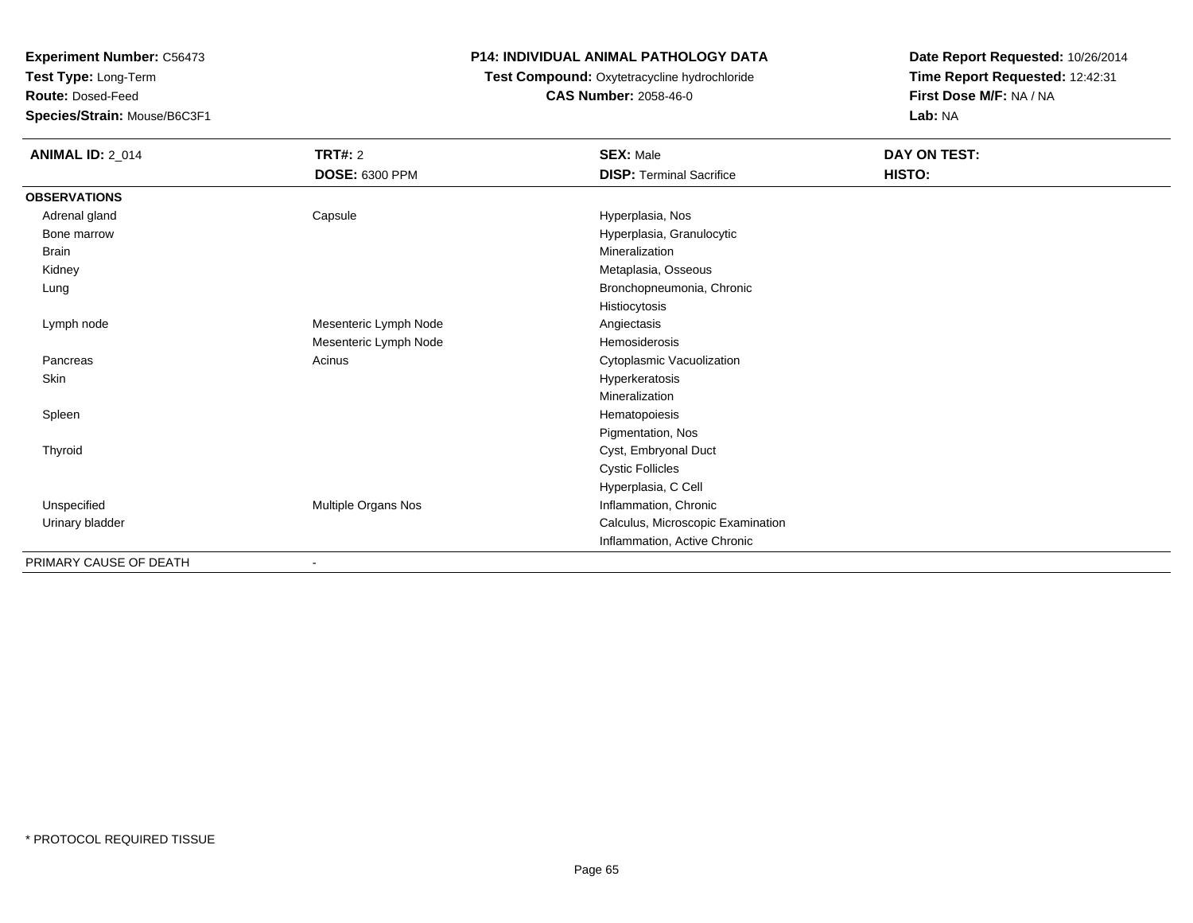**Experiment Number:** C56473
**Test Type:** Long-Term
**Route:** Dosed-Feed
**Species/Strain:** Mouse/B6C3F1

**P14: INDIVIDUAL ANIMAL PATHOLOGY DATA**
**Test Compound:** Oxytetracycline hydrochloride
**CAS Number:** 2058-46-0

**Date Report Requested:** 10/26/2014
**Time Report Requested:** 12:42:31
**First Dose M/F:** NA / NA
**Lab:** NA

| **ANIMAL ID:** 2_014 | **TRT#:** 2 | **SEX:** Male | **DAY ON TEST:** |
|---|---|---|---|
| | **DOSE:** 6300 PPM | **DISP:** Terminal Sacrifice | **HISTO:** |
| **OBSERVATIONS** | | | |
| Adrenal gland | Capsule | Hyperplasia, Nos | |
| Bone marrow | | Hyperplasia, Granulocytic | |
| Brain | | Mineralization | |
| Kidney | | Metaplasia, Osseous | |
| Lung | | Bronchopneumonia, Chronic | |
| | | Histiocytosis | |
| Lymph node | Mesenteric Lymph Node | Angiectasis | |
| | Mesenteric Lymph Node | Hemosiderosis | |
| Pancreas | Acinus | Cytoplasmic Vacuolization | |
| Skin | | Hyperkeratosis | |
| | | Mineralization | |
| Spleen | | Hematopoiesis | |
| | | Pigmentation, Nos | |
| Thyroid | | Cyst, Embryonal Duct | |
| | | Cystic Follicles | |
| | | Hyperplasia, C Cell | |
| Unspecified | Multiple Organs Nos | Inflammation, Chronic | |
| Urinary bladder | | Calculus, Microscopic Examination | |
| | | Inflammation, Active Chronic | |
| PRIMARY CAUSE OF DEATH | - | | |

* PROTOCOL REQUIRED TISSUE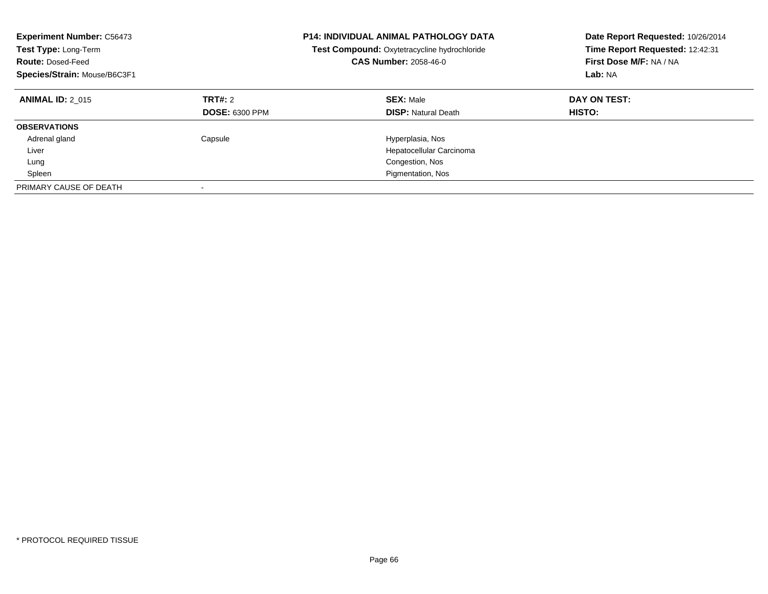**Experiment Number:** C56473
**Test Type:** Long-Term
**Route:** Dosed-Feed
**Species/Strain:** Mouse/B6C3F1

**P14: INDIVIDUAL ANIMAL PATHOLOGY DATA**
**Test Compound:** Oxytetracycline hydrochloride
**CAS Number:** 2058-46-0

**Date Report Requested:** 10/26/2014
**Time Report Requested:** 12:42:31
**First Dose M/F:** NA / NA
**Lab:** NA

| **ANIMAL ID:** 2_015 | **TRT#:** 2 | **SEX:** Male | **DAY ON TEST:** |
|---|---|---|---|
| | **DOSE:** 6300 PPM | **DISP:** Natural Death | **HISTO:** |
| **OBSERVATIONS** | | | |
| Adrenal gland | Capsule | Hyperplasia, Nos | |
| Liver | | Hepatocellular Carcinoma | |
| Lung | | Congestion, Nos | |
| Spleen | | Pigmentation, Nos | |
| PRIMARY CAUSE OF DEATH | - | | |

* PROTOCOL REQUIRED TISSUE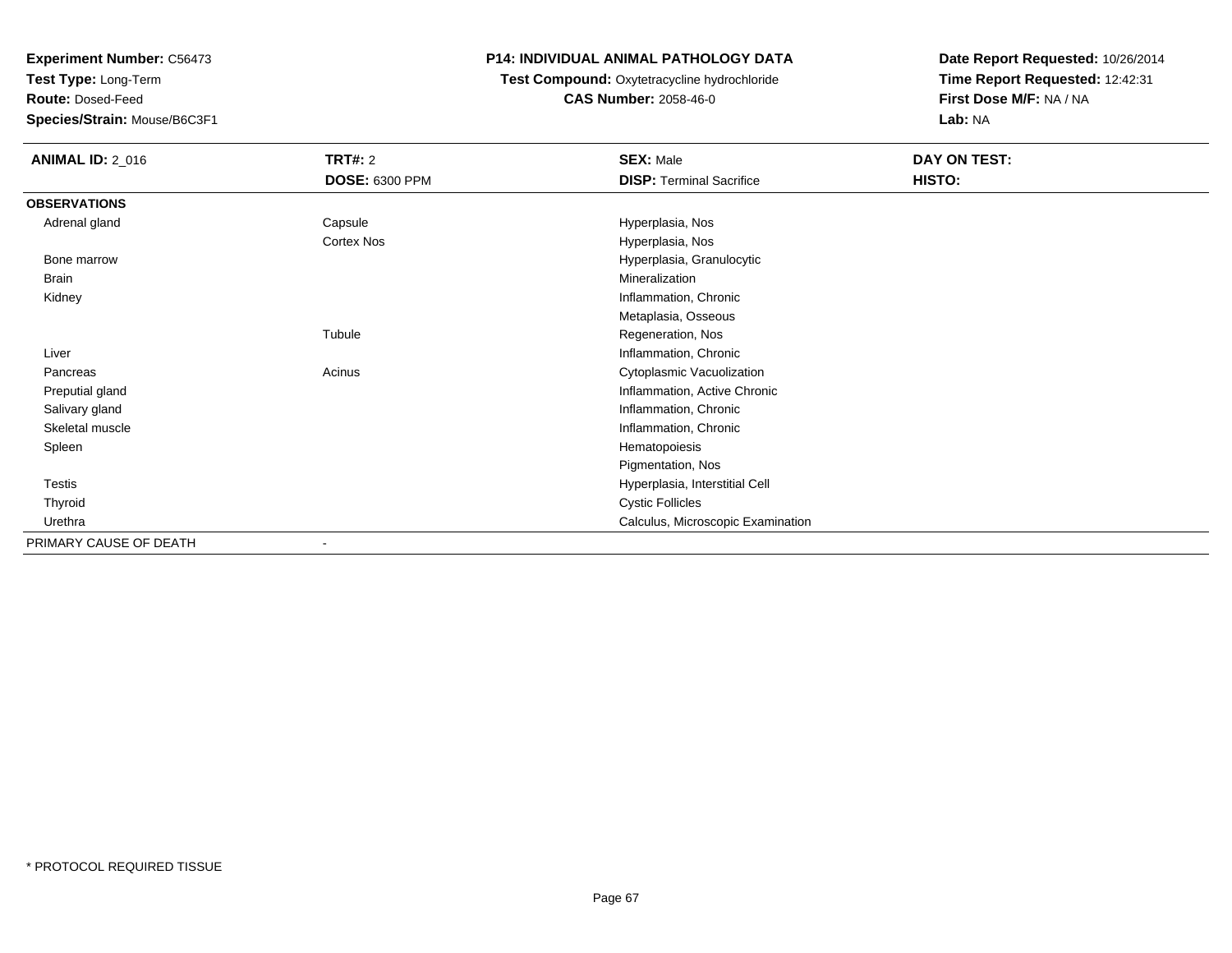**Experiment Number:** C56473
**Test Type:** Long-Term
**Route:** Dosed-Feed
**Species/Strain:** Mouse/B6C3F1

**P14: INDIVIDUAL ANIMAL PATHOLOGY DATA**
**Test Compound:** Oxytetracycline hydrochloride
**CAS Number:** 2058-46-0

**Date Report Requested:** 10/26/2014
**Time Report Requested:** 12:42:31
**First Dose M/F:** NA / NA
**Lab:** NA

| **ANIMAL ID:** 2_016 | **TRT#:** 2 | **SEX:** Male | **DAY ON TEST:** |
|---|---|---|---|
| | **DOSE:** 6300 PPM | **DISP:** Terminal Sacrifice | **HISTO:** |
| **OBSERVATIONS** | | | |
| Adrenal gland | Capsule | Hyperplasia, Nos | |
| | Cortex Nos | Hyperplasia, Nos | |
| Bone marrow | | Hyperplasia, Granulocytic | |
| Brain | | Mineralization | |
| Kidney | | Inflammation, Chronic | |
| | | Metaplasia, Osseous | |
| | Tubule | Regeneration, Nos | |
| Liver | | Inflammation, Chronic | |
| Pancreas | Acinus | Cytoplasmic Vacuolization | |
| Preputial gland | | Inflammation, Active Chronic | |
| Salivary gland | | Inflammation, Chronic | |
| Skeletal muscle | | Inflammation, Chronic | |
| Spleen | | Hematopoiesis | |
| | | Pigmentation, Nos | |
| Testis | | Hyperplasia, Interstitial Cell | |
| Thyroid | | Cystic Follicles | |
| Urethra | | Calculus, Microscopic Examination | |
| PRIMARY CAUSE OF DEATH | - | | |

\* PROTOCOL REQUIRED TISSUE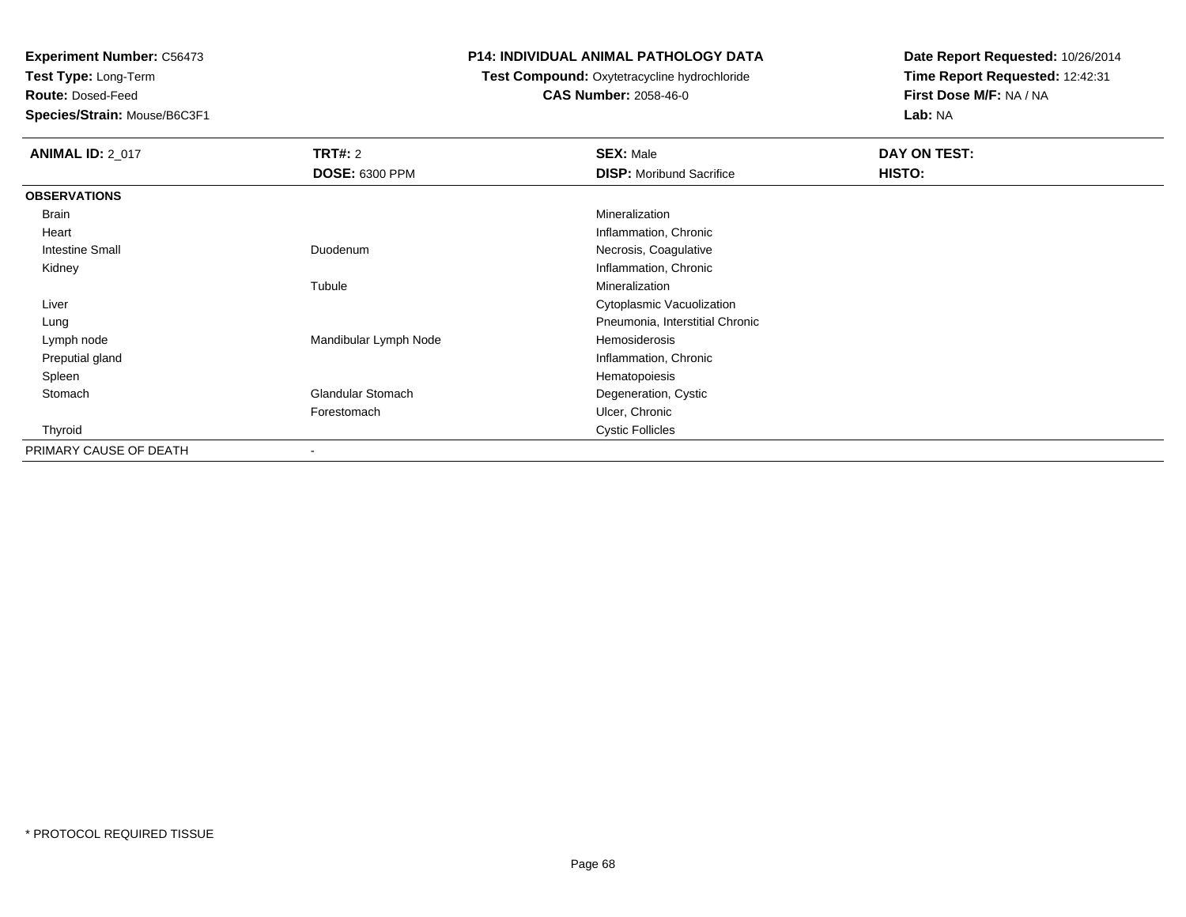**Experiment Number:** C56473
**Test Type:** Long-Term
**Route:** Dosed-Feed
**Species/Strain:** Mouse/B6C3F1

**P14: INDIVIDUAL ANIMAL PATHOLOGY DATA**
**Test Compound:** Oxytetracycline hydrochloride
**CAS Number:** 2058-46-0

**Date Report Requested:** 10/26/2014
**Time Report Requested:** 12:42:31
**First Dose M/F:** NA / NA
**Lab:** NA

| **ANIMAL ID:** 2_017 | **TRT#:** 2 | **SEX:** Male | **DAY ON TEST:** |
|---|---|---|---|
| | **DOSE:** 6300 PPM | **DISP:** Moribund Sacrifice | **HISTO:** |
| **OBSERVATIONS** | | | |
| Brain | | Mineralization | |
| Heart | | Inflammation, Chronic | |
| Intestine Small | Duodenum | Necrosis, Coagulative | |
| Kidney | | Inflammation, Chronic | |
| | Tubule | Mineralization | |
| Liver | | Cytoplasmic Vacuolization | |
| Lung | | Pneumonia, Interstitial Chronic | |
| Lymph node | Mandibular Lymph Node | Hemosiderosis | |
| Preputial gland | | Inflammation, Chronic | |
| Spleen | | Hematopoiesis | |
| Stomach | Glandular Stomach | Degeneration, Cystic | |
| | Forestomach | Ulcer, Chronic | |
| Thyroid | | Cystic Follicles | |
| PRIMARY CAUSE OF DEATH | - | | |

* PROTOCOL REQUIRED TISSUE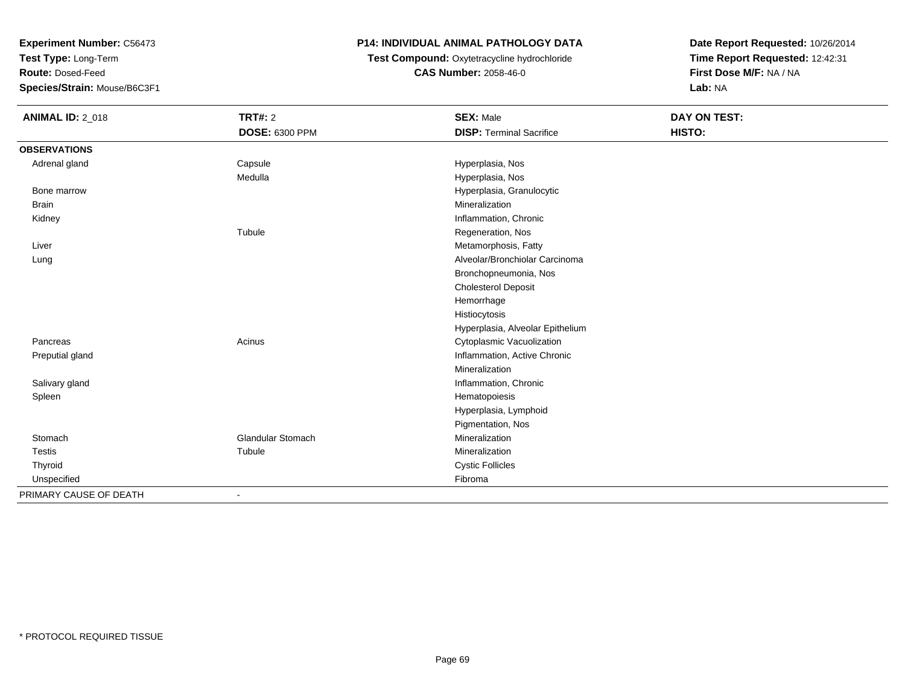**Experiment Number:** C56473
**Test Type:** Long-Term
**Route:** Dosed-Feed
**Species/Strain:** Mouse/B6C3F1

**P14: INDIVIDUAL ANIMAL PATHOLOGY DATA**
**Test Compound:** Oxytetracycline hydrochloride
**CAS Number:** 2058-46-0

**Date Report Requested:** 10/26/2014
**Time Report Requested:** 12:42:31
**First Dose M/F:** NA / NA
**Lab:** NA

| **ANIMAL ID:** 2_018 | **TRT#:** 2 | **SEX:** Male | **DAY ON TEST:** |
|---|---|---|---|
| | **DOSE:** 6300 PPM | **DISP:** Terminal Sacrifice | **HISTO:** |
| **OBSERVATIONS** | | | |
| Adrenal gland | Capsule | Hyperplasia, Nos | |
| | Medulla | Hyperplasia, Nos | |
| Bone marrow | | Hyperplasia, Granulocytic | |
| Brain | | Mineralization | |
| Kidney | | Inflammation, Chronic | |
| | Tubule | Regeneration, Nos | |
| Liver | | Metamorphosis, Fatty | |
| Lung | | Alveolar/Bronchiolar Carcinoma | |
| | | Bronchopneumonia, Nos | |
| | | Cholesterol Deposit | |
| | | Hemorrhage | |
| | | Histiocytosis | |
| | | Hyperplasia, Alveolar Epithelium | |
| Pancreas | Acinus | Cytoplasmic Vacuolization | |
| Preputial gland | | Inflammation, Active Chronic | |
| | | Mineralization | |
| Salivary gland | | Inflammation, Chronic | |
| Spleen | | Hematopoiesis | |
| | | Hyperplasia, Lymphoid | |
| | | Pigmentation, Nos | |
| Stomach | Glandular Stomach | Mineralization | |
| Testis | Tubule | Mineralization | |
| Thyroid | | Cystic Follicles | |
| Unspecified | | Fibroma | |
| PRIMARY CAUSE OF DEATH | - | | |

* PROTOCOL REQUIRED TISSUE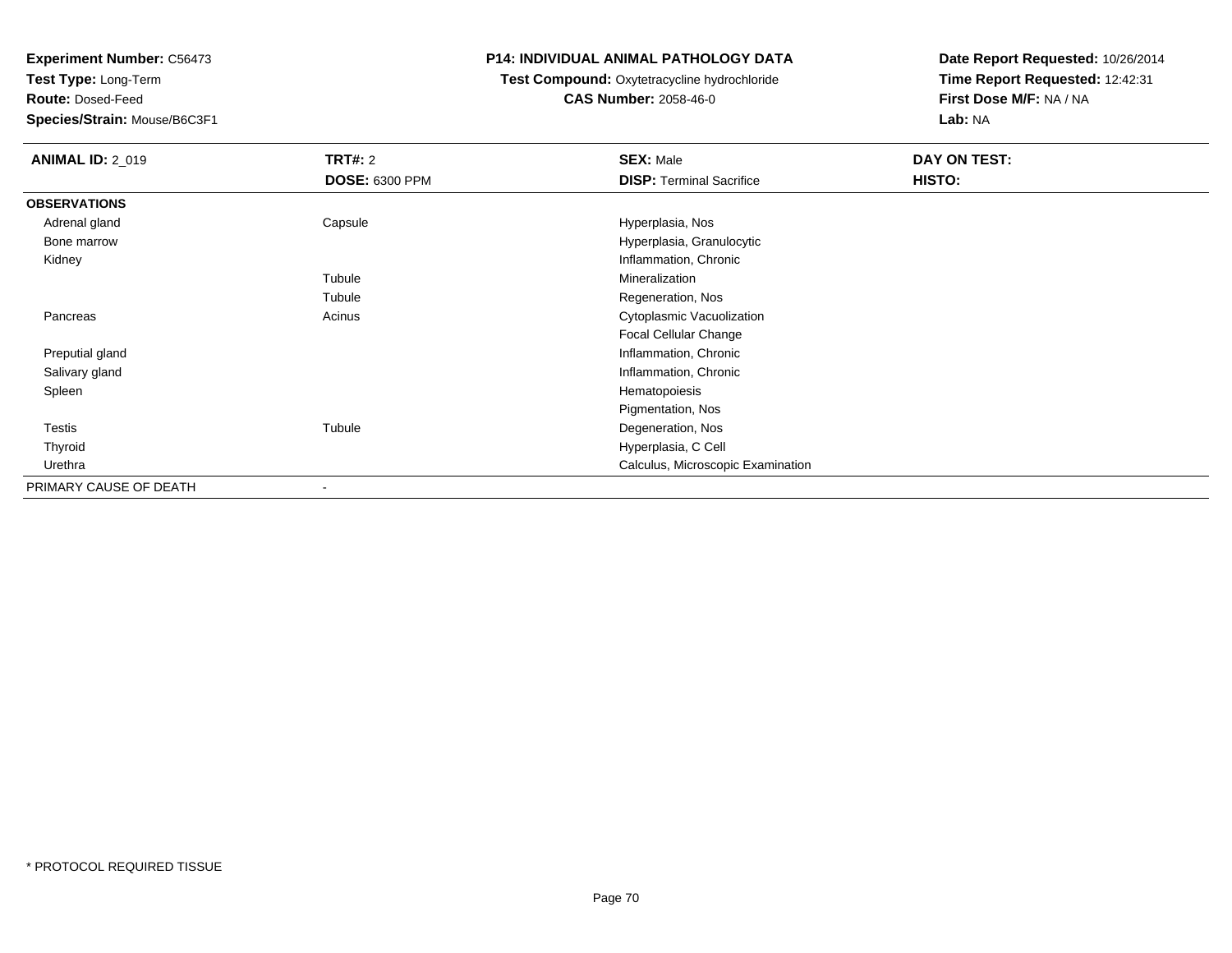**Experiment Number:** C56473
**Test Type:** Long-Term
**Route:** Dosed-Feed
**Species/Strain:** Mouse/B6C3F1

**P14: INDIVIDUAL ANIMAL PATHOLOGY DATA**
**Test Compound:** Oxytetracycline hydrochloride
**CAS Number:** 2058-46-0

**Date Report Requested:** 10/26/2014
**Time Report Requested:** 12:42:31
**First Dose M/F:** NA / NA
**Lab:** NA

| **ANIMAL ID:** 2_019 | **TRT#:** 2 | **SEX:** Male | **DAY ON TEST:** |
|---|---|---|---|
| | **DOSE:** 6300 PPM | **DISP:** Terminal Sacrifice | **HISTO:** |
| **OBSERVATIONS** | | | |
| Adrenal gland | Capsule | Hyperplasia, Nos | |
| Bone marrow | | Hyperplasia, Granulocytic | |
| Kidney | | Inflammation, Chronic | |
| | Tubule | Mineralization | |
| | Tubule | Regeneration, Nos | |
| Pancreas | Acinus | Cytoplasmic Vacuolization | |
| | | Focal Cellular Change | |
| Preputial gland | | Inflammation, Chronic | |
| Salivary gland | | Inflammation, Chronic | |
| Spleen | | Hematopoiesis | |
| | | Pigmentation, Nos | |
| Testis | Tubule | Degeneration, Nos | |
| Thyroid | | Hyperplasia, C Cell | |
| Urethra | | Calculus, Microscopic Examination | |
| PRIMARY CAUSE OF DEATH | - | | |

* PROTOCOL REQUIRED TISSUE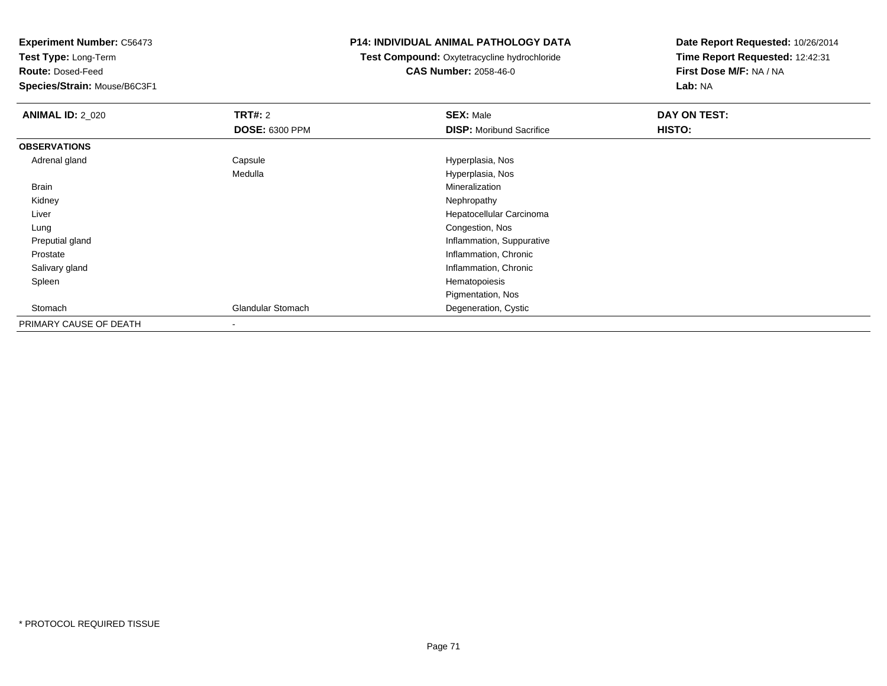**Experiment Number:** C56473
**Test Type:** Long-Term
**Route:** Dosed-Feed
**Species/Strain:** Mouse/B6C3F1

**P14: INDIVIDUAL ANIMAL PATHOLOGY DATA**
**Test Compound:** Oxytetracycline hydrochloride
**CAS Number:** 2058-46-0

**Date Report Requested:** 10/26/2014
**Time Report Requested:** 12:42:31
**First Dose M/F:** NA / NA
**Lab:** NA

| **ANIMAL ID:** 2_020 | **TRT#:** 2 | **SEX:** Male | **DAY ON TEST:** |
|---|---|---|---|
| | **DOSE:** 6300 PPM | **DISP:** Moribund Sacrifice | **HISTO:** |
| **OBSERVATIONS** | | | |
| Adrenal gland | Capsule | Hyperplasia, Nos | |
| | Medulla | Hyperplasia, Nos | |
| Brain | | Mineralization | |
| Kidney | | Nephropathy | |
| Liver | | Hepatocellular Carcinoma | |
| Lung | | Congestion, Nos | |
| Preputial gland | | Inflammation, Suppurative | |
| Prostate | | Inflammation, Chronic | |
| Salivary gland | | Inflammation, Chronic | |
| Spleen | | Hematopoiesis | |
| | | Pigmentation, Nos | |
| Stomach | Glandular Stomach | Degeneration, Cystic | |
| PRIMARY CAUSE OF DEATH | - | | |

* PROTOCOL REQUIRED TISSUE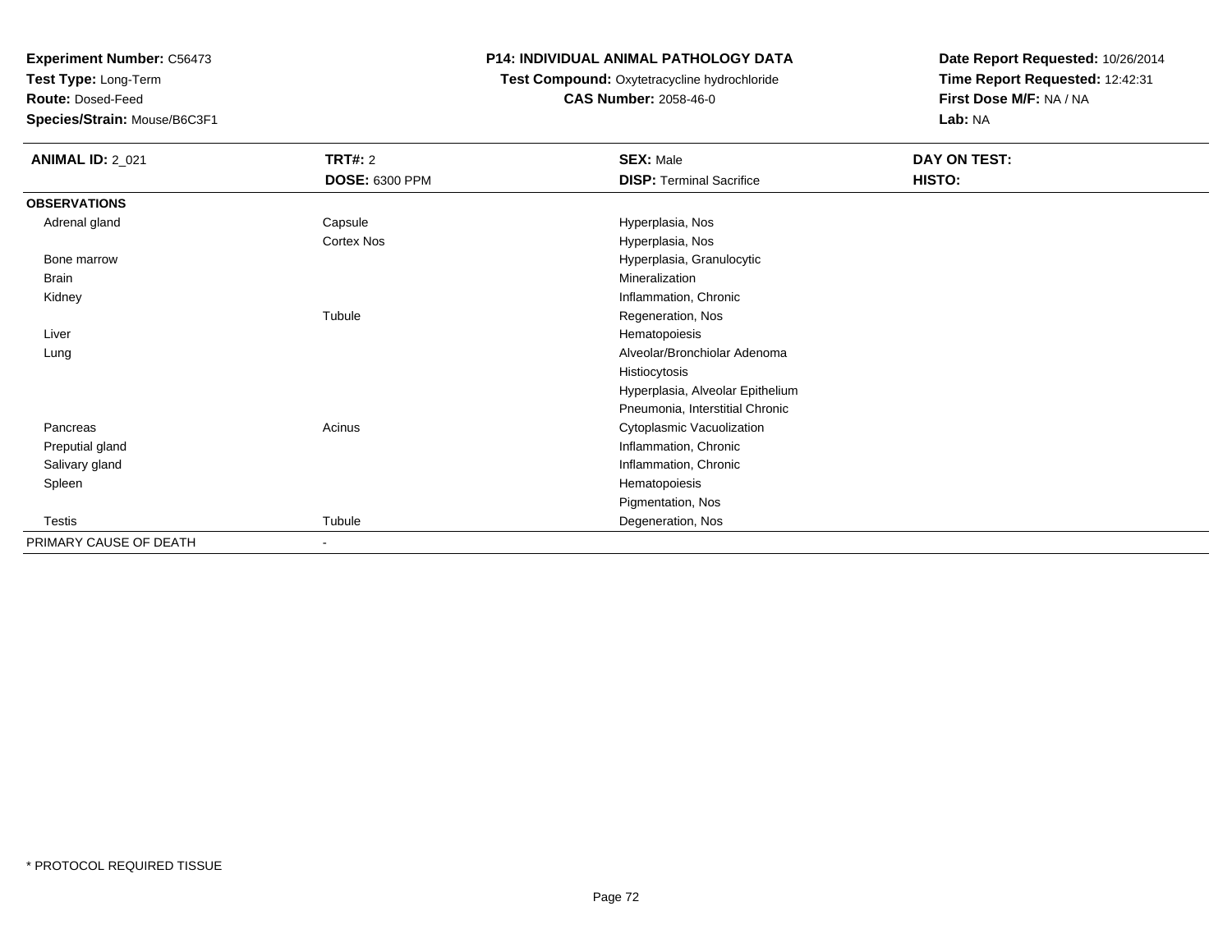**Experiment Number:** C56473
**Test Type:** Long-Term
**Route:** Dosed-Feed
**Species/Strain:** Mouse/B6C3F1

**P14: INDIVIDUAL ANIMAL PATHOLOGY DATA**
**Test Compound:** Oxytetracycline hydrochloride
**CAS Number:** 2058-46-0

**Date Report Requested:** 10/26/2014
**Time Report Requested:** 12:42:31
**First Dose M/F:** NA / NA
**Lab:** NA

| **ANIMAL ID:** 2_021 | **TRT#:** 2 | **SEX:** Male | **DAY ON TEST:** |
|---|---|---|---|
| | **DOSE:** 6300 PPM | **DISP:** Terminal Sacrifice | **HISTO:** |
| **OBSERVATIONS** | | | |
| Adrenal gland | Capsule | Hyperplasia, Nos | |
| | Cortex Nos | Hyperplasia, Nos | |
| Bone marrow | | Hyperplasia, Granulocytic | |
| Brain | | Mineralization | |
| Kidney | | Inflammation, Chronic | |
| | Tubule | Regeneration, Nos | |
| Liver | | Hematopoiesis | |
| Lung | | Alveolar/Bronchiolar Adenoma | |
| | | Histiocytosis | |
| | | Hyperplasia, Alveolar Epithelium | |
| | | Pneumonia, Interstitial Chronic | |
| Pancreas | Acinus | Cytoplasmic Vacuolization | |
| Preputial gland | | Inflammation, Chronic | |
| Salivary gland | | Inflammation, Chronic | |
| Spleen | | Hematopoiesis | |
| | | Pigmentation, Nos | |
| Testis | Tubule | Degeneration, Nos | |
| PRIMARY CAUSE OF DEATH | - | | |

* PROTOCOL REQUIRED TISSUE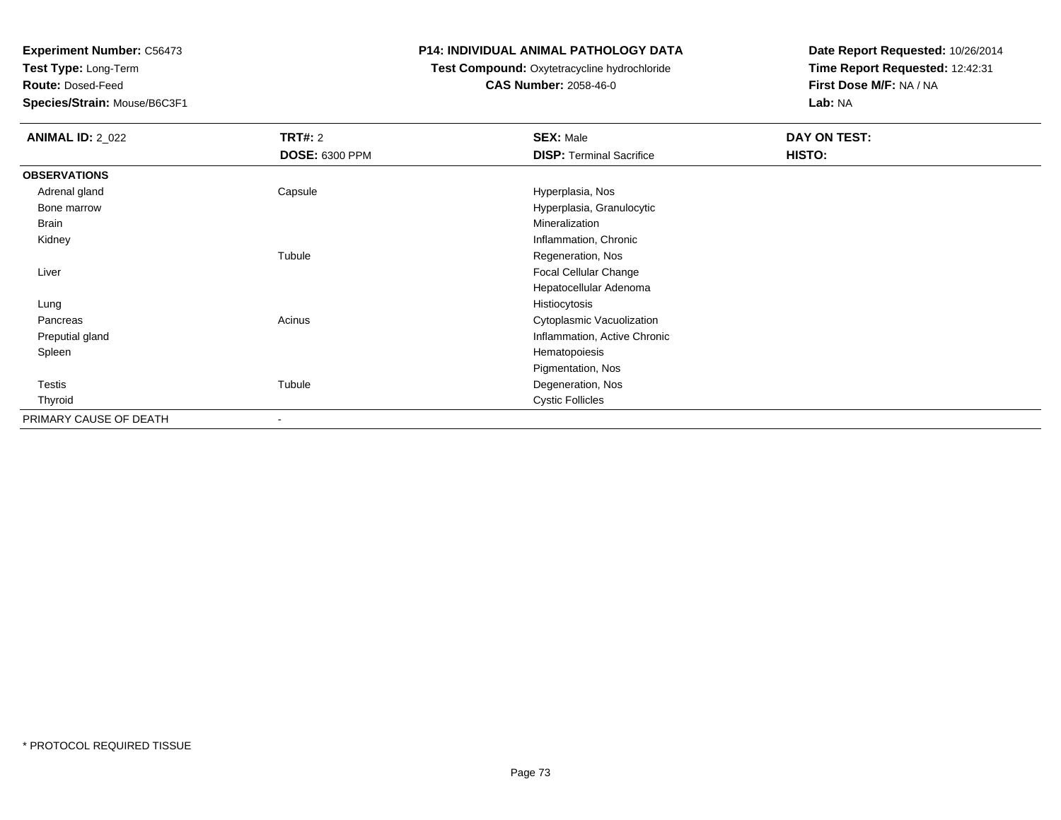**Experiment Number:** C56473
**Test Type:** Long-Term
**Route:** Dosed-Feed
**Species/Strain:** Mouse/B6C3F1

**P14: INDIVIDUAL ANIMAL PATHOLOGY DATA**
**Test Compound:** Oxytetracycline hydrochloride
**CAS Number:** 2058-46-0

**Date Report Requested:** 10/26/2014
**Time Report Requested:** 12:42:31
**First Dose M/F:** NA / NA
**Lab:** NA

| **ANIMAL ID:** 2_022 | **TRT#:** 2 | **SEX:** Male | **DAY ON TEST:** |
|---|---|---|---|
| | **DOSE:** 6300 PPM | **DISP:** Terminal Sacrifice | **HISTO:** |
| **OBSERVATIONS** | | | |
| Adrenal gland | Capsule | Hyperplasia, Nos | |
| Bone marrow | | Hyperplasia, Granulocytic | |
| Brain | | Mineralization | |
| Kidney | | Inflammation, Chronic | |
| | Tubule | Regeneration, Nos | |
| Liver | | Focal Cellular Change | |
| | | Hepatocellular Adenoma | |
| Lung | | Histiocytosis | |
| Pancreas | Acinus | Cytoplasmic Vacuolization | |
| Preputial gland | | Inflammation, Active Chronic | |
| Spleen | | Hematopoiesis | |
| | | Pigmentation, Nos | |
| Testis | Tubule | Degeneration, Nos | |
| Thyroid | | Cystic Follicles | |
| PRIMARY CAUSE OF DEATH | - | | |

* PROTOCOL REQUIRED TISSUE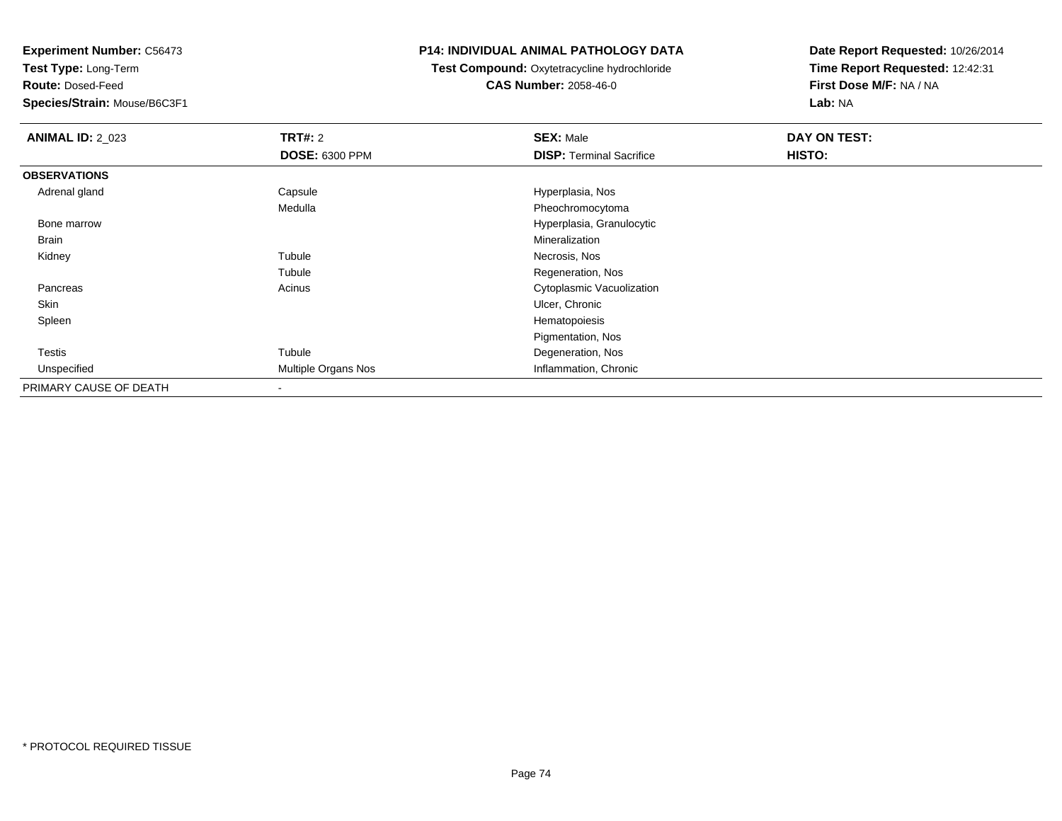**Experiment Number:** C56473
**Test Type:** Long-Term
**Route:** Dosed-Feed
**Species/Strain:** Mouse/B6C3F1

**P14: INDIVIDUAL ANIMAL PATHOLOGY DATA**
**Test Compound:** Oxytetracycline hydrochloride
**CAS Number:** 2058-46-0

**Date Report Requested:** 10/26/2014
**Time Report Requested:** 12:42:31
**First Dose M/F:** NA / NA
**Lab:** NA

| **ANIMAL ID:** 2_023 | **TRT#:** 2 | **SEX:** Male | **DAY ON TEST:** |
|---|---|---|---|
| | **DOSE:** 6300 PPM | **DISP:** Terminal Sacrifice | **HISTO:** |
| **OBSERVATIONS** | | | |
| Adrenal gland | Capsule | Hyperplasia, Nos | |
| | Medulla | Pheochromocytoma | |
| Bone marrow | | Hyperplasia, Granulocytic | |
| Brain | | Mineralization | |
| Kidney | Tubule | Necrosis, Nos | |
| | Tubule | Regeneration, Nos | |
| Pancreas | Acinus | Cytoplasmic Vacuolization | |
| Skin | | Ulcer, Chronic | |
| Spleen | | Hematopoiesis | |
| | | Pigmentation, Nos | |
| Testis | Tubule | Degeneration, Nos | |
| Unspecified | Multiple Organs Nos | Inflammation, Chronic | |
| PRIMARY CAUSE OF DEATH | - | | |

* PROTOCOL REQUIRED TISSUE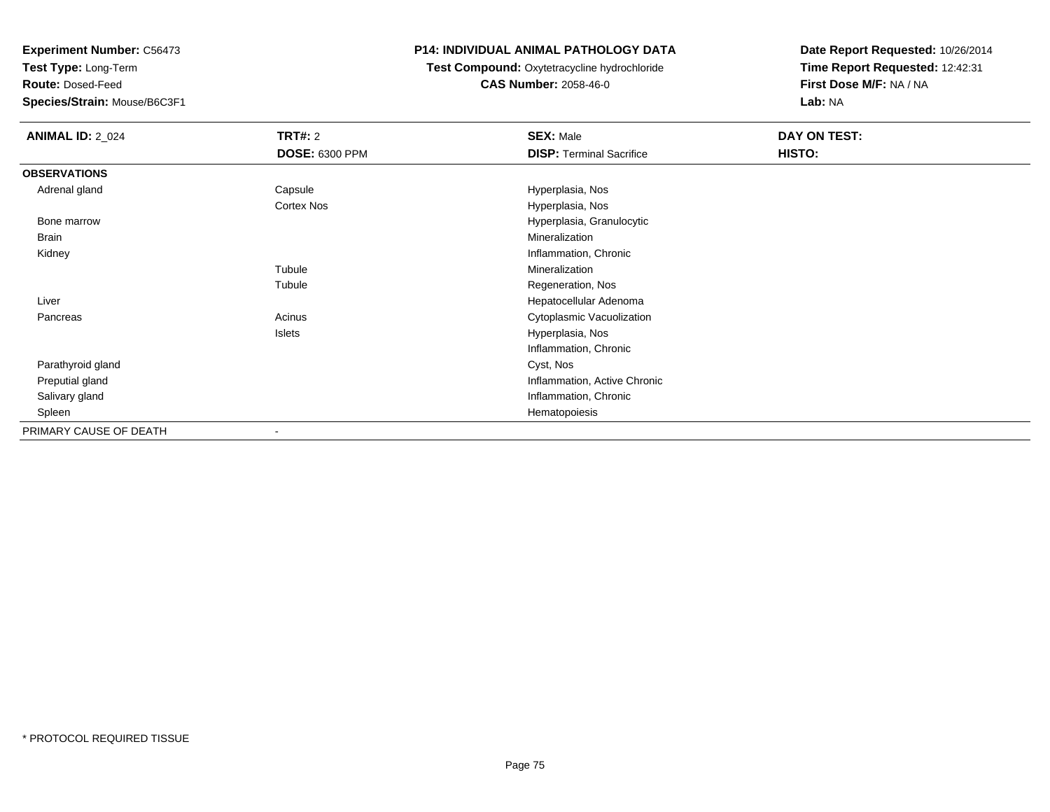**Experiment Number:** C56473
**Test Type:** Long-Term
**Route:** Dosed-Feed
**Species/Strain:** Mouse/B6C3F1

**P14: INDIVIDUAL ANIMAL PATHOLOGY DATA**
**Test Compound:** Oxytetracycline hydrochloride
**CAS Number:** 2058-46-0

**Date Report Requested:** 10/26/2014
**Time Report Requested:** 12:42:31
**First Dose M/F:** NA / NA
**Lab:** NA

| **ANIMAL ID:** 2_024 | **TRT#:** 2 | **SEX:** Male | **DAY ON TEST:** |
|---|---|---|---|
| | **DOSE:** 6300 PPM | **DISP:** Terminal Sacrifice | **HISTO:** |
| **OBSERVATIONS** | | | |
| Adrenal gland | Capsule | Hyperplasia, Nos | |
| | Cortex Nos | Hyperplasia, Nos | |
| Bone marrow | | Hyperplasia, Granulocytic | |
| Brain | | Mineralization | |
| Kidney | | Inflammation, Chronic | |
| | Tubule | Mineralization | |
| | Tubule | Regeneration, Nos | |
| Liver | | Hepatocellular Adenoma | |
| Pancreas | Acinus | Cytoplasmic Vacuolization | |
| | Islets | Hyperplasia, Nos | |
| | | Inflammation, Chronic | |
| Parathyroid gland | | Cyst, Nos | |
| Preputial gland | | Inflammation, Active Chronic | |
| Salivary gland | | Inflammation, Chronic | |
| Spleen | | Hematopoiesis | |
| PRIMARY CAUSE OF DEATH | - | | |

\* PROTOCOL REQUIRED TISSUE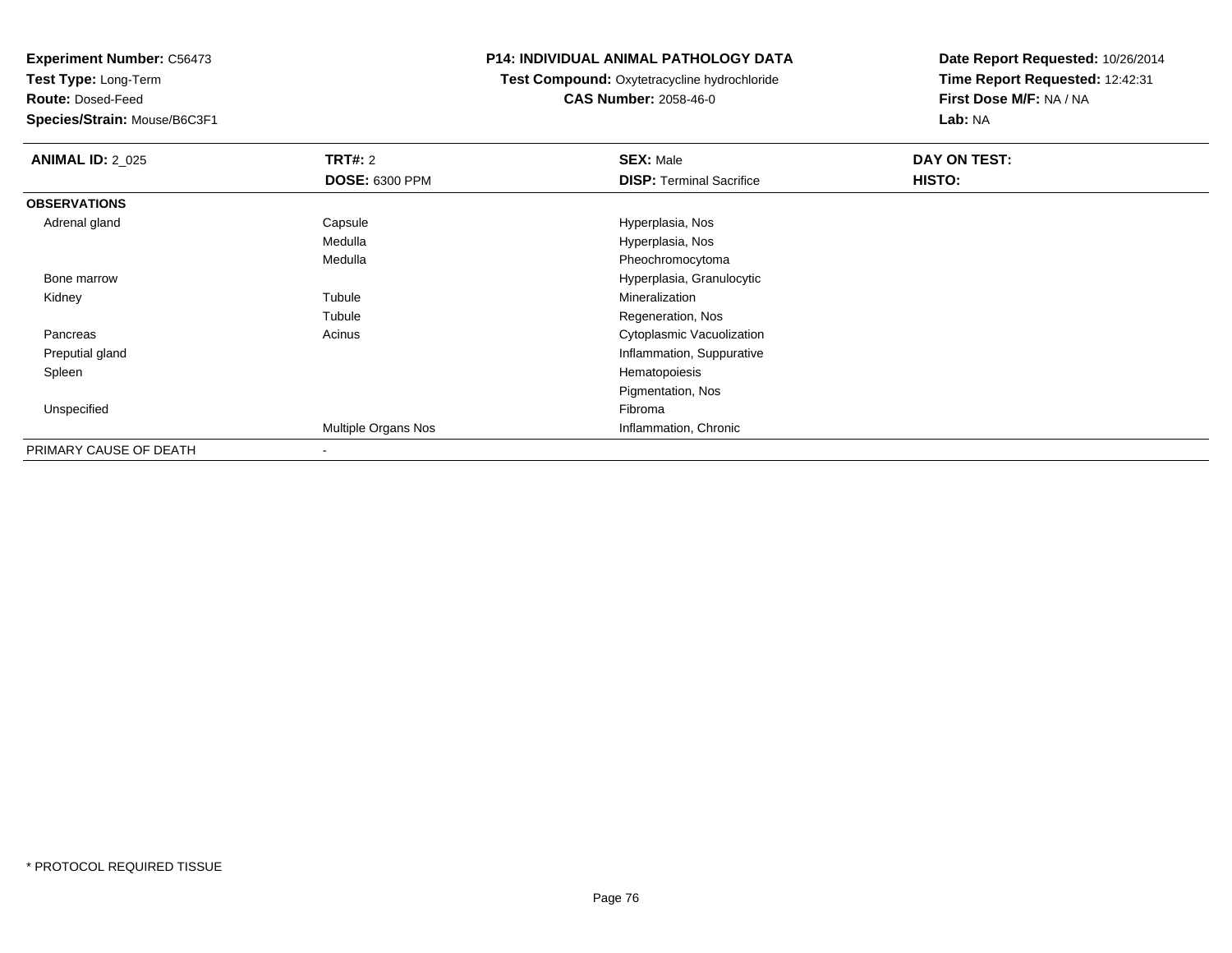**Experiment Number:** C56473
**Test Type:** Long-Term
**Route:** Dosed-Feed
**Species/Strain:** Mouse/B6C3F1

**P14: INDIVIDUAL ANIMAL PATHOLOGY DATA**
**Test Compound:** Oxytetracycline hydrochloride
**CAS Number:** 2058-46-0

**Date Report Requested:** 10/26/2014
**Time Report Requested:** 12:42:31
**First Dose M/F:** NA / NA
**Lab:** NA

| **ANIMAL ID:** 2_025 | **TRT#:** 2 | **SEX:** Male | **DAY ON TEST:** |
|---|---|---|---|
| | **DOSE:** 6300 PPM | **DISP:** Terminal Sacrifice | **HISTO:** |
| **OBSERVATIONS** | | | |
| Adrenal gland | Capsule | Hyperplasia, Nos | |
| | Medulla | Hyperplasia, Nos | |
| | Medulla | Pheochromocytoma | |
| Bone marrow | | Hyperplasia, Granulocytic | |
| Kidney | Tubule | Mineralization | |
| | Tubule | Regeneration, Nos | |
| Pancreas | Acinus | Cytoplasmic Vacuolization | |
| Preputial gland | | Inflammation, Suppurative | |
| Spleen | | Hematopoiesis | |
| | | Pigmentation, Nos | |
| Unspecified | | Fibroma | |
| | Multiple Organs Nos | Inflammation, Chronic | |
| PRIMARY CAUSE OF DEATH | - | | |

* PROTOCOL REQUIRED TISSUE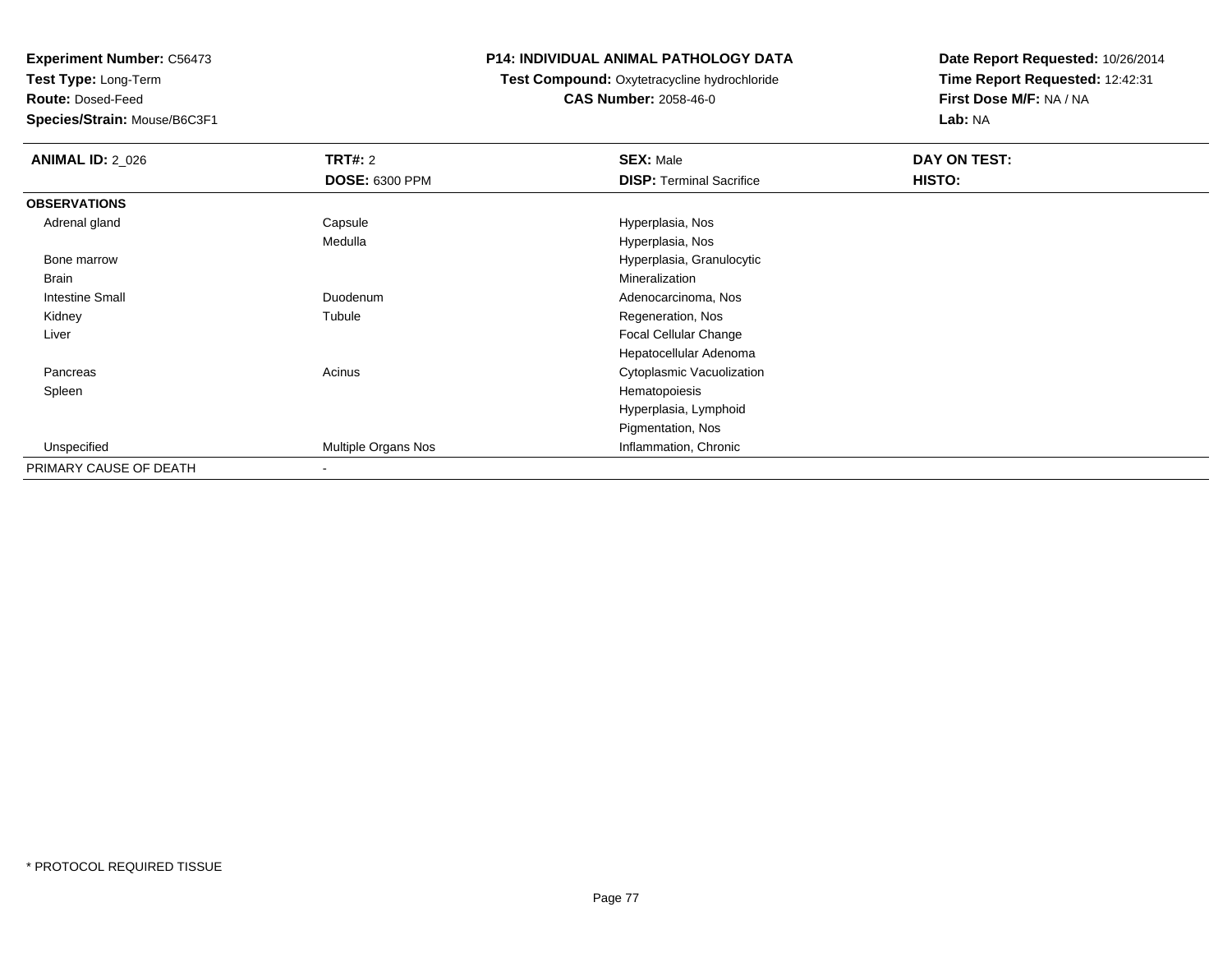**Experiment Number:** C56473
**Test Type:** Long-Term
**Route:** Dosed-Feed
**Species/Strain:** Mouse/B6C3F1

**P14: INDIVIDUAL ANIMAL PATHOLOGY DATA**
**Test Compound:** Oxytetracycline hydrochloride
**CAS Number:** 2058-46-0

**Date Report Requested:** 10/26/2014
**Time Report Requested:** 12:42:31
**First Dose M/F:** NA / NA
**Lab:** NA

| **ANIMAL ID:** 2_026 | **TRT#:** 2 | **SEX:** Male | **DAY ON TEST:** |
|---|---|---|---|
| | **DOSE:** 6300 PPM | **DISP:** Terminal Sacrifice | **HISTO:** |
| **OBSERVATIONS** | | | |
| Adrenal gland | Capsule | Hyperplasia, Nos | |
| | Medulla | Hyperplasia, Nos | |
| Bone marrow | | Hyperplasia, Granulocytic | |
| Brain | | Mineralization | |
| Intestine Small | Duodenum | Adenocarcinoma, Nos | |
| Kidney | Tubule | Regeneration, Nos | |
| Liver | | Focal Cellular Change | |
| | | Hepatocellular Adenoma | |
| Pancreas | Acinus | Cytoplasmic Vacuolization | |
| Spleen | | Hematopoiesis | |
| | | Hyperplasia, Lymphoid | |
| | | Pigmentation, Nos | |
| Unspecified | Multiple Organs Nos | Inflammation, Chronic | |
| PRIMARY CAUSE OF DEATH | - | | |

* PROTOCOL REQUIRED TISSUE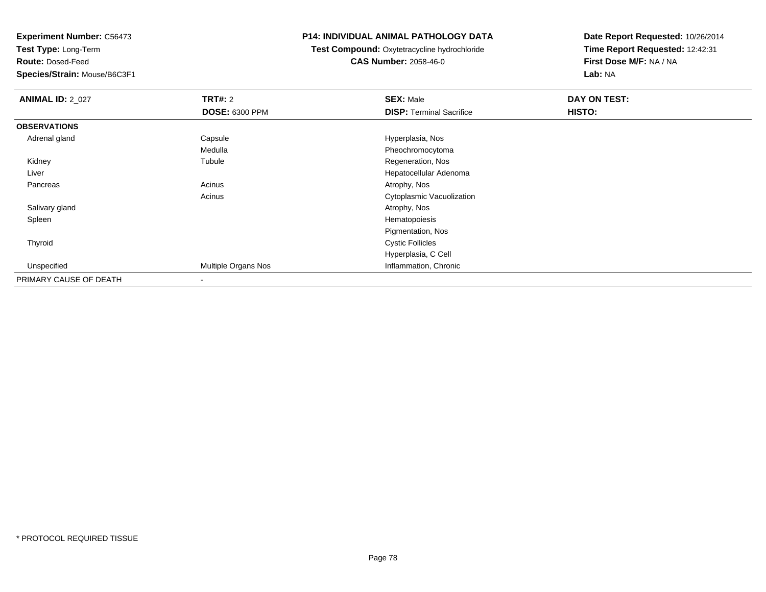**Experiment Number:** C56473
**Test Type:** Long-Term
**Route:** Dosed-Feed
**Species/Strain:** Mouse/B6C3F1

# P14: INDIVIDUAL ANIMAL PATHOLOGY DATA

**Test Compound:** Oxytetracycline hydrochloride
**CAS Number:** 2058-46-0

**Date Report Requested:** 10/26/2014
**Time Report Requested:** 12:42:31
**First Dose M/F:** NA / NA
**Lab:** NA

| **ANIMAL ID:** 2_027 | **TRT#:** 2 | **SEX:** Male | **DAY ON TEST:** |
|---|---|---|---|
| | **DOSE:** 6300 PPM | **DISP:** Terminal Sacrifice | **HISTO:** |
| **OBSERVATIONS** | | | |
| Adrenal gland | Capsule | Hyperplasia, Nos | |
| | Medulla | Pheochromocytoma | |
| Kidney | Tubule | Regeneration, Nos | |
| Liver | | Hepatocellular Adenoma | |
| Pancreas | Acinus | Atrophy, Nos | |
| | Acinus | Cytoplasmic Vacuolization | |
| Salivary gland | | Atrophy, Nos | |
| Spleen | | Hematopoiesis | |
| | | Pigmentation, Nos | |
| Thyroid | | Cystic Follicles | |
| | | Hyperplasia, C Cell | |
| Unspecified | Multiple Organs Nos | Inflammation, Chronic | |
| PRIMARY CAUSE OF DEATH | - | | |

* PROTOCOL REQUIRED TISSUE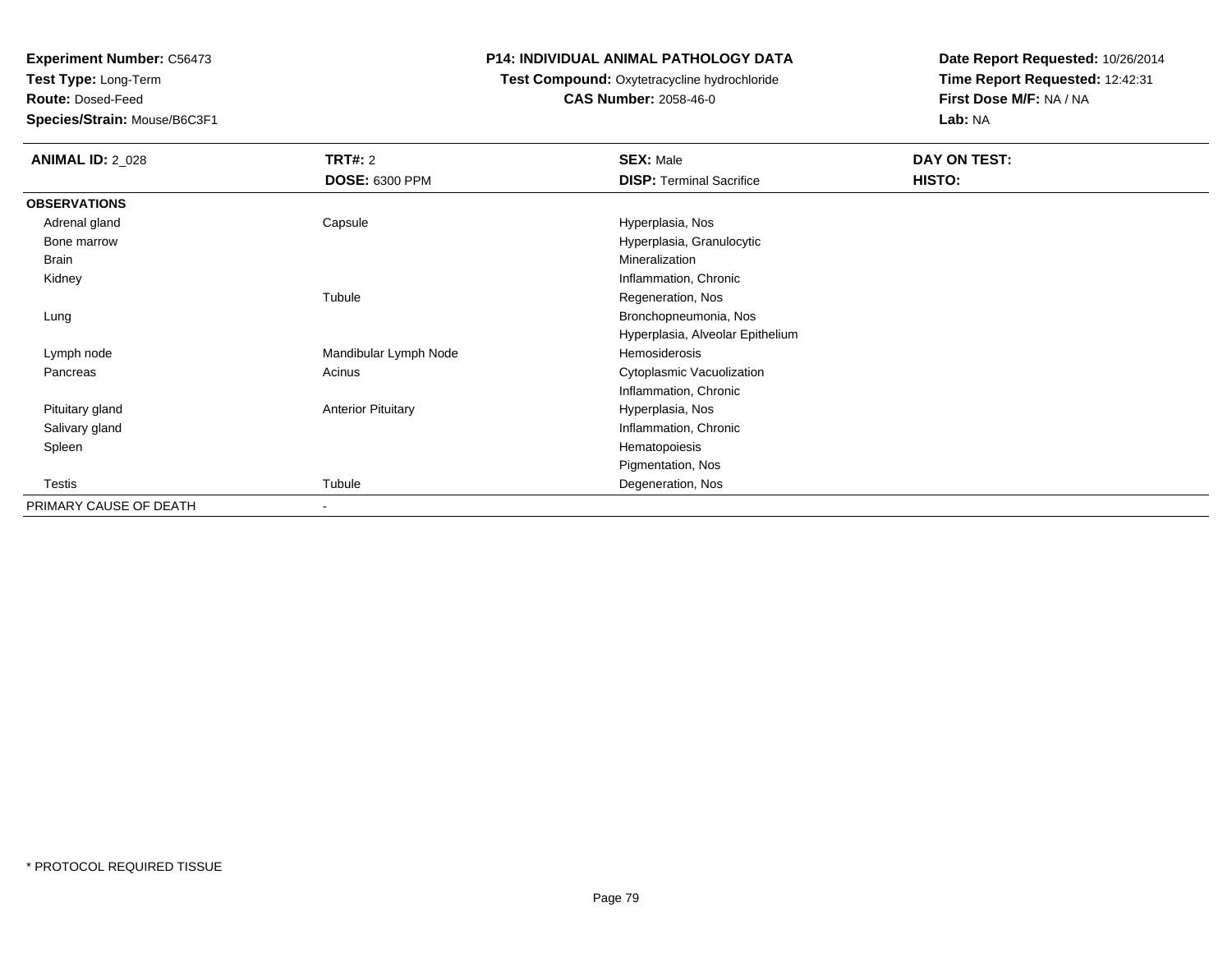**Experiment Number:** C56473
**Test Type:** Long-Term
**Route:** Dosed-Feed
**Species/Strain:** Mouse/B6C3F1

**P14: INDIVIDUAL ANIMAL PATHOLOGY DATA**
**Test Compound:** Oxytetracycline hydrochloride
**CAS Number:** 2058-46-0

**Date Report Requested:** 10/26/2014
**Time Report Requested:** 12:42:31
**First Dose M/F:** NA / NA
**Lab:** NA

| **ANIMAL ID:** 2_028 | **TRT#:** 2 | **SEX:** Male | **DAY ON TEST:** |
|---|---|---|---|
| | **DOSE:** 6300 PPM | **DISP:** Terminal Sacrifice | **HISTO:** |
| **OBSERVATIONS** | | | |
| Adrenal gland | Capsule | Hyperplasia, Nos | |
| Bone marrow | | Hyperplasia, Granulocytic | |
| Brain | | Mineralization | |
| Kidney | | Inflammation, Chronic | |
| | Tubule | Regeneration, Nos | |
| Lung | | Bronchopneumonia, Nos | |
| | | Hyperplasia, Alveolar Epithelium | |
| Lymph node | Mandibular Lymph Node | Hemosiderosis | |
| Pancreas | Acinus | Cytoplasmic Vacuolization | |
| | | Inflammation, Chronic | |
| Pituitary gland | Anterior Pituitary | Hyperplasia, Nos | |
| Salivary gland | | Inflammation, Chronic | |
| Spleen | | Hematopoiesis | |
| | | Pigmentation, Nos | |
| Testis | Tubule | Degeneration, Nos | |
| PRIMARY CAUSE OF DEATH | - | | |

* PROTOCOL REQUIRED TISSUE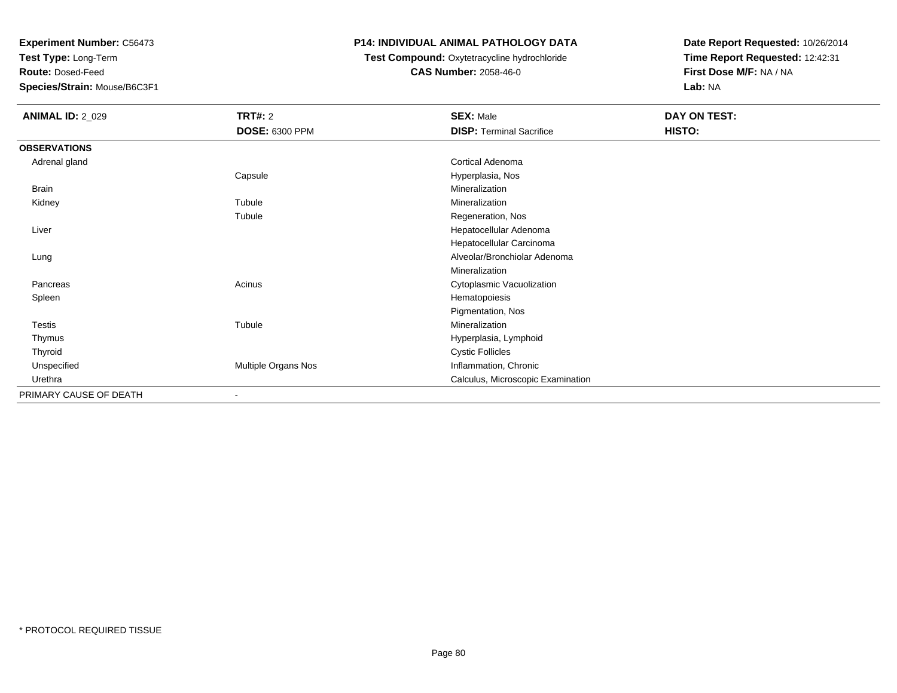**Experiment Number:** C56473
**Test Type:** Long-Term
**Route:** Dosed-Feed
**Species/Strain:** Mouse/B6C3F1

**P14: INDIVIDUAL ANIMAL PATHOLOGY DATA**
**Test Compound:** Oxytetracycline hydrochloride
**CAS Number:** 2058-46-0

**Date Report Requested:** 10/26/2014
**Time Report Requested:** 12:42:31
**First Dose M/F:** NA / NA
**Lab:** NA

| **ANIMAL ID:** 2_029 | **TRT#:** 2 | **SEX:** Male | **DAY ON TEST:** |
|---|---|---|---|
| | **DOSE:** 6300 PPM | **DISP:** Terminal Sacrifice | **HISTO:** |
| **OBSERVATIONS** | | | |
| Adrenal gland | | Cortical Adenoma | |
| | Capsule | Hyperplasia, Nos | |
| Brain | | Mineralization | |
| Kidney | Tubule | Mineralization | |
| | Tubule | Regeneration, Nos | |
| Liver | | Hepatocellular Adenoma | |
| | | Hepatocellular Carcinoma | |
| Lung | | Alveolar/Bronchiolar Adenoma | |
| | | Mineralization | |
| Pancreas | Acinus | Cytoplasmic Vacuolization | |
| Spleen | | Hematopoiesis | |
| | | Pigmentation, Nos | |
| Testis | Tubule | Mineralization | |
| Thymus | | Hyperplasia, Lymphoid | |
| Thyroid | | Cystic Follicles | |
| Unspecified | Multiple Organs Nos | Inflammation, Chronic | |
| Urethra | | Calculus, Microscopic Examination | |
| PRIMARY CAUSE OF DEATH | - | | |

* PROTOCOL REQUIRED TISSUE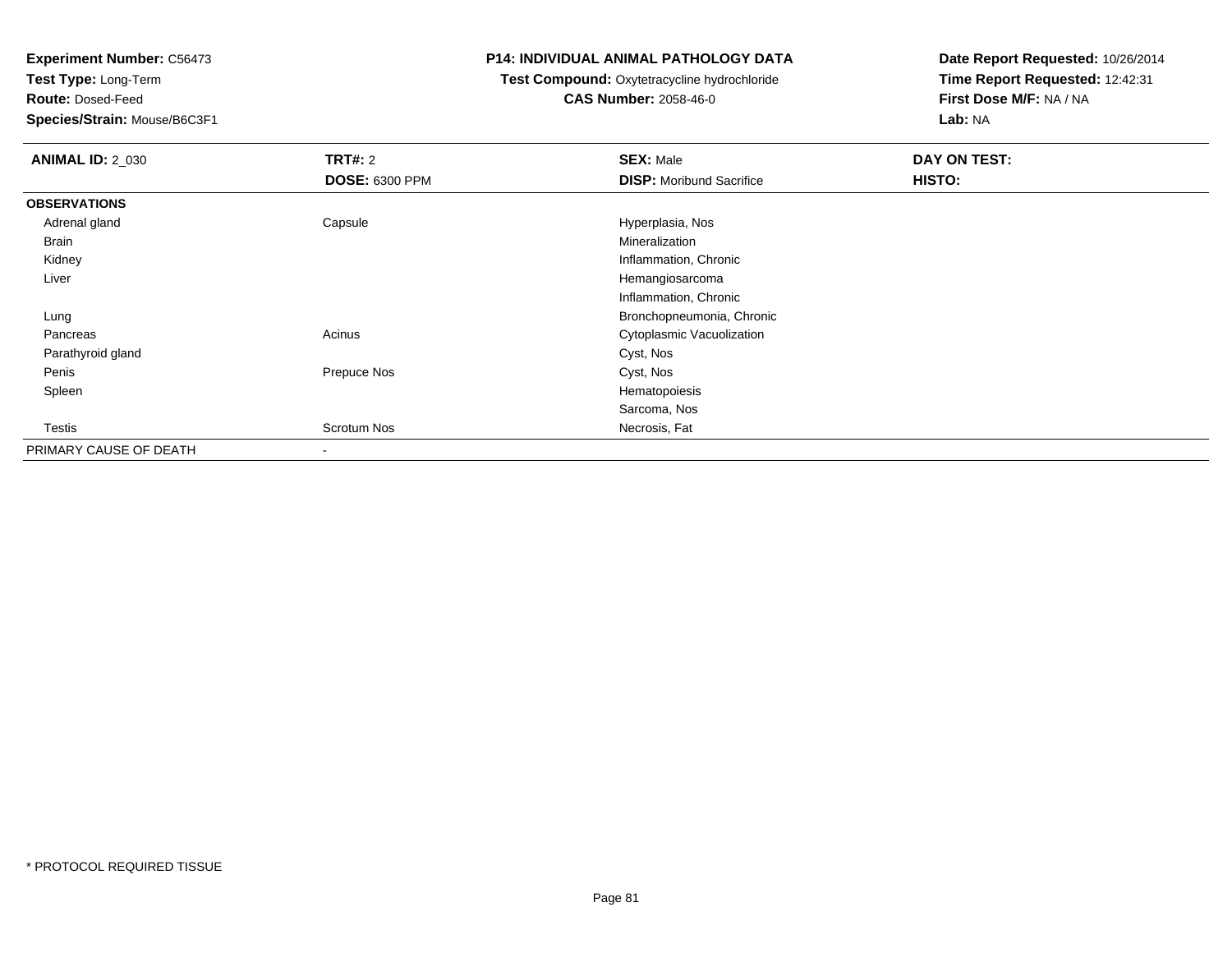**Experiment Number:** C56473
**Test Type:** Long-Term
**Route:** Dosed-Feed
**Species/Strain:** Mouse/B6C3F1

**P14: INDIVIDUAL ANIMAL PATHOLOGY DATA**
**Test Compound:** Oxytetracycline hydrochloride
**CAS Number:** 2058-46-0

**Date Report Requested:** 10/26/2014
**Time Report Requested:** 12:42:31
**First Dose M/F:** NA / NA
**Lab:** NA

| **ANIMAL ID:** 2_030 | **TRT#:** 2 | **SEX:** Male | **DAY ON TEST:** |
|---|---|---|---|
| | **DOSE:** 6300 PPM | **DISP:** Moribund Sacrifice | **HISTO:** |
| **OBSERVATIONS** | | | |
| Adrenal gland | Capsule | Hyperplasia, Nos | |
| Brain | | Mineralization | |
| Kidney | | Inflammation, Chronic | |
| Liver | | Hemangiosarcoma | |
| | | Inflammation, Chronic | |
| Lung | | Bronchopneumonia, Chronic | |
| Pancreas | Acinus | Cytoplasmic Vacuolization | |
| Parathyroid gland | | Cyst, Nos | |
| Penis | Prepuce Nos | Cyst, Nos | |
| Spleen | | Hematopoiesis | |
| | | Sarcoma, Nos | |
| Testis | Scrotum Nos | Necrosis, Fat | |
| PRIMARY CAUSE OF DEATH | - | | |

* PROTOCOL REQUIRED TISSUE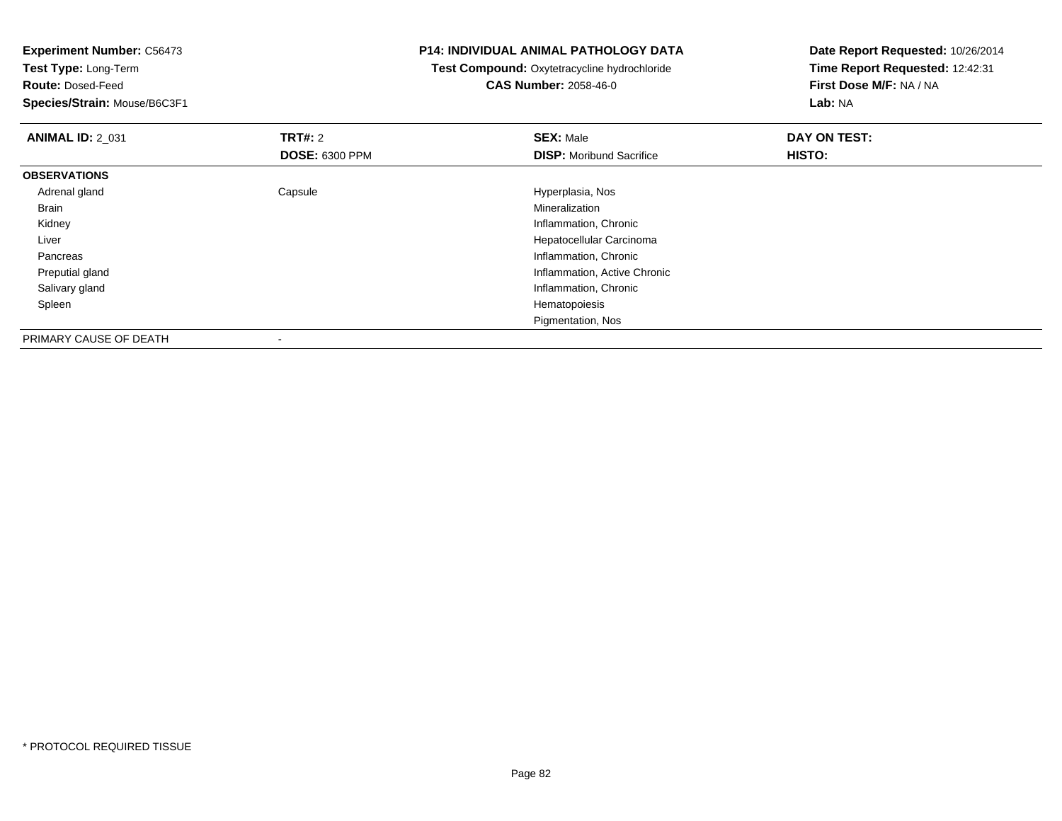**Experiment Number:** C56473
**Test Type:** Long-Term
**Route:** Dosed-Feed
**Species/Strain:** Mouse/B6C3F1

**P14: INDIVIDUAL ANIMAL PATHOLOGY DATA**
**Test Compound:** Oxytetracycline hydrochloride
**CAS Number:** 2058-46-0

**Date Report Requested:** 10/26/2014
**Time Report Requested:** 12:42:31
**First Dose M/F:** NA / NA
**Lab:** NA

| **ANIMAL ID:** 2_031 | **TRT#:** 2 | **SEX:** Male | **DAY ON TEST:** |
|---|---|---|---|
| | **DOSE:** 6300 PPM | **DISP:** Moribund Sacrifice | **HISTO:** |
| **OBSERVATIONS** | | | |
| Adrenal gland | Capsule | Hyperplasia, Nos | |
| Brain | | Mineralization | |
| Kidney | | Inflammation, Chronic | |
| Liver | | Hepatocellular Carcinoma | |
| Pancreas | | Inflammation, Chronic | |
| Preputial gland | | Inflammation, Active Chronic | |
| Salivary gland | | Inflammation, Chronic | |
| Spleen | | Hematopoiesis | |
| | | Pigmentation, Nos | |
| PRIMARY CAUSE OF DEATH | - | | |

* PROTOCOL REQUIRED TISSUE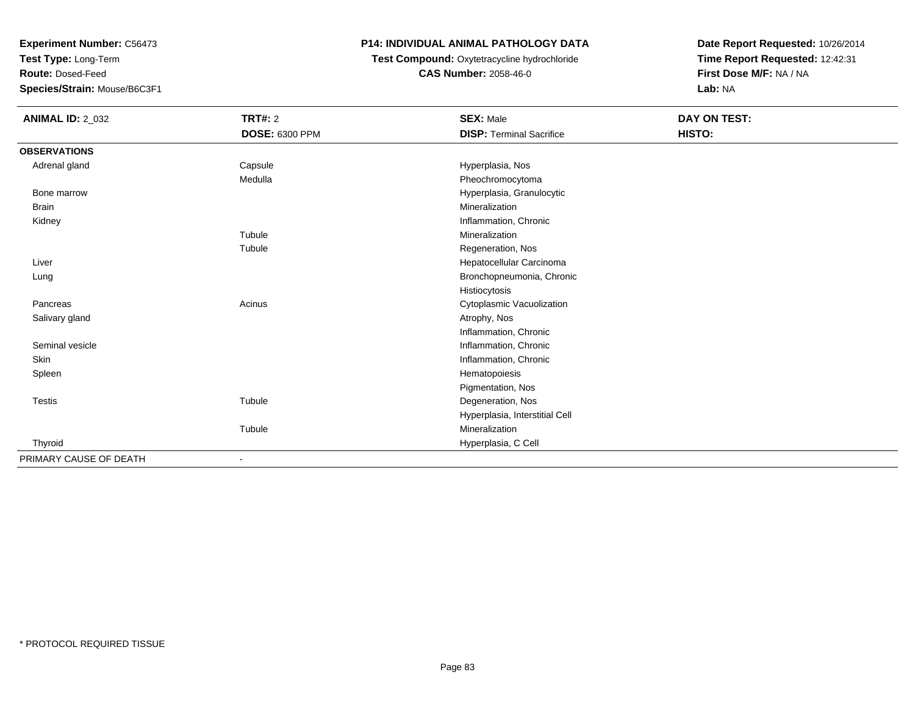**Experiment Number:** C56473
**Test Type:** Long-Term
**Route:** Dosed-Feed
**Species/Strain:** Mouse/B6C3F1

**P14: INDIVIDUAL ANIMAL PATHOLOGY DATA**
**Test Compound:** Oxytetracycline hydrochloride
**CAS Number:** 2058-46-0

**Date Report Requested:** 10/26/2014
**Time Report Requested:** 12:42:31
**First Dose M/F:** NA / NA
**Lab:** NA

| **ANIMAL ID:** 2_032 | **TRT#:** 2 | **SEX:** Male | **DAY ON TEST:** |
|---|---|---|---|
| | **DOSE:** 6300 PPM | **DISP:** Terminal Sacrifice | **HISTO:** |
| **OBSERVATIONS** | | | |
| Adrenal gland | Capsule | Hyperplasia, Nos | |
| | Medulla | Pheochromocytoma | |
| Bone marrow | | Hyperplasia, Granulocytic | |
| Brain | | Mineralization | |
| Kidney | | Inflammation, Chronic | |
| | Tubule | Mineralization | |
| | Tubule | Regeneration, Nos | |
| Liver | | Hepatocellular Carcinoma | |
| Lung | | Bronchopneumonia, Chronic | |
| | | Histiocytosis | |
| Pancreas | Acinus | Cytoplasmic Vacuolization | |
| Salivary gland | | Atrophy, Nos | |
| | | Inflammation, Chronic | |
| Seminal vesicle | | Inflammation, Chronic | |
| Skin | | Inflammation, Chronic | |
| Spleen | | Hematopoiesis | |
| | | Pigmentation, Nos | |
| Testis | Tubule | Degeneration, Nos | |
| | | Hyperplasia, Interstitial Cell | |
| | Tubule | Mineralization | |
| Thyroid | | Hyperplasia, C Cell | |
| PRIMARY CAUSE OF DEATH | - | | |

* PROTOCOL REQUIRED TISSUE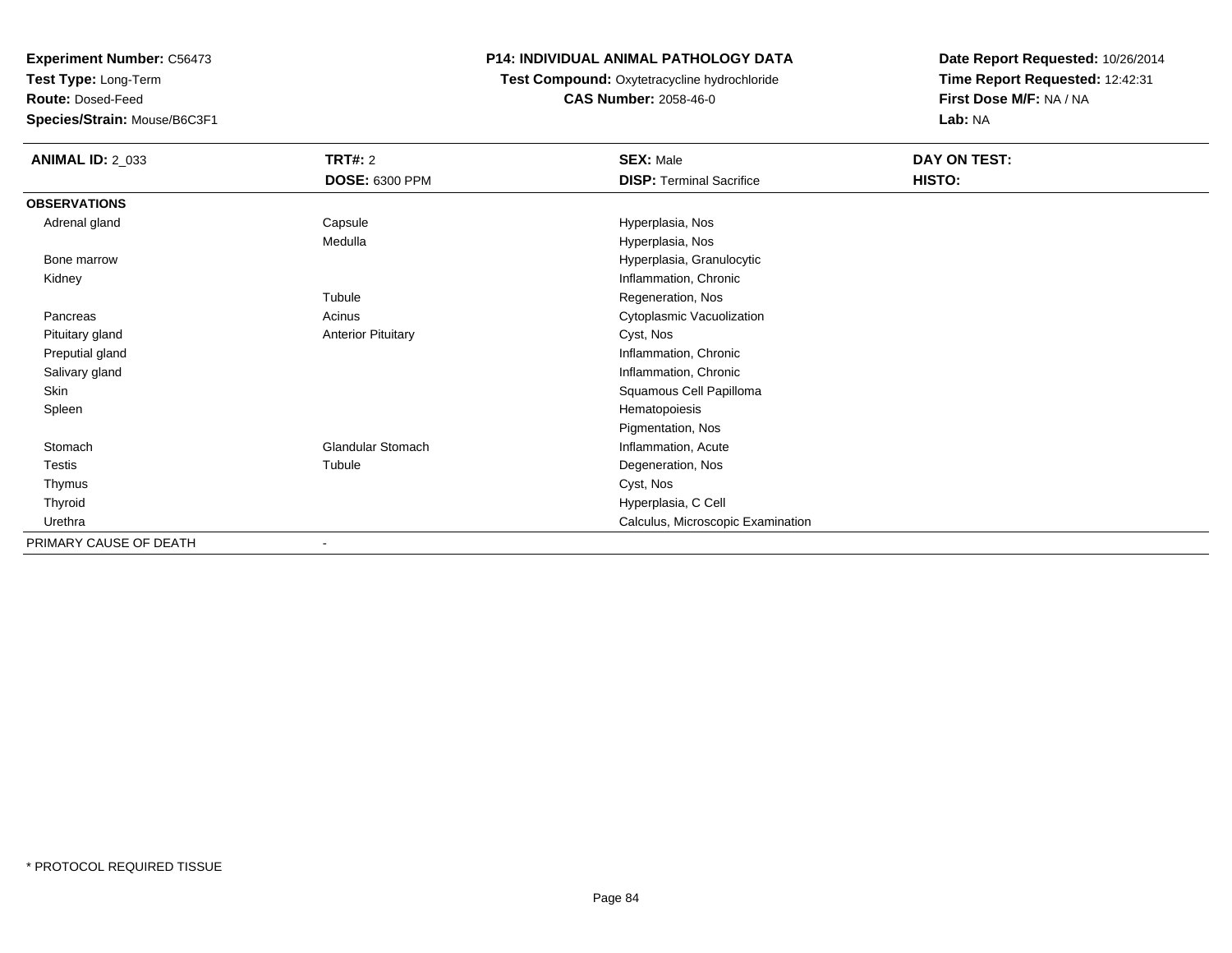**Experiment Number:** C56473
**Test Type:** Long-Term
**Route:** Dosed-Feed
**Species/Strain:** Mouse/B6C3F1

**P14: INDIVIDUAL ANIMAL PATHOLOGY DATA**
**Test Compound:** Oxytetracycline hydrochloride
**CAS Number:** 2058-46-0

**Date Report Requested:** 10/26/2014
**Time Report Requested:** 12:42:31
**First Dose M/F:** NA / NA
**Lab:** NA

| **ANIMAL ID:** 2_033 | **TRT#:** 2 | **SEX:** Male | **DAY ON TEST:** |
|---|---|---|---|
| | **DOSE:** 6300 PPM | **DISP:** Terminal Sacrifice | **HISTO:** |
| **OBSERVATIONS** | | | |
| Adrenal gland | Capsule | Hyperplasia, Nos | |
| | Medulla | Hyperplasia, Nos | |
| Bone marrow | | Hyperplasia, Granulocytic | |
| Kidney | | Inflammation, Chronic | |
| | Tubule | Regeneration, Nos | |
| Pancreas | Acinus | Cytoplasmic Vacuolization | |
| Pituitary gland | Anterior Pituitary | Cyst, Nos | |
| Preputial gland | | Inflammation, Chronic | |
| Salivary gland | | Inflammation, Chronic | |
| Skin | | Squamous Cell Papilloma | |
| Spleen | | Hematopoiesis | |
| | | Pigmentation, Nos | |
| Stomach | Glandular Stomach | Inflammation, Acute | |
| Testis | Tubule | Degeneration, Nos | |
| Thymus | | Cyst, Nos | |
| Thyroid | | Hyperplasia, C Cell | |
| Urethra | | Calculus, Microscopic Examination | |
| PRIMARY CAUSE OF DEATH | - | | |

* PROTOCOL REQUIRED TISSUE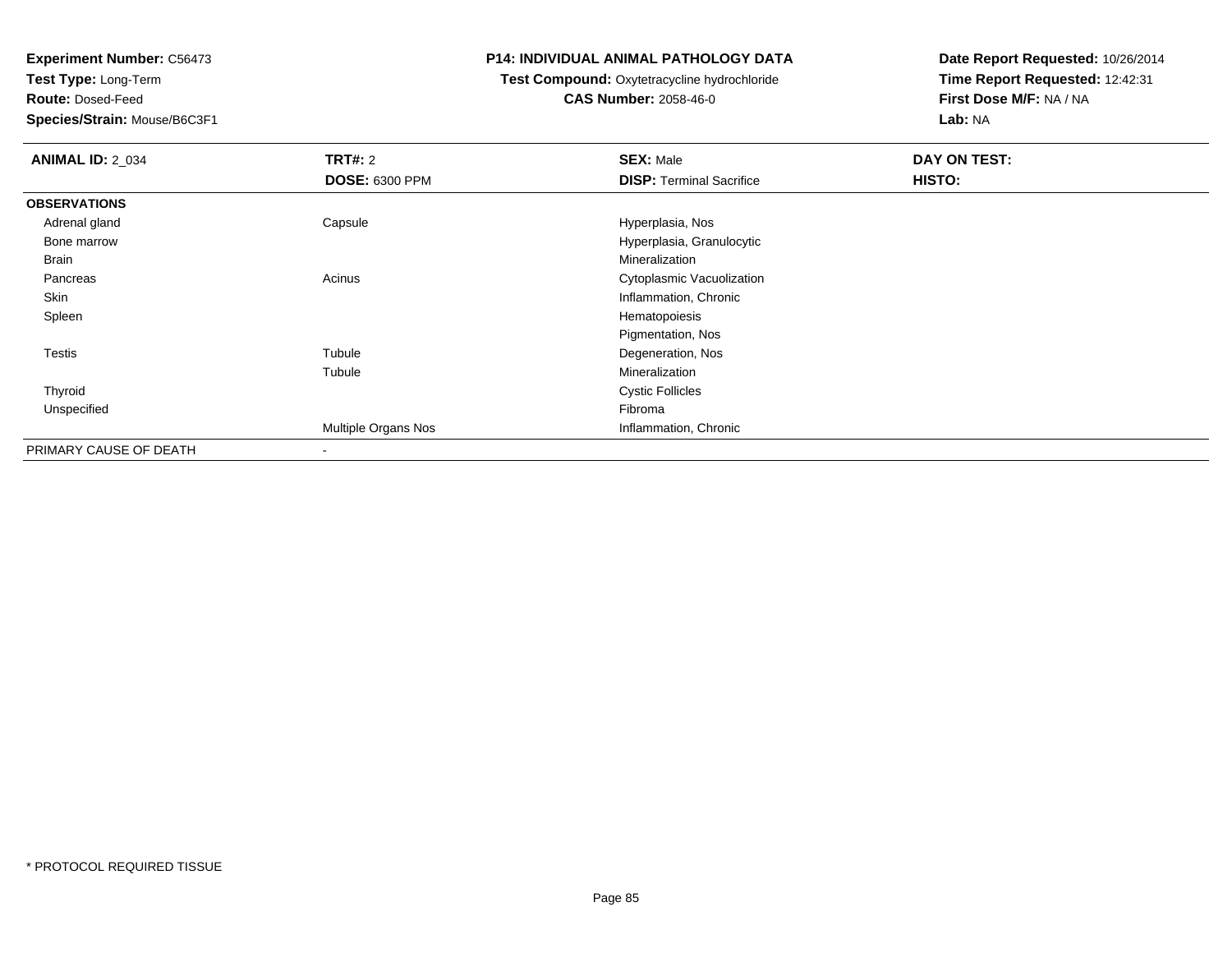**Experiment Number:** C56473
**Test Type:** Long-Term
**Route:** Dosed-Feed
**Species/Strain:** Mouse/B6C3F1

**P14: INDIVIDUAL ANIMAL PATHOLOGY DATA**
**Test Compound:** Oxytetracycline hydrochloride
**CAS Number:** 2058-46-0

**Date Report Requested:** 10/26/2014
**Time Report Requested:** 12:42:31
**First Dose M/F:** NA / NA
**Lab:** NA

| **ANIMAL ID:** 2_034 | **TRT#:** 2 | **SEX:** Male | **DAY ON TEST:** |
|---|---|---|---|
| | **DOSE:** 6300 PPM | **DISP:** Terminal Sacrifice | **HISTO:** |
| **OBSERVATIONS** | | | |
| Adrenal gland | Capsule | Hyperplasia, Nos | |
| Bone marrow | | Hyperplasia, Granulocytic | |
| Brain | | Mineralization | |
| Pancreas | Acinus | Cytoplasmic Vacuolization | |
| Skin | | Inflammation, Chronic | |
| Spleen | | Hematopoiesis | |
| | | Pigmentation, Nos | |
| Testis | Tubule | Degeneration, Nos | |
| | Tubule | Mineralization | |
| Thyroid | | Cystic Follicles | |
| Unspecified | | Fibroma | |
| | Multiple Organs Nos | Inflammation, Chronic | |
| PRIMARY CAUSE OF DEATH | - | | |

* PROTOCOL REQUIRED TISSUE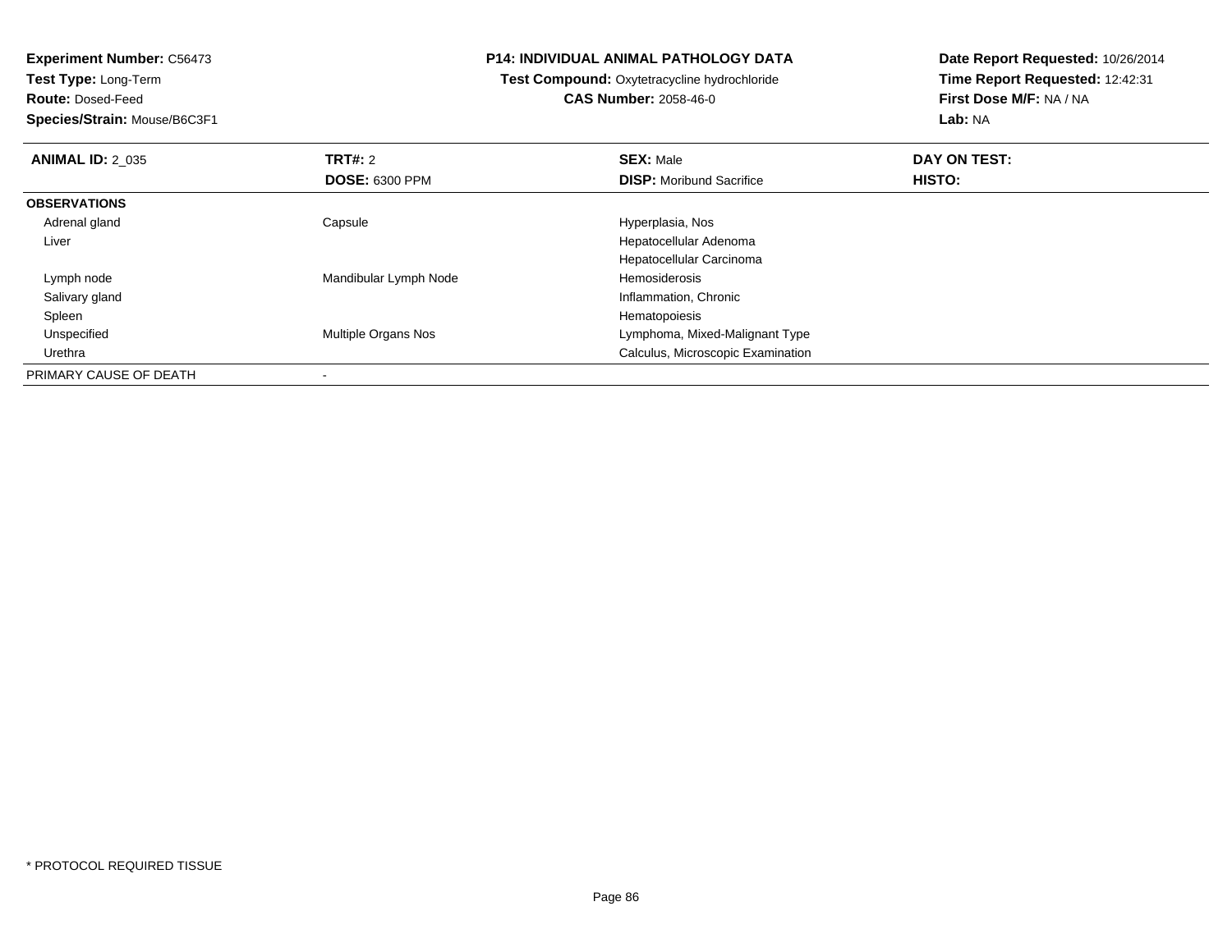**Experiment Number:** C56473
**Test Type:** Long-Term
**Route:** Dosed-Feed
**Species/Strain:** Mouse/B6C3F1

**P14: INDIVIDUAL ANIMAL PATHOLOGY DATA**
**Test Compound:** Oxytetracycline hydrochloride
**CAS Number:** 2058-46-0

**Date Report Requested:** 10/26/2014
**Time Report Requested:** 12:42:31
**First Dose M/F:** NA / NA
**Lab:** NA

| **ANIMAL ID:** 2_035 | **TRT#:** 2 | **SEX:** Male | **DAY ON TEST:** |
|---|---|---|---|
| | **DOSE:** 6300 PPM | **DISP:** Moribund Sacrifice | **HISTO:** |
| **OBSERVATIONS** | | | |
| Adrenal gland | Capsule | Hyperplasia, Nos | |
| Liver | | Hepatocellular Adenoma | |
| | | Hepatocellular Carcinoma | |
| Lymph node | Mandibular Lymph Node | Hemosiderosis | |
| Salivary gland | | Inflammation, Chronic | |
| Spleen | | Hematopoiesis | |
| Unspecified | Multiple Organs Nos | Lymphoma, Mixed-Malignant Type | |
| Urethra | | Calculus, Microscopic Examination | |
| PRIMARY CAUSE OF DEATH | - | | |

\* PROTOCOL REQUIRED TISSUE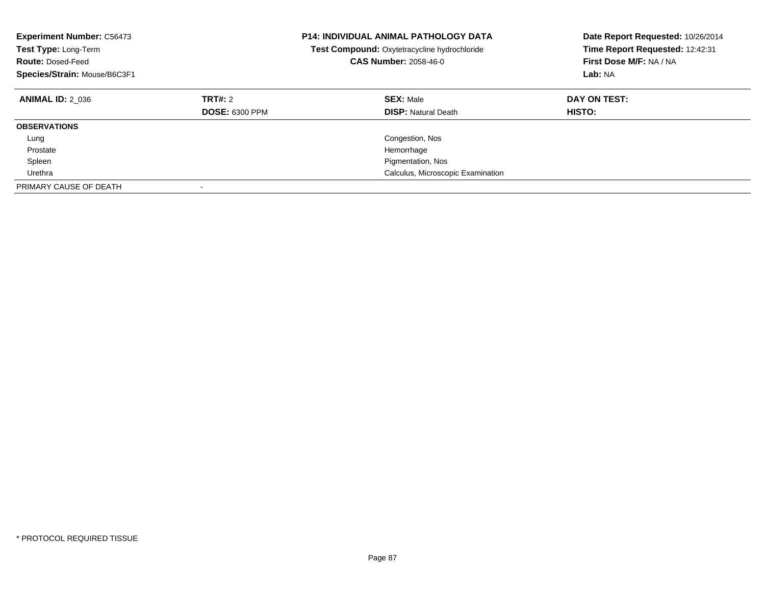**Experiment Number:** C56473
**Test Type:** Long-Term
**Route:** Dosed-Feed
**Species/Strain:** Mouse/B6C3F1

**P14: INDIVIDUAL ANIMAL PATHOLOGY DATA**
**Test Compound:** Oxytetracycline hydrochloride
**CAS Number:** 2058-46-0

**Date Report Requested:** 10/26/2014
**Time Report Requested:** 12:42:31
**First Dose M/F:** NA / NA
**Lab:** NA

| **ANIMAL ID:** 2_036 | **TRT#:** 2 | **SEX:** Male | **DAY ON TEST:** |
|---|---|---|---|
| | **DOSE:** 6300 PPM | **DISP:** Natural Death | **HISTO:** |
| **OBSERVATIONS** | | | |
| Lung | | Congestion, Nos | |
| Prostate | | Hemorrhage | |
| Spleen | | Pigmentation, Nos | |
| Urethra | | Calculus, Microscopic Examination | |
| PRIMARY CAUSE OF DEATH | - | | |

* PROTOCOL REQUIRED TISSUE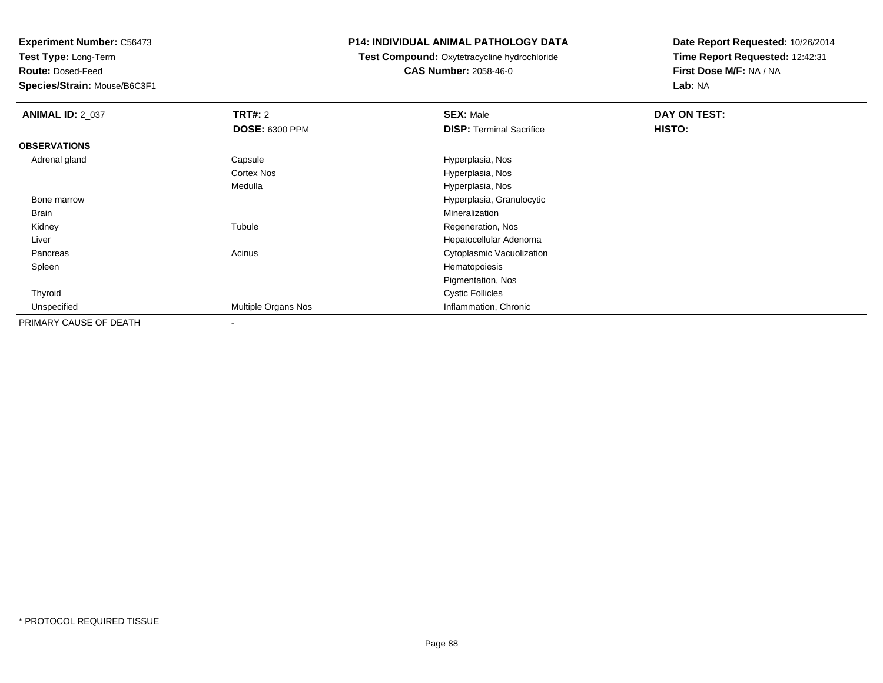**Experiment Number:** C56473
**Test Type:** Long-Term
**Route:** Dosed-Feed
**Species/Strain:** Mouse/B6C3F1

**P14: INDIVIDUAL ANIMAL PATHOLOGY DATA**
**Test Compound:** Oxytetracycline hydrochloride
**CAS Number:** 2058-46-0

**Date Report Requested:** 10/26/2014
**Time Report Requested:** 12:42:31
**First Dose M/F:** NA / NA
**Lab:** NA

| **ANIMAL ID:** 2_037 | **TRT#:** 2 | **SEX:** Male | **DAY ON TEST:** |
|---|---|---|---|
| | **DOSE:** 6300 PPM | **DISP:** Terminal Sacrifice | **HISTO:** |
| **OBSERVATIONS** | | | |
| Adrenal gland | Capsule | Hyperplasia, Nos | |
| | Cortex Nos | Hyperplasia, Nos | |
| | Medulla | Hyperplasia, Nos | |
| Bone marrow | | Hyperplasia, Granulocytic | |
| Brain | | Mineralization | |
| Kidney | Tubule | Regeneration, Nos | |
| Liver | | Hepatocellular Adenoma | |
| Pancreas | Acinus | Cytoplasmic Vacuolization | |
| Spleen | | Hematopoiesis | |
| | | Pigmentation, Nos | |
| Thyroid | | Cystic Follicles | |
| Unspecified | Multiple Organs Nos | Inflammation, Chronic | |
| PRIMARY CAUSE OF DEATH | - | | |

\* PROTOCOL REQUIRED TISSUE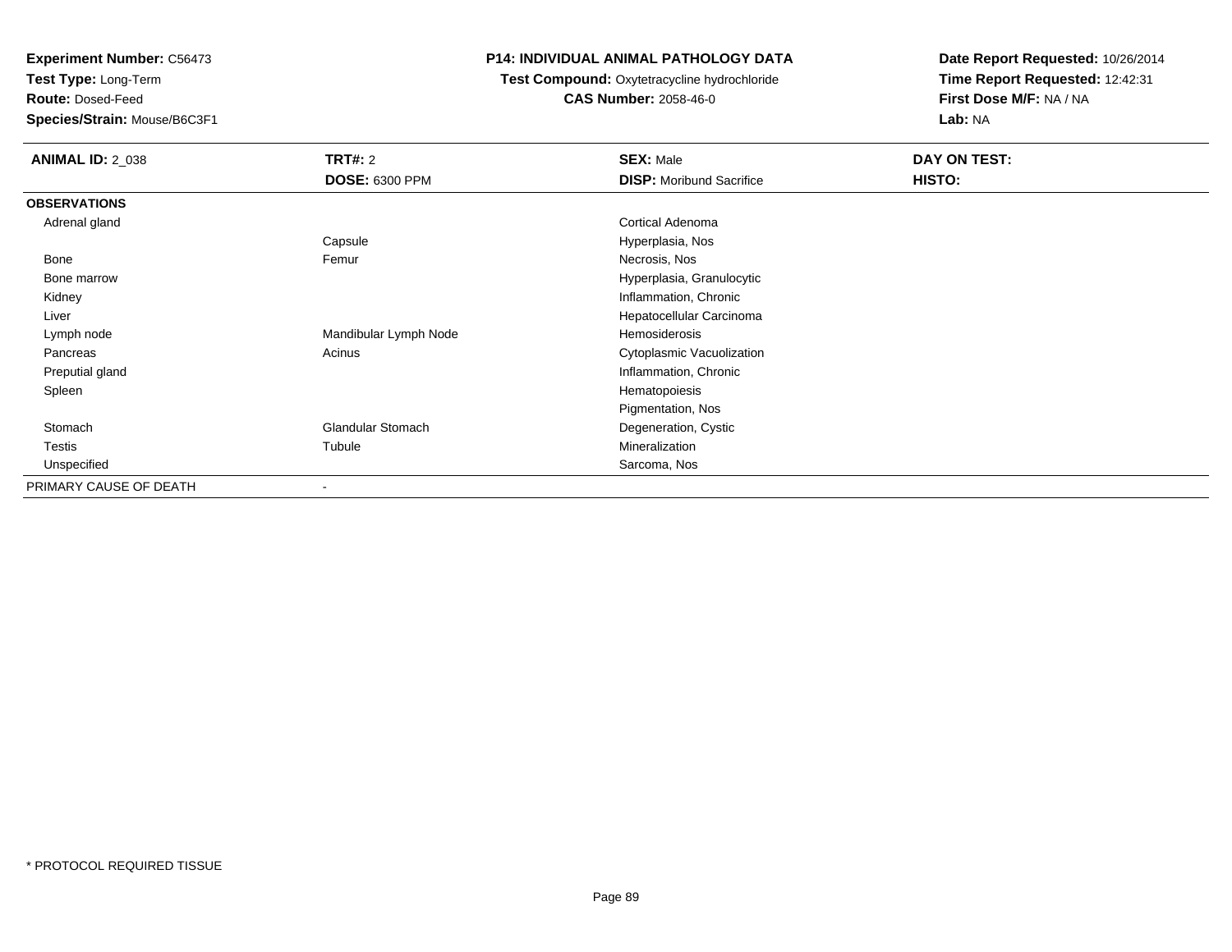**Experiment Number:** C56473
**Test Type:** Long-Term
**Route:** Dosed-Feed
**Species/Strain:** Mouse/B6C3F1

**P14: INDIVIDUAL ANIMAL PATHOLOGY DATA**
**Test Compound:** Oxytetracycline hydrochloride
**CAS Number:** 2058-46-0

**Date Report Requested:** 10/26/2014
**Time Report Requested:** 12:42:31
**First Dose M/F:** NA / NA
**Lab:** NA

| **ANIMAL ID:** 2_038 | **TRT#:** 2 | **SEX:** Male | **DAY ON TEST:** |
|---|---|---|---|
| | **DOSE:** 6300 PPM | **DISP:** Moribund Sacrifice | **HISTO:** |
| **OBSERVATIONS** | | | |
| Adrenal gland | | Cortical Adenoma | |
| | Capsule | Hyperplasia, Nos | |
| Bone | Femur | Necrosis, Nos | |
| Bone marrow | | Hyperplasia, Granulocytic | |
| Kidney | | Inflammation, Chronic | |
| Liver | | Hepatocellular Carcinoma | |
| Lymph node | Mandibular Lymph Node | Hemosiderosis | |
| Pancreas | Acinus | Cytoplasmic Vacuolization | |
| Preputial gland | | Inflammation, Chronic | |
| Spleen | | Hematopoiesis | |
| | | Pigmentation, Nos | |
| Stomach | Glandular Stomach | Degeneration, Cystic | |
| Testis | Tubule | Mineralization | |
| Unspecified | | Sarcoma, Nos | |
| PRIMARY CAUSE OF DEATH | - | | |

* PROTOCOL REQUIRED TISSUE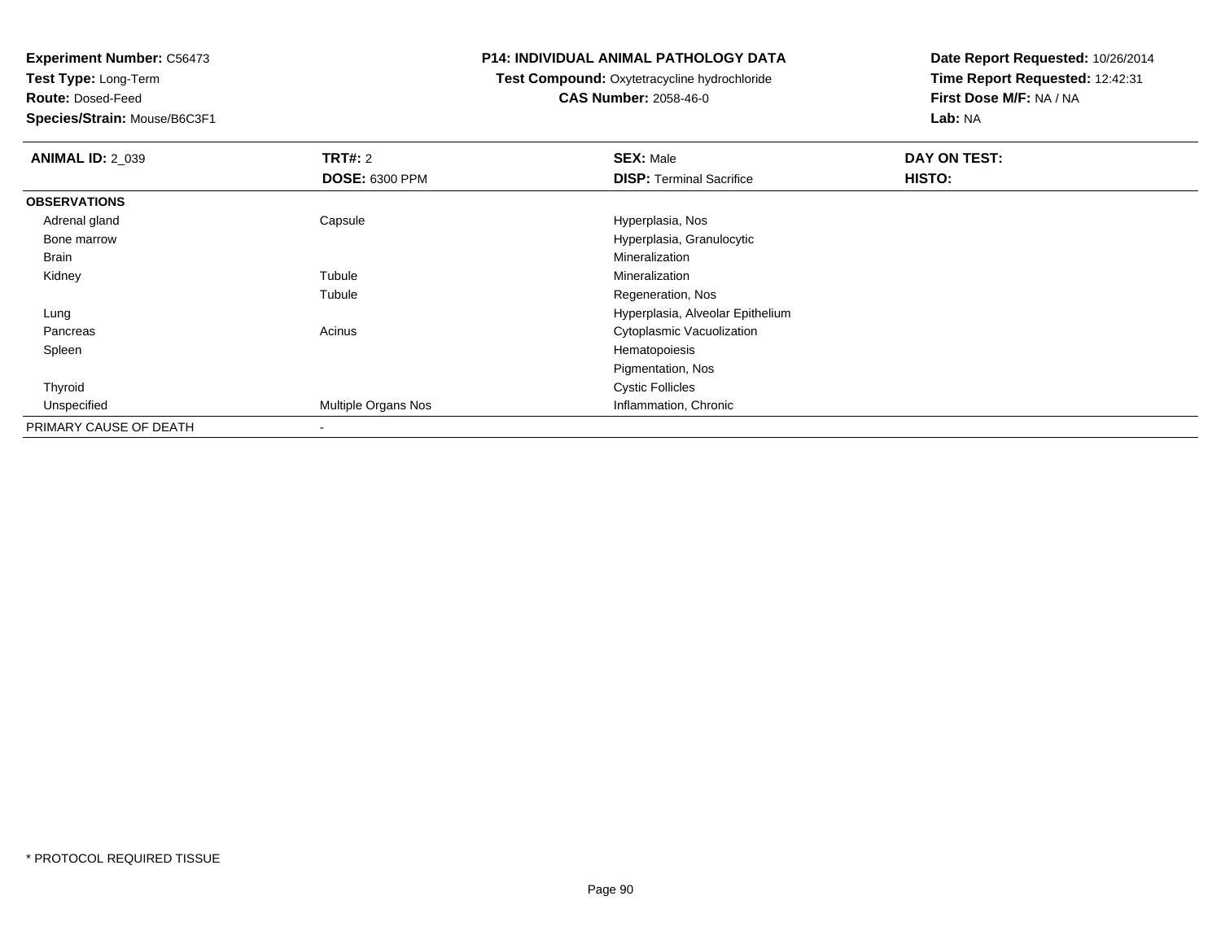**Experiment Number:** C56473
**Test Type:** Long-Term
**Route:** Dosed-Feed
**Species/Strain:** Mouse/B6C3F1

**P14: INDIVIDUAL ANIMAL PATHOLOGY DATA**
**Test Compound:** Oxytetracycline hydrochloride
**CAS Number:** 2058-46-0

**Date Report Requested:** 10/26/2014
**Time Report Requested:** 12:42:31
**First Dose M/F:** NA / NA
**Lab:** NA

| **ANIMAL ID:** 2_039 | **TRT#:** 2 | **SEX:** Male | **DAY ON TEST:** |
|---|---|---|---|
| | **DOSE:** 6300 PPM | **DISP:** Terminal Sacrifice | **HISTO:** |
| **OBSERVATIONS** | | | |
| Adrenal gland | Capsule | Hyperplasia, Nos | |
| Bone marrow | | Hyperplasia, Granulocytic | |
| Brain | | Mineralization | |
| Kidney | Tubule | Mineralization | |
| | Tubule | Regeneration, Nos | |
| Lung | | Hyperplasia, Alveolar Epithelium | |
| Pancreas | Acinus | Cytoplasmic Vacuolization | |
| Spleen | | Hematopoiesis | |
| | | Pigmentation, Nos | |
| Thyroid | | Cystic Follicles | |
| Unspecified | Multiple Organs Nos | Inflammation, Chronic | |
| PRIMARY CAUSE OF DEATH | - | | |

* PROTOCOL REQUIRED TISSUE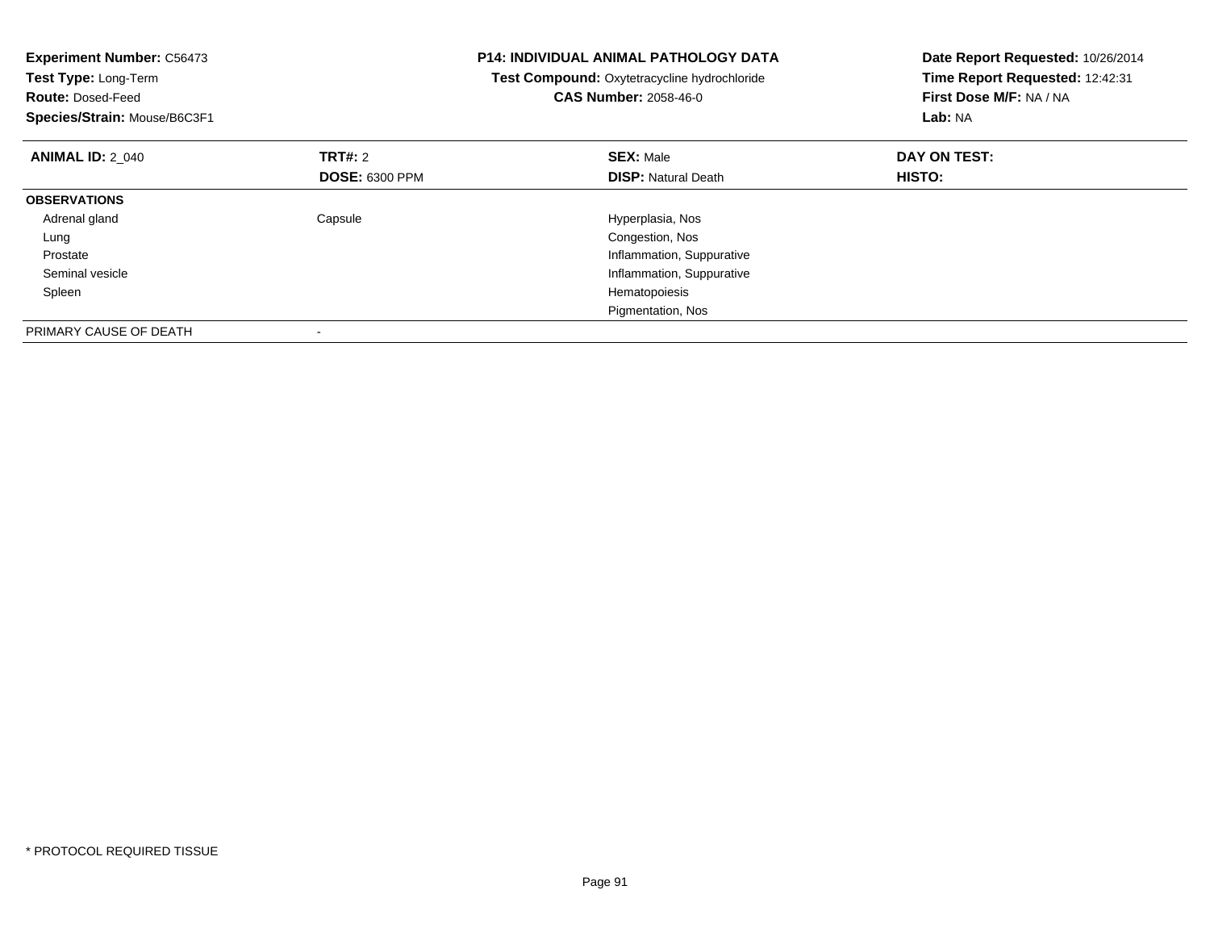**Experiment Number:** C56473
**Test Type:** Long-Term
**Route:** Dosed-Feed
**Species/Strain:** Mouse/B6C3F1

**P14: INDIVIDUAL ANIMAL PATHOLOGY DATA**
**Test Compound:** Oxytetracycline hydrochloride
**CAS Number:** 2058-46-0

**Date Report Requested:** 10/26/2014
**Time Report Requested:** 12:42:31
**First Dose M/F:** NA / NA
**Lab:** NA

| **ANIMAL ID:** 2_040 | **TRT#:** 2 | **SEX:** Male | **DAY ON TEST:** |
|---|---|---|---|
| | **DOSE:** 6300 PPM | **DISP:** Natural Death | **HISTO:** |
| **OBSERVATIONS** | | | |
| Adrenal gland | Capsule | Hyperplasia, Nos | |
| Lung | | Congestion, Nos | |
| Prostate | | Inflammation, Suppurative | |
| Seminal vesicle | | Inflammation, Suppurative | |
| Spleen | | Hematopoiesis | |
| | | Pigmentation, Nos | |
| PRIMARY CAUSE OF DEATH | - | | |

* PROTOCOL REQUIRED TISSUE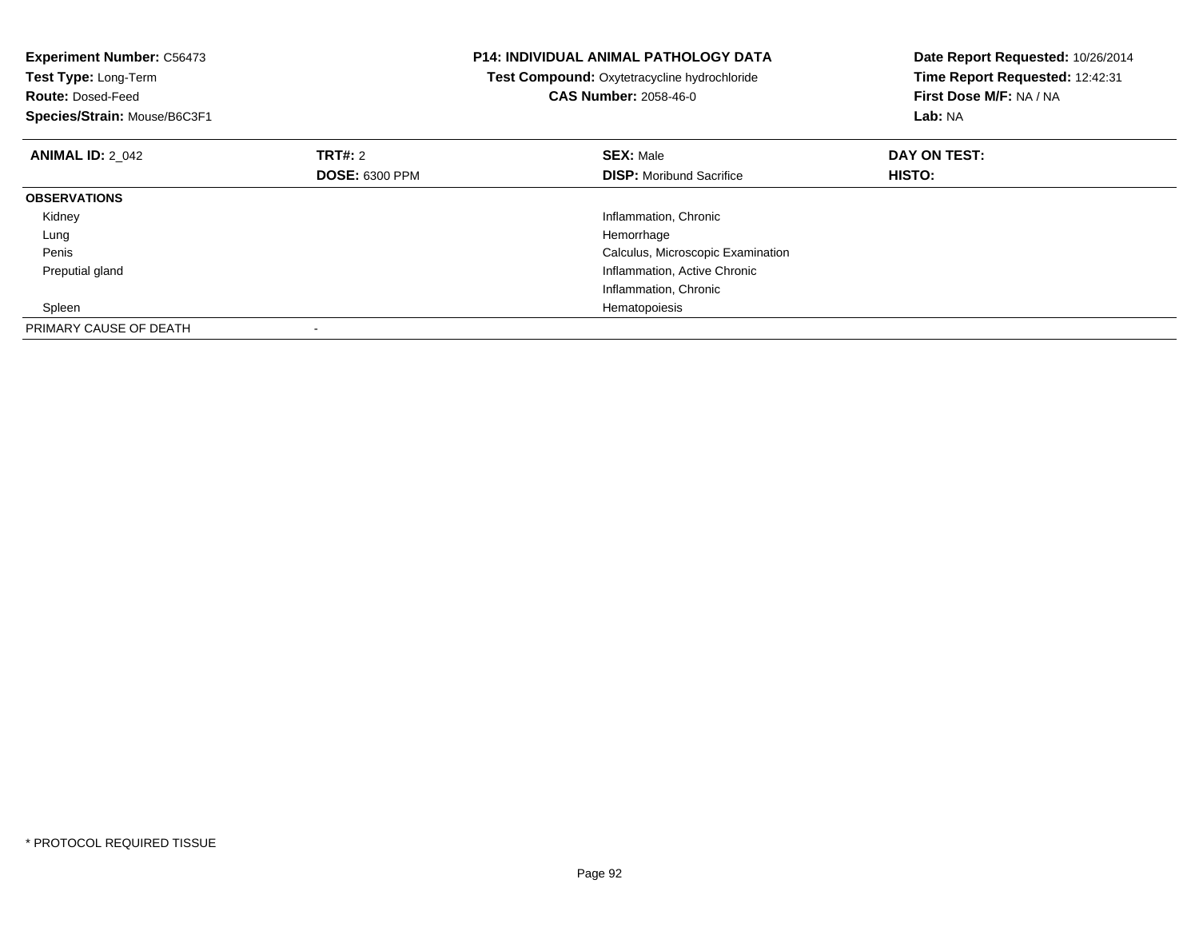**Experiment Number:** C56473
**Test Type:** Long-Term
**Route:** Dosed-Feed
**Species/Strain:** Mouse/B6C3F1

**P14: INDIVIDUAL ANIMAL PATHOLOGY DATA**
**Test Compound:** Oxytetracycline hydrochloride
**CAS Number:** 2058-46-0

**Date Report Requested:** 10/26/2014
**Time Report Requested:** 12:42:31
**First Dose M/F:** NA / NA
**Lab:** NA

| **ANIMAL ID:** 2_042 | **TRT#:** 2 | **SEX:** Male | **DAY ON TEST:** |
|---|---|---|---|
| | **DOSE:** 6300 PPM | **DISP:** Moribund Sacrifice | **HISTO:** |
| **OBSERVATIONS** | | | |
| Kidney | | Inflammation, Chronic | |
| Lung | | Hemorrhage | |
| Penis | | Calculus, Microscopic Examination | |
| Preputial gland | | Inflammation, Active Chronic | |
| | | Inflammation, Chronic | |
| Spleen | | Hematopoiesis | |
| PRIMARY CAUSE OF DEATH | - | | |

* PROTOCOL REQUIRED TISSUE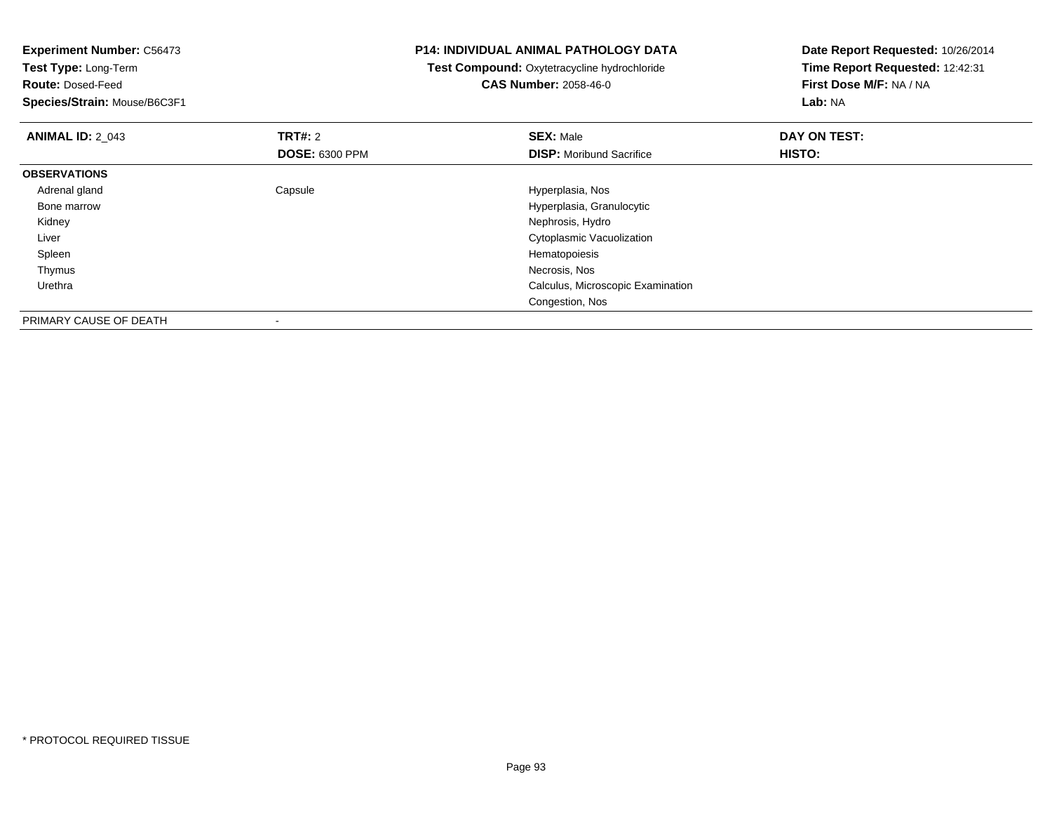**Experiment Number:** C56473
**Test Type:** Long-Term
**Route:** Dosed-Feed
**Species/Strain:** Mouse/B6C3F1

**P14: INDIVIDUAL ANIMAL PATHOLOGY DATA**
**Test Compound:** Oxytetracycline hydrochloride
**CAS Number:** 2058-46-0

**Date Report Requested:** 10/26/2014
**Time Report Requested:** 12:42:31
**First Dose M/F:** NA / NA
**Lab:** NA

| **ANIMAL ID:** 2_043 | **TRT#:** 2 | **SEX:** Male | **DAY ON TEST:** |
|---|---|---|---|
| | **DOSE:** 6300 PPM | **DISP:** Moribund Sacrifice | **HISTO:** |
| **OBSERVATIONS** | | | |
| Adrenal gland | Capsule | Hyperplasia, Nos | |
| Bone marrow | | Hyperplasia, Granulocytic | |
| Kidney | | Nephrosis, Hydro | |
| Liver | | Cytoplasmic Vacuolization | |
| Spleen | | Hematopoiesis | |
| Thymus | | Necrosis, Nos | |
| Urethra | | Calculus, Microscopic Examination | |
| | | Congestion, Nos | |
| PRIMARY CAUSE OF DEATH | - | | |

* PROTOCOL REQUIRED TISSUE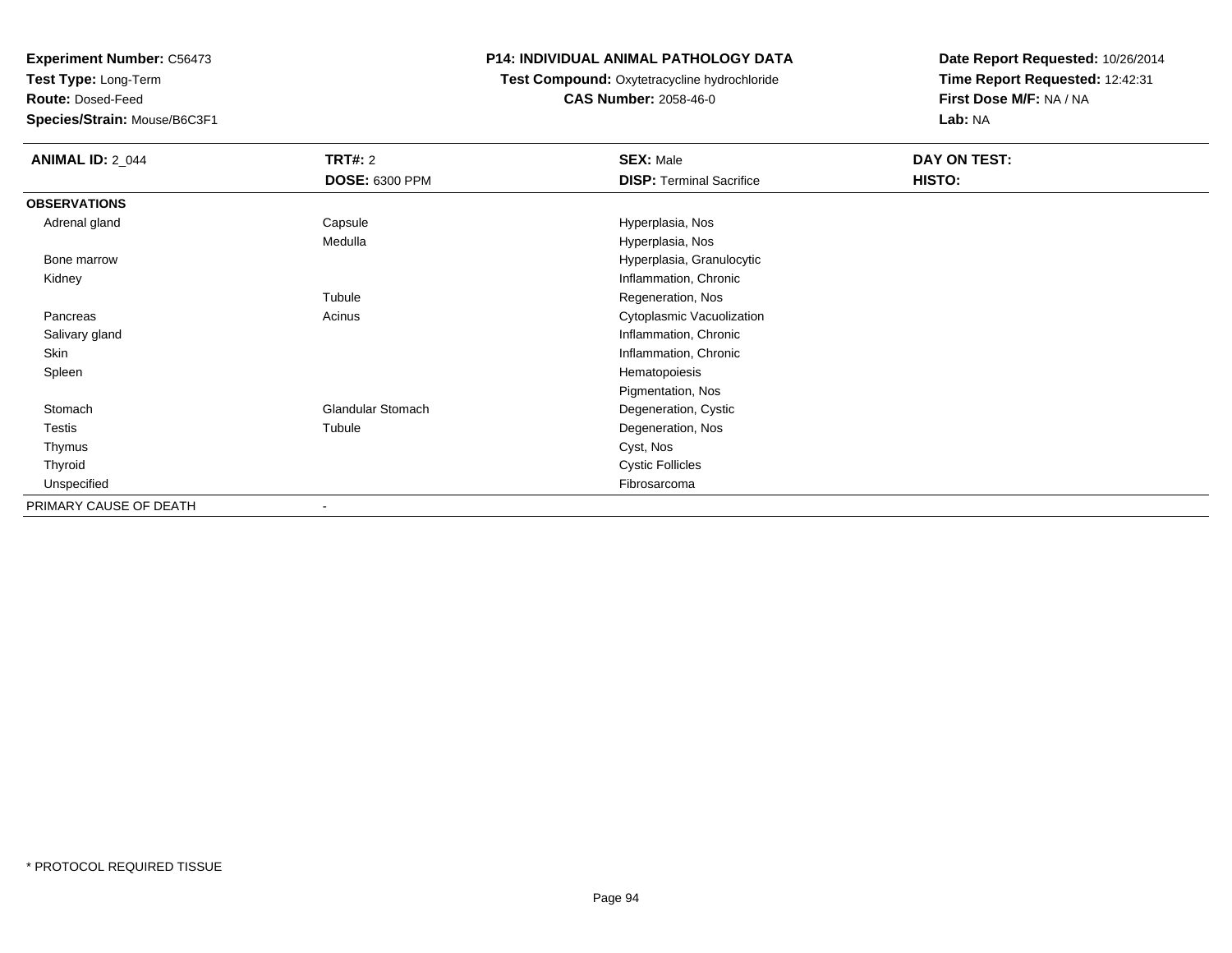**Experiment Number:** C56473
**Test Type:** Long-Term
**Route:** Dosed-Feed
**Species/Strain:** Mouse/B6C3F1

**P14: INDIVIDUAL ANIMAL PATHOLOGY DATA**
**Test Compound:** Oxytetracycline hydrochloride
**CAS Number:** 2058-46-0

**Date Report Requested:** 10/26/2014
**Time Report Requested:** 12:42:31
**First Dose M/F:** NA / NA
**Lab:** NA

| **ANIMAL ID:** 2_044 | **TRT#:** 2 | **SEX:** Male | **DAY ON TEST:** |
|---|---|---|---|
| | **DOSE:** 6300 PPM | **DISP:** Terminal Sacrifice | **HISTO:** |
| **OBSERVATIONS** | | | |
| Adrenal gland | Capsule | Hyperplasia, Nos | |
| | Medulla | Hyperplasia, Nos | |
| Bone marrow | | Hyperplasia, Granulocytic | |
| Kidney | | Inflammation, Chronic | |
| | Tubule | Regeneration, Nos | |
| Pancreas | Acinus | Cytoplasmic Vacuolization | |
| Salivary gland | | Inflammation, Chronic | |
| Skin | | Inflammation, Chronic | |
| Spleen | | Hematopoiesis | |
| | | Pigmentation, Nos | |
| Stomach | Glandular Stomach | Degeneration, Cystic | |
| Testis | Tubule | Degeneration, Nos | |
| Thymus | | Cyst, Nos | |
| Thyroid | | Cystic Follicles | |
| Unspecified | | Fibrosarcoma | |
| PRIMARY CAUSE OF DEATH | - | | |

* PROTOCOL REQUIRED TISSUE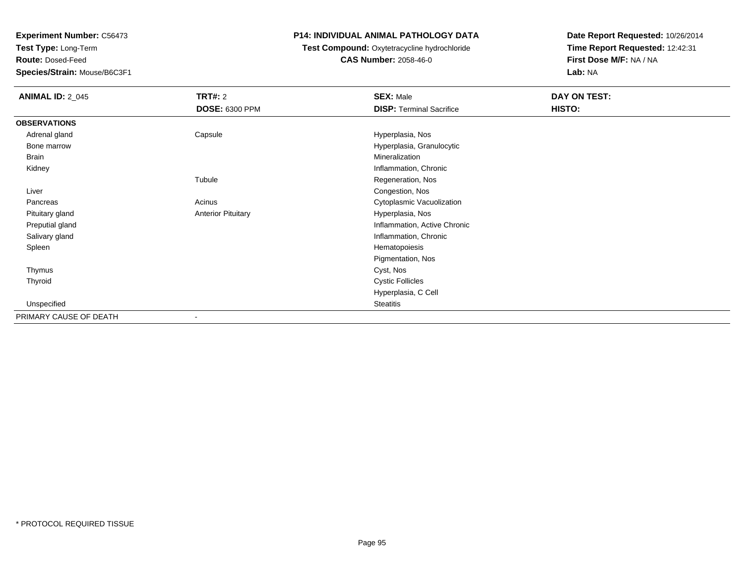**Experiment Number:** C56473
**Test Type:** Long-Term
**Route:** Dosed-Feed
**Species/Strain:** Mouse/B6C3F1

**P14: INDIVIDUAL ANIMAL PATHOLOGY DATA**
**Test Compound:** Oxytetracycline hydrochloride
**CAS Number:** 2058-46-0

**Date Report Requested:** 10/26/2014
**Time Report Requested:** 12:42:31
**First Dose M/F:** NA / NA
**Lab:** NA

| **ANIMAL ID:** 2_045 | **TRT#:** 2 | **SEX:** Male | **DAY ON TEST:** |
|---|---|---|---|
| | **DOSE:** 6300 PPM | **DISP:** Terminal Sacrifice | **HISTO:** |
| **OBSERVATIONS** | | | |
| Adrenal gland | Capsule | Hyperplasia, Nos | |
| Bone marrow | | Hyperplasia, Granulocytic | |
| Brain | | Mineralization | |
| Kidney | | Inflammation, Chronic | |
| | Tubule | Regeneration, Nos | |
| Liver | | Congestion, Nos | |
| Pancreas | Acinus | Cytoplasmic Vacuolization | |
| Pituitary gland | Anterior Pituitary | Hyperplasia, Nos | |
| Preputial gland | | Inflammation, Active Chronic | |
| Salivary gland | | Inflammation, Chronic | |
| Spleen | | Hematopoiesis | |
| | | Pigmentation, Nos | |
| Thymus | | Cyst, Nos | |
| Thyroid | | Cystic Follicles | |
| | | Hyperplasia, C Cell | |
| Unspecified | | Steatitis | |
| PRIMARY CAUSE OF DEATH | - | | |

* PROTOCOL REQUIRED TISSUE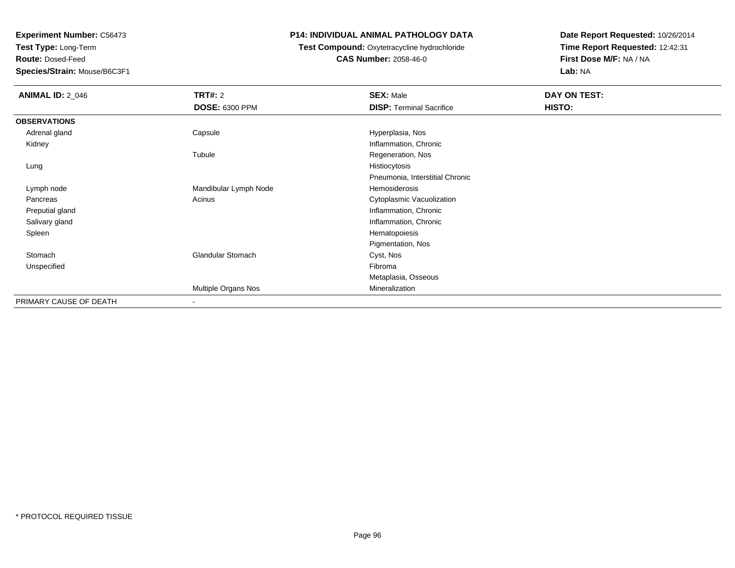**Experiment Number:** C56473
**Test Type:** Long-Term
**Route:** Dosed-Feed
**Species/Strain:** Mouse/B6C3F1

**P14: INDIVIDUAL ANIMAL PATHOLOGY DATA**
**Test Compound:** Oxytetracycline hydrochloride
**CAS Number:** 2058-46-0

**Date Report Requested:** 10/26/2014
**Time Report Requested:** 12:42:31
**First Dose M/F:** NA / NA
**Lab:** NA

| **ANIMAL ID:** 2_046 | **TRT#:** 2 | **SEX:** Male | **DAY ON TEST:** |
|---|---|---|---|
| | **DOSE:** 6300 PPM | **DISP:** Terminal Sacrifice | **HISTO:** |
| **OBSERVATIONS** | | | |
| Adrenal gland | Capsule | Hyperplasia, Nos | |
| Kidney | | Inflammation, Chronic | |
| | Tubule | Regeneration, Nos | |
| Lung | | Histiocytosis | |
| | | Pneumonia, Interstitial Chronic | |
| Lymph node | Mandibular Lymph Node | Hemosiderosis | |
| Pancreas | Acinus | Cytoplasmic Vacuolization | |
| Preputial gland | | Inflammation, Chronic | |
| Salivary gland | | Inflammation, Chronic | |
| Spleen | | Hematopoiesis | |
| | | Pigmentation, Nos | |
| Stomach | Glandular Stomach | Cyst, Nos | |
| Unspecified | | Fibroma | |
| | | Metaplasia, Osseous | |
| | Multiple Organs Nos | Mineralization | |
| PRIMARY CAUSE OF DEATH | - | | |

\* PROTOCOL REQUIRED TISSUE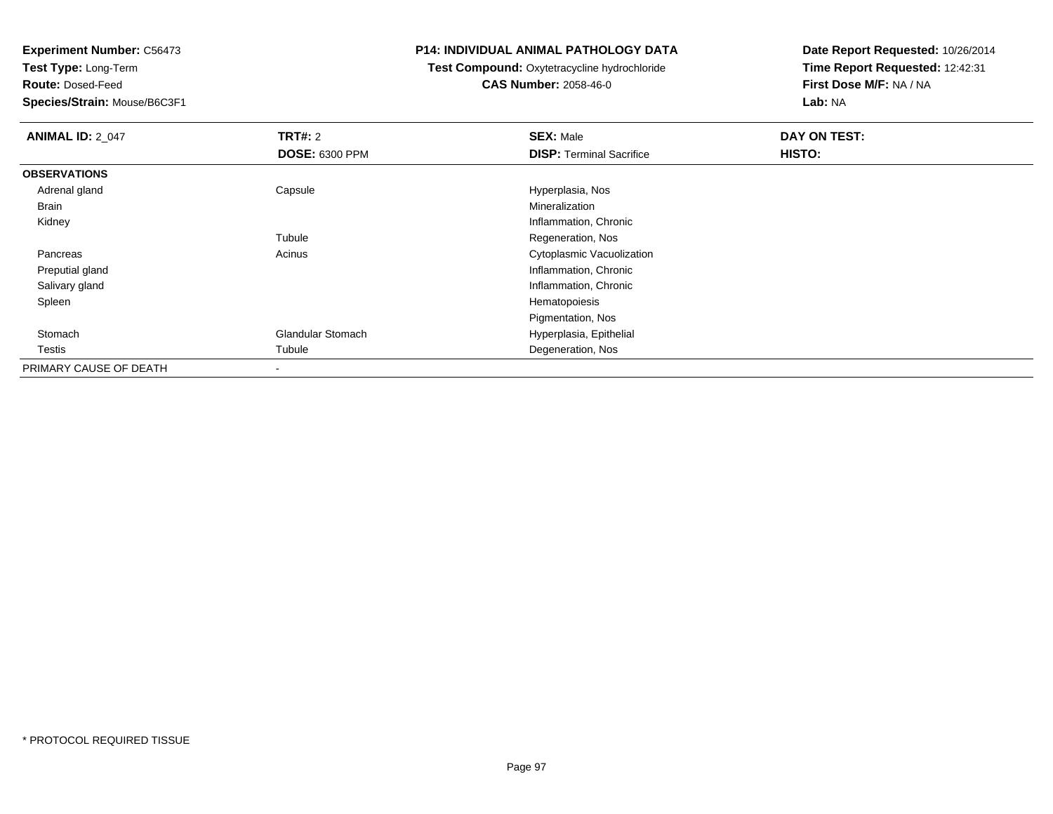**Experiment Number:** C56473
**Test Type:** Long-Term
**Route:** Dosed-Feed
**Species/Strain:** Mouse/B6C3F1

**P14: INDIVIDUAL ANIMAL PATHOLOGY DATA**
**Test Compound:** Oxytetracycline hydrochloride
**CAS Number:** 2058-46-0

**Date Report Requested:** 10/26/2014
**Time Report Requested:** 12:42:31
**First Dose M/F:** NA / NA
**Lab:** NA

| **ANIMAL ID:** 2_047 | **TRT#:** 2 | **SEX:** Male | **DAY ON TEST:** |
|---|---|---|---|
| | **DOSE:** 6300 PPM | **DISP:** Terminal Sacrifice | **HISTO:** |
| **OBSERVATIONS** | | | |
| Adrenal gland | Capsule | Hyperplasia, Nos | |
| Brain | | Mineralization | |
| Kidney | | Inflammation, Chronic | |
| | Tubule | Regeneration, Nos | |
| Pancreas | Acinus | Cytoplasmic Vacuolization | |
| Preputial gland | | Inflammation, Chronic | |
| Salivary gland | | Inflammation, Chronic | |
| Spleen | | Hematopoiesis | |
| | | Pigmentation, Nos | |
| Stomach | Glandular Stomach | Hyperplasia, Epithelial | |
| Testis | Tubule | Degeneration, Nos | |
| PRIMARY CAUSE OF DEATH | - | | |

* PROTOCOL REQUIRED TISSUE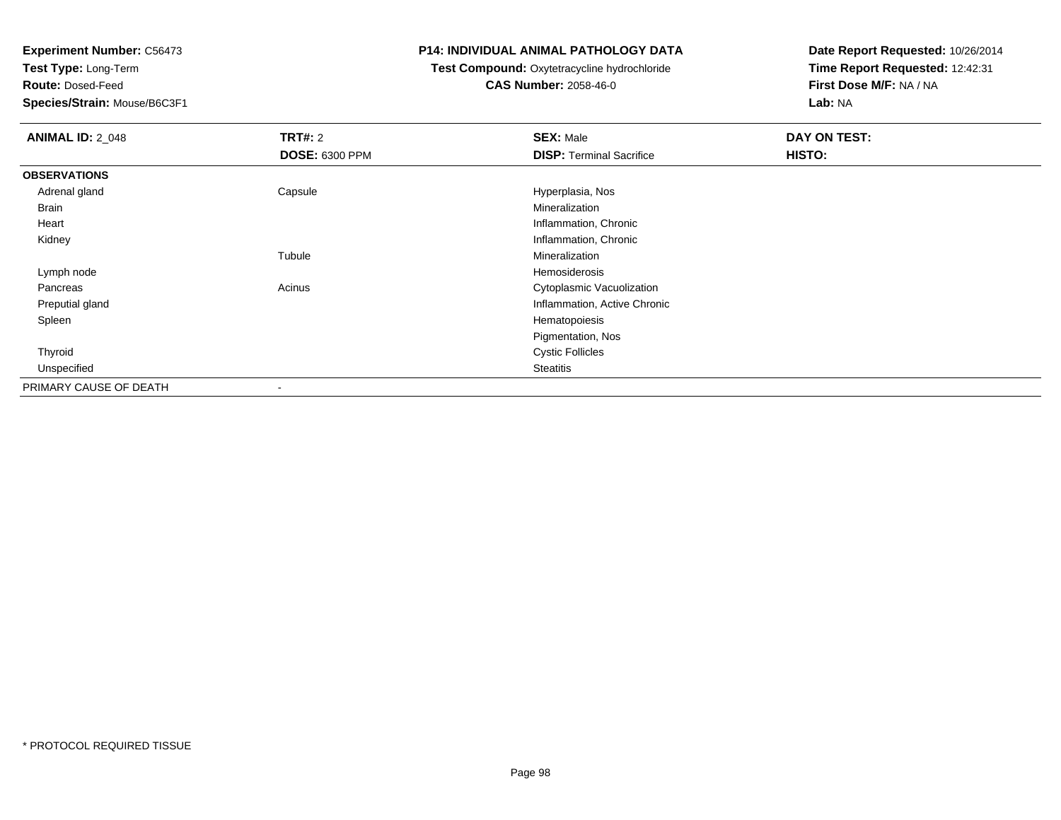**Experiment Number:** C56473
**Test Type:** Long-Term
**Route:** Dosed-Feed
**Species/Strain:** Mouse/B6C3F1

**P14: INDIVIDUAL ANIMAL PATHOLOGY DATA**
**Test Compound:** Oxytetracycline hydrochloride
**CAS Number:** 2058-46-0

**Date Report Requested:** 10/26/2014
**Time Report Requested:** 12:42:31
**First Dose M/F:** NA / NA
**Lab:** NA

| **ANIMAL ID:** 2_048 | **TRT#:** 2 | **SEX:** Male | **DAY ON TEST:** |
|---|---|---|---|
| | **DOSE:** 6300 PPM | **DISP:** Terminal Sacrifice | **HISTO:** |
| **OBSERVATIONS** | | | |
| Adrenal gland | Capsule | Hyperplasia, Nos | |
| Brain | | Mineralization | |
| Heart | | Inflammation, Chronic | |
| Kidney | | Inflammation, Chronic | |
| | Tubule | Mineralization | |
| Lymph node | | Hemosiderosis | |
| Pancreas | Acinus | Cytoplasmic Vacuolization | |
| Preputial gland | | Inflammation, Active Chronic | |
| Spleen | | Hematopoiesis | |
| | | Pigmentation, Nos | |
| Thyroid | | Cystic Follicles | |
| Unspecified | | Steatitis | |
| PRIMARY CAUSE OF DEATH | - | | |

* PROTOCOL REQUIRED TISSUE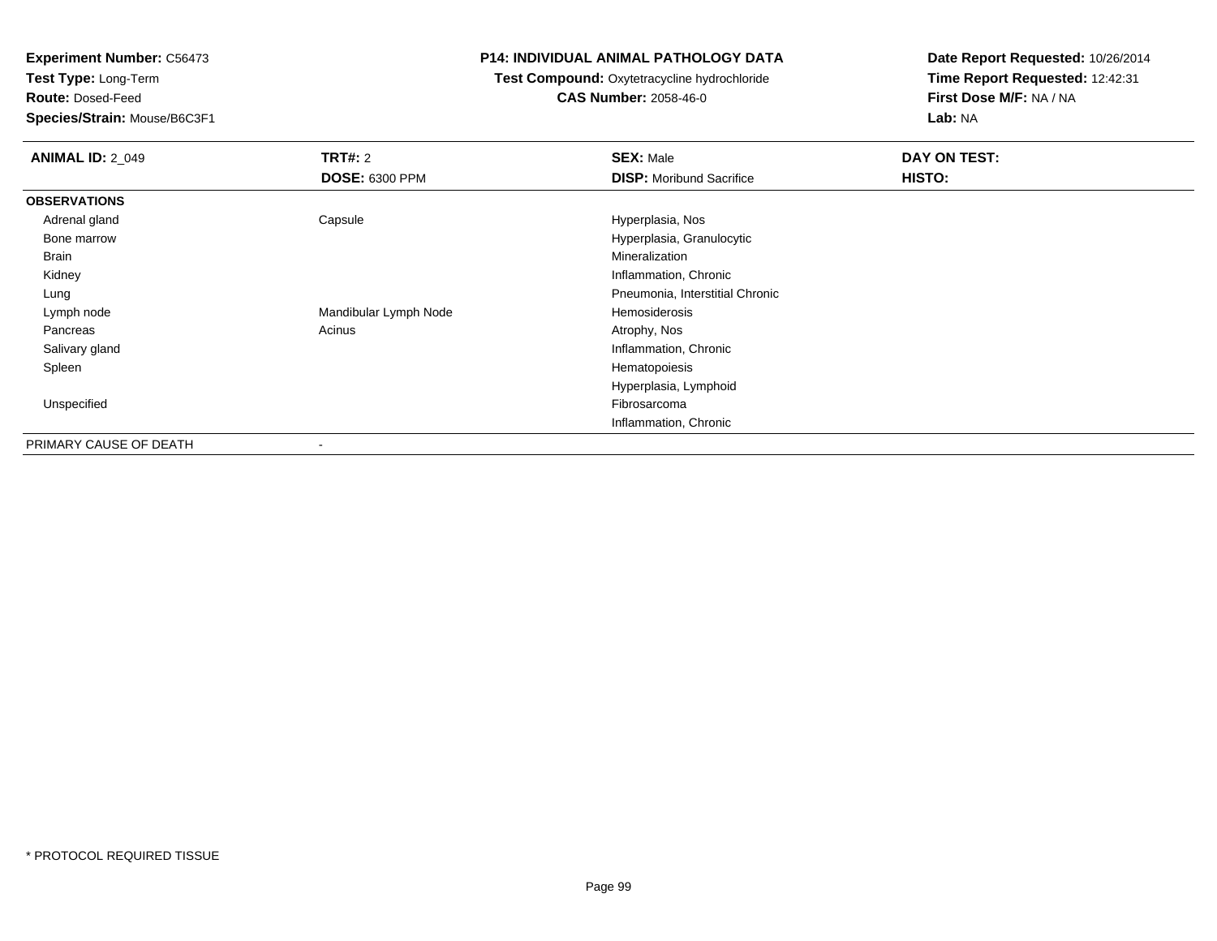**Experiment Number:** C56473
**Test Type:** Long-Term
**Route:** Dosed-Feed
**Species/Strain:** Mouse/B6C3F1

**P14: INDIVIDUAL ANIMAL PATHOLOGY DATA**
**Test Compound:** Oxytetracycline hydrochloride
**CAS Number:** 2058-46-0

**Date Report Requested:** 10/26/2014
**Time Report Requested:** 12:42:31
**First Dose M/F:** NA / NA
**Lab:** NA

| **ANIMAL ID:** 2_049 | **TRT#:** 2 | **SEX:** Male | **DAY ON TEST:** |
|---|---|---|---|
| | **DOSE:** 6300 PPM | **DISP:** Moribund Sacrifice | **HISTO:** |
| **OBSERVATIONS** | | | |
| Adrenal gland | Capsule | Hyperplasia, Nos | |
| Bone marrow | | Hyperplasia, Granulocytic | |
| Brain | | Mineralization | |
| Kidney | | Inflammation, Chronic | |
| Lung | | Pneumonia, Interstitial Chronic | |
| Lymph node | Mandibular Lymph Node | Hemosiderosis | |
| Pancreas | Acinus | Atrophy, Nos | |
| Salivary gland | | Inflammation, Chronic | |
| Spleen | | Hematopoiesis | |
| | | Hyperplasia, Lymphoid | |
| Unspecified | | Fibrosarcoma | |
| | | Inflammation, Chronic | |
| PRIMARY CAUSE OF DEATH | - | | |

* PROTOCOL REQUIRED TISSUE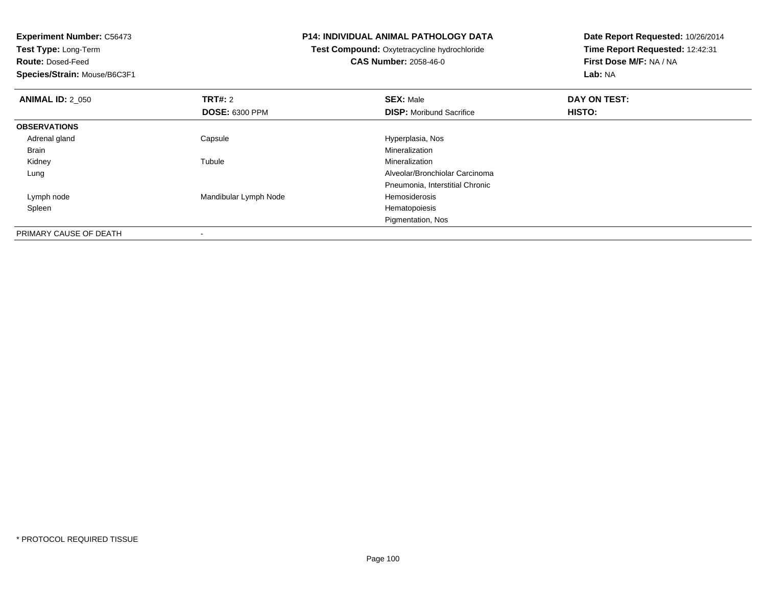**Experiment Number:** C56473
**Test Type:** Long-Term
**Route:** Dosed-Feed
**Species/Strain:** Mouse/B6C3F1

**P14: INDIVIDUAL ANIMAL PATHOLOGY DATA**
**Test Compound:** Oxytetracycline hydrochloride
**CAS Number:** 2058-46-0

**Date Report Requested:** 10/26/2014
**Time Report Requested:** 12:42:31
**First Dose M/F:** NA / NA
**Lab:** NA

| **ANIMAL ID:** 2_050 | **TRT#:** 2 | **SEX:** Male | **DAY ON TEST:** |
|---|---|---|---|
| | **DOSE:** 6300 PPM | **DISP:** Moribund Sacrifice | **HISTO:** |
| **OBSERVATIONS** | | | |
| Adrenal gland | Capsule | Hyperplasia, Nos | |
| Brain | | Mineralization | |
| Kidney | Tubule | Mineralization | |
| Lung | | Alveolar/Bronchiolar Carcinoma | |
| | | Pneumonia, Interstitial Chronic | |
| Lymph node | Mandibular Lymph Node | Hemosiderosis | |
| Spleen | | Hematopoiesis | |
| | | Pigmentation, Nos | |
| PRIMARY CAUSE OF DEATH | - | | |

* PROTOCOL REQUIRED TISSUE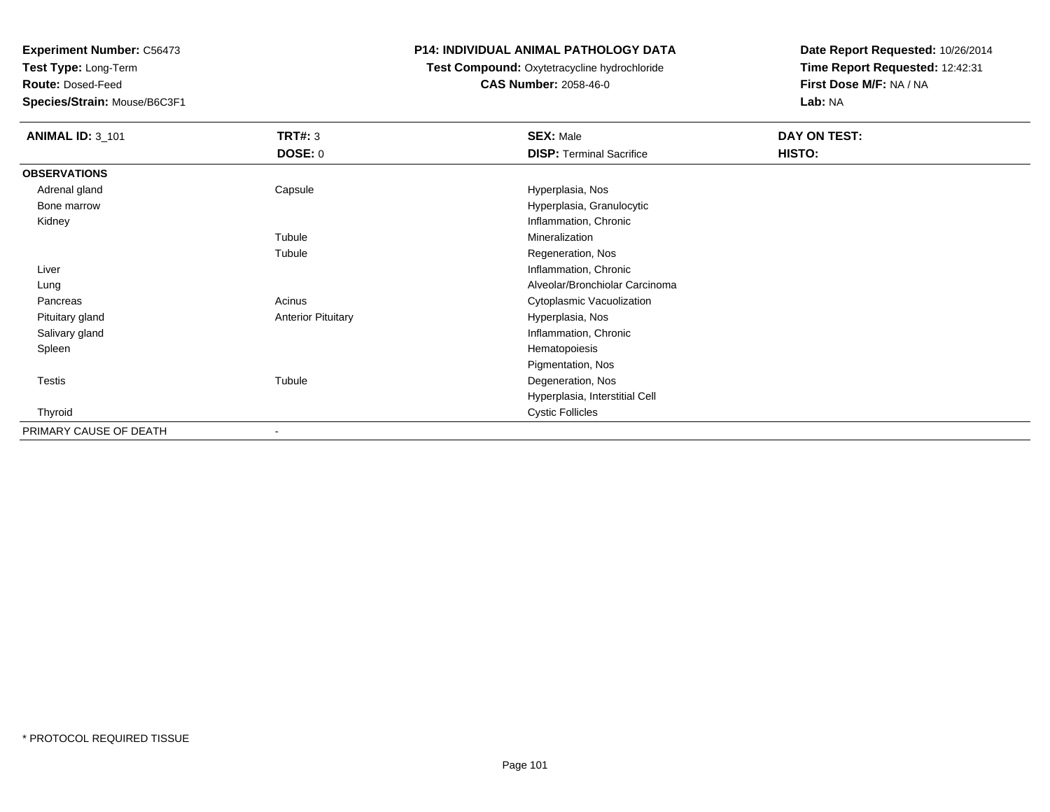**Experiment Number:** C56473
**Test Type:** Long-Term
**Route:** Dosed-Feed
**Species/Strain:** Mouse/B6C3F1

**P14: INDIVIDUAL ANIMAL PATHOLOGY DATA**
**Test Compound:** Oxytetracycline hydrochloride
**CAS Number:** 2058-46-0

**Date Report Requested:** 10/26/2014
**Time Report Requested:** 12:42:31
**First Dose M/F:** NA / NA
**Lab:** NA

| ANIMAL ID: 3_101 | TRT#: 3 | SEX: Male | DAY ON TEST: |
|---|---|---|---|
| | DOSE: 0 | DISP: Terminal Sacrifice | HISTO: |
| **OBSERVATIONS** | | | |
| Adrenal gland | Capsule | Hyperplasia, Nos | |
| Bone marrow | | Hyperplasia, Granulocytic | |
| Kidney | | Inflammation, Chronic | |
| | Tubule | Mineralization | |
| | Tubule | Regeneration, Nos | |
| Liver | | Inflammation, Chronic | |
| Lung | | Alveolar/Bronchiolar Carcinoma | |
| Pancreas | Acinus | Cytoplasmic Vacuolization | |
| Pituitary gland | Anterior Pituitary | Hyperplasia, Nos | |
| Salivary gland | | Inflammation, Chronic | |
| Spleen | | Hematopoiesis | |
| | | Pigmentation, Nos | |
| Testis | Tubule | Degeneration, Nos | |
| | | Hyperplasia, Interstitial Cell | |
| Thyroid | | Cystic Follicles | |
| PRIMARY CAUSE OF DEATH | - | | |

* PROTOCOL REQUIRED TISSUE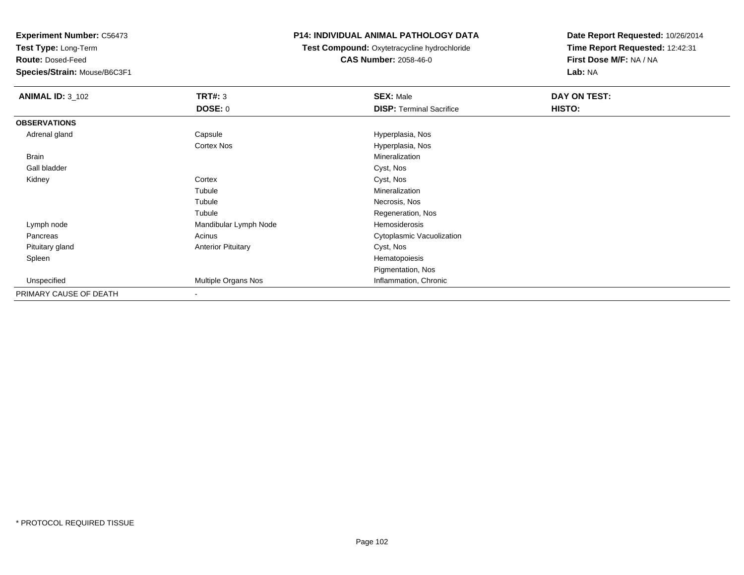**Experiment Number:** C56473
**Test Type:** Long-Term
**Route:** Dosed-Feed
**Species/Strain:** Mouse/B6C3F1

**P14: INDIVIDUAL ANIMAL PATHOLOGY DATA**
**Test Compound:** Oxytetracycline hydrochloride
**CAS Number:** 2058-46-0

**Date Report Requested:** 10/26/2014
**Time Report Requested:** 12:42:31
**First Dose M/F:** NA / NA
**Lab:** NA

| **ANIMAL ID:** 3_102 | **TRT#:** 3 | **SEX:** Male | **DAY ON TEST:** |
|---|---|---|---|
| | **DOSE:** 0 | **DISP:** Terminal Sacrifice | **HISTO:** |
| **OBSERVATIONS** | | | |
| Adrenal gland | Capsule | Hyperplasia, Nos | |
| | Cortex Nos | Hyperplasia, Nos | |
| Brain | | Mineralization | |
| Gall bladder | | Cyst, Nos | |
| Kidney | Cortex | Cyst, Nos | |
| | Tubule | Mineralization | |
| | Tubule | Necrosis, Nos | |
| | Tubule | Regeneration, Nos | |
| Lymph node | Mandibular Lymph Node | Hemosiderosis | |
| Pancreas | Acinus | Cytoplasmic Vacuolization | |
| Pituitary gland | Anterior Pituitary | Cyst, Nos | |
| Spleen | | Hematopoiesis | |
| | | Pigmentation, Nos | |
| Unspecified | Multiple Organs Nos | Inflammation, Chronic | |
| PRIMARY CAUSE OF DEATH | - | | |

* PROTOCOL REQUIRED TISSUE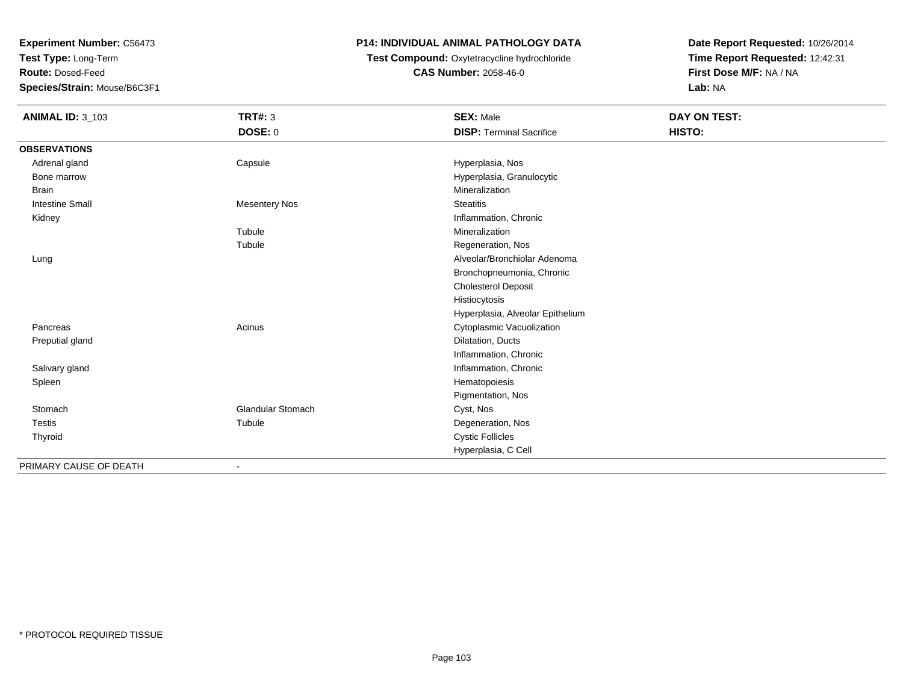**Experiment Number:** C56473
**Test Type:** Long-Term
**Route:** Dosed-Feed
**Species/Strain:** Mouse/B6C3F1

**P14: INDIVIDUAL ANIMAL PATHOLOGY DATA**
**Test Compound:** Oxytetracycline hydrochloride
**CAS Number:** 2058-46-0

**Date Report Requested:** 10/26/2014
**Time Report Requested:** 12:42:31
**First Dose M/F:** NA / NA
**Lab:** NA

| **ANIMAL ID:** 3_103 | **TRT#:** 3 | **SEX:** Male | **DAY ON TEST:** |
|---|---|---|---|
| | **DOSE:** 0 | **DISP:** Terminal Sacrifice | **HISTO:** |
| **OBSERVATIONS** | | | |
| Adrenal gland | Capsule | Hyperplasia, Nos | |
| Bone marrow | | Hyperplasia, Granulocytic | |
| Brain | | Mineralization | |
| Intestine Small | Mesentery Nos | Steatitis | |
| Kidney | | Inflammation, Chronic | |
| | Tubule | Mineralization | |
| | Tubule | Regeneration, Nos | |
| Lung | | Alveolar/Bronchiolar Adenoma | |
| | | Bronchopneumonia, Chronic | |
| | | Cholesterol Deposit | |
| | | Histiocytosis | |
| | | Hyperplasia, Alveolar Epithelium | |
| Pancreas | Acinus | Cytoplasmic Vacuolization | |
| Preputial gland | | Dilatation, Ducts | |
| | | Inflammation, Chronic | |
| Salivary gland | | Inflammation, Chronic | |
| Spleen | | Hematopoiesis | |
| | | Pigmentation, Nos | |
| Stomach | Glandular Stomach | Cyst, Nos | |
| Testis | Tubule | Degeneration, Nos | |
| Thyroid | | Cystic Follicles | |
| | | Hyperplasia, C Cell | |
| PRIMARY CAUSE OF DEATH | - | | |

\* PROTOCOL REQUIRED TISSUE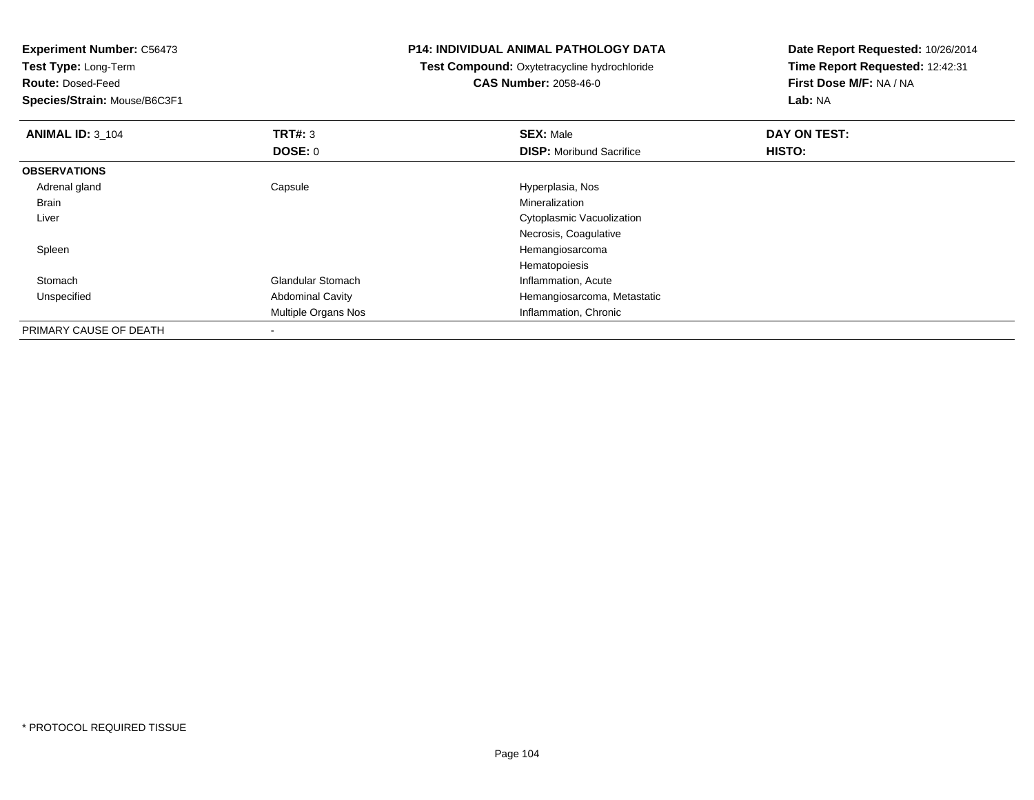**Experiment Number:** C56473
**Test Type:** Long-Term
**Route:** Dosed-Feed
**Species/Strain:** Mouse/B6C3F1

**P14: INDIVIDUAL ANIMAL PATHOLOGY DATA**
**Test Compound:** Oxytetracycline hydrochloride
**CAS Number:** 2058-46-0

**Date Report Requested:** 10/26/2014
**Time Report Requested:** 12:42:31
**First Dose M/F:** NA / NA
**Lab:** NA

| **ANIMAL ID:** 3_104 | **TRT#:** 3 | **SEX:** Male | **DAY ON TEST:** |
|---|---|---|---|
| | **DOSE:** 0 | **DISP:** Moribund Sacrifice | **HISTO:** |
| **OBSERVATIONS** | | | |
| Adrenal gland | Capsule | Hyperplasia, Nos | |
| Brain | | Mineralization | |
| Liver | | Cytoplasmic Vacuolization | |
| | | Necrosis, Coagulative | |
| Spleen | | Hemangiosarcoma | |
| | | Hematopoiesis | |
| Stomach | Glandular Stomach | Inflammation, Acute | |
| Unspecified | Abdominal Cavity | Hemangiosarcoma, Metastatic | |
| | Multiple Organs Nos | Inflammation, Chronic | |
| PRIMARY CAUSE OF DEATH | - | | |

* PROTOCOL REQUIRED TISSUE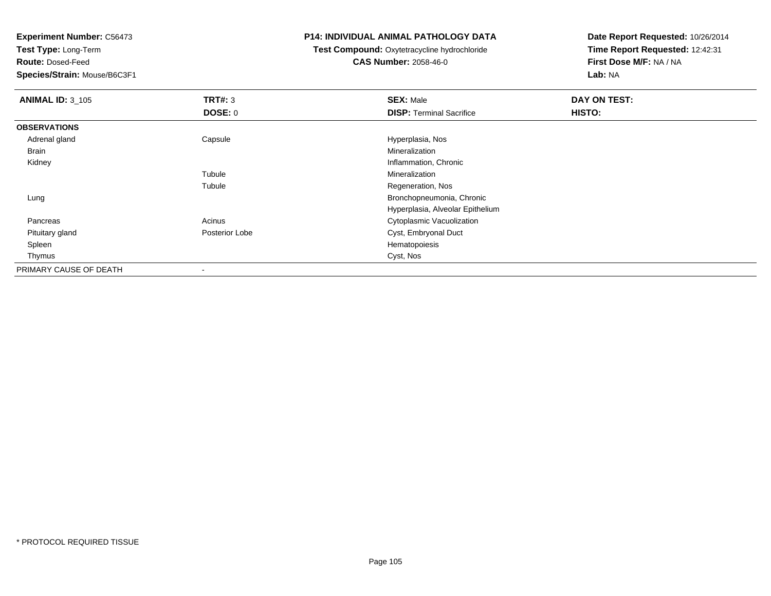**Experiment Number:** C56473
**Test Type:** Long-Term
**Route:** Dosed-Feed
**Species/Strain:** Mouse/B6C3F1

**P14: INDIVIDUAL ANIMAL PATHOLOGY DATA**
**Test Compound:** Oxytetracycline hydrochloride
**CAS Number:** 2058-46-0

**Date Report Requested:** 10/26/2014
**Time Report Requested:** 12:42:31
**First Dose M/F:** NA / NA
**Lab:** NA

| **ANIMAL ID:** 3_105 | **TRT#:** 3 | **SEX:** Male | **DAY ON TEST:** |
|---|---|---|---|
| | **DOSE:** 0 | **DISP:** Terminal Sacrifice | **HISTO:** |
| **OBSERVATIONS** | | | |
| Adrenal gland | Capsule | Hyperplasia, Nos | |
| Brain | | Mineralization | |
| Kidney | | Inflammation, Chronic | |
| | Tubule | Mineralization | |
| | Tubule | Regeneration, Nos | |
| Lung | | Bronchopneumonia, Chronic | |
| | | Hyperplasia, Alveolar Epithelium | |
| Pancreas | Acinus | Cytoplasmic Vacuolization | |
| Pituitary gland | Posterior Lobe | Cyst, Embryonal Duct | |
| Spleen | | Hematopoiesis | |
| Thymus | | Cyst, Nos | |
| PRIMARY CAUSE OF DEATH | - | | |

* PROTOCOL REQUIRED TISSUE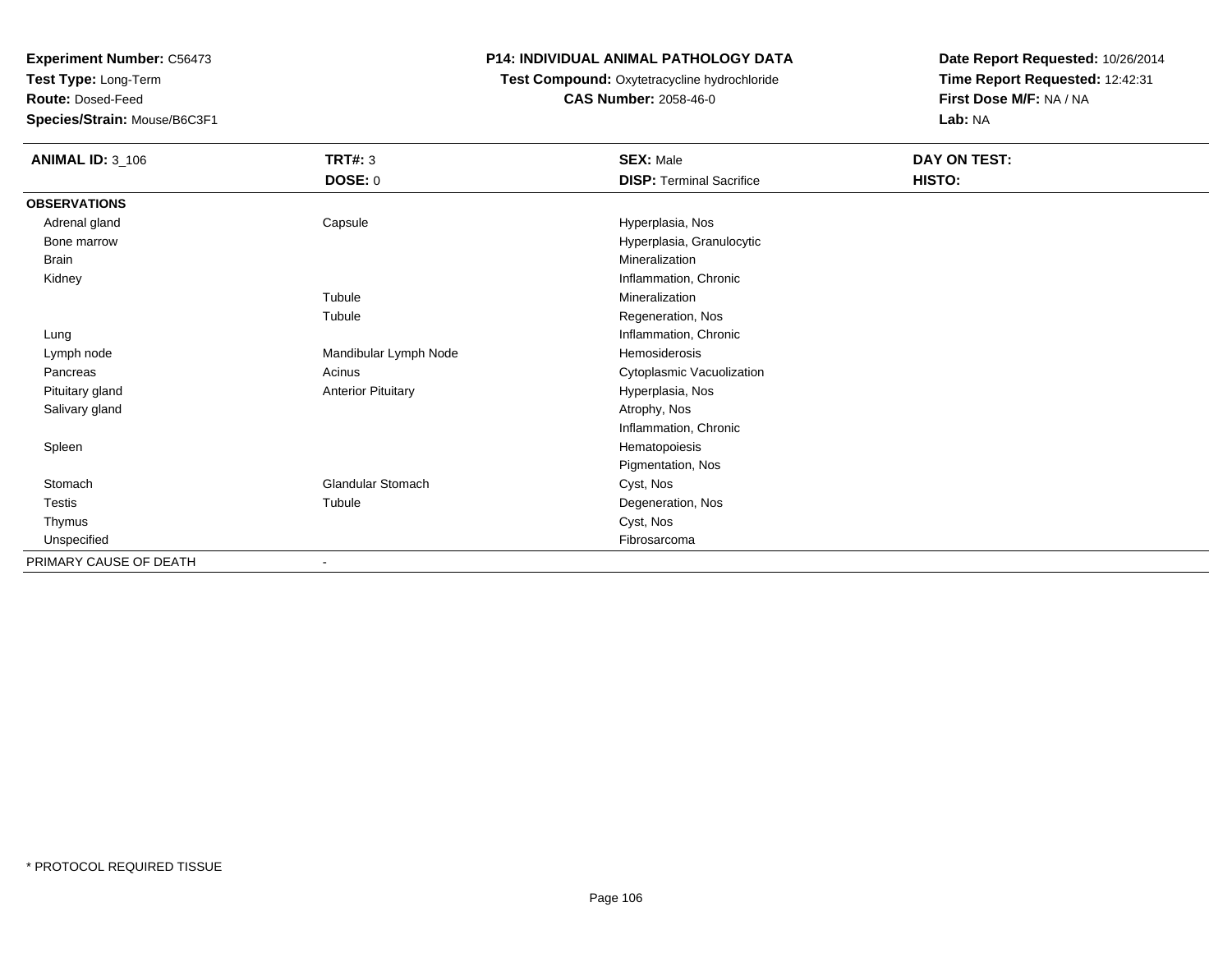**Experiment Number:** C56473
**Test Type:** Long-Term
**Route:** Dosed-Feed
**Species/Strain:** Mouse/B6C3F1

**P14: INDIVIDUAL ANIMAL PATHOLOGY DATA**
**Test Compound:** Oxytetracycline hydrochloride
**CAS Number:** 2058-46-0

**Date Report Requested:** 10/26/2014
**Time Report Requested:** 12:42:31
**First Dose M/F:** NA / NA
**Lab:** NA

| **ANIMAL ID:** 3_106 | **TRT#:** 3 | **SEX:** Male | **DAY ON TEST:** |
|---|---|---|---|
| | **DOSE:** 0 | **DISP:** Terminal Sacrifice | **HISTO:** |
| **OBSERVATIONS** | | | |
| Adrenal gland | Capsule | Hyperplasia, Nos | |
| Bone marrow | | Hyperplasia, Granulocytic | |
| Brain | | Mineralization | |
| Kidney | | Inflammation, Chronic | |
| | Tubule | Mineralization | |
| | Tubule | Regeneration, Nos | |
| Lung | | Inflammation, Chronic | |
| Lymph node | Mandibular Lymph Node | Hemosiderosis | |
| Pancreas | Acinus | Cytoplasmic Vacuolization | |
| Pituitary gland | Anterior Pituitary | Hyperplasia, Nos | |
| Salivary gland | | Atrophy, Nos | |
| | | Inflammation, Chronic | |
| Spleen | | Hematopoiesis | |
| | | Pigmentation, Nos | |
| Stomach | Glandular Stomach | Cyst, Nos | |
| Testis | Tubule | Degeneration, Nos | |
| Thymus | | Cyst, Nos | |
| Unspecified | | Fibrosarcoma | |
| PRIMARY CAUSE OF DEATH | - | | |

* PROTOCOL REQUIRED TISSUE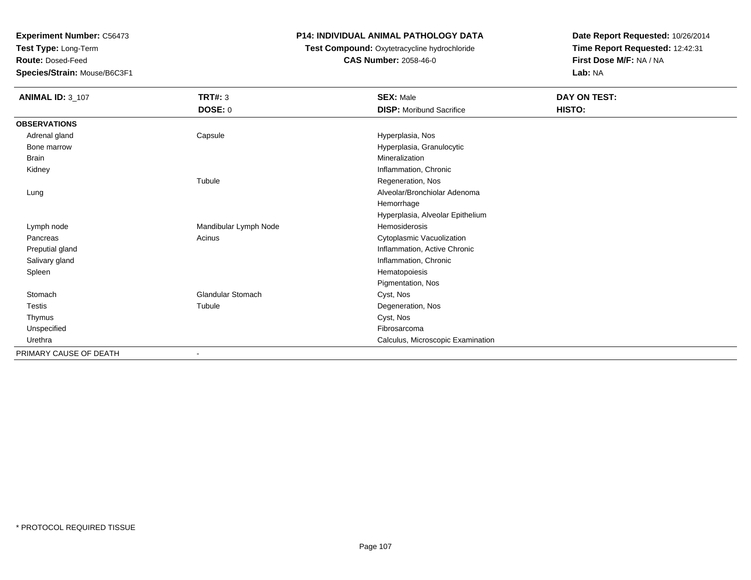**Experiment Number:** C56473
**Test Type:** Long-Term
**Route:** Dosed-Feed
**Species/Strain:** Mouse/B6C3F1

**P14: INDIVIDUAL ANIMAL PATHOLOGY DATA**
**Test Compound:** Oxytetracycline hydrochloride
**CAS Number:** 2058-46-0

**Date Report Requested:** 10/26/2014
**Time Report Requested:** 12:42:31
**First Dose M/F:** NA / NA
**Lab:** NA

| **ANIMAL ID:** 3_107 | **TRT#:** 3 | **SEX:** Male | **DAY ON TEST:** |
|---|---|---|---|
| | **DOSE:** 0 | **DISP:** Moribund Sacrifice | **HISTO:** |
| **OBSERVATIONS** | | | |
| Adrenal gland | Capsule | Hyperplasia, Nos | |
| Bone marrow | | Hyperplasia, Granulocytic | |
| Brain | | Mineralization | |
| Kidney | | Inflammation, Chronic | |
| | Tubule | Regeneration, Nos | |
| Lung | | Alveolar/Bronchiolar Adenoma | |
| | | Hemorrhage | |
| | | Hyperplasia, Alveolar Epithelium | |
| Lymph node | Mandibular Lymph Node | Hemosiderosis | |
| Pancreas | Acinus | Cytoplasmic Vacuolization | |
| Preputial gland | | Inflammation, Active Chronic | |
| Salivary gland | | Inflammation, Chronic | |
| Spleen | | Hematopoiesis | |
| | | Pigmentation, Nos | |
| Stomach | Glandular Stomach | Cyst, Nos | |
| Testis | Tubule | Degeneration, Nos | |
| Thymus | | Cyst, Nos | |
| Unspecified | | Fibrosarcoma | |
| Urethra | | Calculus, Microscopic Examination | |
| PRIMARY CAUSE OF DEATH | - | | |

\* PROTOCOL REQUIRED TISSUE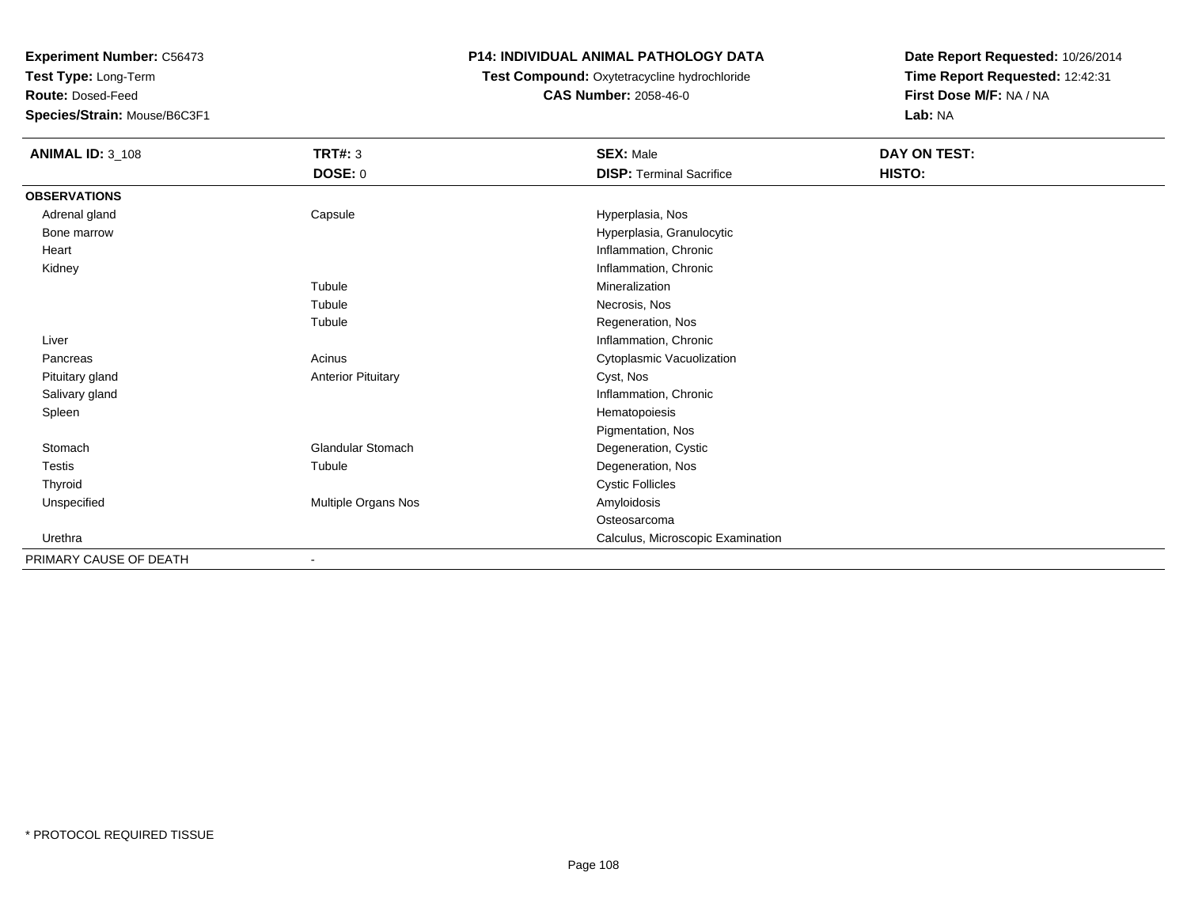**Experiment Number:** C56473
**Test Type:** Long-Term
**Route:** Dosed-Feed
**Species/Strain:** Mouse/B6C3F1

# P14: INDIVIDUAL ANIMAL PATHOLOGY DATA

**Test Compound:** Oxytetracycline hydrochloride
**CAS Number:** 2058-46-0

**Date Report Requested:** 10/26/2014
**Time Report Requested:** 12:42:31
**First Dose M/F:** NA / NA
**Lab:** NA

| **ANIMAL ID:** 3_108 | **TRT#:** 3 | **SEX:** Male | **DAY ON TEST:** |
|---|---|---|---|
| | **DOSE:** 0 | **DISP:** Terminal Sacrifice | **HISTO:** |
| **OBSERVATIONS** | | | |
| Adrenal gland | Capsule | Hyperplasia, Nos | |
| Bone marrow | | Hyperplasia, Granulocytic | |
| Heart | | Inflammation, Chronic | |
| Kidney | | Inflammation, Chronic | |
| | Tubule | Mineralization | |
| | Tubule | Necrosis, Nos | |
| | Tubule | Regeneration, Nos | |
| Liver | | Inflammation, Chronic | |
| Pancreas | Acinus | Cytoplasmic Vacuolization | |
| Pituitary gland | Anterior Pituitary | Cyst, Nos | |
| Salivary gland | | Inflammation, Chronic | |
| Spleen | | Hematopoiesis | |
| | | Pigmentation, Nos | |
| Stomach | Glandular Stomach | Degeneration, Cystic | |
| Testis | Tubule | Degeneration, Nos | |
| Thyroid | | Cystic Follicles | |
| Unspecified | Multiple Organs Nos | Amyloidosis | |
| | | Osteosarcoma | |
| Urethra | | Calculus, Microscopic Examination | |
| PRIMARY CAUSE OF DEATH | - | | |

* PROTOCOL REQUIRED TISSUE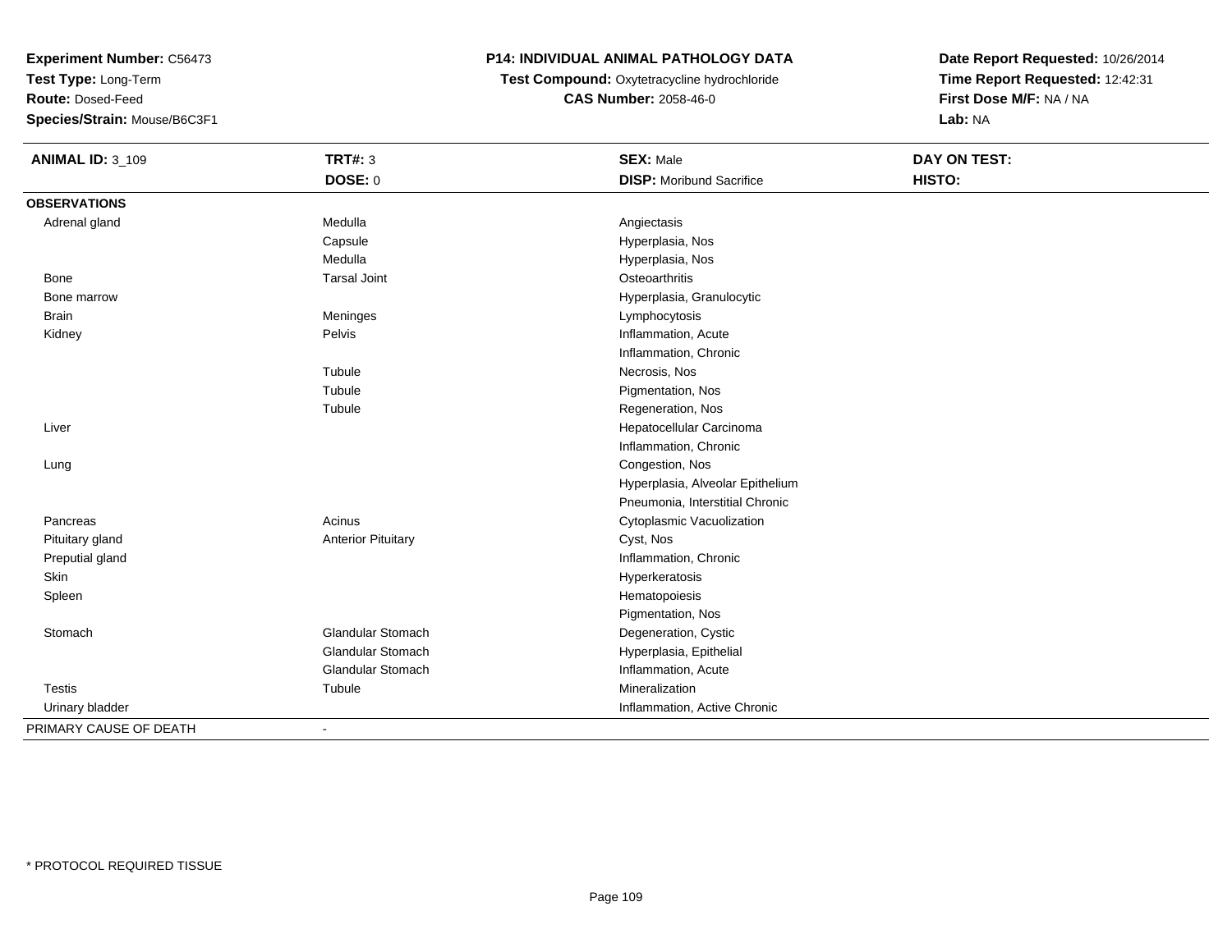**Experiment Number:** C56473
**Test Type:** Long-Term
**Route:** Dosed-Feed
**Species/Strain:** Mouse/B6C3F1

**P14: INDIVIDUAL ANIMAL PATHOLOGY DATA**
**Test Compound:** Oxytetracycline hydrochloride
**CAS Number:** 2058-46-0

**Date Report Requested:** 10/26/2014
**Time Report Requested:** 12:42:31
**First Dose M/F:** NA / NA
**Lab:** NA

| **ANIMAL ID:** 3_109 | **TRT#:** 3 | **SEX:** Male | **DAY ON TEST:** |
|---|---|---|---|
| | **DOSE:** 0 | **DISP:** Moribund Sacrifice | **HISTO:** |
| **OBSERVATIONS** | | | |
| Adrenal gland | Medulla | Angiectasis | |
| | Capsule | Hyperplasia, Nos | |
| | Medulla | Hyperplasia, Nos | |
| Bone | Tarsal Joint | Osteoarthritis | |
| Bone marrow | | Hyperplasia, Granulocytic | |
| Brain | Meninges | Lymphocytosis | |
| Kidney | Pelvis | Inflammation, Acute | |
| | | Inflammation, Chronic | |
| | Tubule | Necrosis, Nos | |
| | Tubule | Pigmentation, Nos | |
| | Tubule | Regeneration, Nos | |
| Liver | | Hepatocellular Carcinoma | |
| | | Inflammation, Chronic | |
| Lung | | Congestion, Nos | |
| | | Hyperplasia, Alveolar Epithelium | |
| | | Pneumonia, Interstitial Chronic | |
| Pancreas | Acinus | Cytoplasmic Vacuolization | |
| Pituitary gland | Anterior Pituitary | Cyst, Nos | |
| Preputial gland | | Inflammation, Chronic | |
| Skin | | Hyperkeratosis | |
| Spleen | | Hematopoiesis | |
| | | Pigmentation, Nos | |
| Stomach | Glandular Stomach | Degeneration, Cystic | |
| | Glandular Stomach | Hyperplasia, Epithelial | |
| | Glandular Stomach | Inflammation, Acute | |
| Testis | Tubule | Mineralization | |
| Urinary bladder | | Inflammation, Active Chronic | |
| PRIMARY CAUSE OF DEATH | - | | |

* PROTOCOL REQUIRED TISSUE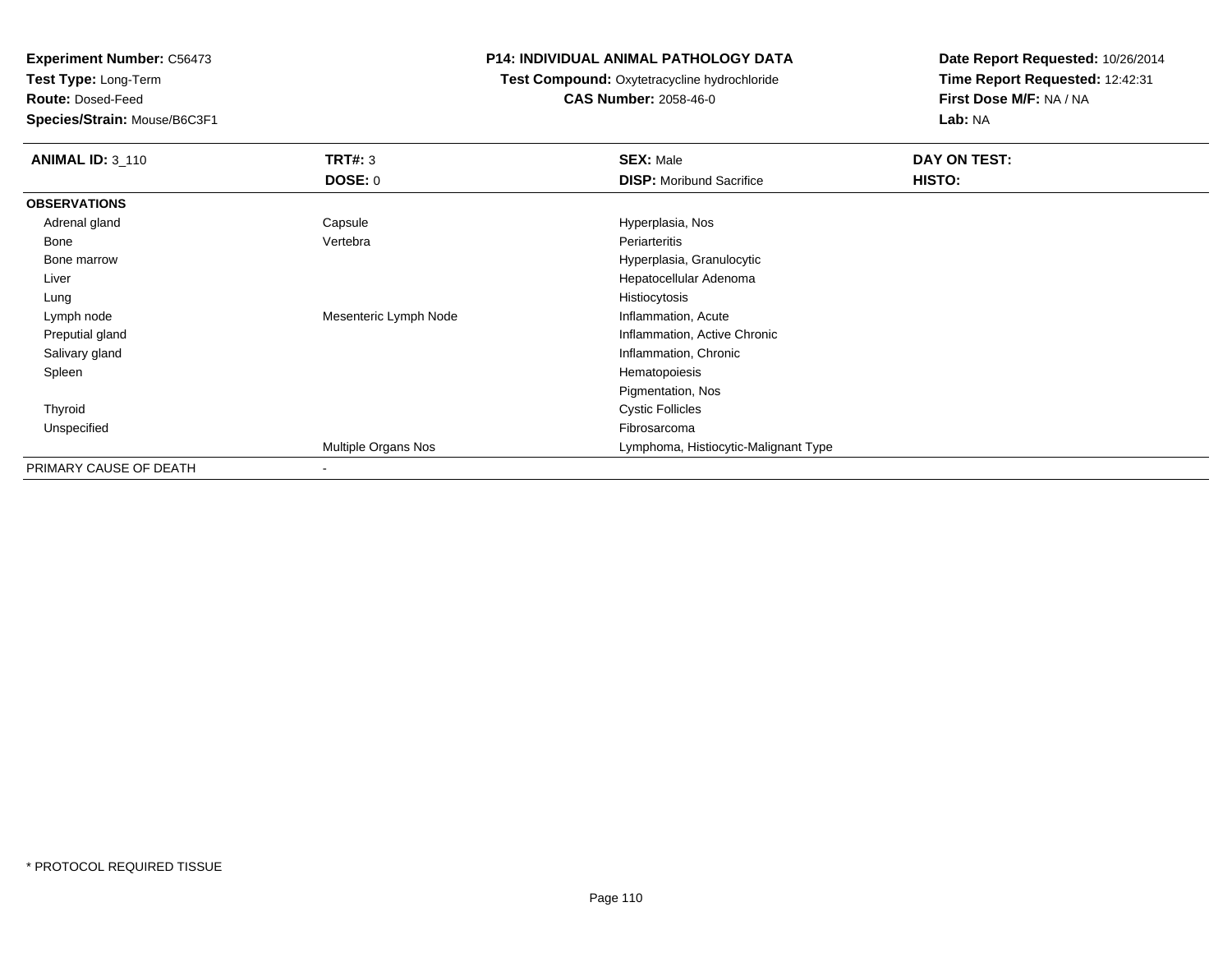**Experiment Number:** C56473
**Test Type:** Long-Term
**Route:** Dosed-Feed
**Species/Strain:** Mouse/B6C3F1

**P14: INDIVIDUAL ANIMAL PATHOLOGY DATA**
**Test Compound:** Oxytetracycline hydrochloride
**CAS Number:** 2058-46-0

**Date Report Requested:** 10/26/2014
**Time Report Requested:** 12:42:31
**First Dose M/F:** NA / NA
**Lab:** NA

| **ANIMAL ID:** 3_110 | **TRT#:** 3 | **SEX:** Male | **DAY ON TEST:** |
|---|---|---|---|
| | **DOSE:** 0 | **DISP:** Moribund Sacrifice | **HISTO:** |
| **OBSERVATIONS** | | | |
| Adrenal gland | Capsule | Hyperplasia, Nos | |
| Bone | Vertebra | Periarteritis | |
| Bone marrow | | Hyperplasia, Granulocytic | |
| Liver | | Hepatocellular Adenoma | |
| Lung | | Histiocytosis | |
| Lymph node | Mesenteric Lymph Node | Inflammation, Acute | |
| Preputial gland | | Inflammation, Active Chronic | |
| Salivary gland | | Inflammation, Chronic | |
| Spleen | | Hematopoiesis | |
| | | Pigmentation, Nos | |
| Thyroid | | Cystic Follicles | |
| Unspecified | | Fibrosarcoma | |
| | Multiple Organs Nos | Lymphoma, Histiocytic-Malignant Type | |
| PRIMARY CAUSE OF DEATH | - | | |

* PROTOCOL REQUIRED TISSUE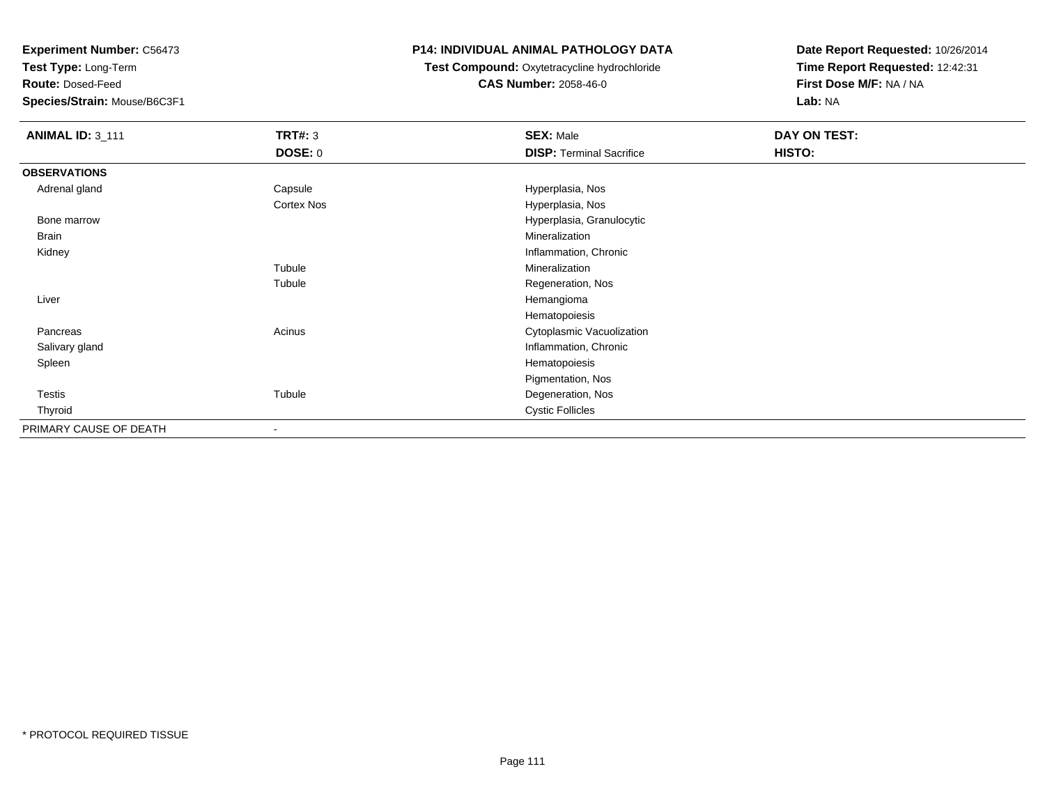**Experiment Number:** C56473
**Test Type:** Long-Term
**Route:** Dosed-Feed
**Species/Strain:** Mouse/B6C3F1

**P14: INDIVIDUAL ANIMAL PATHOLOGY DATA**
**Test Compound:** Oxytetracycline hydrochloride
**CAS Number:** 2058-46-0

**Date Report Requested:** 10/26/2014
**Time Report Requested:** 12:42:31
**First Dose M/F:** NA / NA
**Lab:** NA

| **ANIMAL ID:** 3_111 | **TRT#:** 3 | **SEX:** Male | **DAY ON TEST:** |
|---|---|---|---|
| | **DOSE:** 0 | **DISP:** Terminal Sacrifice | **HISTO:** |
| **OBSERVATIONS** | | | |
| Adrenal gland | Capsule | Hyperplasia, Nos | |
| | Cortex Nos | Hyperplasia, Nos | |
| Bone marrow | | Hyperplasia, Granulocytic | |
| Brain | | Mineralization | |
| Kidney | | Inflammation, Chronic | |
| | Tubule | Mineralization | |
| | Tubule | Regeneration, Nos | |
| Liver | | Hemangioma | |
| | | Hematopoiesis | |
| Pancreas | Acinus | Cytoplasmic Vacuolization | |
| Salivary gland | | Inflammation, Chronic | |
| Spleen | | Hematopoiesis | |
| | | Pigmentation, Nos | |
| Testis | Tubule | Degeneration, Nos | |
| Thyroid | | Cystic Follicles | |
| PRIMARY CAUSE OF DEATH | - | | |

* PROTOCOL REQUIRED TISSUE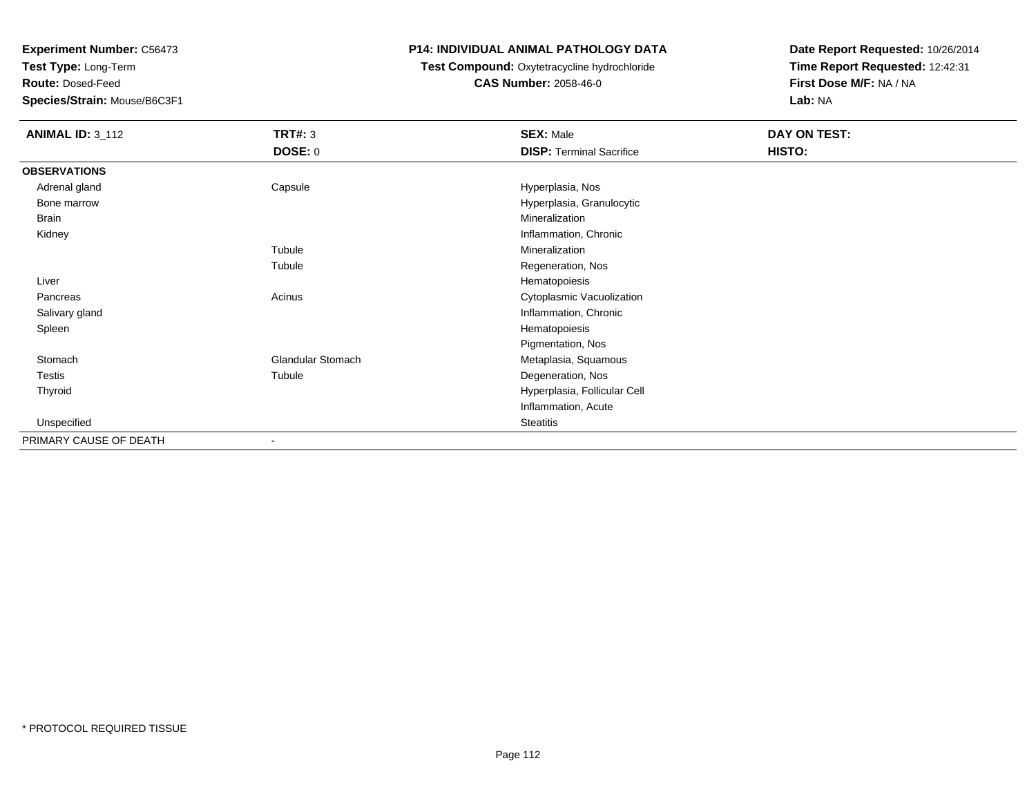**Experiment Number:** C56473
**Test Type:** Long-Term
**Route:** Dosed-Feed
**Species/Strain:** Mouse/B6C3F1

**P14: INDIVIDUAL ANIMAL PATHOLOGY DATA**
**Test Compound:** Oxytetracycline hydrochloride
**CAS Number:** 2058-46-0

**Date Report Requested:** 10/26/2014
**Time Report Requested:** 12:42:31
**First Dose M/F:** NA / NA
**Lab:** NA

| **ANIMAL ID:** 3_112 | **TRT#:** 3 | **SEX:** Male | **DAY ON TEST:** |
|---|---|---|---|
| | **DOSE:** 0 | **DISP:** Terminal Sacrifice | **HISTO:** |
| **OBSERVATIONS** | | | |
| Adrenal gland | Capsule | Hyperplasia, Nos | |
| Bone marrow | | Hyperplasia, Granulocytic | |
| Brain | | Mineralization | |
| Kidney | | Inflammation, Chronic | |
| | Tubule | Mineralization | |
| | Tubule | Regeneration, Nos | |
| Liver | | Hematopoiesis | |
| Pancreas | Acinus | Cytoplasmic Vacuolization | |
| Salivary gland | | Inflammation, Chronic | |
| Spleen | | Hematopoiesis | |
| | | Pigmentation, Nos | |
| Stomach | Glandular Stomach | Metaplasia, Squamous | |
| Testis | Tubule | Degeneration, Nos | |
| Thyroid | | Hyperplasia, Follicular Cell | |
| | | Inflammation, Acute | |
| Unspecified | | Steatitis | |
| PRIMARY CAUSE OF DEATH | - | | |

* PROTOCOL REQUIRED TISSUE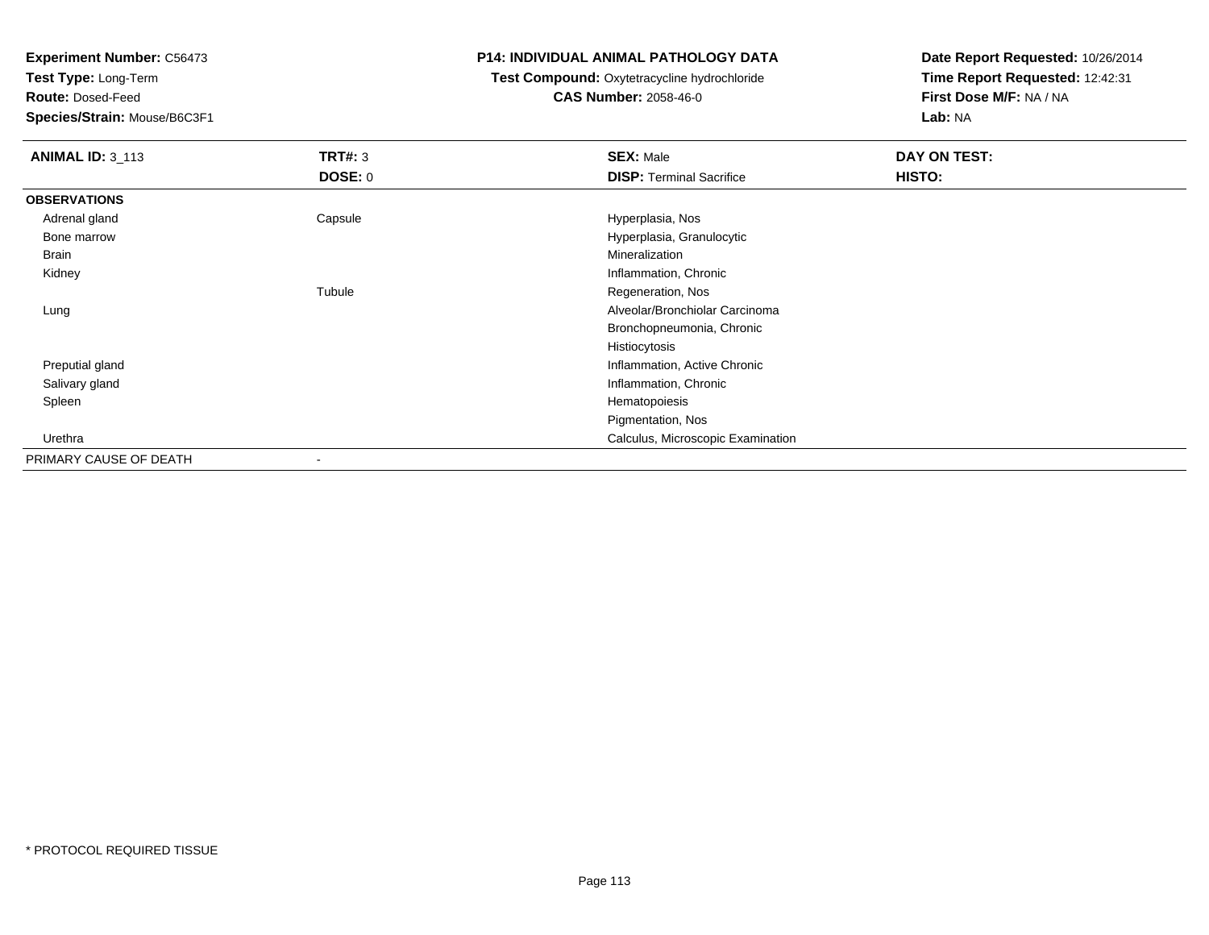**Experiment Number:** C56473
**Test Type:** Long-Term
**Route:** Dosed-Feed
**Species/Strain:** Mouse/B6C3F1

**P14: INDIVIDUAL ANIMAL PATHOLOGY DATA**
**Test Compound:** Oxytetracycline hydrochloride
**CAS Number:** 2058-46-0

**Date Report Requested:** 10/26/2014
**Time Report Requested:** 12:42:31
**First Dose M/F:** NA / NA
**Lab:** NA

| **ANIMAL ID:** 3_113 | **TRT#:** 3 | **SEX:** Male | **DAY ON TEST:** |
|---|---|---|---|
| | **DOSE:** 0 | **DISP:** Terminal Sacrifice | **HISTO:** |
| **OBSERVATIONS** | | | |
| Adrenal gland | Capsule | Hyperplasia, Nos | |
| Bone marrow | | Hyperplasia, Granulocytic | |
| Brain | | Mineralization | |
| Kidney | | Inflammation, Chronic | |
| | Tubule | Regeneration, Nos | |
| Lung | | Alveolar/Bronchiolar Carcinoma | |
| | | Bronchopneumonia, Chronic | |
| | | Histiocytosis | |
| Preputial gland | | Inflammation, Active Chronic | |
| Salivary gland | | Inflammation, Chronic | |
| Spleen | | Hematopoiesis | |
| | | Pigmentation, Nos | |
| Urethra | | Calculus, Microscopic Examination | |
| PRIMARY CAUSE OF DEATH | - | | |

* PROTOCOL REQUIRED TISSUE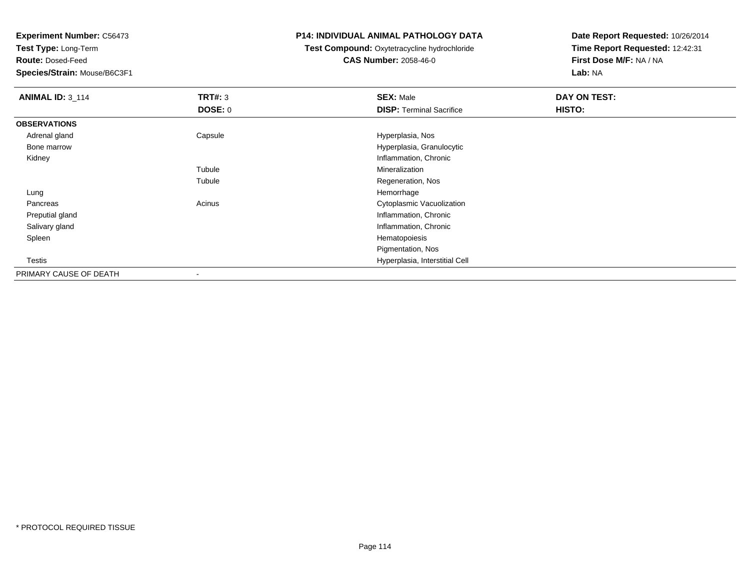**Experiment Number:** C56473
**Test Type:** Long-Term
**Route:** Dosed-Feed
**Species/Strain:** Mouse/B6C3F1

**P14: INDIVIDUAL ANIMAL PATHOLOGY DATA**
**Test Compound:** Oxytetracycline hydrochloride
**CAS Number:** 2058-46-0

**Date Report Requested:** 10/26/2014
**Time Report Requested:** 12:42:31
**First Dose M/F:** NA / NA
**Lab:** NA

| **ANIMAL ID:** 3_114 | **TRT#:** 3 | **SEX:** Male | **DAY ON TEST:** |
|---|---|---|---|
| | **DOSE:** 0 | **DISP:** Terminal Sacrifice | **HISTO:** |
| **OBSERVATIONS** | | | |
| Adrenal gland | Capsule | Hyperplasia, Nos | |
| Bone marrow | | Hyperplasia, Granulocytic | |
| Kidney | | Inflammation, Chronic | |
| | Tubule | Mineralization | |
| | Tubule | Regeneration, Nos | |
| Lung | | Hemorrhage | |
| Pancreas | Acinus | Cytoplasmic Vacuolization | |
| Preputial gland | | Inflammation, Chronic | |
| Salivary gland | | Inflammation, Chronic | |
| Spleen | | Hematopoiesis | |
| | | Pigmentation, Nos | |
| Testis | | Hyperplasia, Interstitial Cell | |
| PRIMARY CAUSE OF DEATH | - | | |

* PROTOCOL REQUIRED TISSUE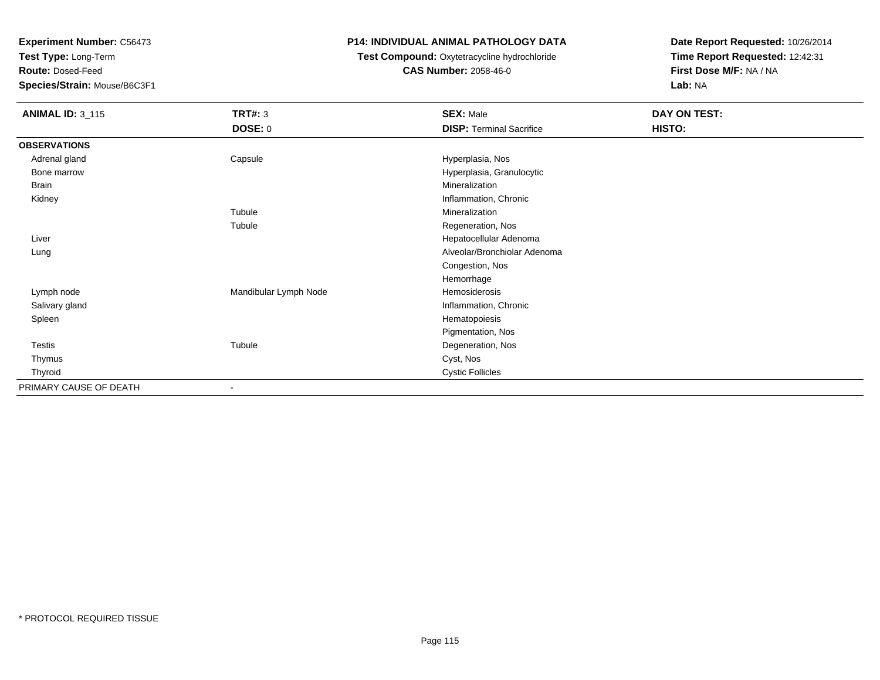**Experiment Number:** C56473
**Test Type:** Long-Term
**Route:** Dosed-Feed
**Species/Strain:** Mouse/B6C3F1

**P14: INDIVIDUAL ANIMAL PATHOLOGY DATA**
**Test Compound:** Oxytetracycline hydrochloride
**CAS Number:** 2058-46-0

**Date Report Requested:** 10/26/2014
**Time Report Requested:** 12:42:31
**First Dose M/F:** NA / NA
**Lab:** NA

| **ANIMAL ID:** 3_115 | **TRT#:** 3<br>**DOSE:** 0 | **SEX:** Male<br>**DISP:** Terminal Sacrifice | **DAY ON TEST:**<br>**HISTO:** |
|---|---|---|---|
| **OBSERVATIONS** | | | |
| Adrenal gland | Capsule | Hyperplasia, Nos | |
| Bone marrow | | Hyperplasia, Granulocytic | |
| Brain | | Mineralization | |
| Kidney | | Inflammation, Chronic | |
| | Tubule | Mineralization | |
| | Tubule | Regeneration, Nos | |
| Liver | | Hepatocellular Adenoma | |
| Lung | | Alveolar/Bronchiolar Adenoma | |
| | | Congestion, Nos | |
| | | Hemorrhage | |
| Lymph node | Mandibular Lymph Node | Hemosiderosis | |
| Salivary gland | | Inflammation, Chronic | |
| Spleen | | Hematopoiesis | |
| | | Pigmentation, Nos | |
| Testis | Tubule | Degeneration, Nos | |
| Thymus | | Cyst, Nos | |
| Thyroid | | Cystic Follicles | |
| PRIMARY CAUSE OF DEATH | - | | |

* PROTOCOL REQUIRED TISSUE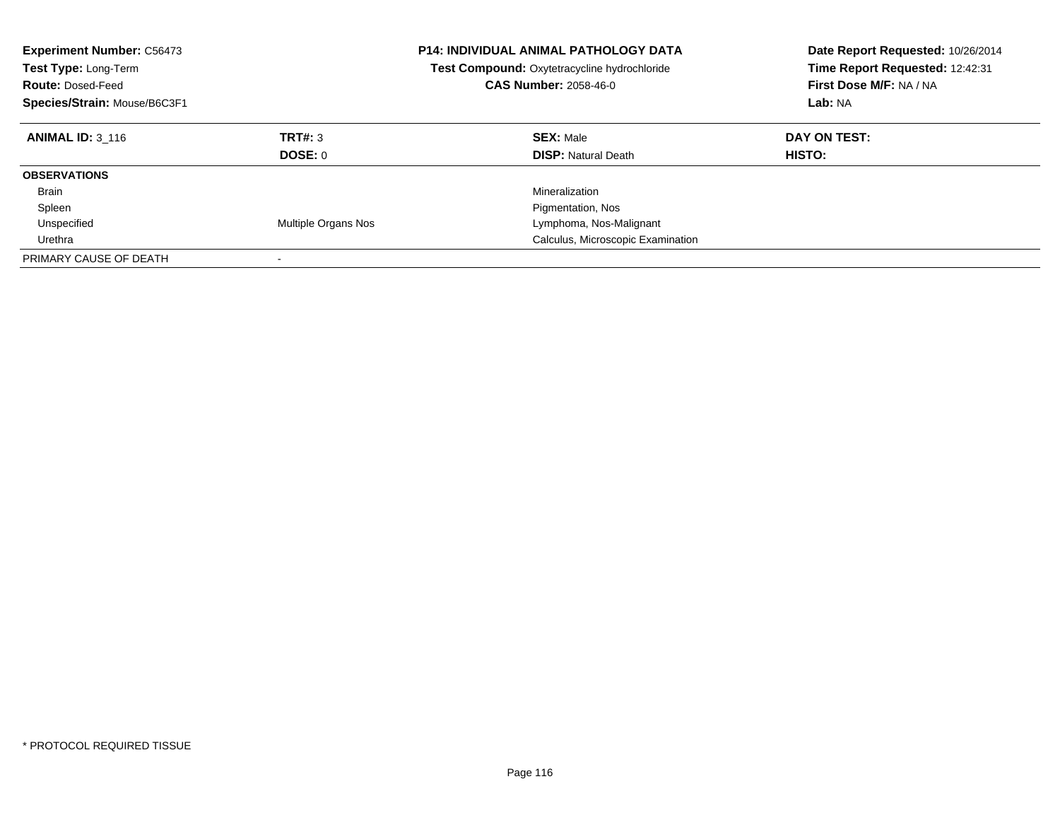**Experiment Number:** C56473
**Test Type:** Long-Term
**Route:** Dosed-Feed
**Species/Strain:** Mouse/B6C3F1

**P14: INDIVIDUAL ANIMAL PATHOLOGY DATA**
**Test Compound:** Oxytetracycline hydrochloride
**CAS Number:** 2058-46-0

**Date Report Requested:** 10/26/2014
**Time Report Requested:** 12:42:31
**First Dose M/F:** NA / NA
**Lab:** NA

| **ANIMAL ID:** 3_116 | **TRT#:** 3 | **SEX:** Male | **DAY ON TEST:** |
|---|---|---|---|
| | **DOSE:** 0 | **DISP:** Natural Death | **HISTO:** |
| **OBSERVATIONS** | | | |
| Brain | | Mineralization | |
| Spleen | | Pigmentation, Nos | |
| Unspecified | Multiple Organs Nos | Lymphoma, Nos-Malignant | |
| Urethra | | Calculus, Microscopic Examination | |
| PRIMARY CAUSE OF DEATH | - | | |

* PROTOCOL REQUIRED TISSUE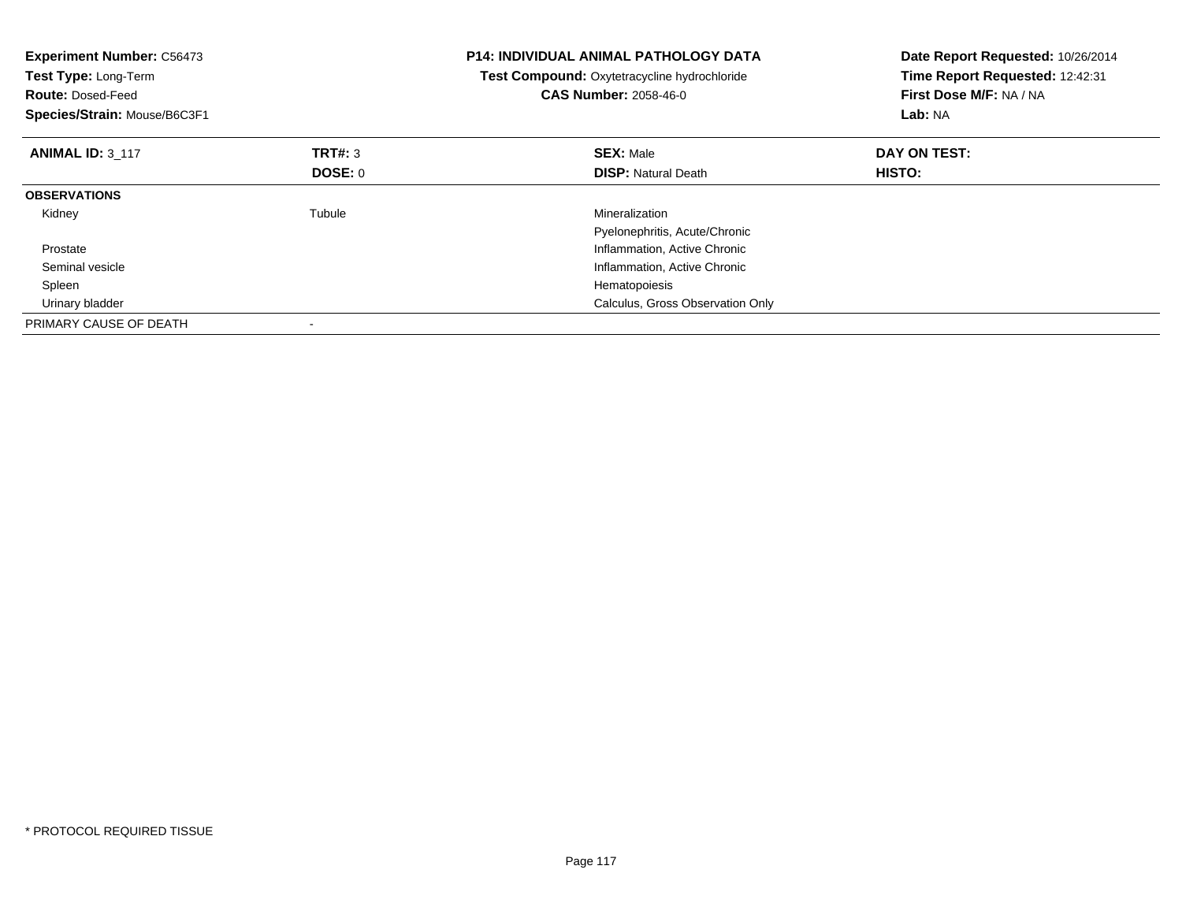**Experiment Number:** C56473
**Test Type:** Long-Term
**Route:** Dosed-Feed
**Species/Strain:** Mouse/B6C3F1

**P14: INDIVIDUAL ANIMAL PATHOLOGY DATA**
**Test Compound:** Oxytetracycline hydrochloride
**CAS Number:** 2058-46-0

**Date Report Requested:** 10/26/2014
**Time Report Requested:** 12:42:31
**First Dose M/F:** NA / NA
**Lab:** NA

| **ANIMAL ID:** 3_117 | **TRT#:** 3 | **SEX:** Male | **DAY ON TEST:** |
|---|---|---|---|
| | **DOSE:** 0 | **DISP:** Natural Death | **HISTO:** |
| **OBSERVATIONS** | | | |
| Kidney | Tubule | Mineralization | |
| | | Pyelonephritis, Acute/Chronic | |
| Prostate | | Inflammation, Active Chronic | |
| Seminal vesicle | | Inflammation, Active Chronic | |
| Spleen | | Hematopoiesis | |
| Urinary bladder | | Calculus, Gross Observation Only | |
| PRIMARY CAUSE OF DEATH | - | | |

* PROTOCOL REQUIRED TISSUE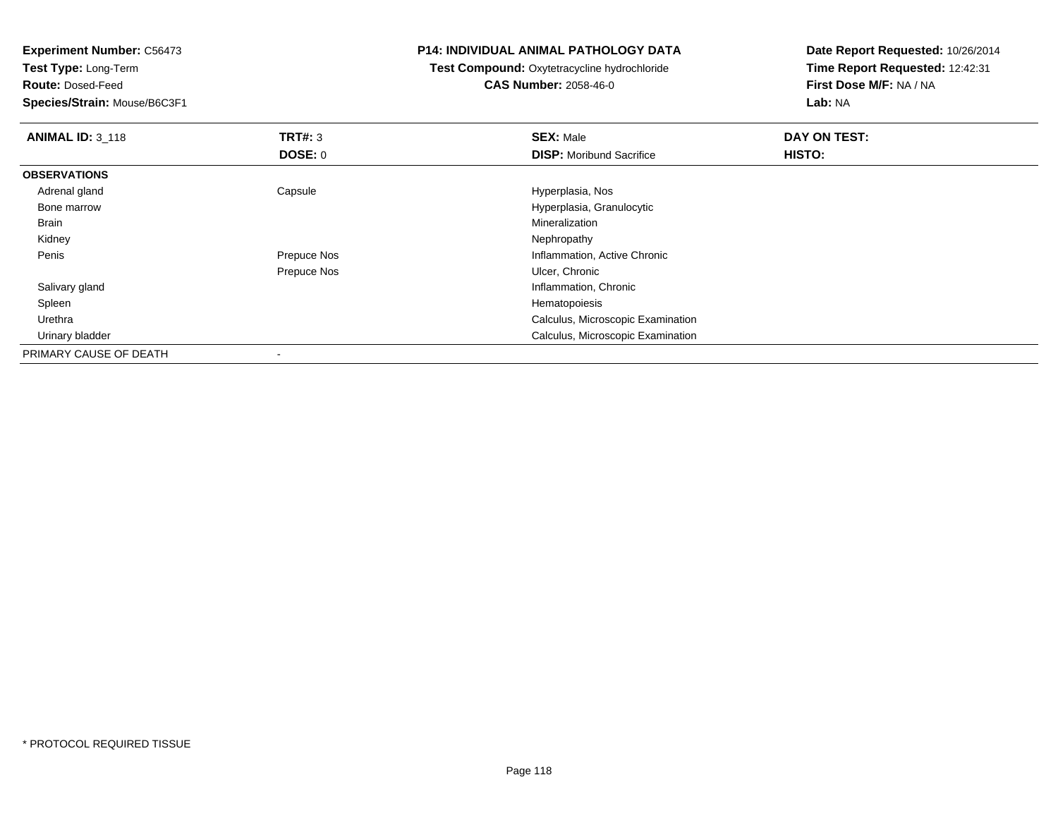**Experiment Number:** C56473
**Test Type:** Long-Term
**Route:** Dosed-Feed
**Species/Strain:** Mouse/B6C3F1

**P14: INDIVIDUAL ANIMAL PATHOLOGY DATA**
**Test Compound:** Oxytetracycline hydrochloride
**CAS Number:** 2058-46-0

**Date Report Requested:** 10/26/2014
**Time Report Requested:** 12:42:31
**First Dose M/F:** NA / NA
**Lab:** NA

| **ANIMAL ID:** 3_118 | **TRT#:** 3<br>**DOSE:** 0 | **SEX:** Male<br>**DISP:** Moribund Sacrifice | **DAY ON TEST:**<br>**HISTO:** |
|---|---|---|---|
| **OBSERVATIONS** | | | |
| Adrenal gland | Capsule | Hyperplasia, Nos | |
| Bone marrow | | Hyperplasia, Granulocytic | |
| Brain | | Mineralization | |
| Kidney | | Nephropathy | |
| Penis | Prepuce Nos | Inflammation, Active Chronic | |
| | Prepuce Nos | Ulcer, Chronic | |
| Salivary gland | | Inflammation, Chronic | |
| Spleen | | Hematopoiesis | |
| Urethra | | Calculus, Microscopic Examination | |
| Urinary bladder | | Calculus, Microscopic Examination | |
| PRIMARY CAUSE OF DEATH | - | | |

* PROTOCOL REQUIRED TISSUE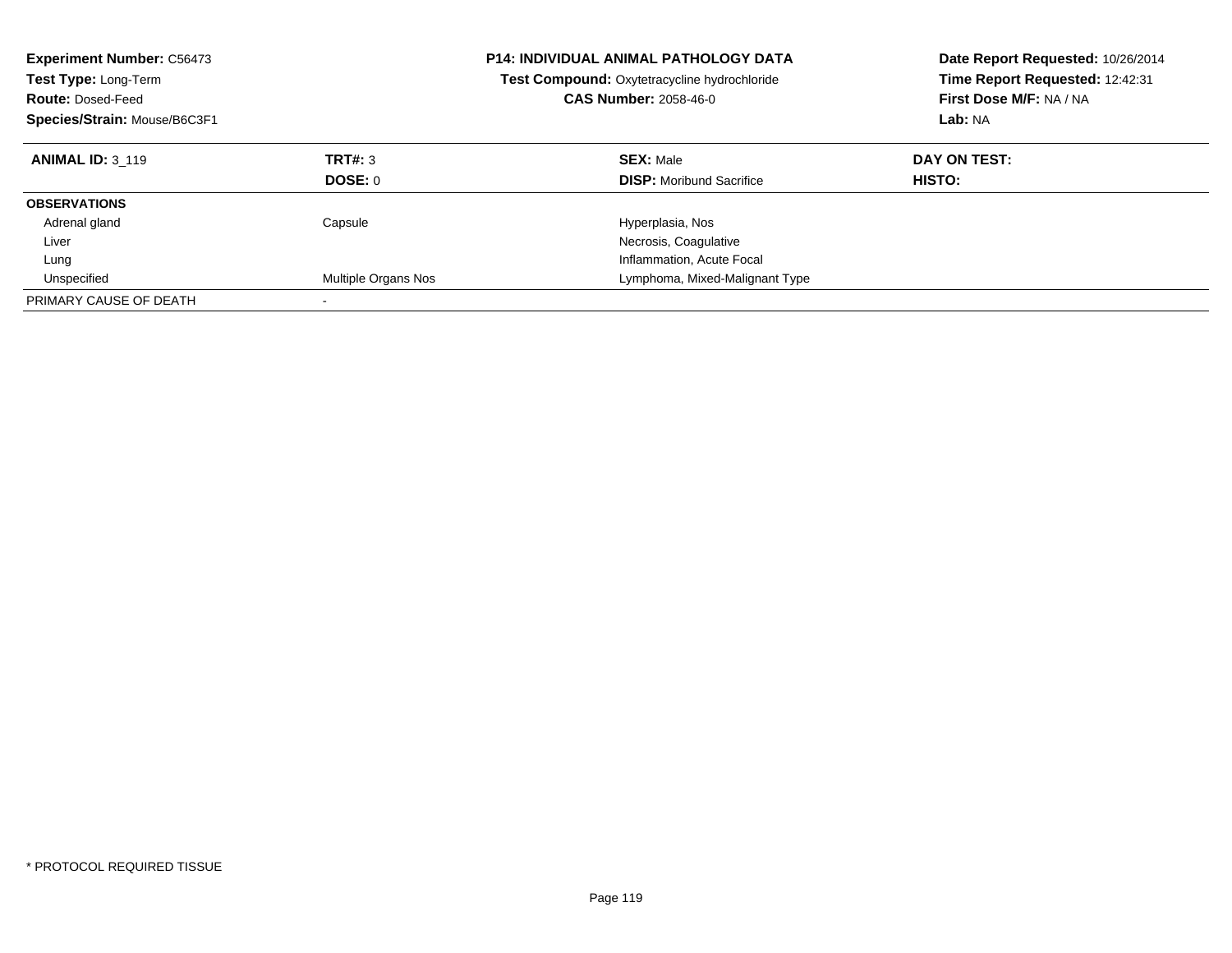**Experiment Number:** C56473
**Test Type:** Long-Term
**Route:** Dosed-Feed
**Species/Strain:** Mouse/B6C3F1

**P14: INDIVIDUAL ANIMAL PATHOLOGY DATA**
**Test Compound:** Oxytetracycline hydrochloride
**CAS Number:** 2058-46-0

**Date Report Requested:** 10/26/2014
**Time Report Requested:** 12:42:31
**First Dose M/F:** NA / NA
**Lab:** NA

| **ANIMAL ID:** 3_119 | **TRT#:** 3 | **SEX:** Male | **DAY ON TEST:** |
|---|---|---|---|
| | **DOSE:** 0 | **DISP:** Moribund Sacrifice | **HISTO:** |
| **OBSERVATIONS** | | | |
| Adrenal gland | Capsule | Hyperplasia, Nos | |
| Liver | | Necrosis, Coagulative | |
| Lung | | Inflammation, Acute Focal | |
| Unspecified | Multiple Organs Nos | Lymphoma, Mixed-Malignant Type | |
| PRIMARY CAUSE OF DEATH | - | | |

* PROTOCOL REQUIRED TISSUE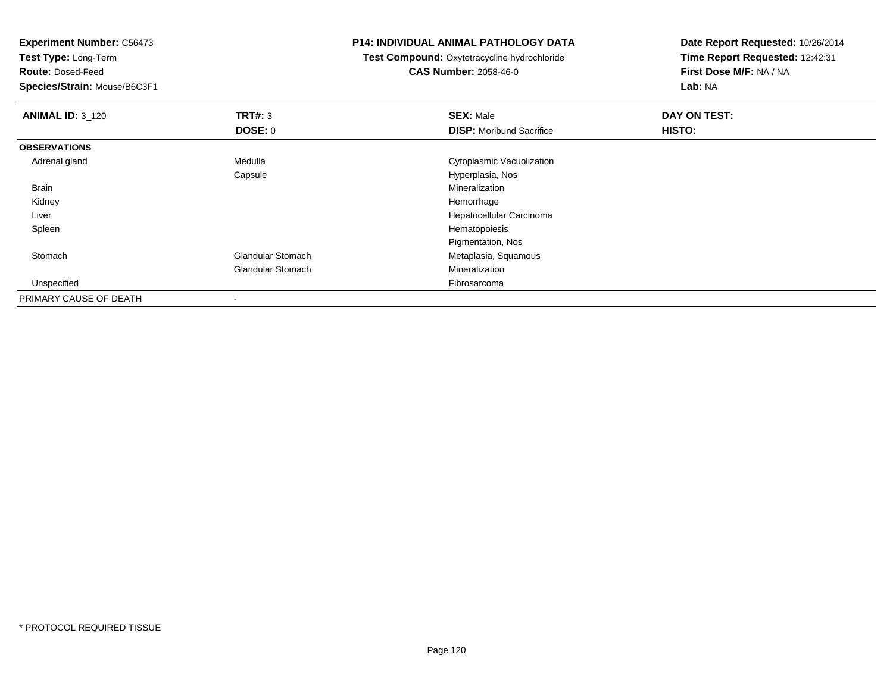**Experiment Number:** C56473
**Test Type:** Long-Term
**Route:** Dosed-Feed
**Species/Strain:** Mouse/B6C3F1

**P14: INDIVIDUAL ANIMAL PATHOLOGY DATA**
**Test Compound:** Oxytetracycline hydrochloride
**CAS Number:** 2058-46-0

**Date Report Requested:** 10/26/2014
**Time Report Requested:** 12:42:31
**First Dose M/F:** NA / NA
**Lab:** NA

| **ANIMAL ID:** 3_120 | **TRT#:** 3 | **SEX:** Male | **DAY ON TEST:** |
|---|---|---|---|
| | **DOSE:** 0 | **DISP:** Moribund Sacrifice | **HISTO:** |
| **OBSERVATIONS** | | | |
| Adrenal gland | Medulla | Cytoplasmic Vacuolization | |
| | Capsule | Hyperplasia, Nos | |
| Brain | | Mineralization | |
| Kidney | | Hemorrhage | |
| Liver | | Hepatocellular Carcinoma | |
| Spleen | | Hematopoiesis | |
| | | Pigmentation, Nos | |
| Stomach | Glandular Stomach | Metaplasia, Squamous | |
| | Glandular Stomach | Mineralization | |
| Unspecified | | Fibrosarcoma | |
| PRIMARY CAUSE OF DEATH | - | | |

* PROTOCOL REQUIRED TISSUE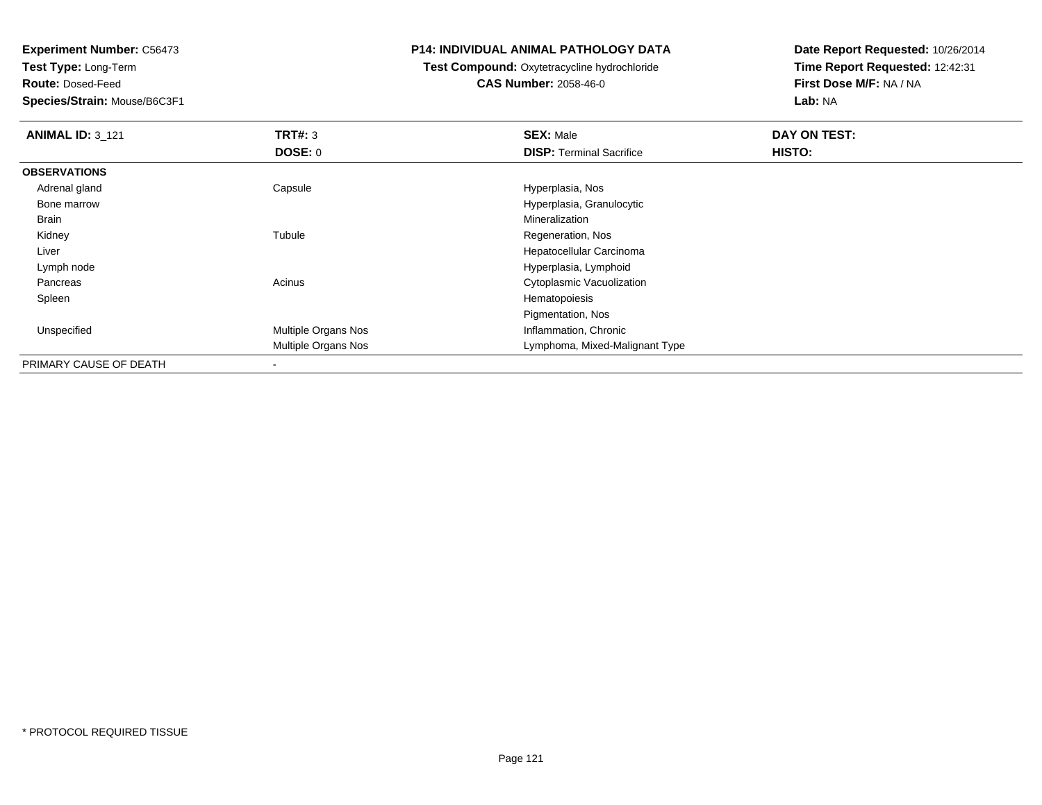**Experiment Number:** C56473
**Test Type:** Long-Term
**Route:** Dosed-Feed
**Species/Strain:** Mouse/B6C3F1

**P14: INDIVIDUAL ANIMAL PATHOLOGY DATA**
**Test Compound:** Oxytetracycline hydrochloride
**CAS Number:** 2058-46-0

**Date Report Requested:** 10/26/2014
**Time Report Requested:** 12:42:31
**First Dose M/F:** NA / NA
**Lab:** NA

| **ANIMAL ID:** 3_121 | **TRT#:** 3 | **SEX:** Male | **DAY ON TEST:** |
|---|---|---|---|
| | **DOSE:** 0 | **DISP:** Terminal Sacrifice | **HISTO:** |
| **OBSERVATIONS** | | | |
| Adrenal gland | Capsule | Hyperplasia, Nos | |
| Bone marrow | | Hyperplasia, Granulocytic | |
| Brain | | Mineralization | |
| Kidney | Tubule | Regeneration, Nos | |
| Liver | | Hepatocellular Carcinoma | |
| Lymph node | | Hyperplasia, Lymphoid | |
| Pancreas | Acinus | Cytoplasmic Vacuolization | |
| Spleen | | Hematopoiesis | |
| | | Pigmentation, Nos | |
| Unspecified | Multiple Organs Nos | Inflammation, Chronic | |
| | Multiple Organs Nos | Lymphoma, Mixed-Malignant Type | |
| PRIMARY CAUSE OF DEATH | - | | |

* PROTOCOL REQUIRED TISSUE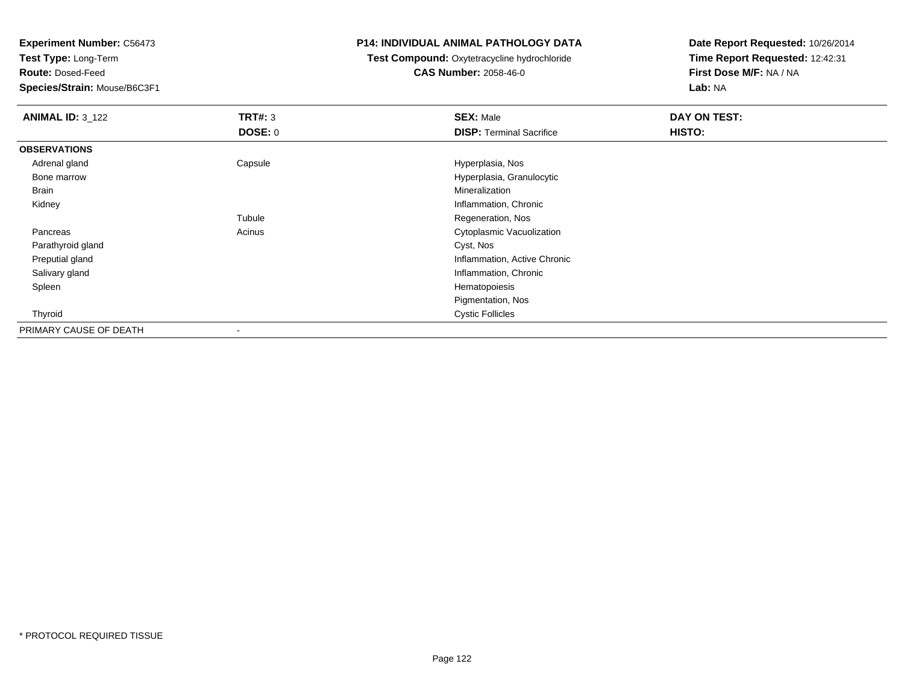**Experiment Number:** C56473
**Test Type:** Long-Term
**Route:** Dosed-Feed
**Species/Strain:** Mouse/B6C3F1

**P14: INDIVIDUAL ANIMAL PATHOLOGY DATA**
**Test Compound:** Oxytetracycline hydrochloride
**CAS Number:** 2058-46-0

**Date Report Requested:** 10/26/2014
**Time Report Requested:** 12:42:31
**First Dose M/F:** NA / NA
**Lab:** NA

| **ANIMAL ID:** 3_122 | **TRT#:** 3 | **SEX:** Male | **DAY ON TEST:** |
|---|---|---|---|
| | **DOSE:** 0 | **DISP:** Terminal Sacrifice | **HISTO:** |
| **OBSERVATIONS** | | | |
| Adrenal gland | Capsule | Hyperplasia, Nos | |
| Bone marrow | | Hyperplasia, Granulocytic | |
| Brain | | Mineralization | |
| Kidney | | Inflammation, Chronic | |
| | Tubule | Regeneration, Nos | |
| Pancreas | Acinus | Cytoplasmic Vacuolization | |
| Parathyroid gland | | Cyst, Nos | |
| Preputial gland | | Inflammation, Active Chronic | |
| Salivary gland | | Inflammation, Chronic | |
| Spleen | | Hematopoiesis | |
| | | Pigmentation, Nos | |
| Thyroid | | Cystic Follicles | |
| PRIMARY CAUSE OF DEATH | - | | |

* PROTOCOL REQUIRED TISSUE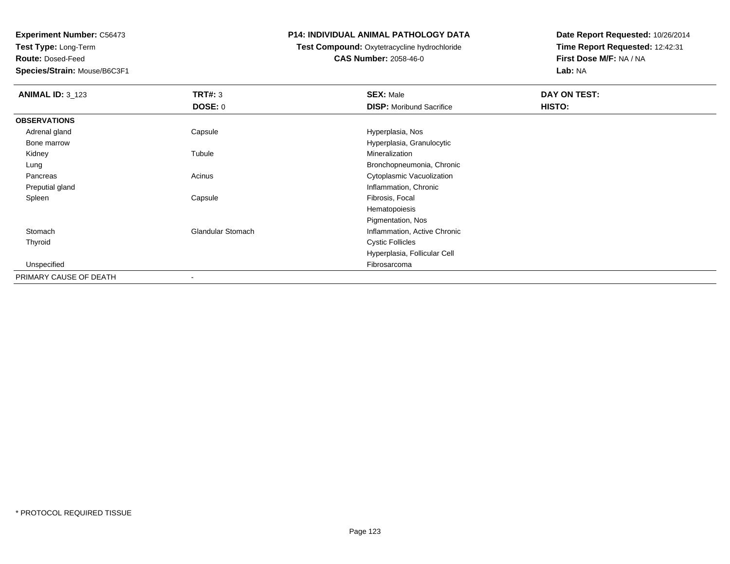**Experiment Number:** C56473
**Test Type:** Long-Term
**Route:** Dosed-Feed
**Species/Strain:** Mouse/B6C3F1

**P14: INDIVIDUAL ANIMAL PATHOLOGY DATA**
**Test Compound:** Oxytetracycline hydrochloride
**CAS Number:** 2058-46-0

**Date Report Requested:** 10/26/2014
**Time Report Requested:** 12:42:31
**First Dose M/F:** NA / NA
**Lab:** NA

| **ANIMAL ID:** 3_123 | **TRT#:** 3 | **SEX:** Male | **DAY ON TEST:** |
|---|---|---|---|
| | **DOSE:** 0 | **DISP:** Moribund Sacrifice | **HISTO:** |
| **OBSERVATIONS** | | | |
| Adrenal gland | Capsule | Hyperplasia, Nos | |
| Bone marrow | | Hyperplasia, Granulocytic | |
| Kidney | Tubule | Mineralization | |
| Lung | | Bronchopneumonia, Chronic | |
| Pancreas | Acinus | Cytoplasmic Vacuolization | |
| Preputial gland | | Inflammation, Chronic | |
| Spleen | Capsule | Fibrosis, Focal | |
| | | Hematopoiesis | |
| | | Pigmentation, Nos | |
| Stomach | Glandular Stomach | Inflammation, Active Chronic | |
| Thyroid | | Cystic Follicles | |
| | | Hyperplasia, Follicular Cell | |
| Unspecified | | Fibrosarcoma | |
| PRIMARY CAUSE OF DEATH | - | | |

* PROTOCOL REQUIRED TISSUE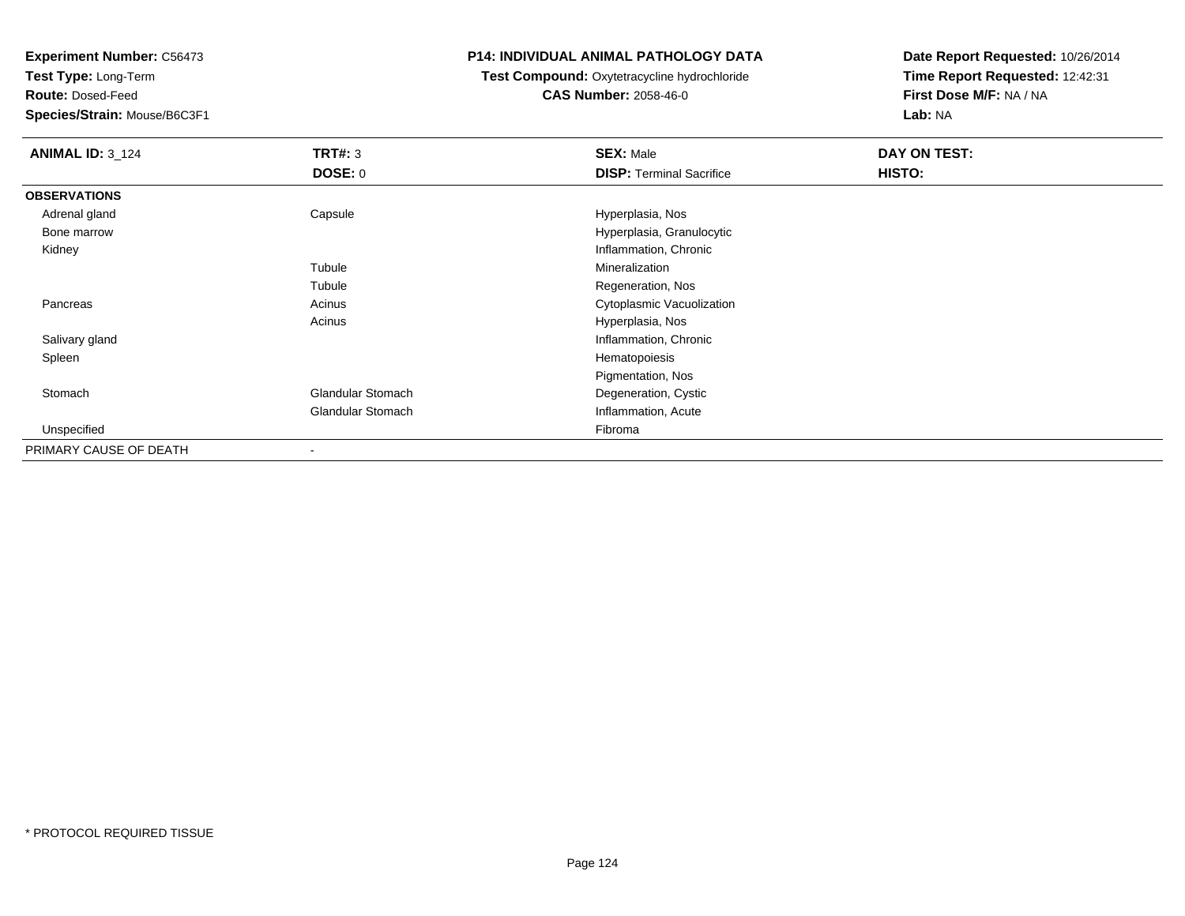**Experiment Number:** C56473
**Test Type:** Long-Term
**Route:** Dosed-Feed
**Species/Strain:** Mouse/B6C3F1

**P14: INDIVIDUAL ANIMAL PATHOLOGY DATA**
**Test Compound:** Oxytetracycline hydrochloride
**CAS Number:** 2058-46-0

**Date Report Requested:** 10/26/2014
**Time Report Requested:** 12:42:31
**First Dose M/F:** NA / NA
**Lab:** NA

| **ANIMAL ID:** 3_124 | **TRT#:** 3 | **SEX:** Male | **DAY ON TEST:** |
|---|---|---|---|
| | **DOSE:** 0 | **DISP:** Terminal Sacrifice | **HISTO:** |
| **OBSERVATIONS** | | | |
| Adrenal gland | Capsule | Hyperplasia, Nos | |
| Bone marrow | | Hyperplasia, Granulocytic | |
| Kidney | | Inflammation, Chronic | |
| | Tubule | Mineralization | |
| | Tubule | Regeneration, Nos | |
| Pancreas | Acinus | Cytoplasmic Vacuolization | |
| | Acinus | Hyperplasia, Nos | |
| Salivary gland | | Inflammation, Chronic | |
| Spleen | | Hematopoiesis | |
| | | Pigmentation, Nos | |
| Stomach | Glandular Stomach | Degeneration, Cystic | |
| | Glandular Stomach | Inflammation, Acute | |
| Unspecified | | Fibroma | |
| PRIMARY CAUSE OF DEATH | - | | |

* PROTOCOL REQUIRED TISSUE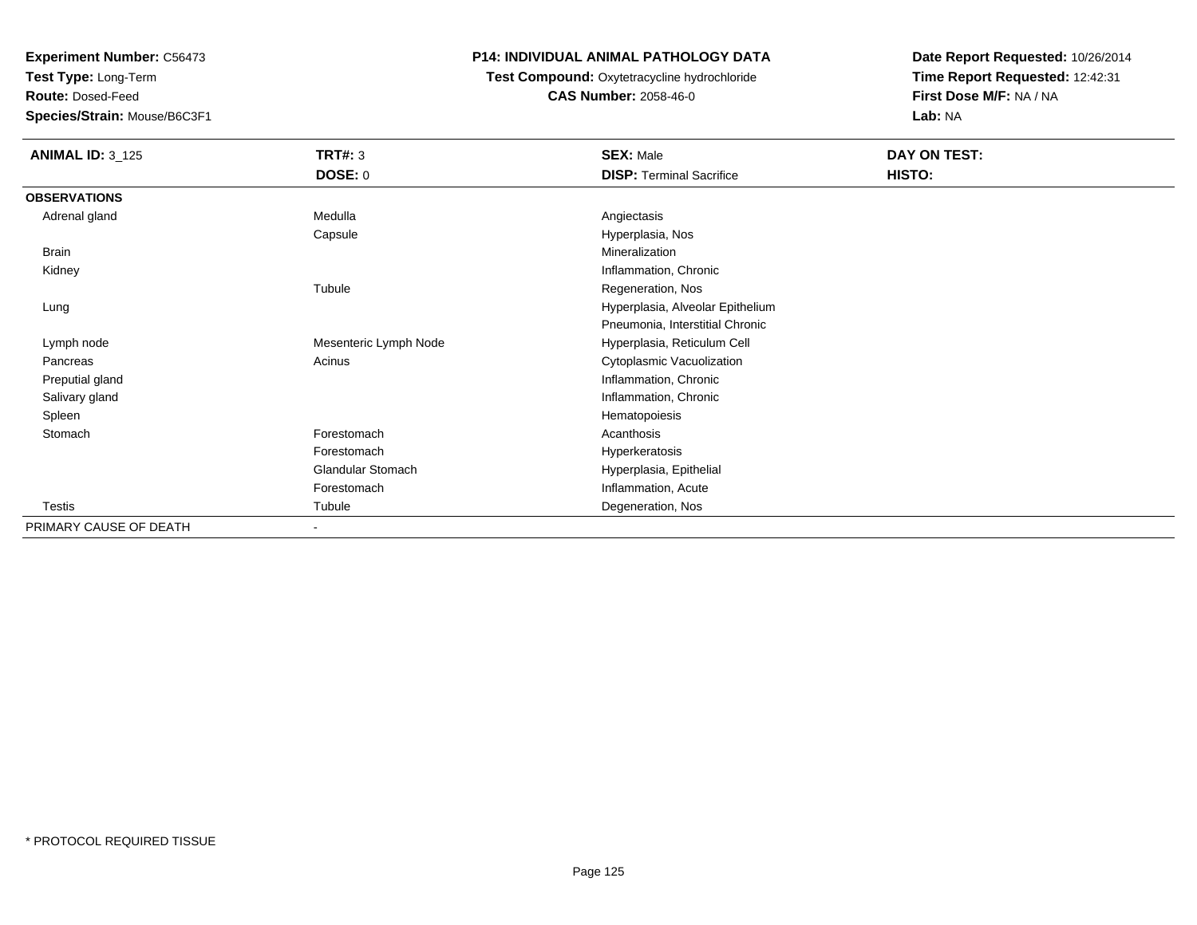**Experiment Number:** C56473
**Test Type:** Long-Term
**Route:** Dosed-Feed
**Species/Strain:** Mouse/B6C3F1

**P14: INDIVIDUAL ANIMAL PATHOLOGY DATA**
**Test Compound:** Oxytetracycline hydrochloride
**CAS Number:** 2058-46-0

**Date Report Requested:** 10/26/2014
**Time Report Requested:** 12:42:31
**First Dose M/F:** NA / NA
**Lab:** NA

| **ANIMAL ID:** 3_125 | **TRT#:** 3 | **SEX:** Male | **DAY ON TEST:** |
|---|---|---|---|
| | **DOSE:** 0 | **DISP:** Terminal Sacrifice | **HISTO:** |
| **OBSERVATIONS** | | | |
| Adrenal gland | Medulla | Angiectasis | |
| | Capsule | Hyperplasia, Nos | |
| Brain | | Mineralization | |
| Kidney | | Inflammation, Chronic | |
| | Tubule | Regeneration, Nos | |
| Lung | | Hyperplasia, Alveolar Epithelium | |
| | | Pneumonia, Interstitial Chronic | |
| Lymph node | Mesenteric Lymph Node | Hyperplasia, Reticulum Cell | |
| Pancreas | Acinus | Cytoplasmic Vacuolization | |
| Preputial gland | | Inflammation, Chronic | |
| Salivary gland | | Inflammation, Chronic | |
| Spleen | | Hematopoiesis | |
| Stomach | Forestomach | Acanthosis | |
| | Forestomach | Hyperkeratosis | |
| | Glandular Stomach | Hyperplasia, Epithelial | |
| | Forestomach | Inflammation, Acute | |
| Testis | Tubule | Degeneration, Nos | |
| PRIMARY CAUSE OF DEATH | - | | |

\* PROTOCOL REQUIRED TISSUE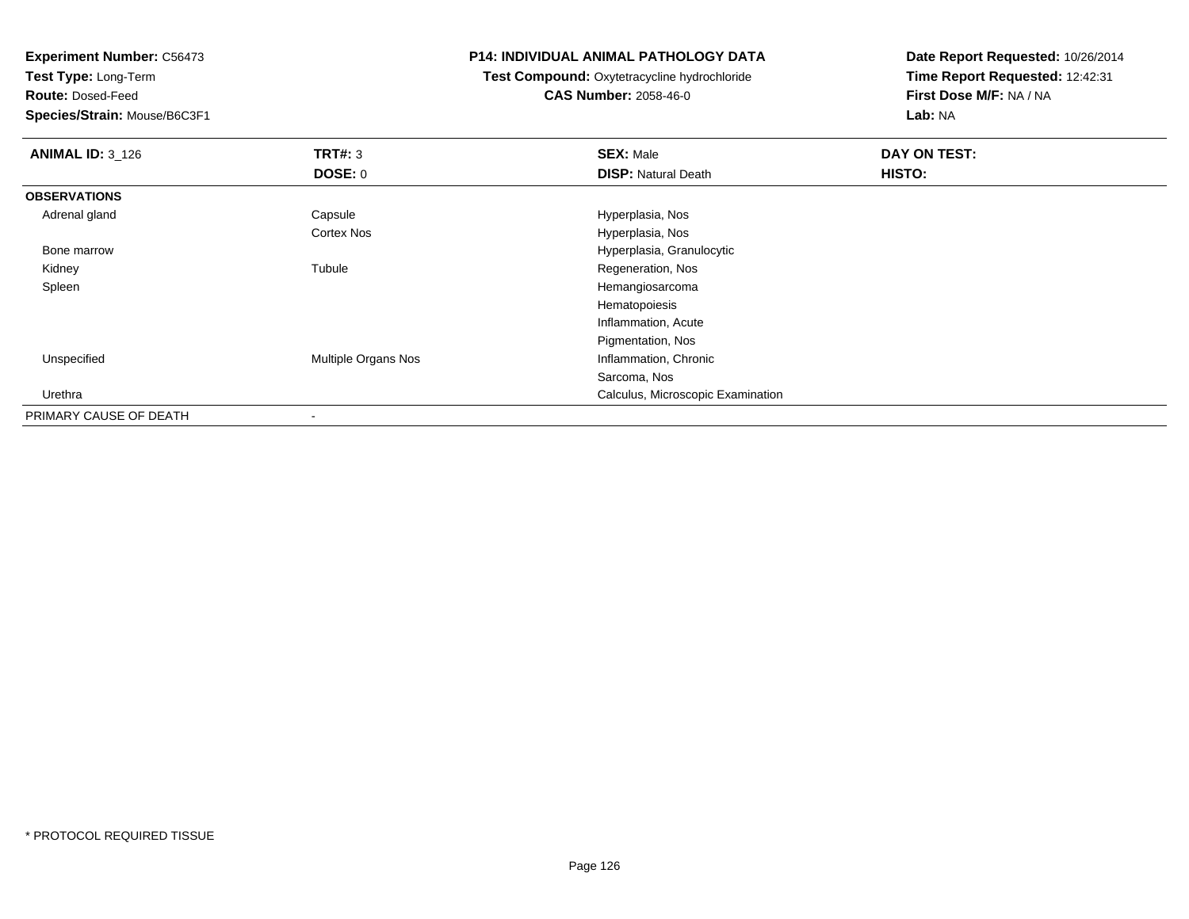**Experiment Number:** C56473
**Test Type:** Long-Term
**Route:** Dosed-Feed
**Species/Strain:** Mouse/B6C3F1

**P14: INDIVIDUAL ANIMAL PATHOLOGY DATA**
**Test Compound:** Oxytetracycline hydrochloride
**CAS Number:** 2058-46-0

**Date Report Requested:** 10/26/2014
**Time Report Requested:** 12:42:31
**First Dose M/F:** NA / NA
**Lab:** NA

| **ANIMAL ID:** 3_126 | **TRT#:** 3 | **SEX:** Male | **DAY ON TEST:** |
|---|---|---|---|
| | **DOSE:** 0 | **DISP:** Natural Death | **HISTO:** |
| **OBSERVATIONS** | | | |
| Adrenal gland | Capsule | Hyperplasia, Nos | |
| | Cortex Nos | Hyperplasia, Nos | |
| Bone marrow | | Hyperplasia, Granulocytic | |
| Kidney | Tubule | Regeneration, Nos | |
| Spleen | | Hemangiosarcoma | |
| | | Hematopoiesis | |
| | | Inflammation, Acute | |
| | | Pigmentation, Nos | |
| Unspecified | Multiple Organs Nos | Inflammation, Chronic | |
| | | Sarcoma, Nos | |
| Urethra | | Calculus, Microscopic Examination | |
| PRIMARY CAUSE OF DEATH | - | | |

* PROTOCOL REQUIRED TISSUE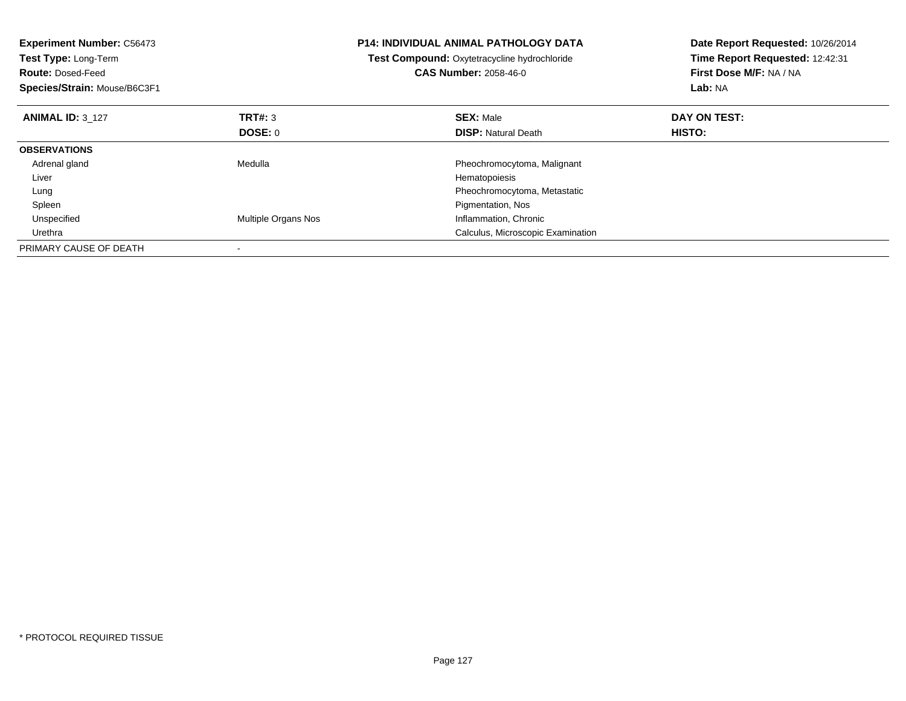**Experiment Number:** C56473
**Test Type:** Long-Term
**Route:** Dosed-Feed
**Species/Strain:** Mouse/B6C3F1

**P14: INDIVIDUAL ANIMAL PATHOLOGY DATA**
**Test Compound:** Oxytetracycline hydrochloride
**CAS Number:** 2058-46-0

**Date Report Requested:** 10/26/2014
**Time Report Requested:** 12:42:31
**First Dose M/F:** NA / NA
**Lab:** NA

| **ANIMAL ID:** 3_127 | **TRT#:** 3 | **SEX:** Male | **DAY ON TEST:** |
|---|---|---|---|
| | **DOSE:** 0 | **DISP:** Natural Death | **HISTO:** |
| **OBSERVATIONS** | | | |
| Adrenal gland | Medulla | Pheochromocytoma, Malignant | |
| Liver | | Hematopoiesis | |
| Lung | | Pheochromocytoma, Metastatic | |
| Spleen | | Pigmentation, Nos | |
| Unspecified | Multiple Organs Nos | Inflammation, Chronic | |
| Urethra | | Calculus, Microscopic Examination | |
| PRIMARY CAUSE OF DEATH | - | | |

* PROTOCOL REQUIRED TISSUE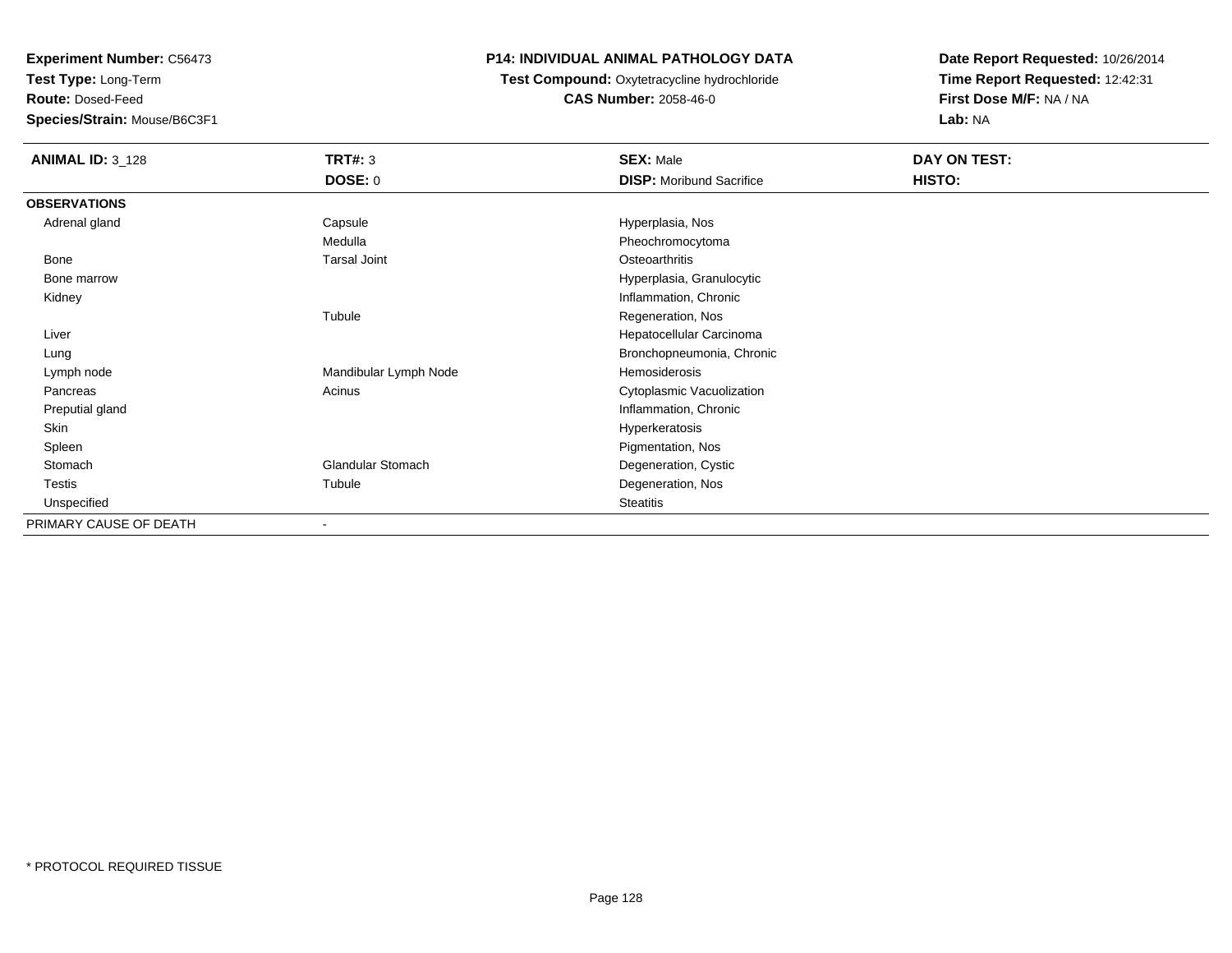**Experiment Number:** C56473
**Test Type:** Long-Term
**Route:** Dosed-Feed
**Species/Strain:** Mouse/B6C3F1

**P14: INDIVIDUAL ANIMAL PATHOLOGY DATA**
**Test Compound:** Oxytetracycline hydrochloride
**CAS Number:** 2058-46-0

**Date Report Requested:** 10/26/2014
**Time Report Requested:** 12:42:31
**First Dose M/F:** NA / NA
**Lab:** NA

| **ANIMAL ID:** 3_128 | **TRT#:** 3 | **SEX:** Male | **DAY ON TEST:** |
|---|---|---|---|
| | **DOSE:** 0 | **DISP:** Moribund Sacrifice | **HISTO:** |
| **OBSERVATIONS** | | | |
| Adrenal gland | Capsule | Hyperplasia, Nos | |
| | Medulla | Pheochromocytoma | |
| Bone | Tarsal Joint | Osteoarthritis | |
| Bone marrow | | Hyperplasia, Granulocytic | |
| Kidney | | Inflammation, Chronic | |
| | Tubule | Regeneration, Nos | |
| Liver | | Hepatocellular Carcinoma | |
| Lung | | Bronchopneumonia, Chronic | |
| Lymph node | Mandibular Lymph Node | Hemosiderosis | |
| Pancreas | Acinus | Cytoplasmic Vacuolization | |
| Preputial gland | | Inflammation, Chronic | |
| Skin | | Hyperkeratosis | |
| Spleen | | Pigmentation, Nos | |
| Stomach | Glandular Stomach | Degeneration, Cystic | |
| Testis | Tubule | Degeneration, Nos | |
| Unspecified | | Steatitis | |
| PRIMARY CAUSE OF DEATH | - | | |

* PROTOCOL REQUIRED TISSUE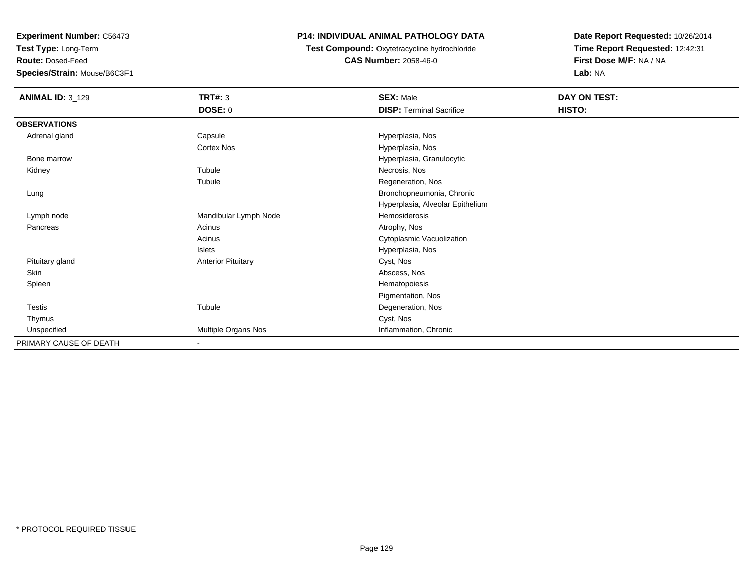**Experiment Number:** C56473
**Test Type:** Long-Term
**Route:** Dosed-Feed
**Species/Strain:** Mouse/B6C3F1

**P14: INDIVIDUAL ANIMAL PATHOLOGY DATA**
**Test Compound:** Oxytetracycline hydrochloride
**CAS Number:** 2058-46-0

**Date Report Requested:** 10/26/2014
**Time Report Requested:** 12:42:31
**First Dose M/F:** NA / NA
**Lab:** NA

| **ANIMAL ID:** 3_129 | **TRT#:** 3 | **SEX:** Male | **DAY ON TEST:** |
|---|---|---|---|
| | **DOSE:** 0 | **DISP:** Terminal Sacrifice | **HISTO:** |
| **OBSERVATIONS** | | | |
| Adrenal gland | Capsule | Hyperplasia, Nos | |
| | Cortex Nos | Hyperplasia, Nos | |
| Bone marrow | | Hyperplasia, Granulocytic | |
| Kidney | Tubule | Necrosis, Nos | |
| | Tubule | Regeneration, Nos | |
| Lung | | Bronchopneumonia, Chronic | |
| | | Hyperplasia, Alveolar Epithelium | |
| Lymph node | Mandibular Lymph Node | Hemosiderosis | |
| Pancreas | Acinus | Atrophy, Nos | |
| | Acinus | Cytoplasmic Vacuolization | |
| | Islets | Hyperplasia, Nos | |
| Pituitary gland | Anterior Pituitary | Cyst, Nos | |
| Skin | | Abscess, Nos | |
| Spleen | | Hematopoiesis | |
| | | Pigmentation, Nos | |
| Testis | Tubule | Degeneration, Nos | |
| Thymus | | Cyst, Nos | |
| Unspecified | Multiple Organs Nos | Inflammation, Chronic | |
| PRIMARY CAUSE OF DEATH | - | | |

* PROTOCOL REQUIRED TISSUE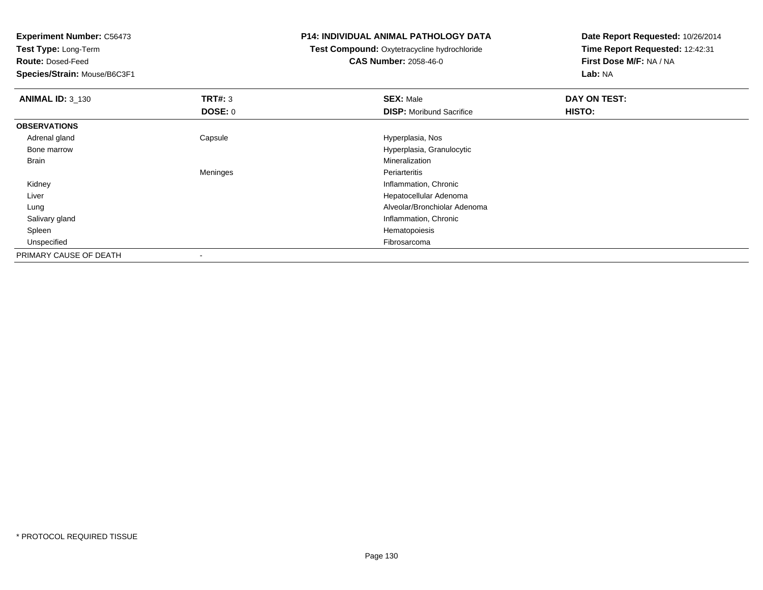**Experiment Number:** C56473
**Test Type:** Long-Term
**Route:** Dosed-Feed
**Species/Strain:** Mouse/B6C3F1

**P14: INDIVIDUAL ANIMAL PATHOLOGY DATA**
**Test Compound:** Oxytetracycline hydrochloride
**CAS Number:** 2058-46-0

**Date Report Requested:** 10/26/2014
**Time Report Requested:** 12:42:31
**First Dose M/F:** NA / NA
**Lab:** NA

| **ANIMAL ID:** 3_130 | **TRT#:** 3 | **SEX:** Male | **DAY ON TEST:** |
|---|---|---|---|
| | **DOSE:** 0 | **DISP:** Moribund Sacrifice | **HISTO:** |
| **OBSERVATIONS** | | | |
| Adrenal gland | Capsule | Hyperplasia, Nos | |
| Bone marrow | | Hyperplasia, Granulocytic | |
| Brain | | Mineralization | |
| | Meninges | Periarteritis | |
| Kidney | | Inflammation, Chronic | |
| Liver | | Hepatocellular Adenoma | |
| Lung | | Alveolar/Bronchiolar Adenoma | |
| Salivary gland | | Inflammation, Chronic | |
| Spleen | | Hematopoiesis | |
| Unspecified | | Fibrosarcoma | |
| PRIMARY CAUSE OF DEATH | - | | |

* PROTOCOL REQUIRED TISSUE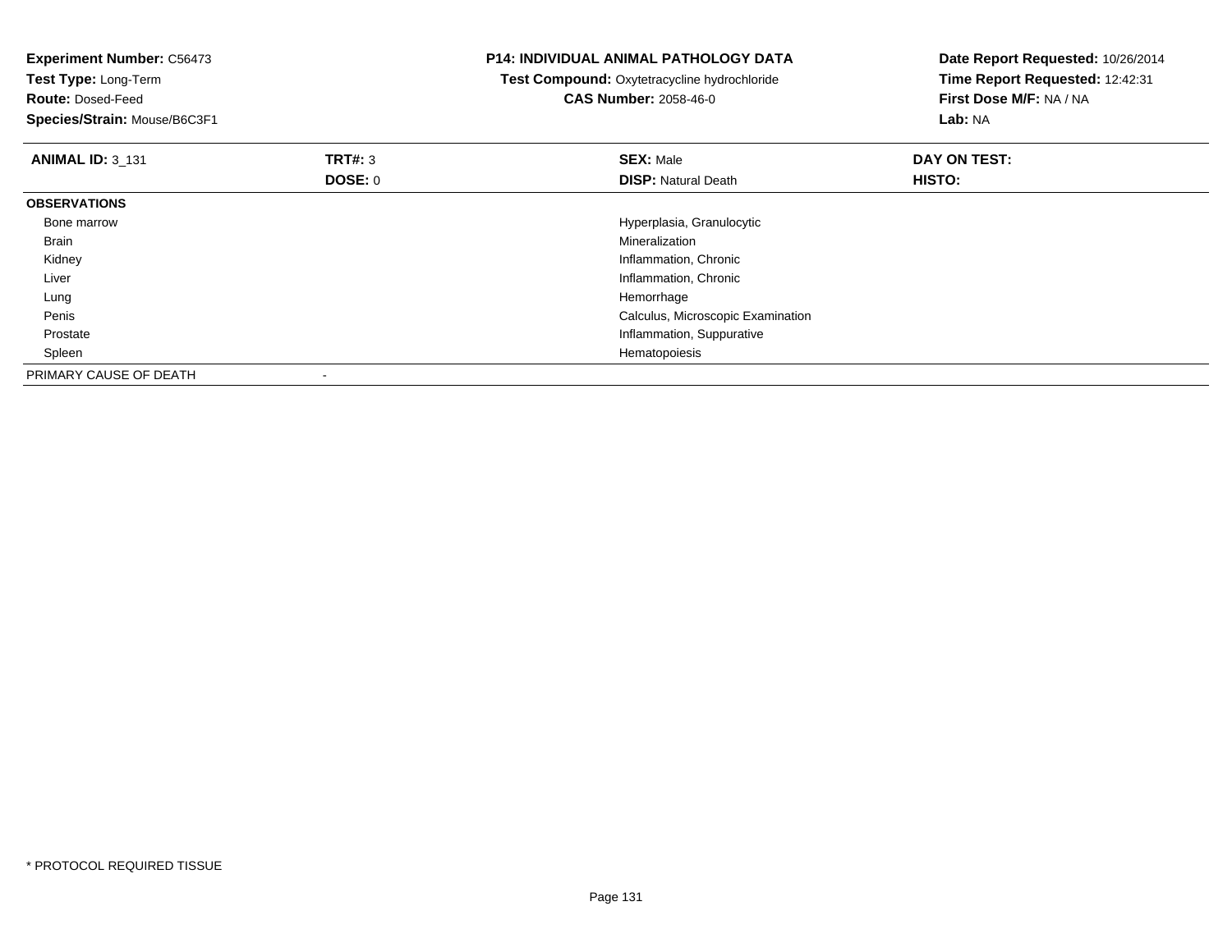**Experiment Number:** C56473
**Test Type:** Long-Term
**Route:** Dosed-Feed
**Species/Strain:** Mouse/B6C3F1

**P14: INDIVIDUAL ANIMAL PATHOLOGY DATA**
**Test Compound:** Oxytetracycline hydrochloride
**CAS Number:** 2058-46-0

**Date Report Requested:** 10/26/2014
**Time Report Requested:** 12:42:31
**First Dose M/F:** NA / NA
**Lab:** NA

| **ANIMAL ID:** 3_131 | **TRT#:** 3 | **SEX:** Male | **DAY ON TEST:** |
|---|---|---|---|
| | **DOSE:** 0 | **DISP:** Natural Death | **HISTO:** |
| **OBSERVATIONS** | | | |
| Bone marrow | | Hyperplasia, Granulocytic | |
| Brain | | Mineralization | |
| Kidney | | Inflammation, Chronic | |
| Liver | | Inflammation, Chronic | |
| Lung | | Hemorrhage | |
| Penis | | Calculus, Microscopic Examination | |
| Prostate | | Inflammation, Suppurative | |
| Spleen | | Hematopoiesis | |
| PRIMARY CAUSE OF DEATH | - | | |

* PROTOCOL REQUIRED TISSUE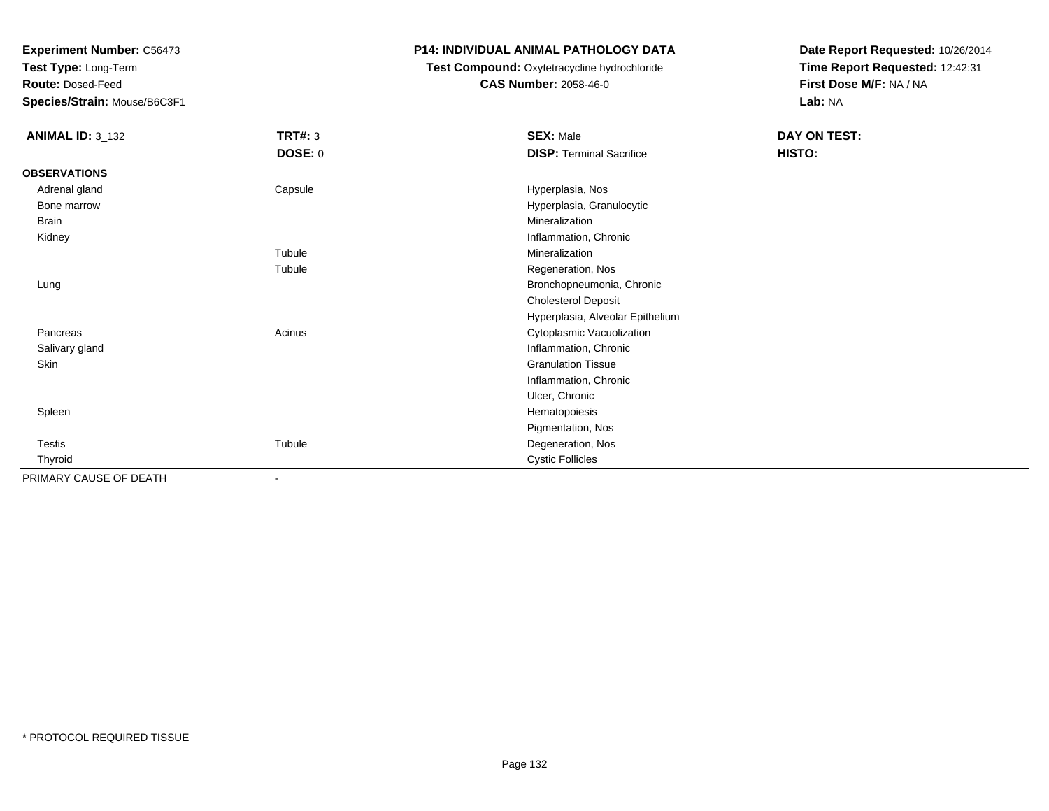**Experiment Number:** C56473
**Test Type:** Long-Term
**Route:** Dosed-Feed
**Species/Strain:** Mouse/B6C3F1

**P14: INDIVIDUAL ANIMAL PATHOLOGY DATA**
**Test Compound:** Oxytetracycline hydrochloride
**CAS Number:** 2058-46-0

**Date Report Requested:** 10/26/2014
**Time Report Requested:** 12:42:31
**First Dose M/F:** NA / NA
**Lab:** NA

| **ANIMAL ID:** 3_132 | **TRT#:** 3 | **SEX:** Male | **DAY ON TEST:** |
|---|---|---|---|
| | **DOSE:** 0 | **DISP:** Terminal Sacrifice | **HISTO:** |
| **OBSERVATIONS** | | | |
| Adrenal gland | Capsule | Hyperplasia, Nos | |
| Bone marrow | | Hyperplasia, Granulocytic | |
| Brain | | Mineralization | |
| Kidney | | Inflammation, Chronic | |
| | Tubule | Mineralization | |
| | Tubule | Regeneration, Nos | |
| Lung | | Bronchopneumonia, Chronic | |
| | | Cholesterol Deposit | |
| | | Hyperplasia, Alveolar Epithelium | |
| Pancreas | Acinus | Cytoplasmic Vacuolization | |
| Salivary gland | | Inflammation, Chronic | |
| Skin | | Granulation Tissue | |
| | | Inflammation, Chronic | |
| | | Ulcer, Chronic | |
| Spleen | | Hematopoiesis | |
| | | Pigmentation, Nos | |
| Testis | Tubule | Degeneration, Nos | |
| Thyroid | | Cystic Follicles | |
| PRIMARY CAUSE OF DEATH | - | | |

* PROTOCOL REQUIRED TISSUE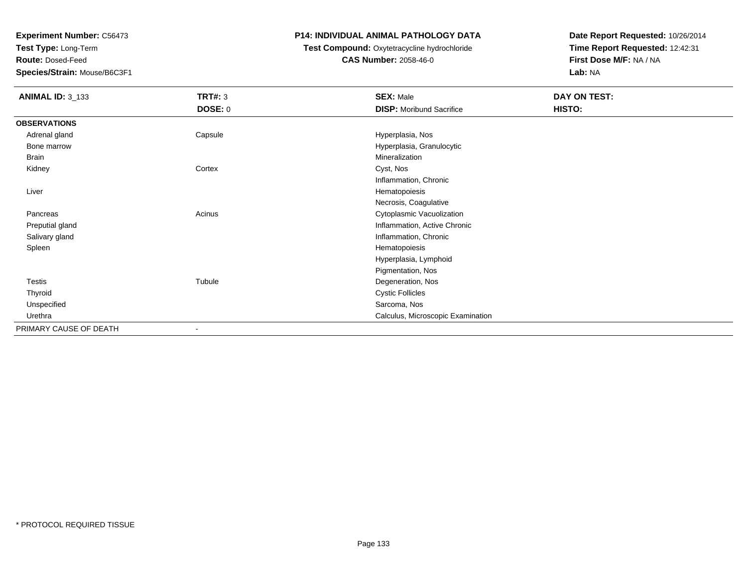**Experiment Number:** C56473
**Test Type:** Long-Term
**Route:** Dosed-Feed
**Species/Strain:** Mouse/B6C3F1

**P14: INDIVIDUAL ANIMAL PATHOLOGY DATA**
**Test Compound:** Oxytetracycline hydrochloride
**CAS Number:** 2058-46-0

**Date Report Requested:** 10/26/2014
**Time Report Requested:** 12:42:31
**First Dose M/F:** NA / NA
**Lab:** NA

| **ANIMAL ID:** 3_133 | **TRT#:** 3 | **SEX:** Male | **DAY ON TEST:** |
|---|---|---|---|
| | **DOSE:** 0 | **DISP:** Moribund Sacrifice | **HISTO:** |
| **OBSERVATIONS** | | | |
| Adrenal gland | Capsule | Hyperplasia, Nos | |
| Bone marrow | | Hyperplasia, Granulocytic | |
| Brain | | Mineralization | |
| Kidney | Cortex | Cyst, Nos | |
| | | Inflammation, Chronic | |
| Liver | | Hematopoiesis | |
| | | Necrosis, Coagulative | |
| Pancreas | Acinus | Cytoplasmic Vacuolization | |
| Preputial gland | | Inflammation, Active Chronic | |
| Salivary gland | | Inflammation, Chronic | |
| Spleen | | Hematopoiesis | |
| | | Hyperplasia, Lymphoid | |
| | | Pigmentation, Nos | |
| Testis | Tubule | Degeneration, Nos | |
| Thyroid | | Cystic Follicles | |
| Unspecified | | Sarcoma, Nos | |
| Urethra | | Calculus, Microscopic Examination | |
| PRIMARY CAUSE OF DEATH | - | | |

* PROTOCOL REQUIRED TISSUE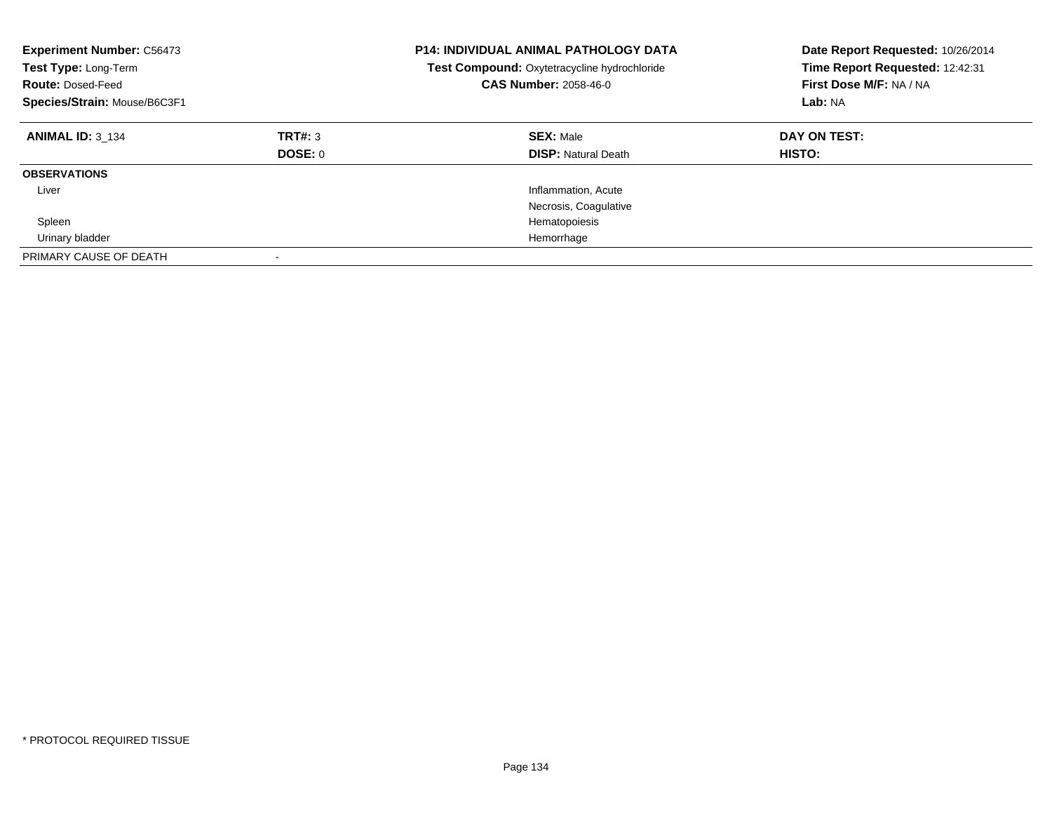**Experiment Number:** C56473
**Test Type:** Long-Term
**Route:** Dosed-Feed
**Species/Strain:** Mouse/B6C3F1

**P14: INDIVIDUAL ANIMAL PATHOLOGY DATA**
**Test Compound:** Oxytetracycline hydrochloride
**CAS Number:** 2058-46-0

**Date Report Requested:** 10/26/2014
**Time Report Requested:** 12:42:31
**First Dose M/F:** NA / NA
**Lab:** NA

| **ANIMAL ID:** 3_134 | **TRT#:** 3 | **SEX:** Male | **DAY ON TEST:** |
|---|---|---|---|
| | **DOSE:** 0 | **DISP:** Natural Death | **HISTO:** |
| **OBSERVATIONS** | | | |
| Liver | | Inflammation, Acute | |
| | | Necrosis, Coagulative | |
| Spleen | | Hematopoiesis | |
| Urinary bladder | | Hemorrhage | |
| PRIMARY CAUSE OF DEATH | - | | |

* PROTOCOL REQUIRED TISSUE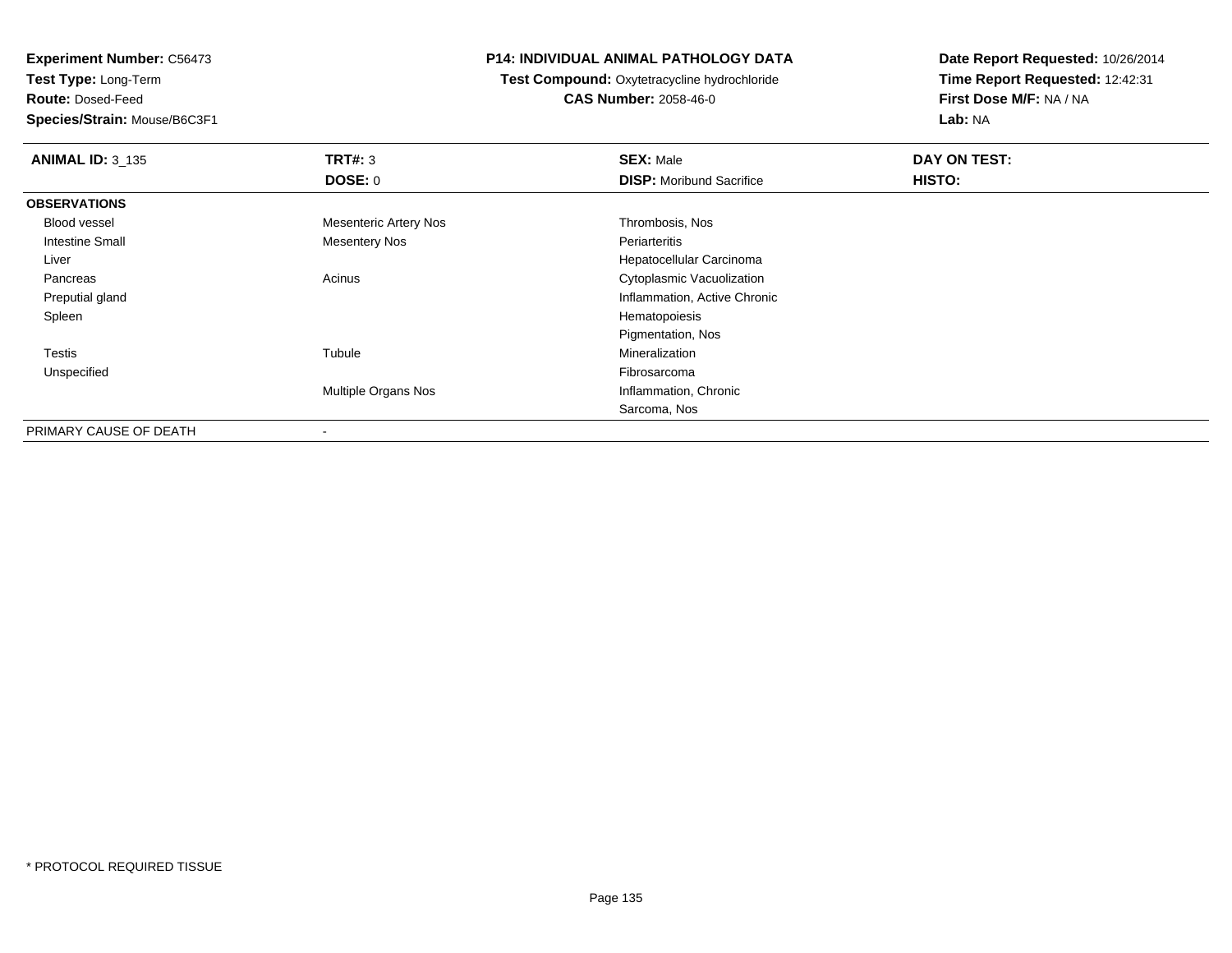**Experiment Number:** C56473
**Test Type:** Long-Term
**Route:** Dosed-Feed
**Species/Strain:** Mouse/B6C3F1

**P14: INDIVIDUAL ANIMAL PATHOLOGY DATA**
**Test Compound:** Oxytetracycline hydrochloride
**CAS Number:** 2058-46-0

**Date Report Requested:** 10/26/2014
**Time Report Requested:** 12:42:31
**First Dose M/F:** NA / NA
**Lab:** NA

| **ANIMAL ID:** 3_135 | **TRT#:** 3 | **SEX:** Male | **DAY ON TEST:** |
|---|---|---|---|
| | **DOSE:** 0 | **DISP:** Moribund Sacrifice | **HISTO:** |
| **OBSERVATIONS** | | | |
| Blood vessel | Mesenteric Artery Nos | Thrombosis, Nos | |
| Intestine Small | Mesentery Nos | Periarteritis | |
| Liver | | Hepatocellular Carcinoma | |
| Pancreas | Acinus | Cytoplasmic Vacuolization | |
| Preputial gland | | Inflammation, Active Chronic | |
| Spleen | | Hematopoiesis | |
| | | Pigmentation, Nos | |
| Testis | Tubule | Mineralization | |
| Unspecified | | Fibrosarcoma | |
| | Multiple Organs Nos | Inflammation, Chronic | |
| | | Sarcoma, Nos | |
| PRIMARY CAUSE OF DEATH | - | | |

* PROTOCOL REQUIRED TISSUE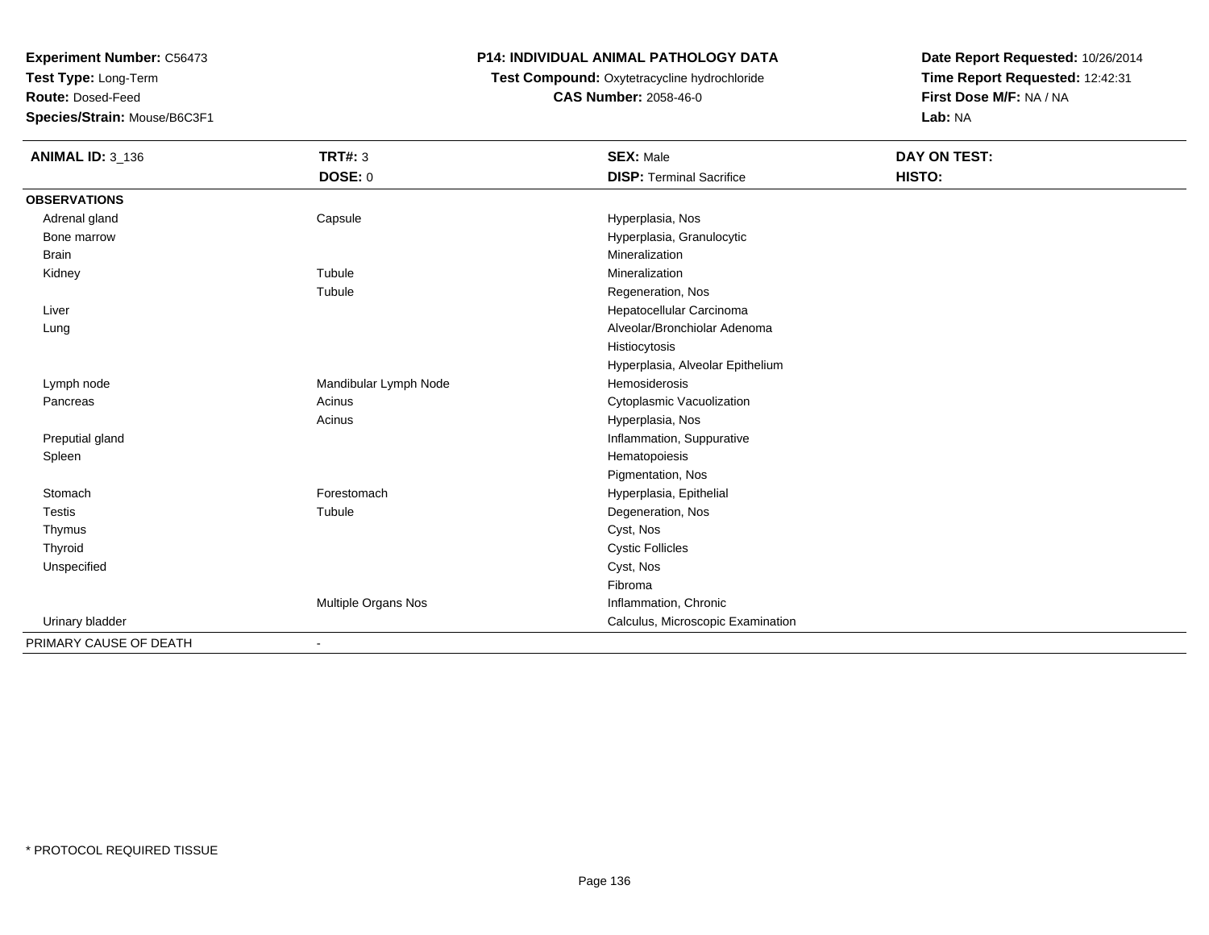**Experiment Number:** C56473
**Test Type:** Long-Term
**Route:** Dosed-Feed
**Species/Strain:** Mouse/B6C3F1

**P14: INDIVIDUAL ANIMAL PATHOLOGY DATA**
**Test Compound:** Oxytetracycline hydrochloride
**CAS Number:** 2058-46-0

**Date Report Requested:** 10/26/2014
**Time Report Requested:** 12:42:31
**First Dose M/F:** NA / NA
**Lab:** NA

| **ANIMAL ID:** 3_136 | **TRT#:** 3 | **SEX:** Male | **DAY ON TEST:** |
|---|---|---|---|
| | **DOSE:** 0 | **DISP:** Terminal Sacrifice | **HISTO:** |
| **OBSERVATIONS** | | | |
| Adrenal gland | Capsule | Hyperplasia, Nos | |
| Bone marrow | | Hyperplasia, Granulocytic | |
| Brain | | Mineralization | |
| Kidney | Tubule | Mineralization | |
| | Tubule | Regeneration, Nos | |
| Liver | | Hepatocellular Carcinoma | |
| Lung | | Alveolar/Bronchiolar Adenoma | |
| | | Histiocytosis | |
| | | Hyperplasia, Alveolar Epithelium | |
| Lymph node | Mandibular Lymph Node | Hemosiderosis | |
| Pancreas | Acinus | Cytoplasmic Vacuolization | |
| | Acinus | Hyperplasia, Nos | |
| Preputial gland | | Inflammation, Suppurative | |
| Spleen | | Hematopoiesis | |
| | | Pigmentation, Nos | |
| Stomach | Forestomach | Hyperplasia, Epithelial | |
| Testis | Tubule | Degeneration, Nos | |
| Thymus | | Cyst, Nos | |
| Thyroid | | Cystic Follicles | |
| Unspecified | | Cyst, Nos | |
| | | Fibroma | |
| | Multiple Organs Nos | Inflammation, Chronic | |
| Urinary bladder | | Calculus, Microscopic Examination | |
| PRIMARY CAUSE OF DEATH | - | | |

\* PROTOCOL REQUIRED TISSUE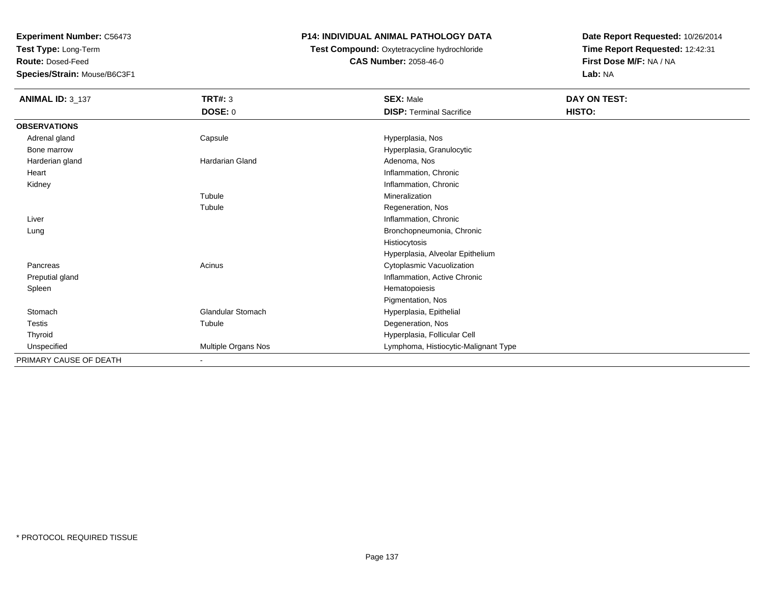**Experiment Number:** C56473
**Test Type:** Long-Term
**Route:** Dosed-Feed
**Species/Strain:** Mouse/B6C3F1

**P14: INDIVIDUAL ANIMAL PATHOLOGY DATA**
**Test Compound:** Oxytetracycline hydrochloride
**CAS Number:** 2058-46-0

**Date Report Requested:** 10/26/2014
**Time Report Requested:** 12:42:31
**First Dose M/F:** NA / NA
**Lab:** NA

| **ANIMAL ID:** 3_137 | **TRT#:** 3 | **SEX:** Male | **DAY ON TEST:** |
|---|---|---|---|
| | **DOSE:** 0 | **DISP:** Terminal Sacrifice | **HISTO:** |
| **OBSERVATIONS** | | | |
| Adrenal gland | Capsule | Hyperplasia, Nos | |
| Bone marrow | | Hyperplasia, Granulocytic | |
| Harderian gland | Hardarian Gland | Adenoma, Nos | |
| Heart | | Inflammation, Chronic | |
| Kidney | | Inflammation, Chronic | |
| | Tubule | Mineralization | |
| | Tubule | Regeneration, Nos | |
| Liver | | Inflammation, Chronic | |
| Lung | | Bronchopneumonia, Chronic | |
| | | Histiocytosis | |
| | | Hyperplasia, Alveolar Epithelium | |
| Pancreas | Acinus | Cytoplasmic Vacuolization | |
| Preputial gland | | Inflammation, Active Chronic | |
| Spleen | | Hematopoiesis | |
| | | Pigmentation, Nos | |
| Stomach | Glandular Stomach | Hyperplasia, Epithelial | |
| Testis | Tubule | Degeneration, Nos | |
| Thyroid | | Hyperplasia, Follicular Cell | |
| Unspecified | Multiple Organs Nos | Lymphoma, Histiocytic-Malignant Type | |
| PRIMARY CAUSE OF DEATH | - | | |

* PROTOCOL REQUIRED TISSUE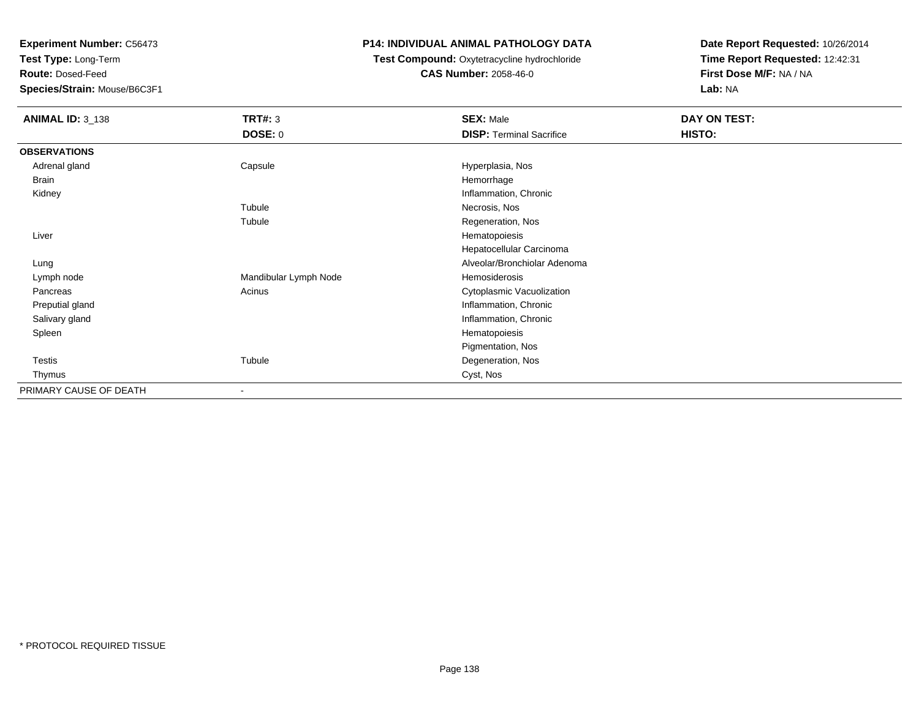**Experiment Number:** C56473
**Test Type:** Long-Term
**Route:** Dosed-Feed
**Species/Strain:** Mouse/B6C3F1

**P14: INDIVIDUAL ANIMAL PATHOLOGY DATA**
**Test Compound:** Oxytetracycline hydrochloride
**CAS Number:** 2058-46-0

**Date Report Requested:** 10/26/2014
**Time Report Requested:** 12:42:31
**First Dose M/F:** NA / NA
**Lab:** NA

| **ANIMAL ID:** 3_138 | **TRT#:** 3<br>**DOSE:** 0 | **SEX:** Male<br>**DISP:** Terminal Sacrifice | **DAY ON TEST:**<br>**HISTO:** |
|---|---|---|---|
| **OBSERVATIONS** | | | |
| Adrenal gland | Capsule | Hyperplasia, Nos | |
| Brain | | Hemorrhage | |
| Kidney | | Inflammation, Chronic | |
| | Tubule | Necrosis, Nos | |
| | Tubule | Regeneration, Nos | |
| Liver | | Hematopoiesis | |
| | | Hepatocellular Carcinoma | |
| Lung | | Alveolar/Bronchiolar Adenoma | |
| Lymph node | Mandibular Lymph Node | Hemosiderosis | |
| Pancreas | Acinus | Cytoplasmic Vacuolization | |
| Preputial gland | | Inflammation, Chronic | |
| Salivary gland | | Inflammation, Chronic | |
| Spleen | | Hematopoiesis | |
| | | Pigmentation, Nos | |
| Testis | Tubule | Degeneration, Nos | |
| Thymus | | Cyst, Nos | |
| PRIMARY CAUSE OF DEATH | - | | |

\* PROTOCOL REQUIRED TISSUE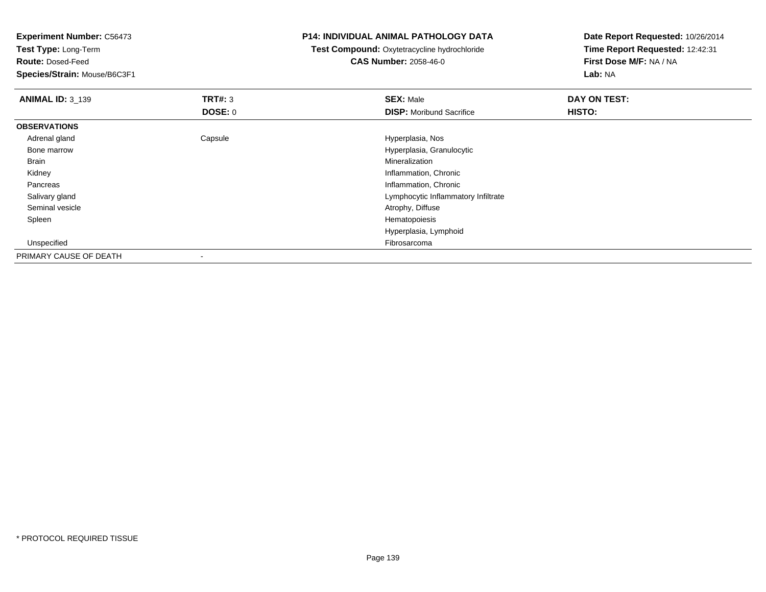**Experiment Number:** C56473
**Test Type:** Long-Term
**Route:** Dosed-Feed
**Species/Strain:** Mouse/B6C3F1

**P14: INDIVIDUAL ANIMAL PATHOLOGY DATA**
**Test Compound:** Oxytetracycline hydrochloride
**CAS Number:** 2058-46-0

**Date Report Requested:** 10/26/2014
**Time Report Requested:** 12:42:31
**First Dose M/F:** NA / NA
**Lab:** NA

| **ANIMAL ID:** 3_139 | **TRT#:** 3 | **SEX:** Male | **DAY ON TEST:** |
|---|---|---|---|
| | **DOSE:** 0 | **DISP:** Moribund Sacrifice | **HISTO:** |
| **OBSERVATIONS** | | | |
| Adrenal gland | Capsule | Hyperplasia, Nos | |
| Bone marrow | | Hyperplasia, Granulocytic | |
| Brain | | Mineralization | |
| Kidney | | Inflammation, Chronic | |
| Pancreas | | Inflammation, Chronic | |
| Salivary gland | | Lymphocytic Inflammatory Infiltrate | |
| Seminal vesicle | | Atrophy, Diffuse | |
| Spleen | | Hematopoiesis | |
| | | Hyperplasia, Lymphoid | |
| Unspecified | | Fibrosarcoma | |
| PRIMARY CAUSE OF DEATH | - | | |

* PROTOCOL REQUIRED TISSUE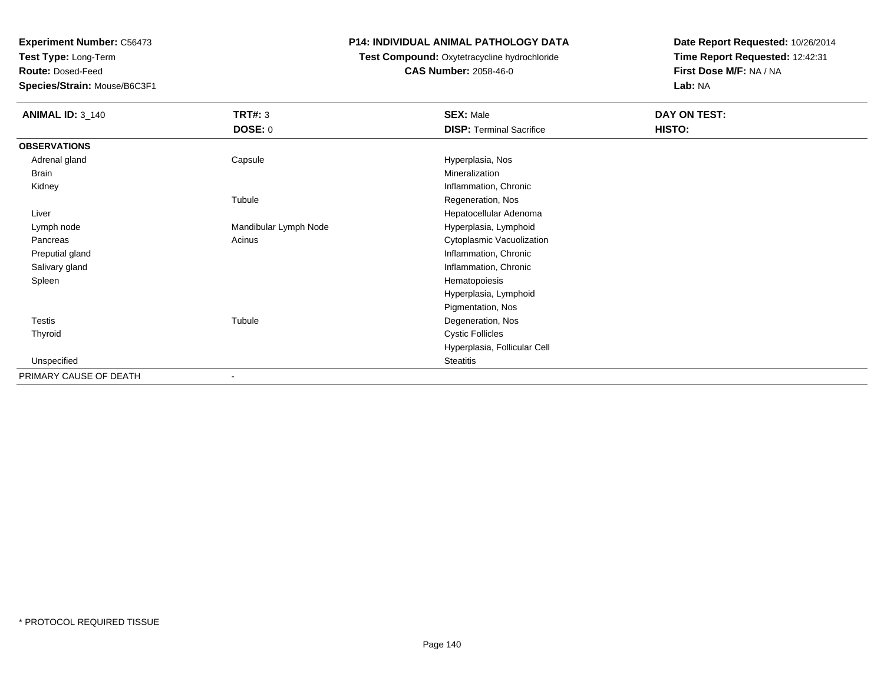**Experiment Number:** C56473
**Test Type:** Long-Term
**Route:** Dosed-Feed
**Species/Strain:** Mouse/B6C3F1

**P14: INDIVIDUAL ANIMAL PATHOLOGY DATA**
**Test Compound:** Oxytetracycline hydrochloride
**CAS Number:** 2058-46-0

**Date Report Requested:** 10/26/2014
**Time Report Requested:** 12:42:31
**First Dose M/F:** NA / NA
**Lab:** NA

| **ANIMAL ID:** 3_140 | **TRT#:** 3 | **SEX:** Male | **DAY ON TEST:** |
|---|---|---|---|
| | **DOSE:** 0 | **DISP:** Terminal Sacrifice | **HISTO:** |
| **OBSERVATIONS** | | | |
| Adrenal gland | Capsule | Hyperplasia, Nos | |
| Brain | | Mineralization | |
| Kidney | | Inflammation, Chronic | |
| | Tubule | Regeneration, Nos | |
| Liver | | Hepatocellular Adenoma | |
| Lymph node | Mandibular Lymph Node | Hyperplasia, Lymphoid | |
| Pancreas | Acinus | Cytoplasmic Vacuolization | |
| Preputial gland | | Inflammation, Chronic | |
| Salivary gland | | Inflammation, Chronic | |
| Spleen | | Hematopoiesis | |
| | | Hyperplasia, Lymphoid | |
| | | Pigmentation, Nos | |
| Testis | Tubule | Degeneration, Nos | |
| Thyroid | | Cystic Follicles | |
| | | Hyperplasia, Follicular Cell | |
| Unspecified | | Steatitis | |
| PRIMARY CAUSE OF DEATH | - | | |

* PROTOCOL REQUIRED TISSUE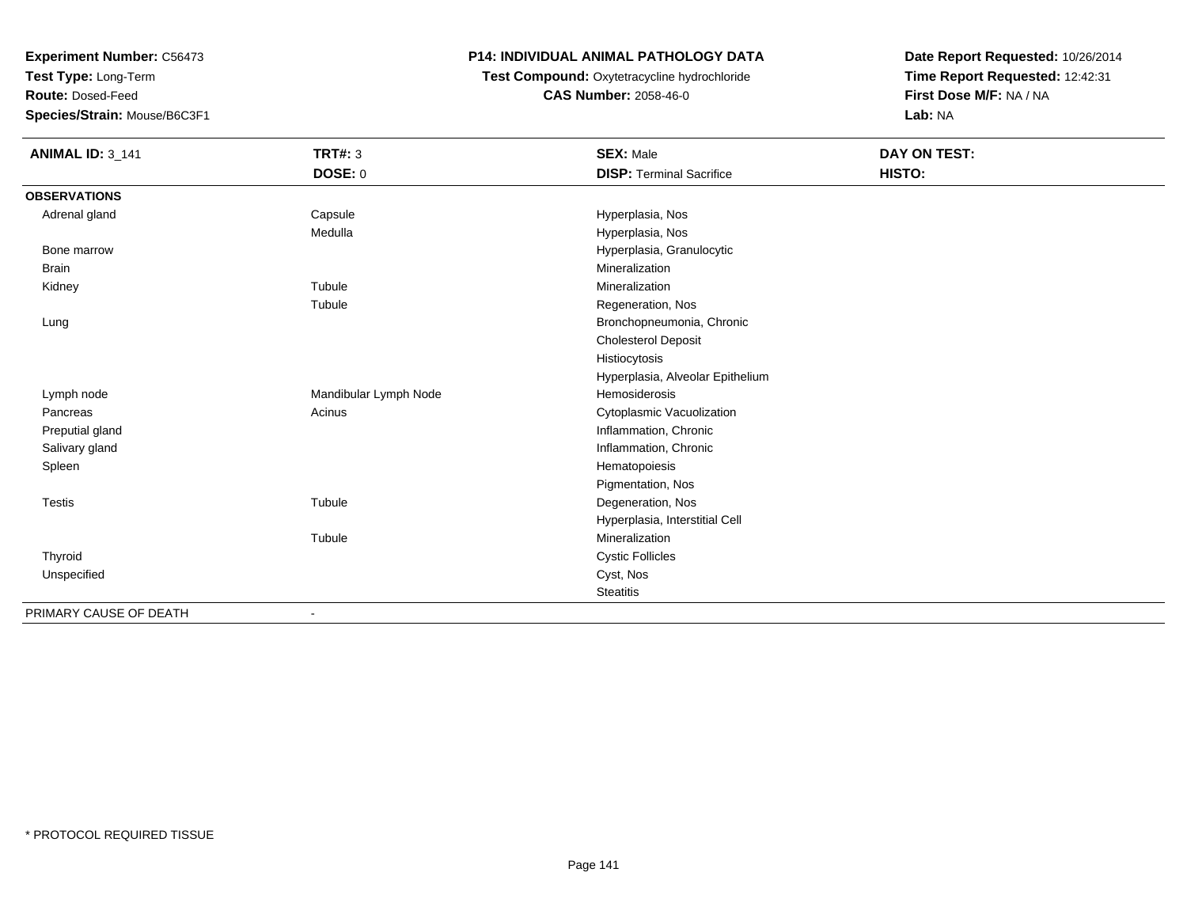**Experiment Number:** C56473
**Test Type:** Long-Term
**Route:** Dosed-Feed
**Species/Strain:** Mouse/B6C3F1

**P14: INDIVIDUAL ANIMAL PATHOLOGY DATA**
**Test Compound:** Oxytetracycline hydrochloride
**CAS Number:** 2058-46-0

**Date Report Requested:** 10/26/2014
**Time Report Requested:** 12:42:31
**First Dose M/F:** NA / NA
**Lab:** NA

| **ANIMAL ID:** 3_141 | **TRT#:** 3 | **SEX:** Male | **DAY ON TEST:** |
|---|---|---|---|
| | **DOSE:** 0 | **DISP:** Terminal Sacrifice | **HISTO:** |
| **OBSERVATIONS** | | | |
| Adrenal gland | Capsule | Hyperplasia, Nos | |
| | Medulla | Hyperplasia, Nos | |
| Bone marrow | | Hyperplasia, Granulocytic | |
| Brain | | Mineralization | |
| Kidney | Tubule | Mineralization | |
| | Tubule | Regeneration, Nos | |
| Lung | | Bronchopneumonia, Chronic | |
| | | Cholesterol Deposit | |
| | | Histiocytosis | |
| | | Hyperplasia, Alveolar Epithelium | |
| Lymph node | Mandibular Lymph Node | Hemosiderosis | |
| Pancreas | Acinus | Cytoplasmic Vacuolization | |
| Preputial gland | | Inflammation, Chronic | |
| Salivary gland | | Inflammation, Chronic | |
| Spleen | | Hematopoiesis | |
| | | Pigmentation, Nos | |
| Testis | Tubule | Degeneration, Nos | |
| | | Hyperplasia, Interstitial Cell | |
| | Tubule | Mineralization | |
| Thyroid | | Cystic Follicles | |
| Unspecified | | Cyst, Nos | |
| | | Steatitis | |
| PRIMARY CAUSE OF DEATH | - | | |

* PROTOCOL REQUIRED TISSUE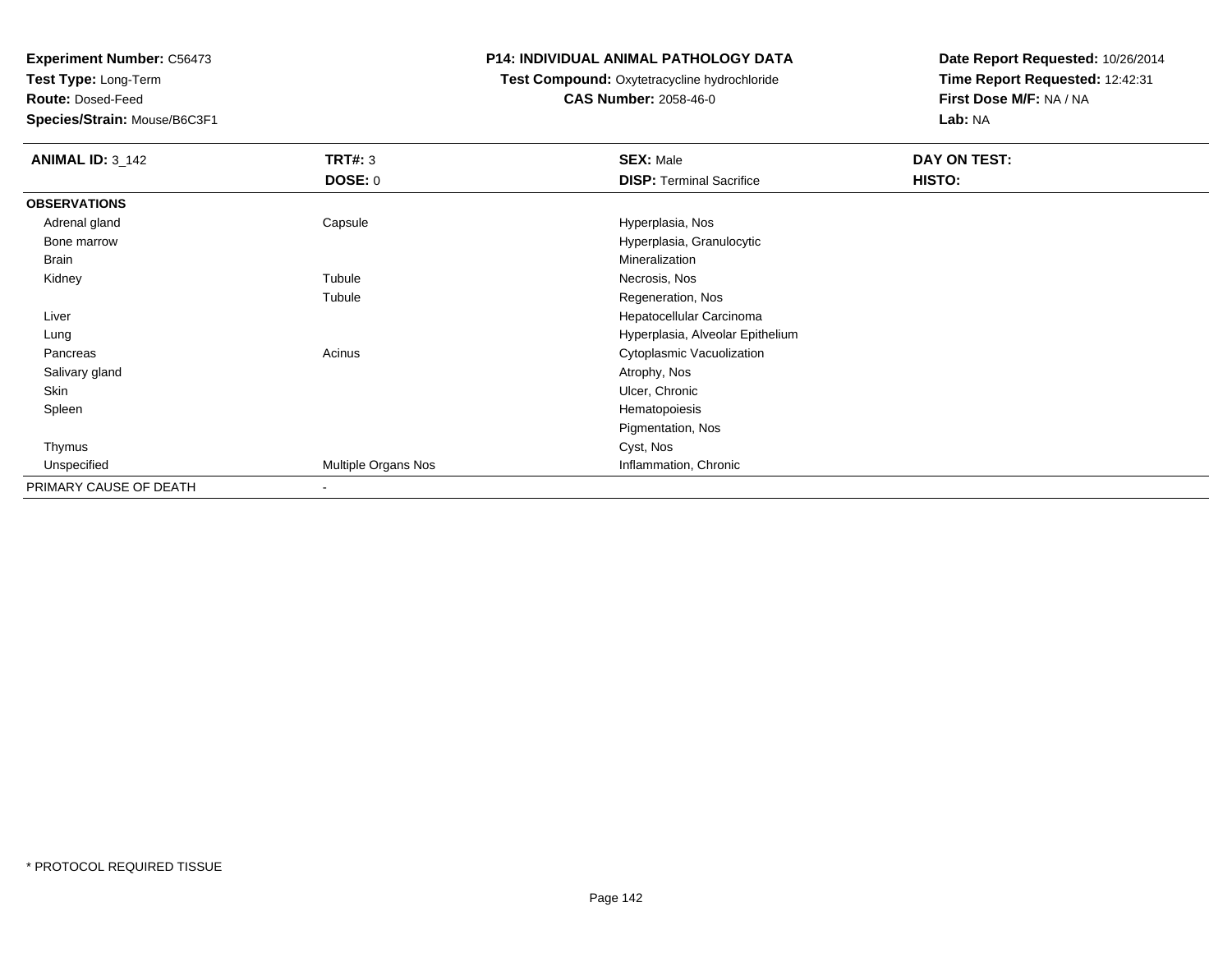**Experiment Number:** C56473
**Test Type:** Long-Term
**Route:** Dosed-Feed
**Species/Strain:** Mouse/B6C3F1

**P14: INDIVIDUAL ANIMAL PATHOLOGY DATA**
**Test Compound:** Oxytetracycline hydrochloride
**CAS Number:** 2058-46-0

**Date Report Requested:** 10/26/2014
**Time Report Requested:** 12:42:31
**First Dose M/F:** NA / NA
**Lab:** NA

| **ANIMAL ID:** 3_142 | **TRT#:** 3 | **SEX:** Male | **DAY ON TEST:** |
|---|---|---|---|
| | **DOSE:** 0 | **DISP:** Terminal Sacrifice | **HISTO:** |
| **OBSERVATIONS** | | | |
| Adrenal gland | Capsule | Hyperplasia, Nos | |
| Bone marrow | | Hyperplasia, Granulocytic | |
| Brain | | Mineralization | |
| Kidney | Tubule | Necrosis, Nos | |
| | Tubule | Regeneration, Nos | |
| Liver | | Hepatocellular Carcinoma | |
| Lung | | Hyperplasia, Alveolar Epithelium | |
| Pancreas | Acinus | Cytoplasmic Vacuolization | |
| Salivary gland | | Atrophy, Nos | |
| Skin | | Ulcer, Chronic | |
| Spleen | | Hematopoiesis | |
| | | Pigmentation, Nos | |
| Thymus | | Cyst, Nos | |
| Unspecified | Multiple Organs Nos | Inflammation, Chronic | |
| PRIMARY CAUSE OF DEATH | - | | |

* PROTOCOL REQUIRED TISSUE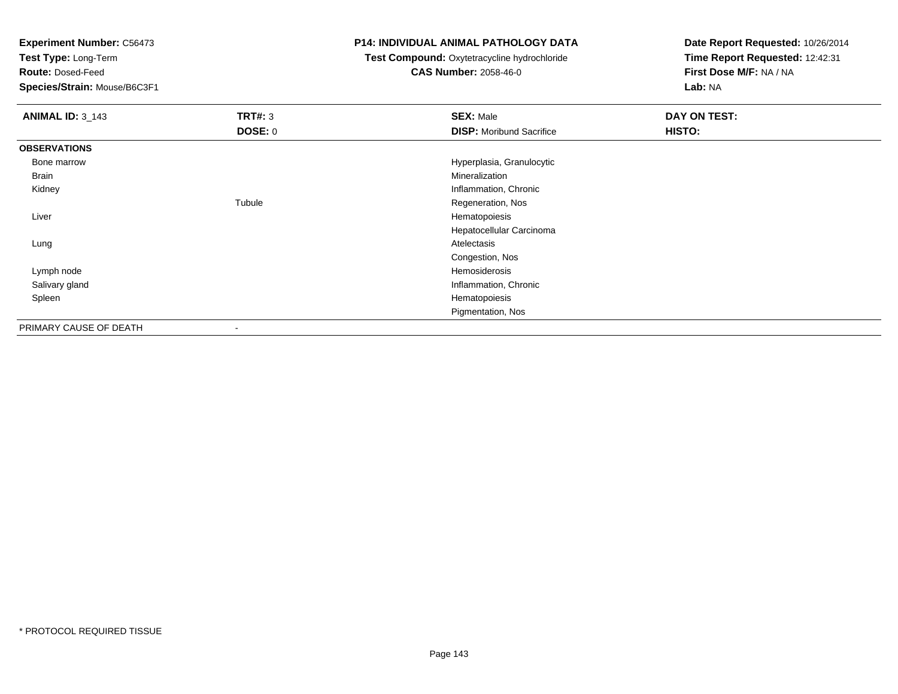**Experiment Number:** C56473
**Test Type:** Long-Term
**Route:** Dosed-Feed
**Species/Strain:** Mouse/B6C3F1

**P14: INDIVIDUAL ANIMAL PATHOLOGY DATA**
**Test Compound:** Oxytetracycline hydrochloride
**CAS Number:** 2058-46-0

**Date Report Requested:** 10/26/2014
**Time Report Requested:** 12:42:31
**First Dose M/F:** NA / NA
**Lab:** NA

| **ANIMAL ID:** 3_143 | **TRT#:** 3 | **SEX:** Male | **DAY ON TEST:** |
|---|---|---|---|
| | **DOSE:** 0 | **DISP:** Moribund Sacrifice | **HISTO:** |
| **OBSERVATIONS** | | | |
| Bone marrow | | Hyperplasia, Granulocytic | |
| Brain | | Mineralization | |
| Kidney | | Inflammation, Chronic | |
| | Tubule | Regeneration, Nos | |
| Liver | | Hematopoiesis | |
| | | Hepatocellular Carcinoma | |
| Lung | | Atelectasis | |
| | | Congestion, Nos | |
| Lymph node | | Hemosiderosis | |
| Salivary gland | | Inflammation, Chronic | |
| Spleen | | Hematopoiesis | |
| | | Pigmentation, Nos | |
| PRIMARY CAUSE OF DEATH | - | | |

* PROTOCOL REQUIRED TISSUE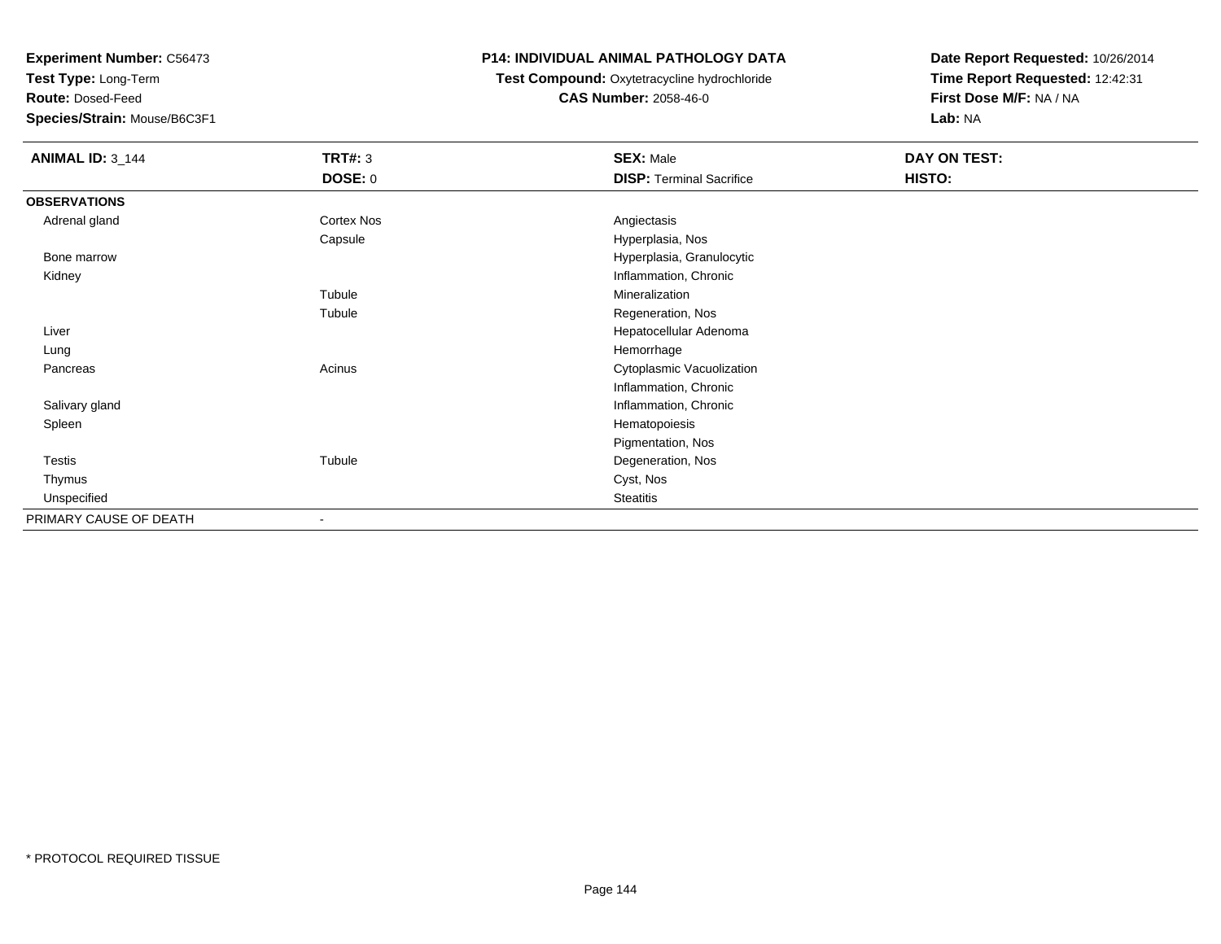**Experiment Number:** C56473
**Test Type:** Long-Term
**Route:** Dosed-Feed
**Species/Strain:** Mouse/B6C3F1

**P14: INDIVIDUAL ANIMAL PATHOLOGY DATA**
**Test Compound:** Oxytetracycline hydrochloride
**CAS Number:** 2058-46-0

**Date Report Requested:** 10/26/2014
**Time Report Requested:** 12:42:31
**First Dose M/F:** NA / NA
**Lab:** NA

| **ANIMAL ID:** 3_144 | **TRT#:** 3 | **SEX:** Male | **DAY ON TEST:** |
|---|---|---|---|
| | **DOSE:** 0 | **DISP:** Terminal Sacrifice | **HISTO:** |
| **OBSERVATIONS** | | | |
| Adrenal gland | Cortex Nos | Angiectasis | |
| | Capsule | Hyperplasia, Nos | |
| Bone marrow | | Hyperplasia, Granulocytic | |
| Kidney | | Inflammation, Chronic | |
| | Tubule | Mineralization | |
| | Tubule | Regeneration, Nos | |
| Liver | | Hepatocellular Adenoma | |
| Lung | | Hemorrhage | |
| Pancreas | Acinus | Cytoplasmic Vacuolization | |
| | | Inflammation, Chronic | |
| Salivary gland | | Inflammation, Chronic | |
| Spleen | | Hematopoiesis | |
| | | Pigmentation, Nos | |
| Testis | Tubule | Degeneration, Nos | |
| Thymus | | Cyst, Nos | |
| Unspecified | | Steatitis | |
| PRIMARY CAUSE OF DEATH | - | | |

* PROTOCOL REQUIRED TISSUE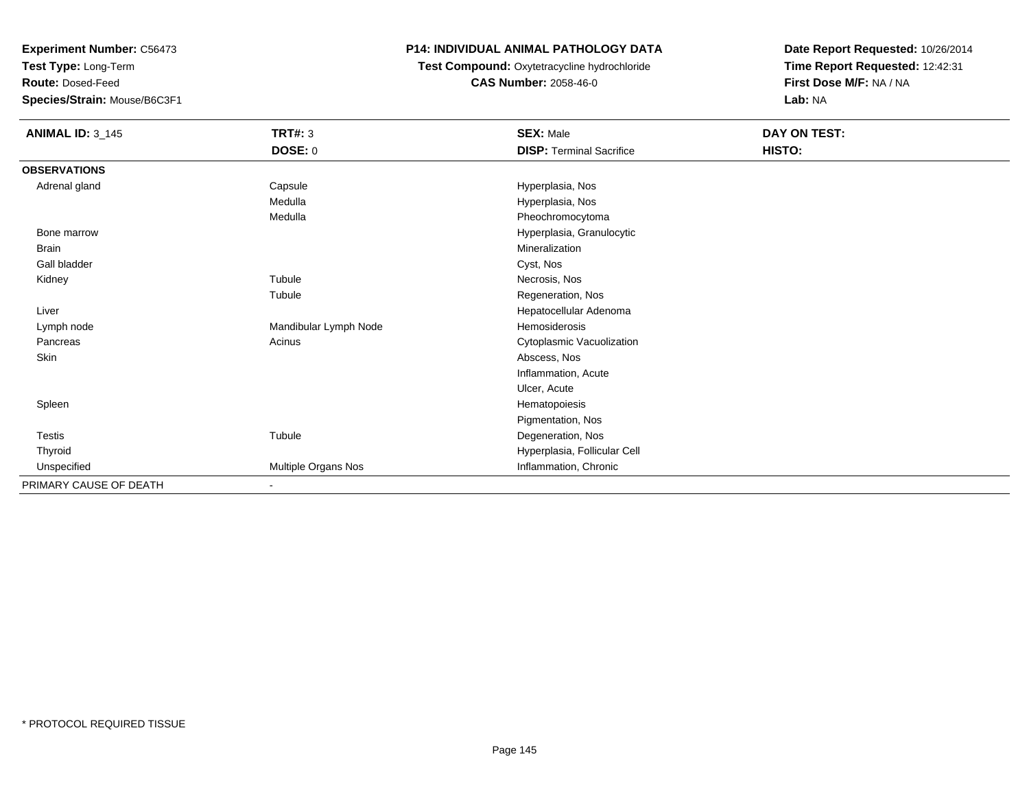**Experiment Number:** C56473
**Test Type:** Long-Term
**Route:** Dosed-Feed
**Species/Strain:** Mouse/B6C3F1

**P14: INDIVIDUAL ANIMAL PATHOLOGY DATA**
**Test Compound:** Oxytetracycline hydrochloride
**CAS Number:** 2058-46-0

**Date Report Requested:** 10/26/2014
**Time Report Requested:** 12:42:31
**First Dose M/F:** NA / NA
**Lab:** NA

| **ANIMAL ID:** 3_145 | **TRT#:** 3 | **SEX:** Male | **DAY ON TEST:** |
|---|---|---|---|
| | **DOSE:** 0 | **DISP:** Terminal Sacrifice | **HISTO:** |
| **OBSERVATIONS** | | | |
| Adrenal gland | Capsule | Hyperplasia, Nos | |
| | Medulla | Hyperplasia, Nos | |
| | Medulla | Pheochromocytoma | |
| Bone marrow | | Hyperplasia, Granulocytic | |
| Brain | | Mineralization | |
| Gall bladder | | Cyst, Nos | |
| Kidney | Tubule | Necrosis, Nos | |
| | Tubule | Regeneration, Nos | |
| Liver | | Hepatocellular Adenoma | |
| Lymph node | Mandibular Lymph Node | Hemosiderosis | |
| Pancreas | Acinus | Cytoplasmic Vacuolization | |
| Skin | | Abscess, Nos | |
| | | Inflammation, Acute | |
| | | Ulcer, Acute | |
| Spleen | | Hematopoiesis | |
| | | Pigmentation, Nos | |
| Testis | Tubule | Degeneration, Nos | |
| Thyroid | | Hyperplasia, Follicular Cell | |
| Unspecified | Multiple Organs Nos | Inflammation, Chronic | |
| PRIMARY CAUSE OF DEATH | - | | |

* PROTOCOL REQUIRED TISSUE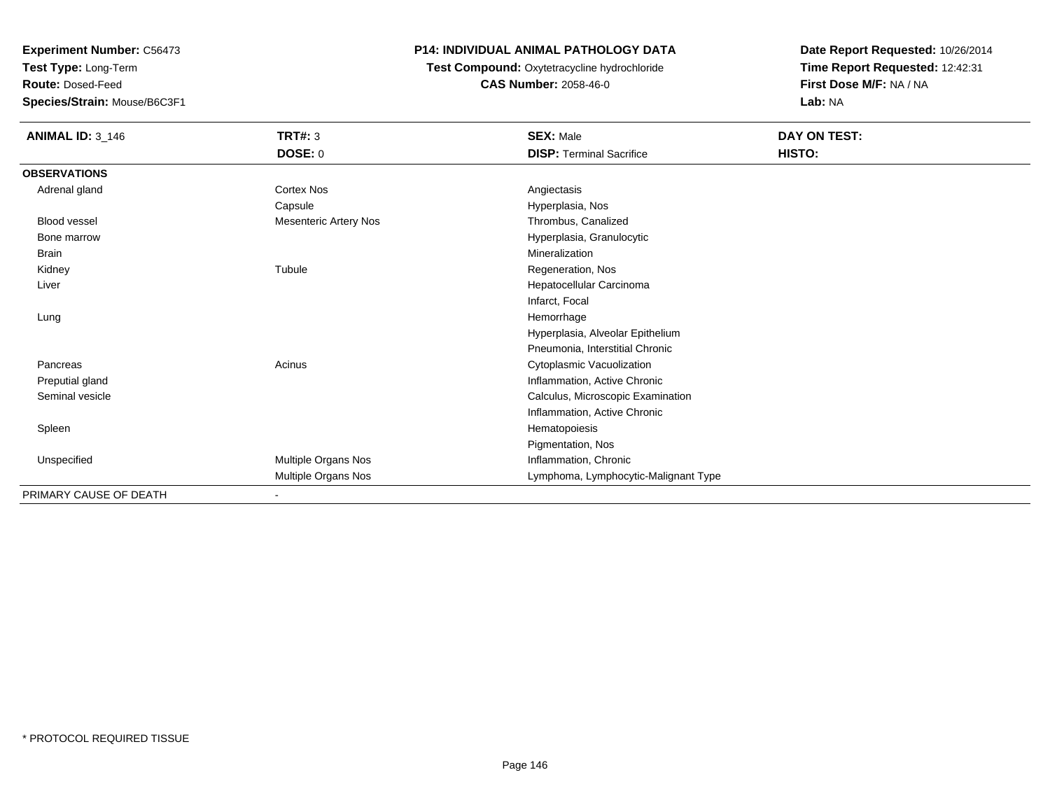**Experiment Number:** C56473
**Test Type:** Long-Term
**Route:** Dosed-Feed
**Species/Strain:** Mouse/B6C3F1

**P14: INDIVIDUAL ANIMAL PATHOLOGY DATA**
**Test Compound:** Oxytetracycline hydrochloride
**CAS Number:** 2058-46-0

**Date Report Requested:** 10/26/2014
**Time Report Requested:** 12:42:31
**First Dose M/F:** NA / NA
**Lab:** NA

| **ANIMAL ID:** 3_146 | **TRT#:** 3 | **SEX:** Male | **DAY ON TEST:** |
|---|---|---|---|
| | **DOSE:** 0 | **DISP:** Terminal Sacrifice | **HISTO:** |
| **OBSERVATIONS** | | | |
| Adrenal gland | Cortex Nos | Angiectasis | |
| | Capsule | Hyperplasia, Nos | |
| Blood vessel | Mesenteric Artery Nos | Thrombus, Canalized | |
| Bone marrow | | Hyperplasia, Granulocytic | |
| Brain | | Mineralization | |
| Kidney | Tubule | Regeneration, Nos | |
| Liver | | Hepatocellular Carcinoma | |
| | | Infarct, Focal | |
| Lung | | Hemorrhage | |
| | | Hyperplasia, Alveolar Epithelium | |
| | | Pneumonia, Interstitial Chronic | |
| Pancreas | Acinus | Cytoplasmic Vacuolization | |
| Preputial gland | | Inflammation, Active Chronic | |
| Seminal vesicle | | Calculus, Microscopic Examination | |
| | | Inflammation, Active Chronic | |
| Spleen | | Hematopoiesis | |
| | | Pigmentation, Nos | |
| Unspecified | Multiple Organs Nos | Inflammation, Chronic | |
| | Multiple Organs Nos | Lymphoma, Lymphocytic-Malignant Type | |
| PRIMARY CAUSE OF DEATH | - | | |

* PROTOCOL REQUIRED TISSUE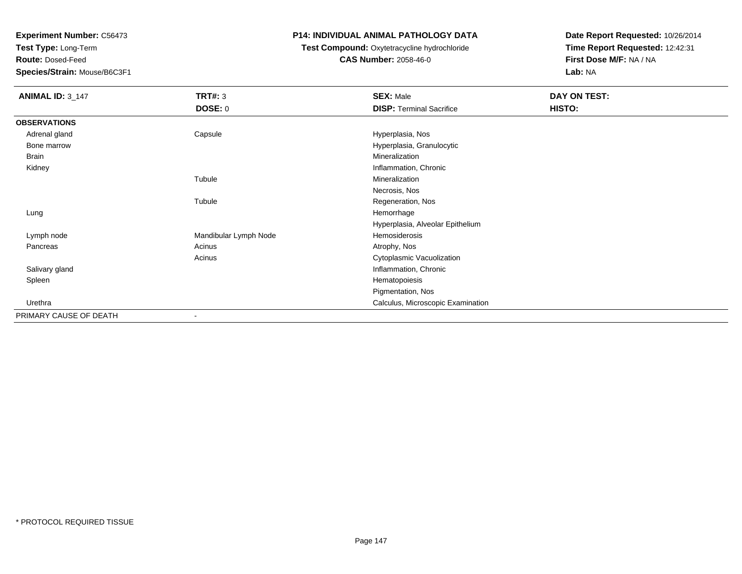**Experiment Number:** C56473
**Test Type:** Long-Term
**Route:** Dosed-Feed
**Species/Strain:** Mouse/B6C3F1

**P14: INDIVIDUAL ANIMAL PATHOLOGY DATA**
**Test Compound:** Oxytetracycline hydrochloride
**CAS Number:** 2058-46-0

**Date Report Requested:** 10/26/2014
**Time Report Requested:** 12:42:31
**First Dose M/F:** NA / NA
**Lab:** NA

| **ANIMAL ID:** 3_147 | **TRT#:** 3 | **SEX:** Male | **DAY ON TEST:** |
|---|---|---|---|
| | **DOSE:** 0 | **DISP:** Terminal Sacrifice | **HISTO:** |
| **OBSERVATIONS** | | | |
| Adrenal gland | Capsule | Hyperplasia, Nos | |
| Bone marrow | | Hyperplasia, Granulocytic | |
| Brain | | Mineralization | |
| Kidney | | Inflammation, Chronic | |
| | Tubule | Mineralization | |
| | | Necrosis, Nos | |
| | Tubule | Regeneration, Nos | |
| Lung | | Hemorrhage | |
| | | Hyperplasia, Alveolar Epithelium | |
| Lymph node | Mandibular Lymph Node | Hemosiderosis | |
| Pancreas | Acinus | Atrophy, Nos | |
| | Acinus | Cytoplasmic Vacuolization | |
| Salivary gland | | Inflammation, Chronic | |
| Spleen | | Hematopoiesis | |
| | | Pigmentation, Nos | |
| Urethra | | Calculus, Microscopic Examination | |
| PRIMARY CAUSE OF DEATH | - | | |

* PROTOCOL REQUIRED TISSUE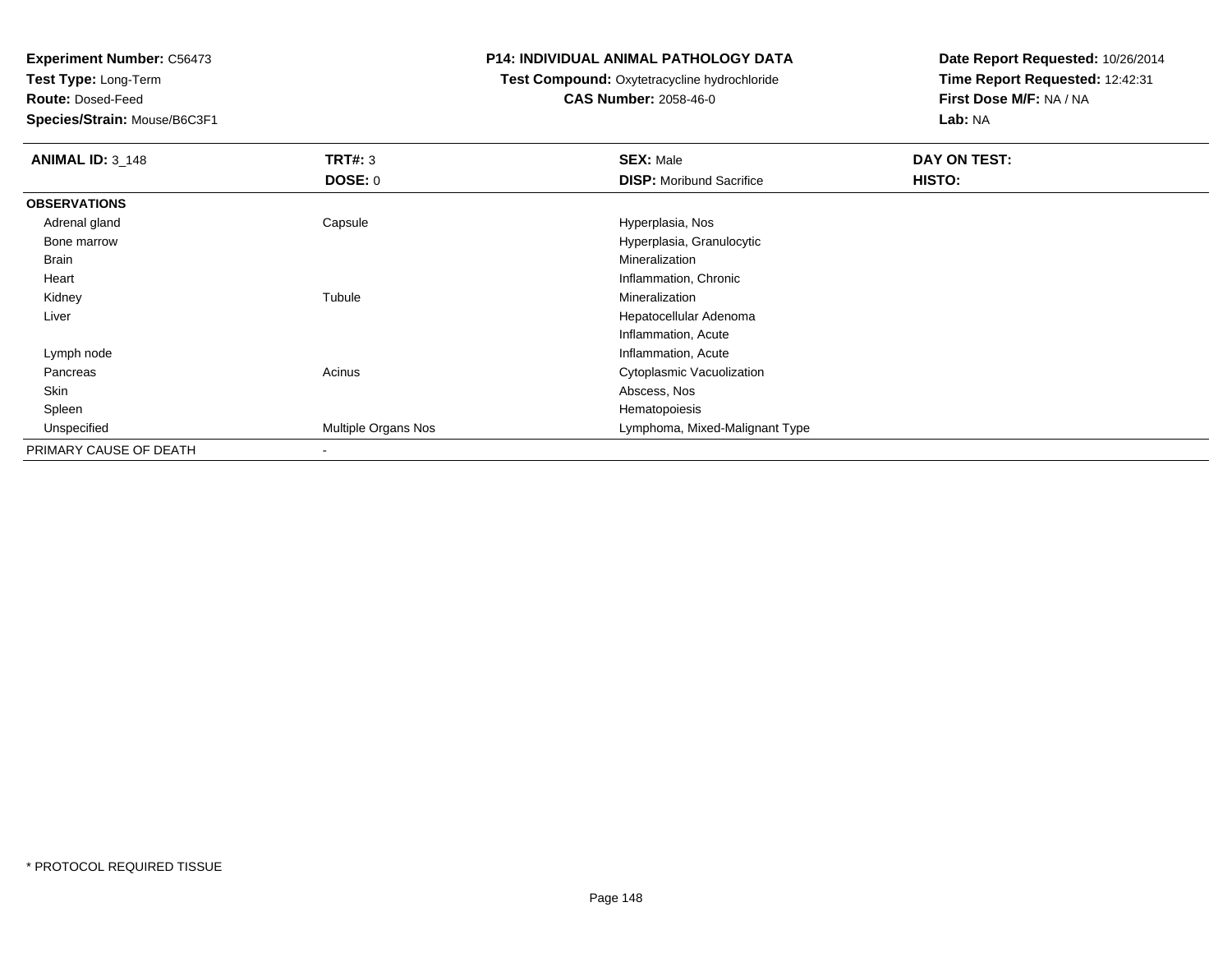**Experiment Number:** C56473
**Test Type:** Long-Term
**Route:** Dosed-Feed
**Species/Strain:** Mouse/B6C3F1

**P14: INDIVIDUAL ANIMAL PATHOLOGY DATA**
**Test Compound:** Oxytetracycline hydrochloride
**CAS Number:** 2058-46-0

**Date Report Requested:** 10/26/2014
**Time Report Requested:** 12:42:31
**First Dose M/F:** NA / NA
**Lab:** NA

| **ANIMAL ID:** 3_148 | **TRT#:** 3 | **SEX:** Male | **DAY ON TEST:** |
|---|---|---|---|
| | **DOSE:** 0 | **DISP:** Moribund Sacrifice | **HISTO:** |
| **OBSERVATIONS** | | | |
| Adrenal gland | Capsule | Hyperplasia, Nos | |
| Bone marrow | | Hyperplasia, Granulocytic | |
| Brain | | Mineralization | |
| Heart | | Inflammation, Chronic | |
| Kidney | Tubule | Mineralization | |
| Liver | | Hepatocellular Adenoma | |
| | | Inflammation, Acute | |
| Lymph node | | Inflammation, Acute | |
| Pancreas | Acinus | Cytoplasmic Vacuolization | |
| Skin | | Abscess, Nos | |
| Spleen | | Hematopoiesis | |
| Unspecified | Multiple Organs Nos | Lymphoma, Mixed-Malignant Type | |
| PRIMARY CAUSE OF DEATH | - | | |

\* PROTOCOL REQUIRED TISSUE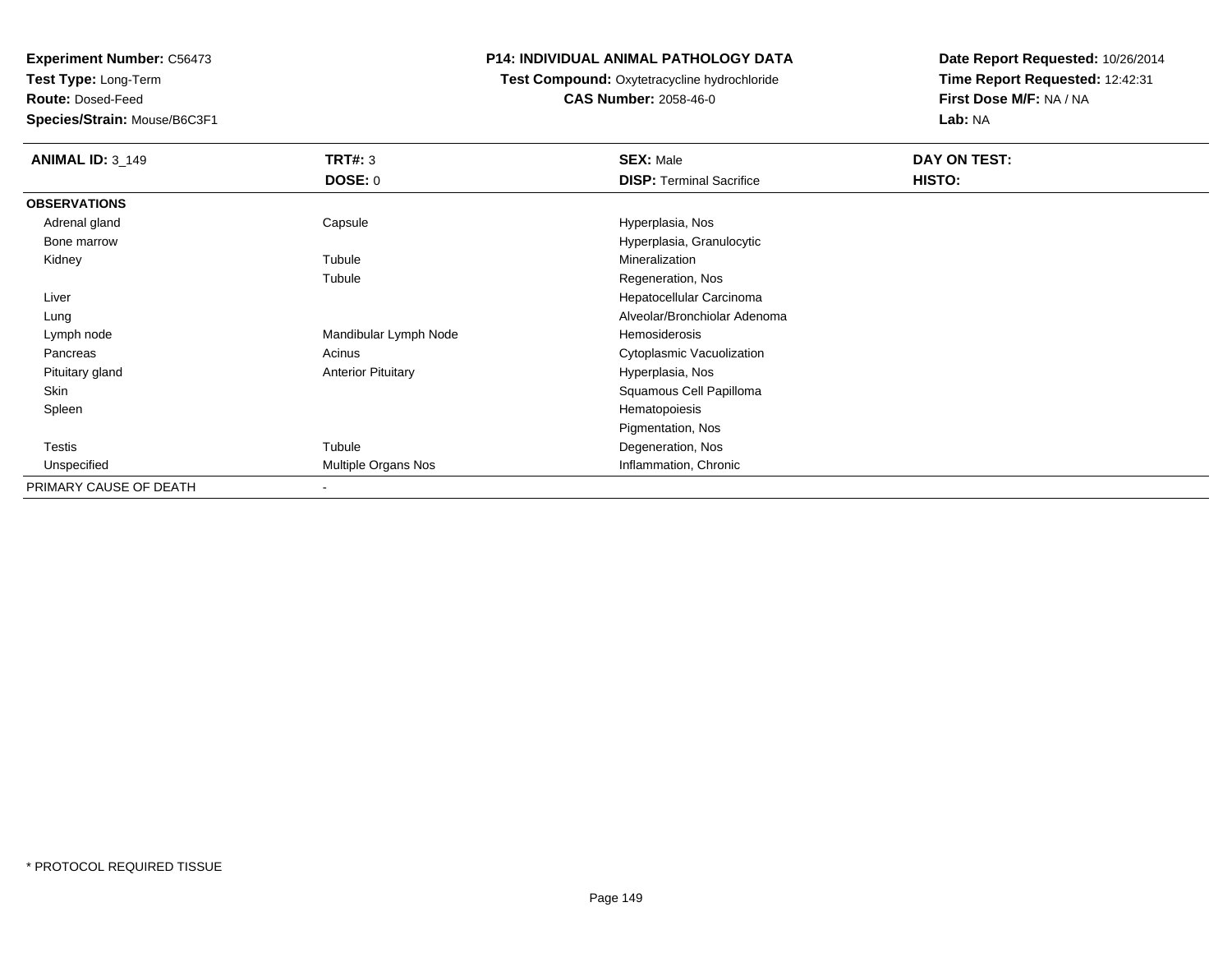**Experiment Number:** C56473
**Test Type:** Long-Term
**Route:** Dosed-Feed
**Species/Strain:** Mouse/B6C3F1

**P14: INDIVIDUAL ANIMAL PATHOLOGY DATA**
**Test Compound:** Oxytetracycline hydrochloride
**CAS Number:** 2058-46-0

**Date Report Requested:** 10/26/2014
**Time Report Requested:** 12:42:31
**First Dose M/F:** NA / NA
**Lab:** NA

| **ANIMAL ID:** 3_149 | **TRT#:** 3 | **SEX:** Male | **DAY ON TEST:** |
|---|---|---|---|
| | **DOSE:** 0 | **DISP:** Terminal Sacrifice | **HISTO:** |
| **OBSERVATIONS** | | | |
| Adrenal gland | Capsule | Hyperplasia, Nos | |
| Bone marrow | | Hyperplasia, Granulocytic | |
| Kidney | Tubule | Mineralization | |
| | Tubule | Regeneration, Nos | |
| Liver | | Hepatocellular Carcinoma | |
| Lung | | Alveolar/Bronchiolar Adenoma | |
| Lymph node | Mandibular Lymph Node | Hemosiderosis | |
| Pancreas | Acinus | Cytoplasmic Vacuolization | |
| Pituitary gland | Anterior Pituitary | Hyperplasia, Nos | |
| Skin | | Squamous Cell Papilloma | |
| Spleen | | Hematopoiesis | |
| | | Pigmentation, Nos | |
| Testis | Tubule | Degeneration, Nos | |
| Unspecified | Multiple Organs Nos | Inflammation, Chronic | |
| PRIMARY CAUSE OF DEATH | - | | |

* PROTOCOL REQUIRED TISSUE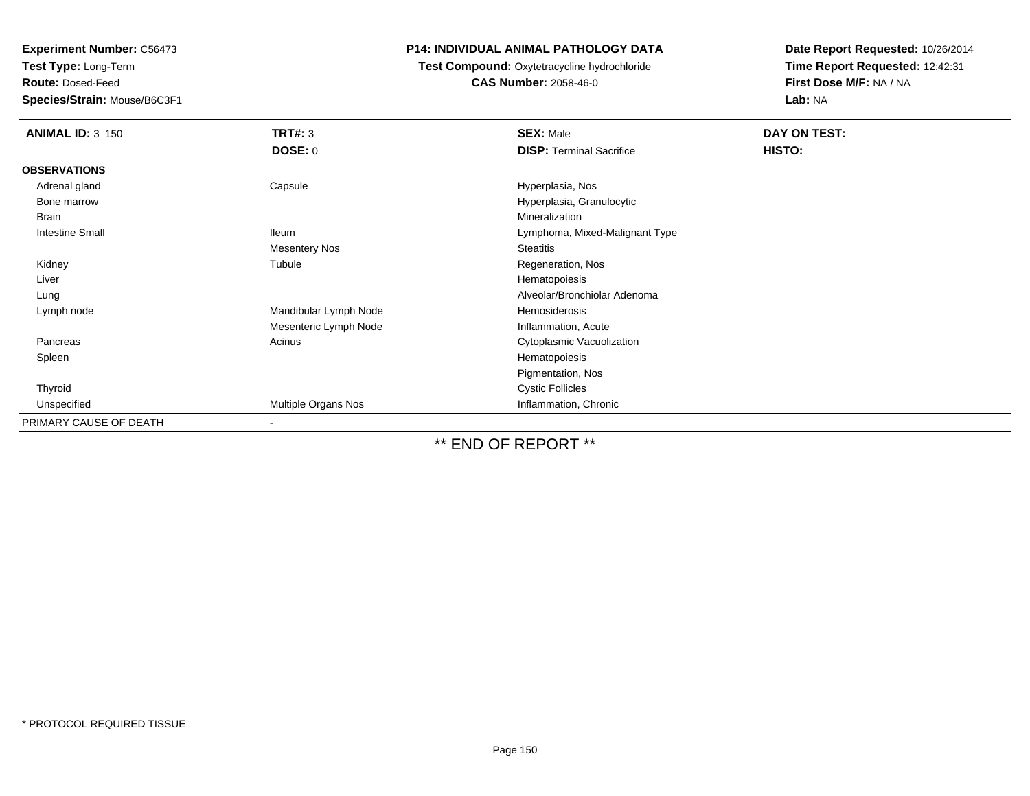**Experiment Number:** C56473
**Test Type:** Long-Term
**Route:** Dosed-Feed
**Species/Strain:** Mouse/B6C3F1

**P14: INDIVIDUAL ANIMAL PATHOLOGY DATA**
**Test Compound:** Oxytetracycline hydrochloride
**CAS Number:** 2058-46-0

**Date Report Requested:** 10/26/2014
**Time Report Requested:** 12:42:31
**First Dose M/F:** NA / NA
**Lab:** NA

| **ANIMAL ID:** 3_150 | **TRT#:** 3 | **SEX:** Male | **DAY ON TEST:** |
|---|---|---|---|
| | **DOSE:** 0 | **DISP:** Terminal Sacrifice | **HISTO:** |
| **OBSERVATIONS** | | | |
| Adrenal gland | Capsule | Hyperplasia, Nos | |
| Bone marrow | | Hyperplasia, Granulocytic | |
| Brain | | Mineralization | |
| Intestine Small | Ileum | Lymphoma, Mixed-Malignant Type | |
| | Mesentery Nos | Steatitis | |
| Kidney | Tubule | Regeneration, Nos | |
| Liver | | Hematopoiesis | |
| Lung | | Alveolar/Bronchiolar Adenoma | |
| Lymph node | Mandibular Lymph Node | Hemosiderosis | |
| | Mesenteric Lymph Node | Inflammation, Acute | |
| Pancreas | Acinus | Cytoplasmic Vacuolization | |
| Spleen | | Hematopoiesis | |
| | | Pigmentation, Nos | |
| Thyroid | | Cystic Follicles | |
| Unspecified | Multiple Organs Nos | Inflammation, Chronic | |
| PRIMARY CAUSE OF DEATH | - | | |

** END OF REPORT **

* PROTOCOL REQUIRED TISSUE